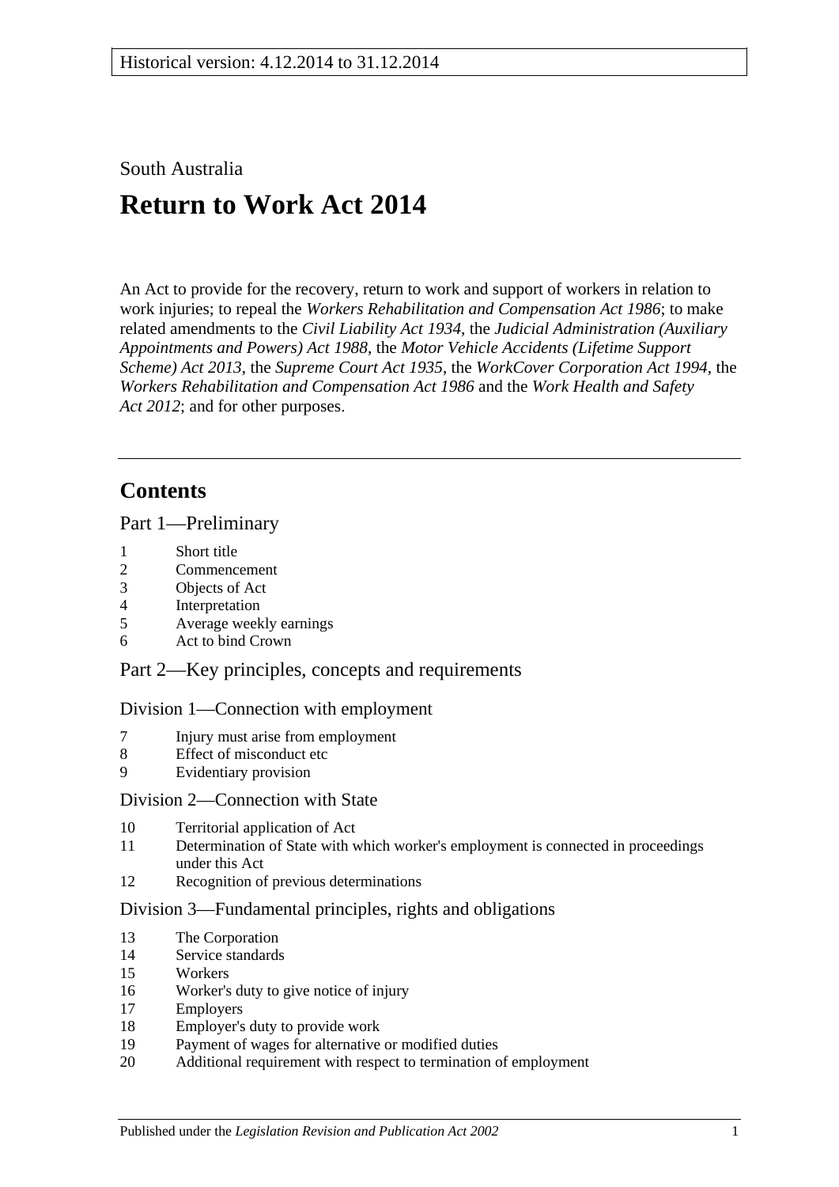South Australia

# Return to Work Act 2014

An Act to provide for the recovery, return to work and support of workers in relation to work injuries; to repeal the *Workers Rehabilitation and Compensation Act 1986*; to make related amendments to the *Civil Liability Act 1934*, the *Judicial Administration (Auxiliary Appointments and Powers) Act 1988*, the *Motor Vehicle Accidents (Lifetime Support Scheme) Act 2013*, the *Supreme Court Act 1935*, the *WorkCover Corporation Act 1994*, the *Workers Rehabilitation and Compensation Act 1986* and the *Work Health and Safety Act 2012*; and for other purposes.

---

## Contents

### Part 1—Preliminary

1 Short title
2 Commencement
3 Objects of Act
4 Interpretation
5 Average weekly earnings
6 Act to bind Crown

### Part 2—Key principles, concepts and requirements

#### Division 1—Connection with employment

7 Injury must arise from employment
8 Effect of misconduct etc
9 Evidentiary provision

#### Division 2—Connection with State

10 Territorial application of Act
11 Determination of State with which worker's employment is connected in proceedings under this Act
12 Recognition of previous determinations

#### Division 3—Fundamental principles, rights and obligations

13 The Corporation
14 Service standards
15 Workers
16 Worker's duty to give notice of injury
17 Employers
18 Employer's duty to provide work
19 Payment of wages for alternative or modified duties
20 Additional requirement with respect to termination of employment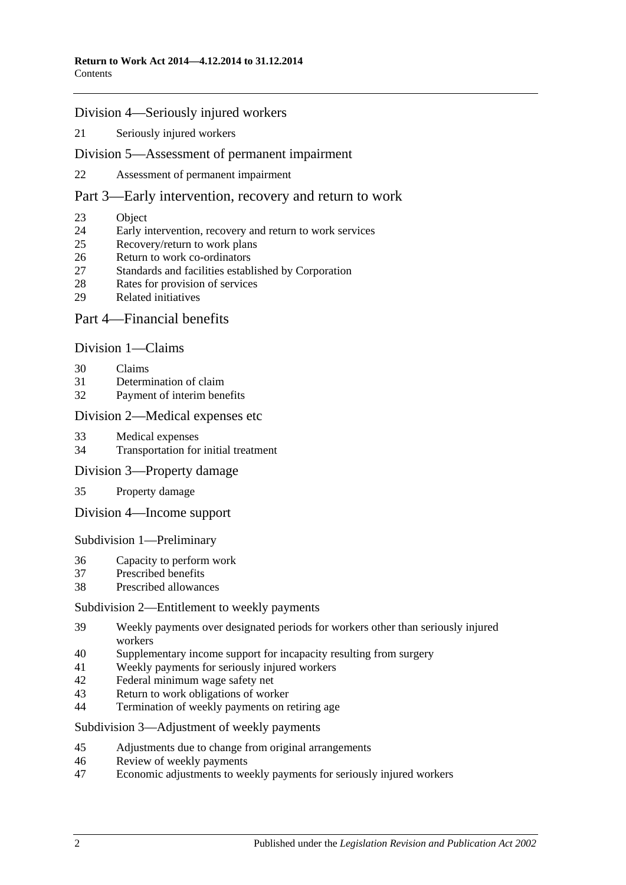## Division 4—Seriously injured workers

21 Seriously injured workers

## Division 5—Assessment of permanent impairment

22 Assessment of permanent impairment

# Part 3—Early intervention, recovery and return to work

23 Object
24 Early intervention, recovery and return to work services
25 Recovery/return to work plans
26 Return to work co-ordinators
27 Standards and facilities established by Corporation
28 Rates for provision of services
29 Related initiatives

# Part 4—Financial benefits

## Division 1—Claims

30 Claims
31 Determination of claim
32 Payment of interim benefits

## Division 2—Medical expenses etc

33 Medical expenses
34 Transportation for initial treatment

## Division 3—Property damage

35 Property damage

## Division 4—Income support

### Subdivision 1—Preliminary

36 Capacity to perform work
37 Prescribed benefits
38 Prescribed allowances

### Subdivision 2—Entitlement to weekly payments

39 Weekly payments over designated periods for workers other than seriously injured workers
40 Supplementary income support for incapacity resulting from surgery
41 Weekly payments for seriously injured workers
42 Federal minimum wage safety net
43 Return to work obligations of worker
44 Termination of weekly payments on retiring age

### Subdivision 3—Adjustment of weekly payments

45 Adjustments due to change from original arrangements
46 Review of weekly payments
47 Economic adjustments to weekly payments for seriously injured workers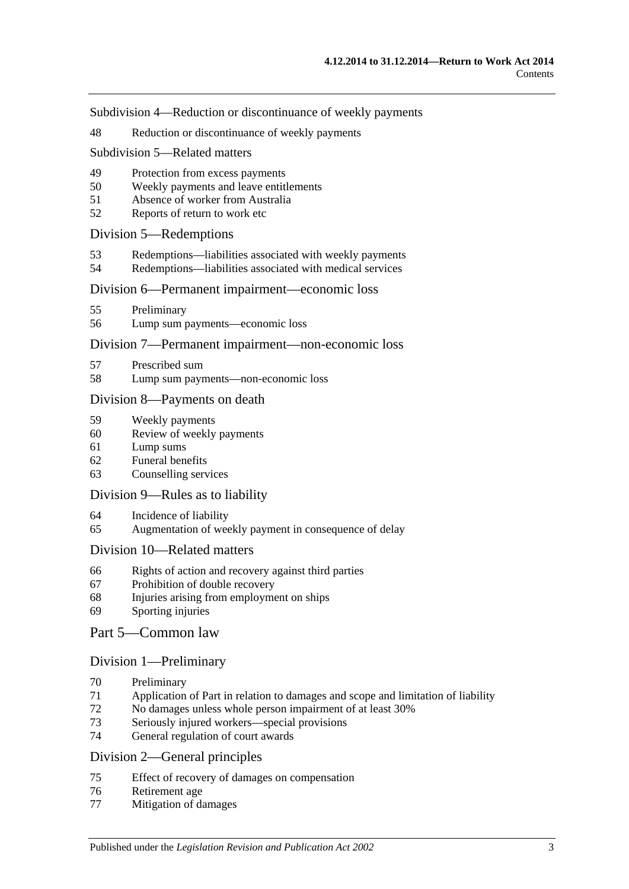Subdivision 4—Reduction or discontinuance of weekly payments

48 Reduction or discontinuance of weekly payments

Subdivision 5—Related matters

49 Protection from excess payments
50 Weekly payments and leave entitlements
51 Absence of worker from Australia
52 Reports of return to work etc

## Division 5—Redemptions

53 Redemptions—liabilities associated with weekly payments
54 Redemptions—liabilities associated with medical services

## Division 6—Permanent impairment—economic loss

55 Preliminary
56 Lump sum payments—economic loss

## Division 7—Permanent impairment—non-economic loss

57 Prescribed sum
58 Lump sum payments—non-economic loss

## Division 8—Payments on death

59 Weekly payments
60 Review of weekly payments
61 Lump sums
62 Funeral benefits
63 Counselling services

## Division 9—Rules as to liability

64 Incidence of liability
65 Augmentation of weekly payment in consequence of delay

## Division 10—Related matters

66 Rights of action and recovery against third parties
67 Prohibition of double recovery
68 Injuries arising from employment on ships
69 Sporting injuries

# Part 5—Common law

## Division 1—Preliminary

70 Preliminary
71 Application of Part in relation to damages and scope and limitation of liability
72 No damages unless whole person impairment of at least 30%
73 Seriously injured workers—special provisions
74 General regulation of court awards

## Division 2—General principles

75 Effect of recovery of damages on compensation
76 Retirement age
77 Mitigation of damages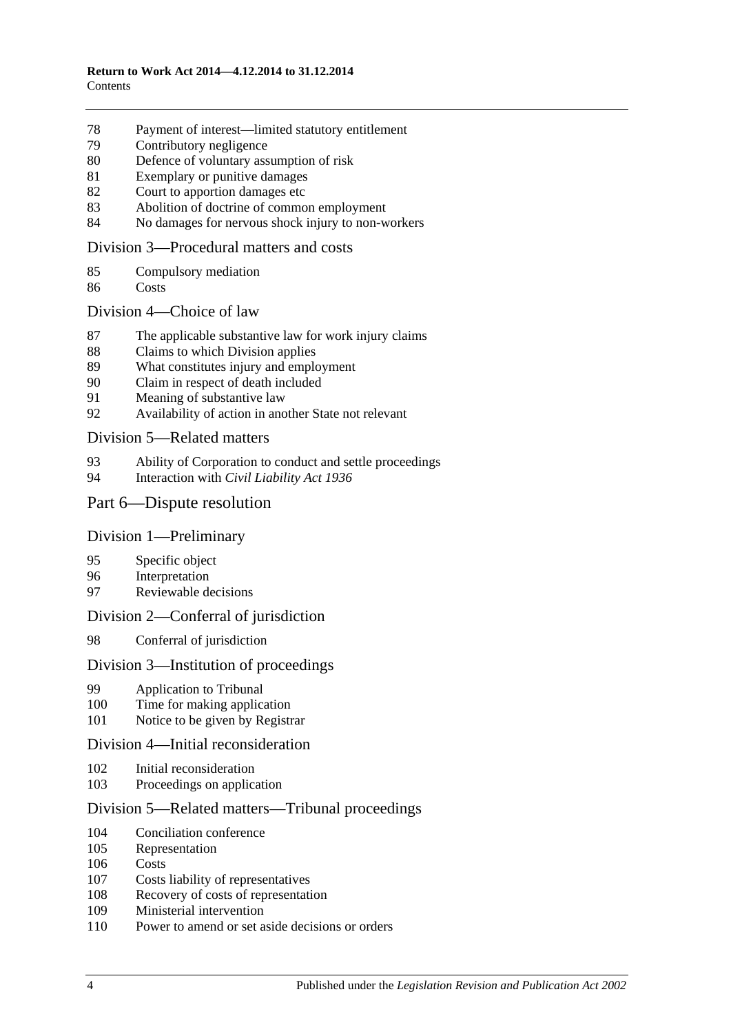78 Payment of interest—limited statutory entitlement
79 Contributory negligence
80 Defence of voluntary assumption of risk
81 Exemplary or punitive damages
82 Court to apportion damages etc
83 Abolition of doctrine of common employment
84 No damages for nervous shock injury to non-workers

## Division 3—Procedural matters and costs

85 Compulsory mediation
86 Costs

## Division 4—Choice of law

87 The applicable substantive law for work injury claims
88 Claims to which Division applies
89 What constitutes injury and employment
90 Claim in respect of death included
91 Meaning of substantive law
92 Availability of action in another State not relevant

## Division 5—Related matters

93 Ability of Corporation to conduct and settle proceedings
94 Interaction with *Civil Liability Act 1936*

# Part 6—Dispute resolution

## Division 1—Preliminary

95 Specific object
96 Interpretation
97 Reviewable decisions

## Division 2—Conferral of jurisdiction

98 Conferral of jurisdiction

## Division 3—Institution of proceedings

99 Application to Tribunal
100 Time for making application
101 Notice to be given by Registrar

## Division 4—Initial reconsideration

102 Initial reconsideration
103 Proceedings on application

## Division 5—Related matters—Tribunal proceedings

104 Conciliation conference
105 Representation
106 Costs
107 Costs liability of representatives
108 Recovery of costs of representation
109 Ministerial intervention
110 Power to amend or set aside decisions or orders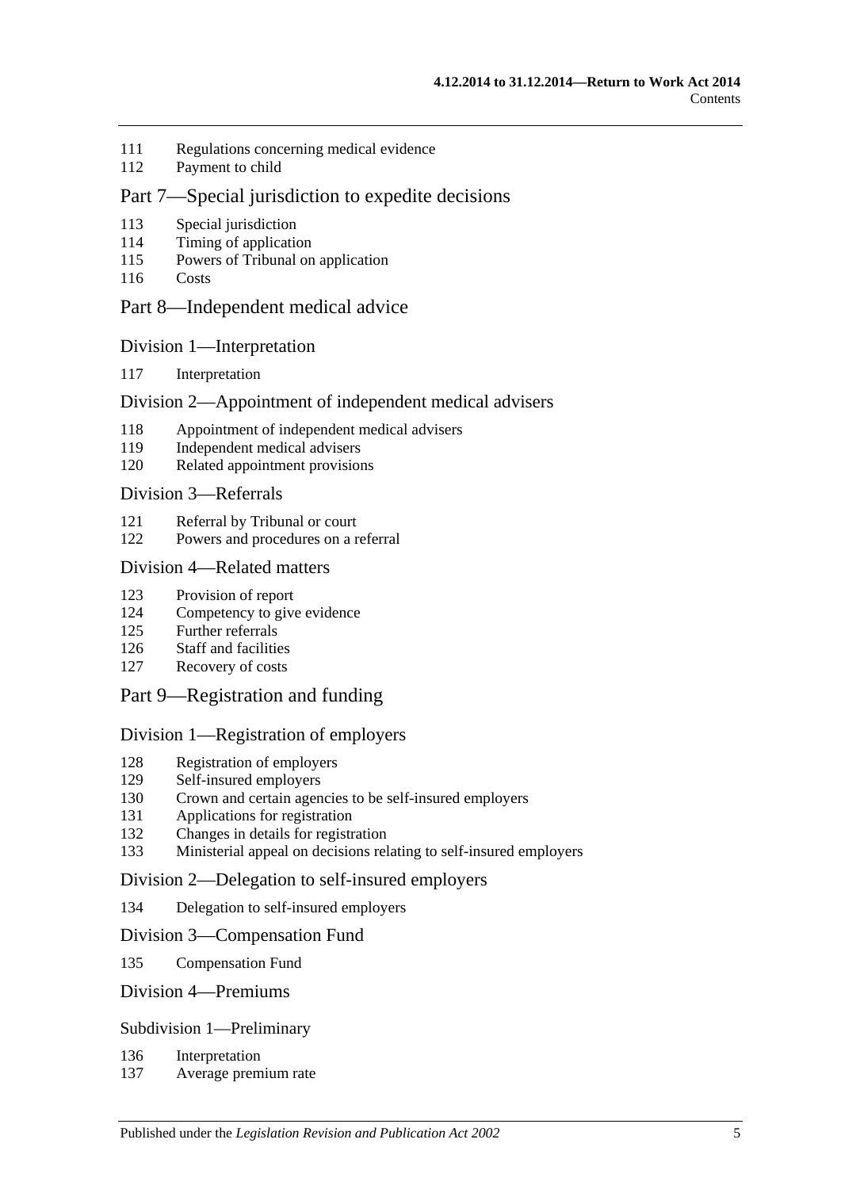111 Regulations concerning medical evidence
112 Payment to child

## Part 7—Special jurisdiction to expedite decisions

113 Special jurisdiction
114 Timing of application
115 Powers of Tribunal on application
116 Costs

## Part 8—Independent medical advice

### Division 1—Interpretation

117 Interpretation

### Division 2—Appointment of independent medical advisers

118 Appointment of independent medical advisers
119 Independent medical advisers
120 Related appointment provisions

### Division 3—Referrals

121 Referral by Tribunal or court
122 Powers and procedures on a referral

### Division 4—Related matters

123 Provision of report
124 Competency to give evidence
125 Further referrals
126 Staff and facilities
127 Recovery of costs

## Part 9—Registration and funding

### Division 1—Registration of employers

128 Registration of employers
129 Self-insured employers
130 Crown and certain agencies to be self-insured employers
131 Applications for registration
132 Changes in details for registration
133 Ministerial appeal on decisions relating to self-insured employers

### Division 2—Delegation to self-insured employers

134 Delegation to self-insured employers

### Division 3—Compensation Fund

135 Compensation Fund

### Division 4—Premiums

#### Subdivision 1—Preliminary

136 Interpretation
137 Average premium rate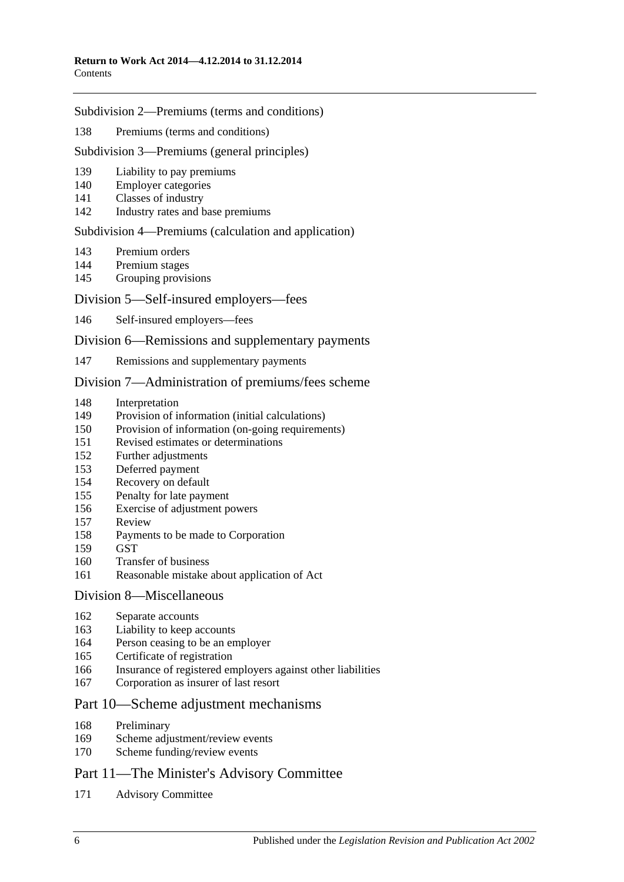Subdivision 2—Premiums (terms and conditions)

138 Premiums (terms and conditions)

Subdivision 3—Premiums (general principles)

139 Liability to pay premiums
140 Employer categories
141 Classes of industry
142 Industry rates and base premiums

Subdivision 4—Premiums (calculation and application)

143 Premium orders
144 Premium stages
145 Grouping provisions

## Division 5—Self-insured employers—fees

146 Self-insured employers—fees

## Division 6—Remissions and supplementary payments

147 Remissions and supplementary payments

## Division 7—Administration of premiums/fees scheme

148 Interpretation
149 Provision of information (initial calculations)
150 Provision of information (on-going requirements)
151 Revised estimates or determinations
152 Further adjustments
153 Deferred payment
154 Recovery on default
155 Penalty for late payment
156 Exercise of adjustment powers
157 Review
158 Payments to be made to Corporation
159 GST
160 Transfer of business
161 Reasonable mistake about application of Act

## Division 8—Miscellaneous

162 Separate accounts
163 Liability to keep accounts
164 Person ceasing to be an employer
165 Certificate of registration
166 Insurance of registered employers against other liabilities
167 Corporation as insurer of last resort

# Part 10—Scheme adjustment mechanisms

168 Preliminary
169 Scheme adjustment/review events
170 Scheme funding/review events

# Part 11—The Minister's Advisory Committee

171 Advisory Committee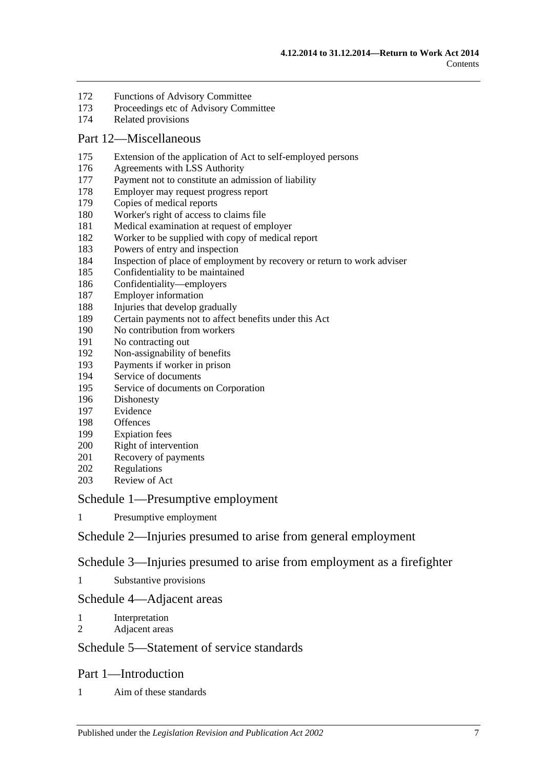172 Functions of Advisory Committee
173 Proceedings etc of Advisory Committee
174 Related provisions

## Part 12—Miscellaneous

175 Extension of the application of Act to self-employed persons
176 Agreements with LSS Authority
177 Payment not to constitute an admission of liability
178 Employer may request progress report
179 Copies of medical reports
180 Worker's right of access to claims file
181 Medical examination at request of employer
182 Worker to be supplied with copy of medical report
183 Powers of entry and inspection
184 Inspection of place of employment by recovery or return to work adviser
185 Confidentiality to be maintained
186 Confidentiality—employers
187 Employer information
188 Injuries that develop gradually
189 Certain payments not to affect benefits under this Act
190 No contribution from workers
191 No contracting out
192 Non-assignability of benefits
193 Payments if worker in prison
194 Service of documents
195 Service of documents on Corporation
196 Dishonesty
197 Evidence
198 Offences
199 Expiation fees
200 Right of intervention
201 Recovery of payments
202 Regulations
203 Review of Act

## Schedule 1—Presumptive employment

1 Presumptive employment

## Schedule 2—Injuries presumed to arise from general employment

## Schedule 3—Injuries presumed to arise from employment as a firefighter

1 Substantive provisions

## Schedule 4—Adjacent areas

1 Interpretation
2 Adjacent areas

## Schedule 5—Statement of service standards

## Part 1—Introduction

1 Aim of these standards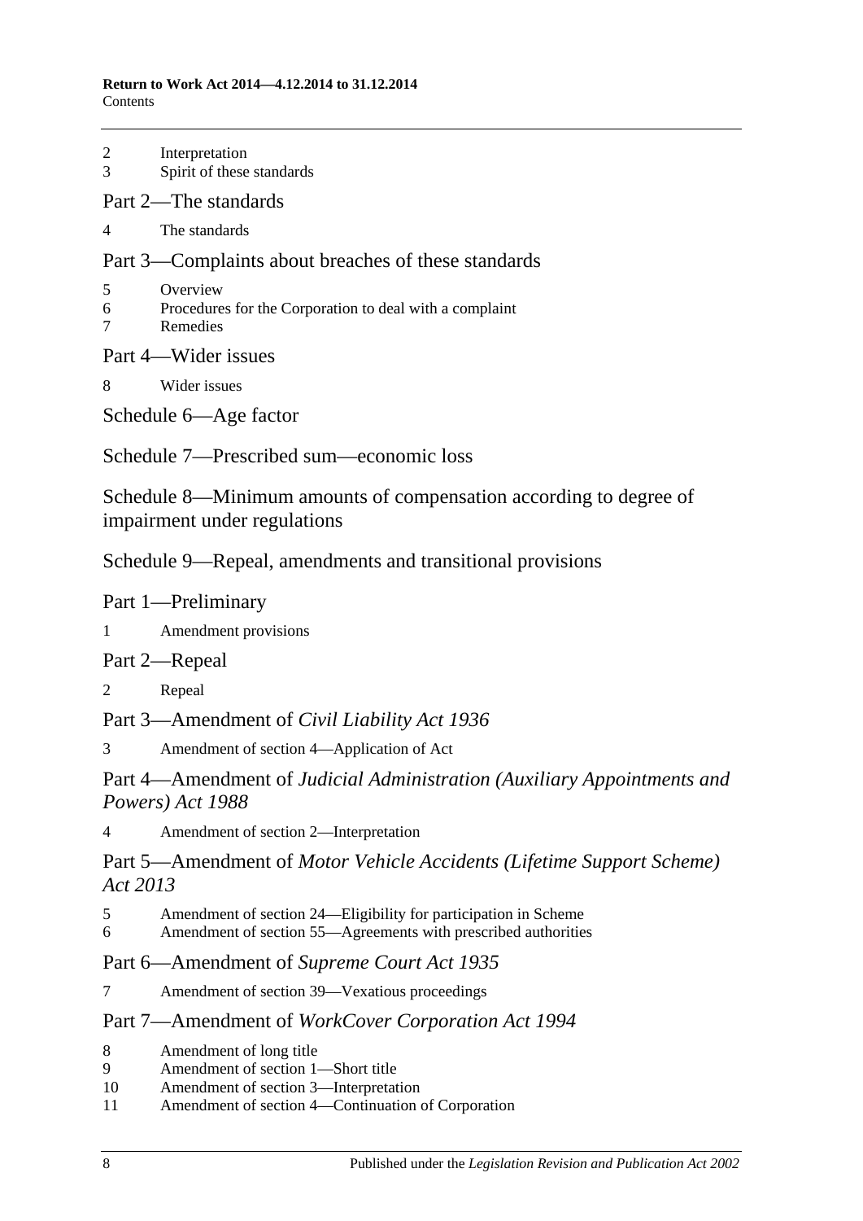2 Interpretation
3 Spirit of these standards

## Part 2—The standards

4 The standards

## Part 3—Complaints about breaches of these standards

5 Overview
6 Procedures for the Corporation to deal with a complaint
7 Remedies

## Part 4—Wider issues

8 Wider issues

# Schedule 6—Age factor

# Schedule 7—Prescribed sum—economic loss

# Schedule 8—Minimum amounts of compensation according to degree of impairment under regulations

# Schedule 9—Repeal, amendments and transitional provisions

## Part 1—Preliminary

1 Amendment provisions

## Part 2—Repeal

2 Repeal

## Part 3—Amendment of *Civil Liability Act 1936*

3 Amendment of section 4—Application of Act

## Part 4—Amendment of *Judicial Administration (Auxiliary Appointments and Powers) Act 1988*

4 Amendment of section 2—Interpretation

## Part 5—Amendment of *Motor Vehicle Accidents (Lifetime Support Scheme) Act 2013*

5 Amendment of section 24—Eligibility for participation in Scheme
6 Amendment of section 55—Agreements with prescribed authorities

## Part 6—Amendment of *Supreme Court Act 1935*

7 Amendment of section 39—Vexatious proceedings

## Part 7—Amendment of *WorkCover Corporation Act 1994*

8 Amendment of long title
9 Amendment of section 1—Short title
10 Amendment of section 3—Interpretation
11 Amendment of section 4—Continuation of Corporation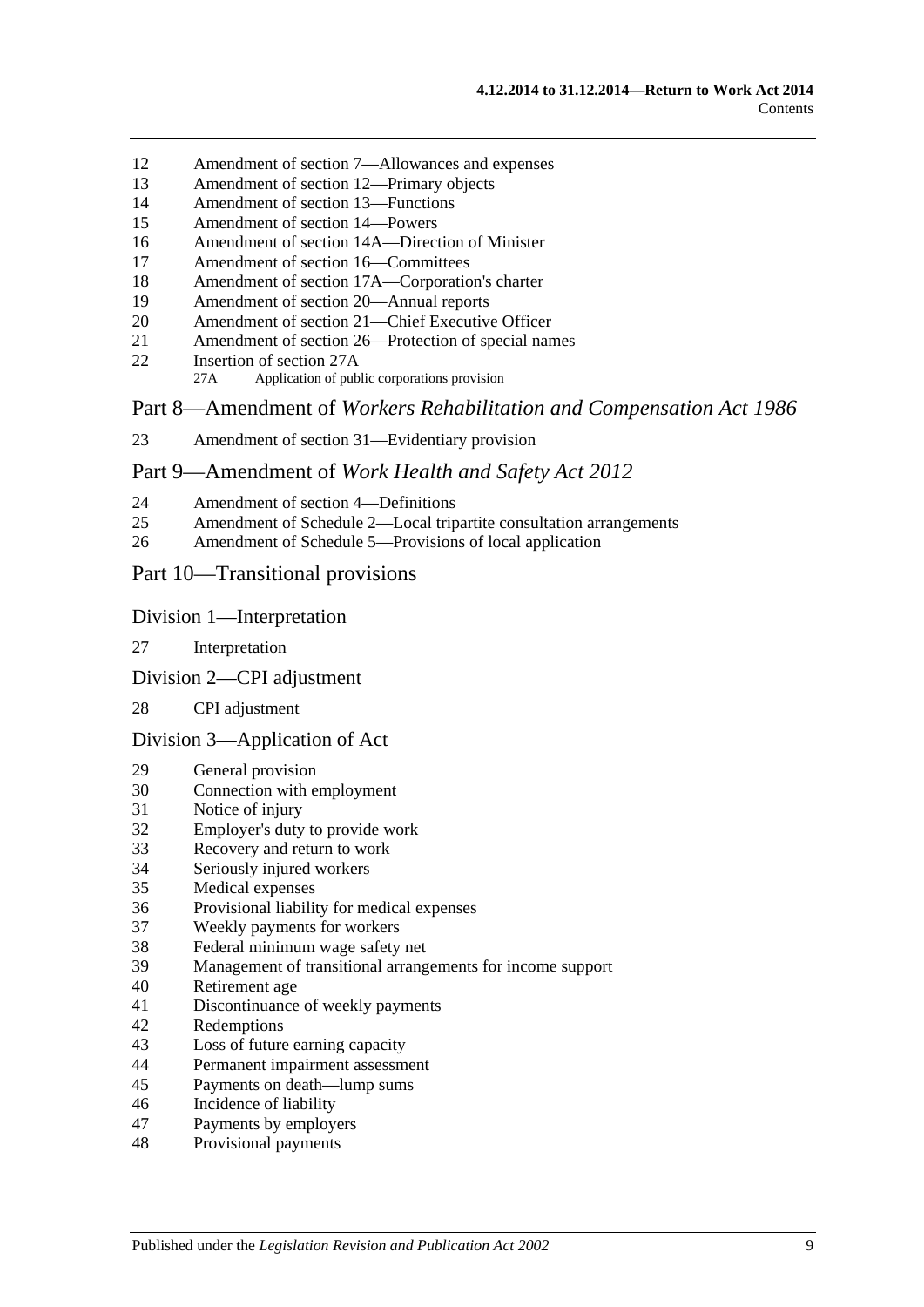12 Amendment of section 7—Allowances and expenses
13 Amendment of section 12—Primary objects
14 Amendment of section 13—Functions
15 Amendment of section 14—Powers
16 Amendment of section 14A—Direction of Minister
17 Amendment of section 16—Committees
18 Amendment of section 17A—Corporation's charter
19 Amendment of section 20—Annual reports
20 Amendment of section 21—Chief Executive Officer
21 Amendment of section 26—Protection of special names
22 Insertion of section 27A
 27A Application of public corporations provision

## Part 8—Amendment of *Workers Rehabilitation and Compensation Act 1986*

23 Amendment of section 31—Evidentiary provision

## Part 9—Amendment of *Work Health and Safety Act 2012*

24 Amendment of section 4—Definitions
25 Amendment of Schedule 2—Local tripartite consultation arrangements
26 Amendment of Schedule 5—Provisions of local application

## Part 10—Transitional provisions

### Division 1—Interpretation

27 Interpretation

### Division 2—CPI adjustment

28 CPI adjustment

### Division 3—Application of Act

29 General provision
30 Connection with employment
31 Notice of injury
32 Employer's duty to provide work
33 Recovery and return to work
34 Seriously injured workers
35 Medical expenses
36 Provisional liability for medical expenses
37 Weekly payments for workers
38 Federal minimum wage safety net
39 Management of transitional arrangements for income support
40 Retirement age
41 Discontinuance of weekly payments
42 Redemptions
43 Loss of future earning capacity
44 Permanent impairment assessment
45 Payments on death—lump sums
46 Incidence of liability
47 Payments by employers
48 Provisional payments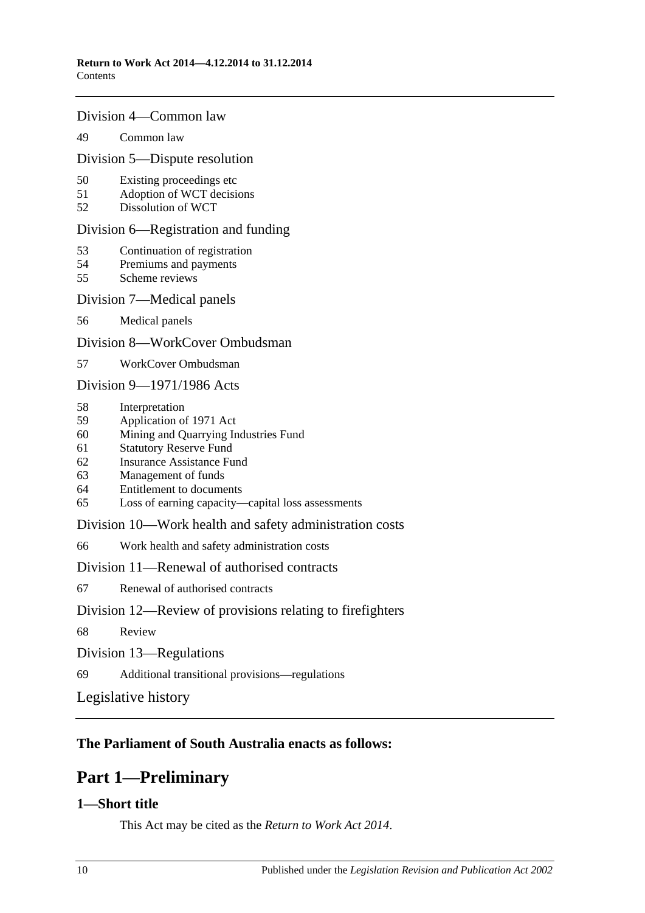Division 4—Common law

49 Common law

Division 5—Dispute resolution

50 Existing proceedings etc
51 Adoption of WCT decisions
52 Dissolution of WCT

Division 6—Registration and funding

53 Continuation of registration
54 Premiums and payments
55 Scheme reviews

Division 7—Medical panels

56 Medical panels

Division 8—WorkCover Ombudsman

57 WorkCover Ombudsman

Division 9—1971/1986 Acts

58 Interpretation
59 Application of 1971 Act
60 Mining and Quarrying Industries Fund
61 Statutory Reserve Fund
62 Insurance Assistance Fund
63 Management of funds
64 Entitlement to documents
65 Loss of earning capacity—capital loss assessments

Division 10—Work health and safety administration costs

66 Work health and safety administration costs

Division 11—Renewal of authorised contracts

67 Renewal of authorised contracts

Division 12—Review of provisions relating to firefighters

68 Review

Division 13—Regulations

69 Additional transitional provisions—regulations

Legislative history

**The Parliament of South Australia enacts as follows:**

# Part 1—Preliminary

## 1—Short title

This Act may be cited as the *Return to Work Act 2014*.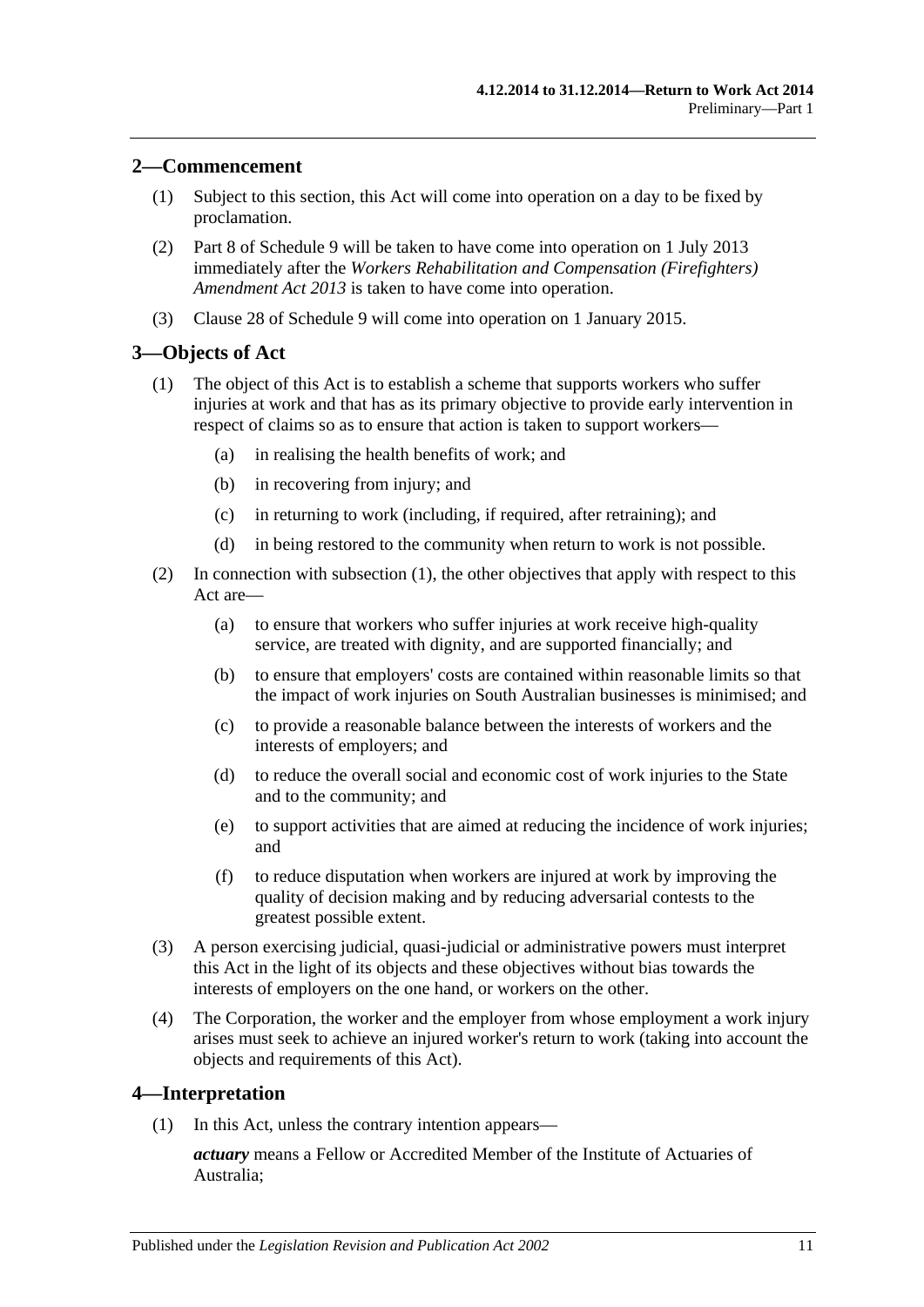## 2—Commencement

(1) Subject to this section, this Act will come into operation on a day to be fixed by proclamation.

(2) Part 8 of Schedule 9 will be taken to have come into operation on 1 July 2013 immediately after the *Workers Rehabilitation and Compensation (Firefighters) Amendment Act 2013* is taken to have come into operation.

(3) Clause 28 of Schedule 9 will come into operation on 1 January 2015.

## 3—Objects of Act

(1) The object of this Act is to establish a scheme that supports workers who suffer injuries at work and that has as its primary objective to provide early intervention in respect of claims so as to ensure that action is taken to support workers—

(a) in realising the health benefits of work; and

(b) in recovering from injury; and

(c) in returning to work (including, if required, after retraining); and

(d) in being restored to the community when return to work is not possible.

(2) In connection with subsection (1), the other objectives that apply with respect to this Act are—

(a) to ensure that workers who suffer injuries at work receive high-quality service, are treated with dignity, and are supported financially; and

(b) to ensure that employers' costs are contained within reasonable limits so that the impact of work injuries on South Australian businesses is minimised; and

(c) to provide a reasonable balance between the interests of workers and the interests of employers; and

(d) to reduce the overall social and economic cost of work injuries to the State and to the community; and

(e) to support activities that are aimed at reducing the incidence of work injuries; and

(f) to reduce disputation when workers are injured at work by improving the quality of decision making and by reducing adversarial contests to the greatest possible extent.

(3) A person exercising judicial, quasi-judicial or administrative powers must interpret this Act in the light of its objects and these objectives without bias towards the interests of employers on the one hand, or workers on the other.

(4) The Corporation, the worker and the employer from whose employment a work injury arises must seek to achieve an injured worker's return to work (taking into account the objects and requirements of this Act).

## 4—Interpretation

(1) In this Act, unless the contrary intention appears—

***actuary*** means a Fellow or Accredited Member of the Institute of Actuaries of Australia;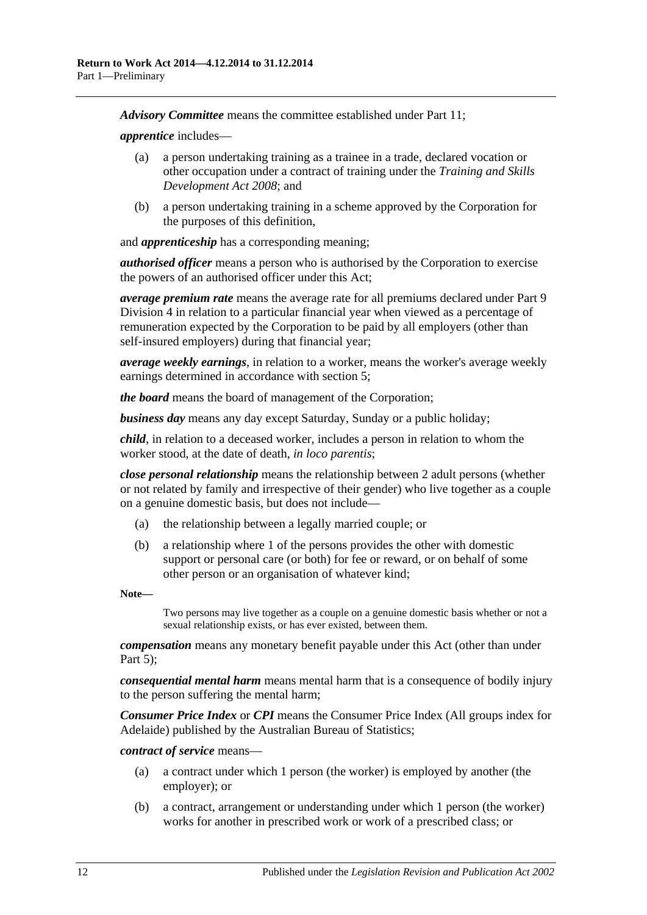***Advisory Committee*** means the committee established under Part 11;

***apprentice*** includes—

- (a) a person undertaking training as a trainee in a trade, declared vocation or other occupation under a contract of training under the *Training and Skills Development Act 2008*; and
- (b) a person undertaking training in a scheme approved by the Corporation for the purposes of this definition,

and ***apprenticeship*** has a corresponding meaning;

***authorised officer*** means a person who is authorised by the Corporation to exercise the powers of an authorised officer under this Act;

***average premium rate*** means the average rate for all premiums declared under Part 9 Division 4 in relation to a particular financial year when viewed as a percentage of remuneration expected by the Corporation to be paid by all employers (other than self-insured employers) during that financial year;

***average weekly earnings***, in relation to a worker, means the worker's average weekly earnings determined in accordance with section 5;

***the board*** means the board of management of the Corporation;

***business day*** means any day except Saturday, Sunday or a public holiday;

***child***, in relation to a deceased worker, includes a person in relation to whom the worker stood, at the date of death, *in loco parentis*;

***close personal relationship*** means the relationship between 2 adult persons (whether or not related by family and irrespective of their gender) who live together as a couple on a genuine domestic basis, but does not include—

- (a) the relationship between a legally married couple; or
- (b) a relationship where 1 of the persons provides the other with domestic support or personal care (or both) for fee or reward, or on behalf of some other person or an organisation of whatever kind;

**Note—**

Two persons may live together as a couple on a genuine domestic basis whether or not a sexual relationship exists, or has ever existed, between them.

***compensation*** means any monetary benefit payable under this Act (other than under Part 5);

***consequential mental harm*** means mental harm that is a consequence of bodily injury to the person suffering the mental harm;

***Consumer Price Index*** or ***CPI*** means the Consumer Price Index (All groups index for Adelaide) published by the Australian Bureau of Statistics;

***contract of service*** means—

- (a) a contract under which 1 person (the worker) is employed by another (the employer); or
- (b) a contract, arrangement or understanding under which 1 person (the worker) works for another in prescribed work or work of a prescribed class; or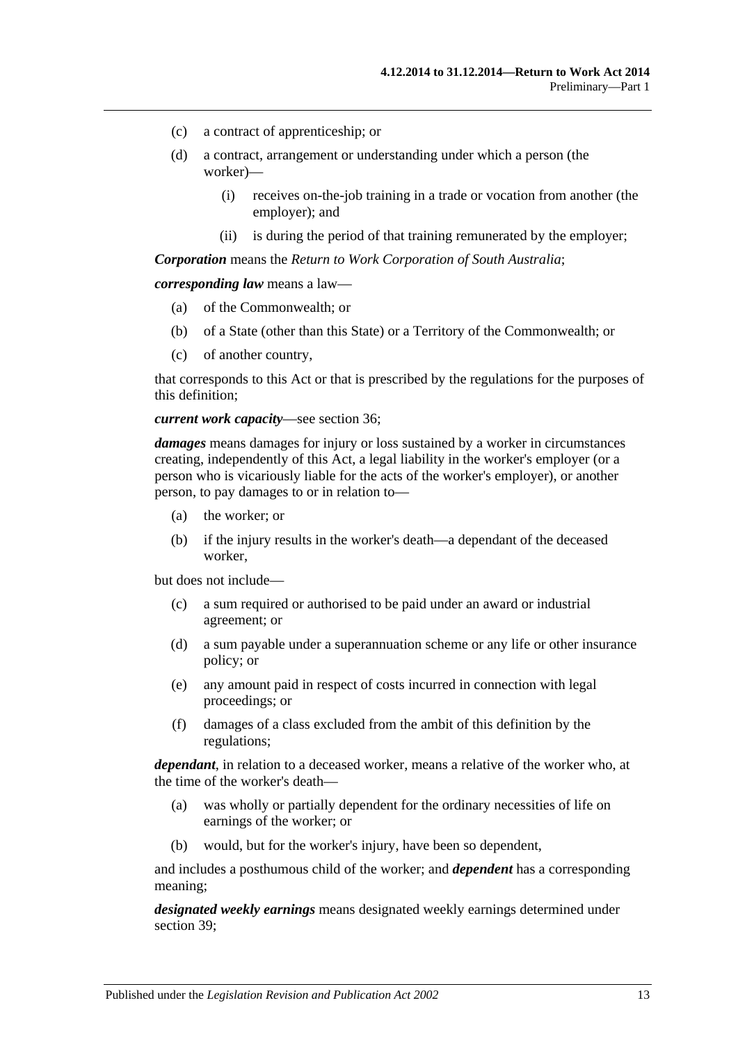(c) a contract of apprenticeship; or

(d) a contract, arrangement or understanding under which a person (the worker)—

  (i) receives on-the-job training in a trade or vocation from another (the employer); and

  (ii) is during the period of that training remunerated by the employer;

***Corporation*** means the *Return to Work Corporation of South Australia*;

***corresponding law*** means a law—

(a) of the Commonwealth; or

(b) of a State (other than this State) or a Territory of the Commonwealth; or

(c) of another country,

that corresponds to this Act or that is prescribed by the regulations for the purposes of this definition;

***current work capacity***—see section 36;

***damages*** means damages for injury or loss sustained by a worker in circumstances creating, independently of this Act, a legal liability in the worker's employer (or a person who is vicariously liable for the acts of the worker's employer), or another person, to pay damages to or in relation to—

(a) the worker; or

(b) if the injury results in the worker's death—a dependant of the deceased worker,

but does not include—

(c) a sum required or authorised to be paid under an award or industrial agreement; or

(d) a sum payable under a superannuation scheme or any life or other insurance policy; or

(e) any amount paid in respect of costs incurred in connection with legal proceedings; or

(f) damages of a class excluded from the ambit of this definition by the regulations;

***dependant***, in relation to a deceased worker, means a relative of the worker who, at the time of the worker's death—

(a) was wholly or partially dependent for the ordinary necessities of life on earnings of the worker; or

(b) would, but for the worker's injury, have been so dependent,

and includes a posthumous child of the worker; and ***dependent*** has a corresponding meaning;

***designated weekly earnings*** means designated weekly earnings determined under section 39;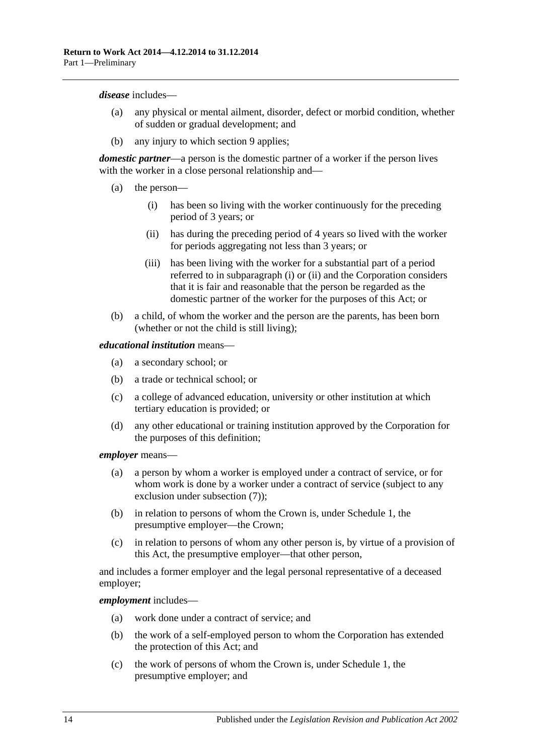***disease*** includes—

(a) any physical or mental ailment, disorder, defect or morbid condition, whether of sudden or gradual development; and

(b) any injury to which section 9 applies;

***domestic partner***—a person is the domestic partner of a worker if the person lives with the worker in a close personal relationship and—

(a) the person—

  (i) has been so living with the worker continuously for the preceding period of 3 years; or

  (ii) has during the preceding period of 4 years so lived with the worker for periods aggregating not less than 3 years; or

  (iii) has been living with the worker for a substantial part of a period referred to in subparagraph (i) or (ii) and the Corporation considers that it is fair and reasonable that the person be regarded as the domestic partner of the worker for the purposes of this Act; or

(b) a child, of whom the worker and the person are the parents, has been born (whether or not the child is still living);

***educational institution*** means—

(a) a secondary school; or

(b) a trade or technical school; or

(c) a college of advanced education, university or other institution at which tertiary education is provided; or

(d) any other educational or training institution approved by the Corporation for the purposes of this definition;

***employer*** means—

(a) a person by whom a worker is employed under a contract of service, or for whom work is done by a worker under a contract of service (subject to any exclusion under subsection (7));

(b) in relation to persons of whom the Crown is, under Schedule 1, the presumptive employer—the Crown;

(c) in relation to persons of whom any other person is, by virtue of a provision of this Act, the presumptive employer—that other person,

and includes a former employer and the legal personal representative of a deceased employer;

***employment*** includes—

(a) work done under a contract of service; and

(b) the work of a self-employed person to whom the Corporation has extended the protection of this Act; and

(c) the work of persons of whom the Crown is, under Schedule 1, the presumptive employer; and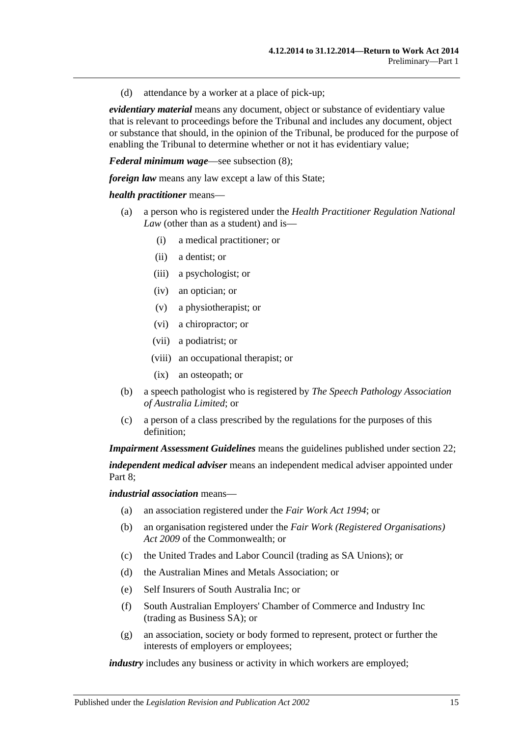(d) attendance by a worker at a place of pick-up;

***evidentiary material*** means any document, object or substance of evidentiary value that is relevant to proceedings before the Tribunal and includes any document, object or substance that should, in the opinion of the Tribunal, be produced for the purpose of enabling the Tribunal to determine whether or not it has evidentiary value;

***Federal minimum wage***—see subsection (8);

***foreign law*** means any law except a law of this State;

***health practitioner*** means—

(a) a person who is registered under the *Health Practitioner Regulation National Law* (other than as a student) and is—

(i) a medical practitioner; or

(ii) a dentist; or

(iii) a psychologist; or

(iv) an optician; or

(v) a physiotherapist; or

(vi) a chiropractor; or

(vii) a podiatrist; or

(viii) an occupational therapist; or

(ix) an osteopath; or

(b) a speech pathologist who is registered by *The Speech Pathology Association of Australia Limited*; or

(c) a person of a class prescribed by the regulations for the purposes of this definition;

***Impairment Assessment Guidelines*** means the guidelines published under section 22;

***independent medical adviser*** means an independent medical adviser appointed under Part 8;

***industrial association*** means—

(a) an association registered under the *Fair Work Act 1994*; or

(b) an organisation registered under the *Fair Work (Registered Organisations) Act 2009* of the Commonwealth; or

(c) the United Trades and Labor Council (trading as SA Unions); or

(d) the Australian Mines and Metals Association; or

(e) Self Insurers of South Australia Inc; or

(f) South Australian Employers' Chamber of Commerce and Industry Inc (trading as Business SA); or

(g) an association, society or body formed to represent, protect or further the interests of employers or employees;

***industry*** includes any business or activity in which workers are employed;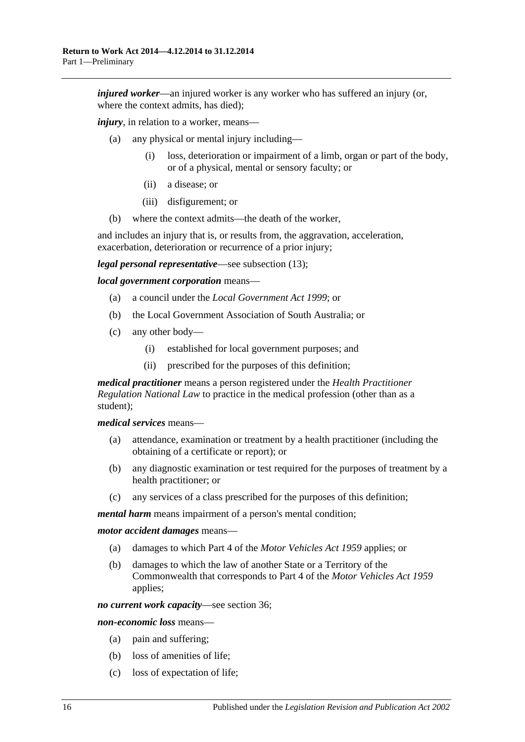***injured worker***—an injured worker is any worker who has suffered an injury (or, where the context admits, has died);

***injury***, in relation to a worker, means—

- (a) any physical or mental injury including—
  - (i) loss, deterioration or impairment of a limb, organ or part of the body, or of a physical, mental or sensory faculty; or
  - (ii) a disease; or
  - (iii) disfigurement; or
- (b) where the context admits—the death of the worker,

and includes an injury that is, or results from, the aggravation, acceleration, exacerbation, deterioration or recurrence of a prior injury;

***legal personal representative***—see subsection (13);

***local government corporation*** means—

- (a) a council under the *Local Government Act 1999*; or
- (b) the Local Government Association of South Australia; or
- (c) any other body—
  - (i) established for local government purposes; and
  - (ii) prescribed for the purposes of this definition;

***medical practitioner*** means a person registered under the *Health Practitioner Regulation National Law* to practice in the medical profession (other than as a student);

***medical services*** means—

- (a) attendance, examination or treatment by a health practitioner (including the obtaining of a certificate or report); or
- (b) any diagnostic examination or test required for the purposes of treatment by a health practitioner; or
- (c) any services of a class prescribed for the purposes of this definition;

***mental harm*** means impairment of a person's mental condition;

***motor accident damages*** means—

- (a) damages to which Part 4 of the *Motor Vehicles Act 1959* applies; or
- (b) damages to which the law of another State or a Territory of the Commonwealth that corresponds to Part 4 of the *Motor Vehicles Act 1959* applies;

***no current work capacity***—see section 36;

***non-economic loss*** means—

- (a) pain and suffering;
- (b) loss of amenities of life;
- (c) loss of expectation of life;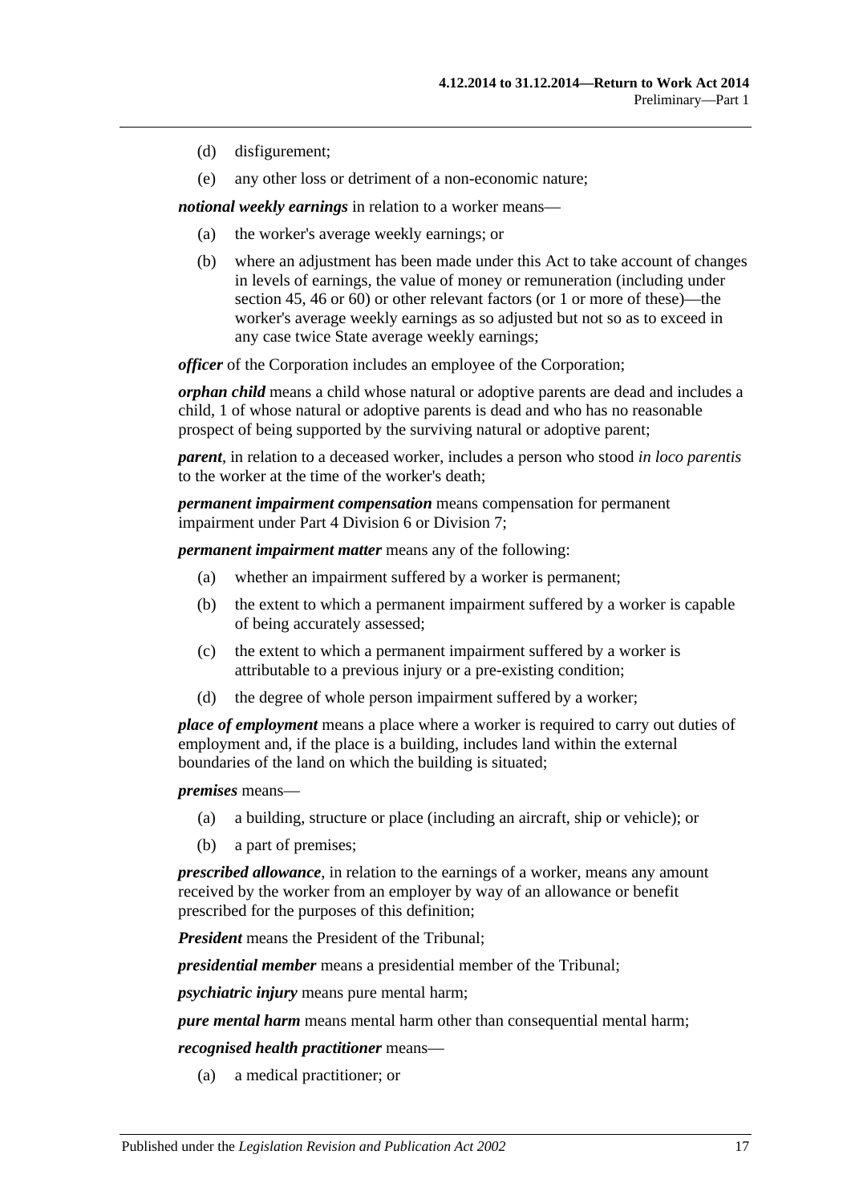(d) disfigurement;

(e) any other loss or detriment of a non-economic nature;

***notional weekly earnings*** in relation to a worker means—

(a) the worker's average weekly earnings; or

(b) where an adjustment has been made under this Act to take account of changes in levels of earnings, the value of money or remuneration (including under section 45, 46 or 60) or other relevant factors (or 1 or more of these)—the worker's average weekly earnings as so adjusted but not so as to exceed in any case twice State average weekly earnings;

***officer*** of the Corporation includes an employee of the Corporation;

***orphan child*** means a child whose natural or adoptive parents are dead and includes a child, 1 of whose natural or adoptive parents is dead and who has no reasonable prospect of being supported by the surviving natural or adoptive parent;

***parent***, in relation to a deceased worker, includes a person who stood *in loco parentis* to the worker at the time of the worker's death;

***permanent impairment compensation*** means compensation for permanent impairment under Part 4 Division 6 or Division 7;

***permanent impairment matter*** means any of the following:

(a) whether an impairment suffered by a worker is permanent;

(b) the extent to which a permanent impairment suffered by a worker is capable of being accurately assessed;

(c) the extent to which a permanent impairment suffered by a worker is attributable to a previous injury or a pre-existing condition;

(d) the degree of whole person impairment suffered by a worker;

***place of employment*** means a place where a worker is required to carry out duties of employment and, if the place is a building, includes land within the external boundaries of the land on which the building is situated;

***premises*** means—

(a) a building, structure or place (including an aircraft, ship or vehicle); or

(b) a part of premises;

***prescribed allowance***, in relation to the earnings of a worker, means any amount received by the worker from an employer by way of an allowance or benefit prescribed for the purposes of this definition;

***President*** means the President of the Tribunal;

***presidential member*** means a presidential member of the Tribunal;

***psychiatric injury*** means pure mental harm;

***pure mental harm*** means mental harm other than consequential mental harm;

***recognised health practitioner*** means—

(a) a medical practitioner; or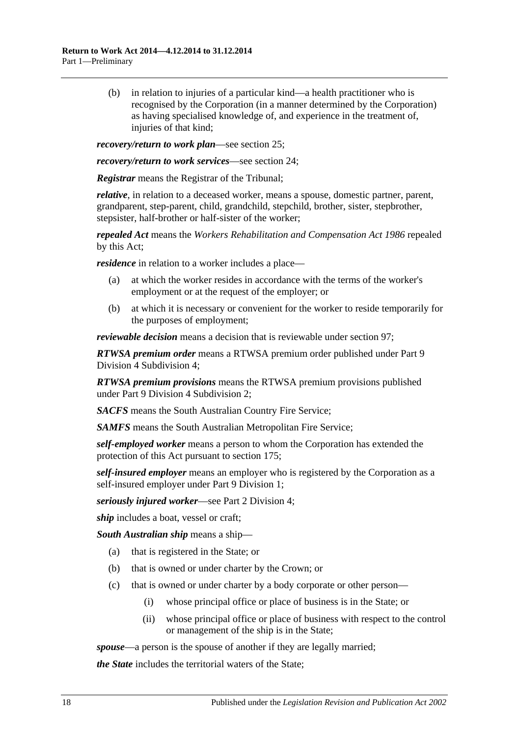(b) in relation to injuries of a particular kind—a health practitioner who is recognised by the Corporation (in a manner determined by the Corporation) as having specialised knowledge of, and experience in the treatment of, injuries of that kind;

***recovery/return to work plan***—see section 25;

***recovery/return to work services***—see section 24;

***Registrar*** means the Registrar of the Tribunal;

***relative***, in relation to a deceased worker, means a spouse, domestic partner, parent, grandparent, step-parent, child, grandchild, stepchild, brother, sister, stepbrother, stepsister, half-brother or half-sister of the worker;

***repealed Act*** means the *Workers Rehabilitation and Compensation Act 1986* repealed by this Act;

***residence*** in relation to a worker includes a place—

(a) at which the worker resides in accordance with the terms of the worker's employment or at the request of the employer; or

(b) at which it is necessary or convenient for the worker to reside temporarily for the purposes of employment;

***reviewable decision*** means a decision that is reviewable under section 97;

***RTWSA premium order*** means a RTWSA premium order published under Part 9 Division 4 Subdivision 4;

***RTWSA premium provisions*** means the RTWSA premium provisions published under Part 9 Division 4 Subdivision 2;

***SACFS*** means the South Australian Country Fire Service;

***SAMFS*** means the South Australian Metropolitan Fire Service;

***self-employed worker*** means a person to whom the Corporation has extended the protection of this Act pursuant to section 175;

***self-insured employer*** means an employer who is registered by the Corporation as a self-insured employer under Part 9 Division 1;

***seriously injured worker***—see Part 2 Division 4;

***ship*** includes a boat, vessel or craft;

***South Australian ship*** means a ship—

(a) that is registered in the State; or

(b) that is owned or under charter by the Crown; or

(c) that is owned or under charter by a body corporate or other person—

(i) whose principal office or place of business is in the State; or

(ii) whose principal office or place of business with respect to the control or management of the ship is in the State;

***spouse***—a person is the spouse of another if they are legally married;

***the State*** includes the territorial waters of the State;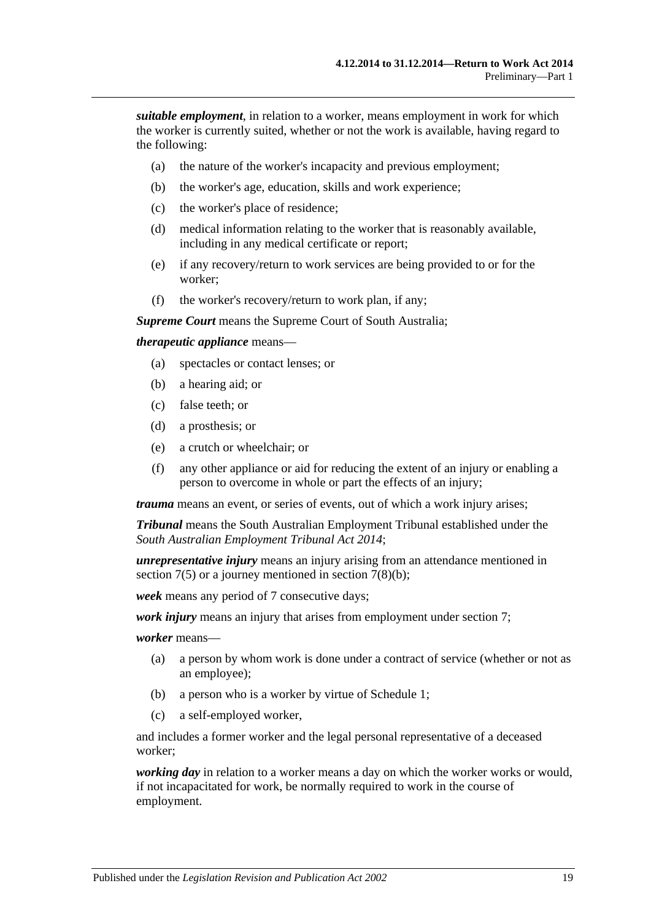***suitable employment***, in relation to a worker, means employment in work for which the worker is currently suited, whether or not the work is available, having regard to the following:

- (a) the nature of the worker's incapacity and previous employment;
- (b) the worker's age, education, skills and work experience;
- (c) the worker's place of residence;
- (d) medical information relating to the worker that is reasonably available, including in any medical certificate or report;
- (e) if any recovery/return to work services are being provided to or for the worker;
- (f) the worker's recovery/return to work plan, if any;

***Supreme Court*** means the Supreme Court of South Australia;

***therapeutic appliance*** means—

- (a) spectacles or contact lenses; or
- (b) a hearing aid; or
- (c) false teeth; or
- (d) a prosthesis; or
- (e) a crutch or wheelchair; or
- (f) any other appliance or aid for reducing the extent of an injury or enabling a person to overcome in whole or part the effects of an injury;

***trauma*** means an event, or series of events, out of which a work injury arises;

***Tribunal*** means the South Australian Employment Tribunal established under the *South Australian Employment Tribunal Act 2014*;

***unrepresentative injury*** means an injury arising from an attendance mentioned in section 7(5) or a journey mentioned in section 7(8)(b);

***week*** means any period of 7 consecutive days;

***work injury*** means an injury that arises from employment under section 7;

***worker*** means—

- (a) a person by whom work is done under a contract of service (whether or not as an employee);
- (b) a person who is a worker by virtue of Schedule 1;
- (c) a self-employed worker,

and includes a former worker and the legal personal representative of a deceased worker;

***working day*** in relation to a worker means a day on which the worker works or would, if not incapacitated for work, be normally required to work in the course of employment.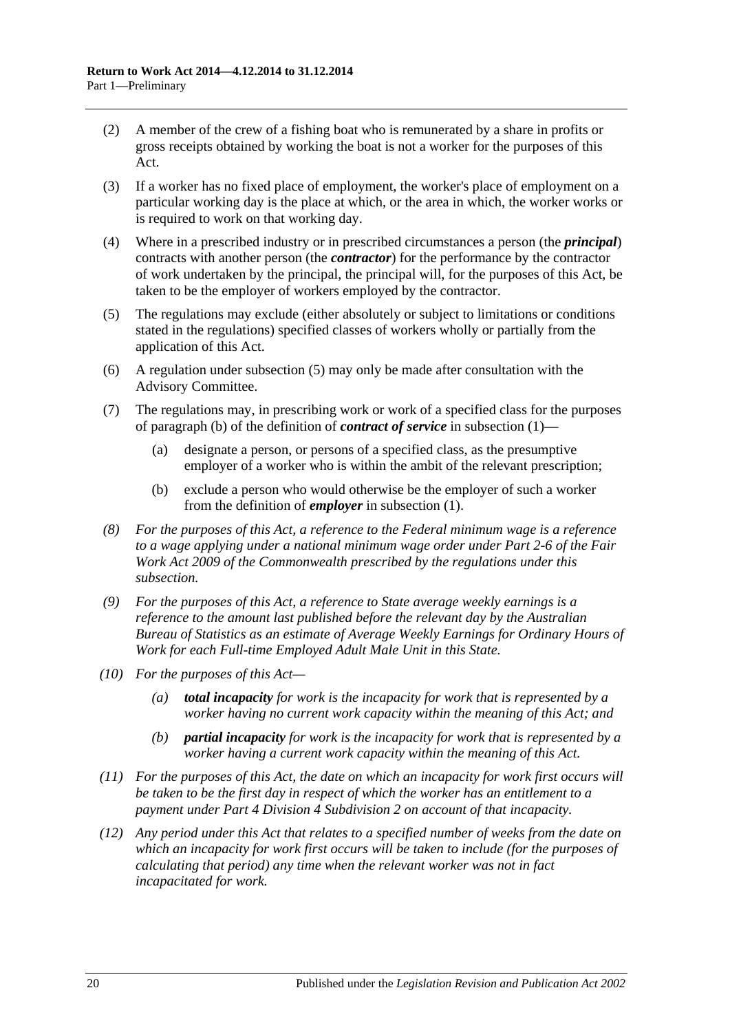(2) A member of the crew of a fishing boat who is remunerated by a share in profits or gross receipts obtained by working the boat is not a worker for the purposes of this Act.

(3) If a worker has no fixed place of employment, the worker's place of employment on a particular working day is the place at which, or the area in which, the worker works or is required to work on that working day.

(4) Where in a prescribed industry or in prescribed circumstances a person (the ***principal***) contracts with another person (the ***contractor***) for the performance by the contractor of work undertaken by the principal, the principal will, for the purposes of this Act, be taken to be the employer of workers employed by the contractor.

(5) The regulations may exclude (either absolutely or subject to limitations or conditions stated in the regulations) specified classes of workers wholly or partially from the application of this Act.

(6) A regulation under subsection (5) may only be made after consultation with the Advisory Committee.

(7) The regulations may, in prescribing work or work of a specified class for the purposes of paragraph (b) of the definition of ***contract of service*** in subsection (1)—

(a) designate a person, or persons of a specified class, as the presumptive employer of a worker who is within the ambit of the relevant prescription;

(b) exclude a person who would otherwise be the employer of such a worker from the definition of ***employer*** in subsection (1).

*(8) For the purposes of this Act, a reference to the Federal minimum wage is a reference to a wage applying under a national minimum wage order under Part 2-6 of the Fair Work Act 2009 of the Commonwealth prescribed by the regulations under this subsection.*

*(9) For the purposes of this Act, a reference to State average weekly earnings is a reference to the amount last published before the relevant day by the Australian Bureau of Statistics as an estimate of Average Weekly Earnings for Ordinary Hours of Work for each Full-time Employed Adult Male Unit in this State.*

*(10) For the purposes of this Act—*

*(a)* ***total incapacity*** *for work is the incapacity for work that is represented by a worker having no current work capacity within the meaning of this Act; and*

*(b)* ***partial incapacity*** *for work is the incapacity for work that is represented by a worker having a current work capacity within the meaning of this Act.*

*(11) For the purposes of this Act, the date on which an incapacity for work first occurs will be taken to be the first day in respect of which the worker has an entitlement to a payment under Part 4 Division 4 Subdivision 2 on account of that incapacity.*

*(12) Any period under this Act that relates to a specified number of weeks from the date on which an incapacity for work first occurs will be taken to include (for the purposes of calculating that period) any time when the relevant worker was not in fact incapacitated for work.*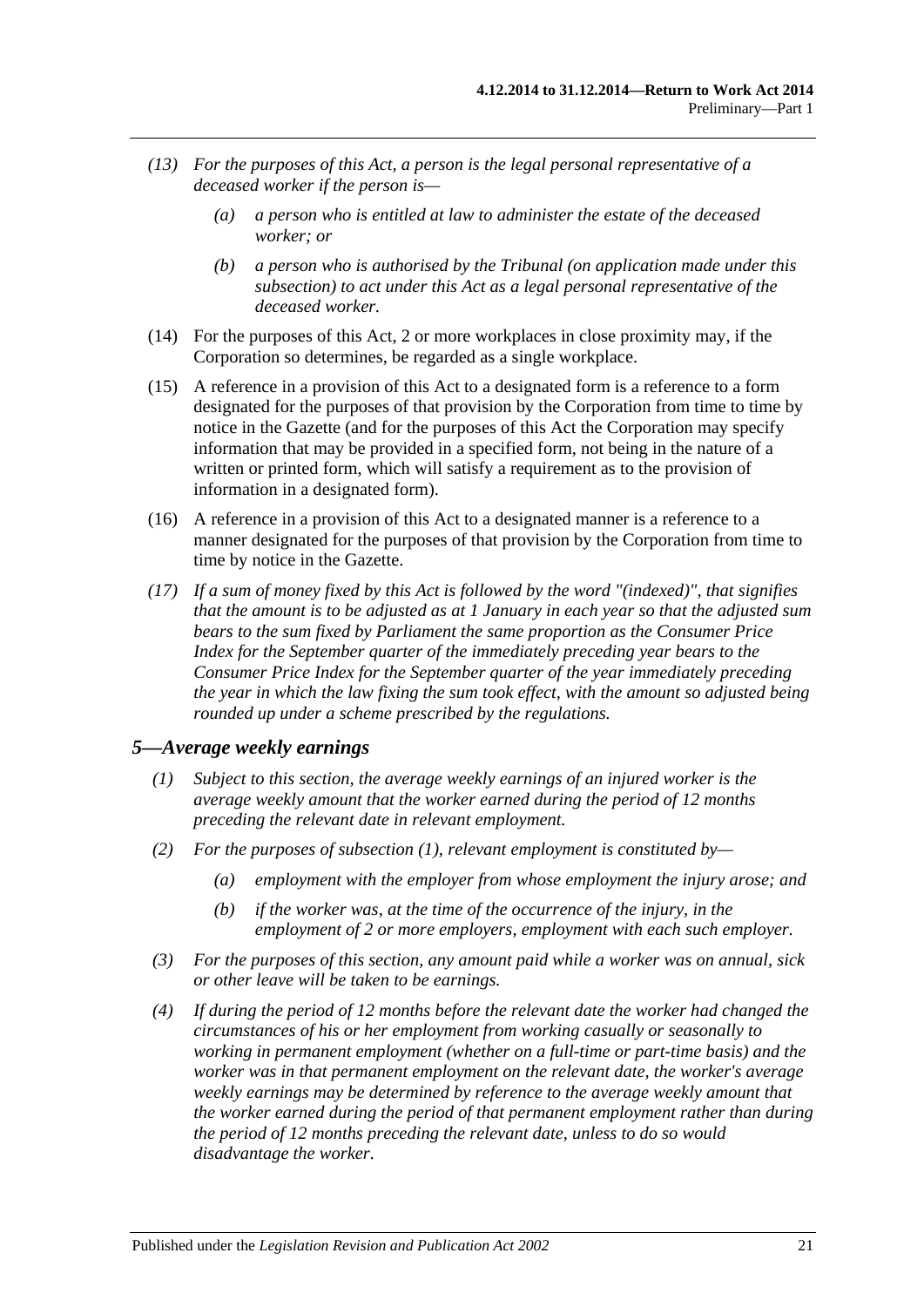*(13) For the purposes of this Act, a person is the legal personal representative of a deceased worker if the person is—*

*(a) a person who is entitled at law to administer the estate of the deceased worker; or*

*(b) a person who is authorised by the Tribunal (on application made under this subsection) to act under this Act as a legal personal representative of the deceased worker.*

(14) For the purposes of this Act, 2 or more workplaces in close proximity may, if the Corporation so determines, be regarded as a single workplace.

(15) A reference in a provision of this Act to a designated form is a reference to a form designated for the purposes of that provision by the Corporation from time to time by notice in the Gazette (and for the purposes of this Act the Corporation may specify information that may be provided in a specified form, not being in the nature of a written or printed form, which will satisfy a requirement as to the provision of information in a designated form).

(16) A reference in a provision of this Act to a designated manner is a reference to a manner designated for the purposes of that provision by the Corporation from time to time by notice in the Gazette.

*(17) If a sum of money fixed by this Act is followed by the word "(indexed)", that signifies that the amount is to be adjusted as at 1 January in each year so that the adjusted sum bears to the sum fixed by Parliament the same proportion as the Consumer Price Index for the September quarter of the immediately preceding year bears to the Consumer Price Index for the September quarter of the year immediately preceding the year in which the law fixing the sum took effect, with the amount so adjusted being rounded up under a scheme prescribed by the regulations.*

## *5—Average weekly earnings*

*(1) Subject to this section, the average weekly earnings of an injured worker is the average weekly amount that the worker earned during the period of 12 months preceding the relevant date in relevant employment.*

*(2) For the purposes of subsection (1), relevant employment is constituted by—*

*(a) employment with the employer from whose employment the injury arose; and*

*(b) if the worker was, at the time of the occurrence of the injury, in the employment of 2 or more employers, employment with each such employer.*

*(3) For the purposes of this section, any amount paid while a worker was on annual, sick or other leave will be taken to be earnings.*

*(4) If during the period of 12 months before the relevant date the worker had changed the circumstances of his or her employment from working casually or seasonally to working in permanent employment (whether on a full-time or part-time basis) and the worker was in that permanent employment on the relevant date, the worker's average weekly earnings may be determined by reference to the average weekly amount that the worker earned during the period of that permanent employment rather than during the period of 12 months preceding the relevant date, unless to do so would disadvantage the worker.*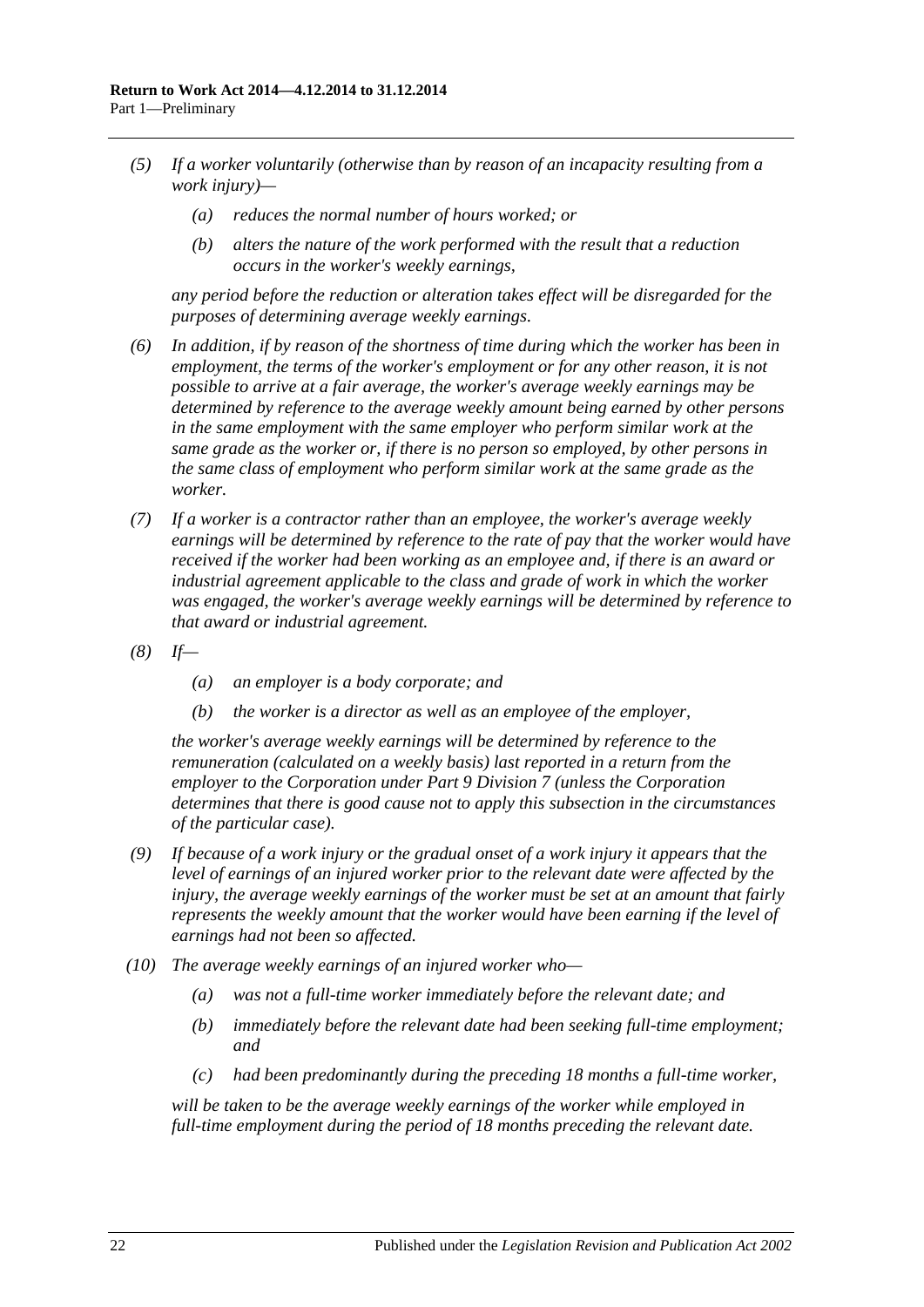*(5) If a worker voluntarily (otherwise than by reason of an incapacity resulting from a work injury)—*

*(a) reduces the normal number of hours worked; or*

*(b) alters the nature of the work performed with the result that a reduction occurs in the worker's weekly earnings,*

*any period before the reduction or alteration takes effect will be disregarded for the purposes of determining average weekly earnings.*

*(6) In addition, if by reason of the shortness of time during which the worker has been in employment, the terms of the worker's employment or for any other reason, it is not possible to arrive at a fair average, the worker's average weekly earnings may be determined by reference to the average weekly amount being earned by other persons in the same employment with the same employer who perform similar work at the same grade as the worker or, if there is no person so employed, by other persons in the same class of employment who perform similar work at the same grade as the worker.*

*(7) If a worker is a contractor rather than an employee, the worker's average weekly earnings will be determined by reference to the rate of pay that the worker would have received if the worker had been working as an employee and, if there is an award or industrial agreement applicable to the class and grade of work in which the worker was engaged, the worker's average weekly earnings will be determined by reference to that award or industrial agreement.*

*(8) If—*

*(a) an employer is a body corporate; and*

*(b) the worker is a director as well as an employee of the employer,*

*the worker's average weekly earnings will be determined by reference to the remuneration (calculated on a weekly basis) last reported in a return from the employer to the Corporation under Part 9 Division 7 (unless the Corporation determines that there is good cause not to apply this subsection in the circumstances of the particular case).*

*(9) If because of a work injury or the gradual onset of a work injury it appears that the level of earnings of an injured worker prior to the relevant date were affected by the injury, the average weekly earnings of the worker must be set at an amount that fairly represents the weekly amount that the worker would have been earning if the level of earnings had not been so affected.*

*(10) The average weekly earnings of an injured worker who—*

*(a) was not a full-time worker immediately before the relevant date; and*

*(b) immediately before the relevant date had been seeking full-time employment; and*

*(c) had been predominantly during the preceding 18 months a full-time worker,*

*will be taken to be the average weekly earnings of the worker while employed in full-time employment during the period of 18 months preceding the relevant date.*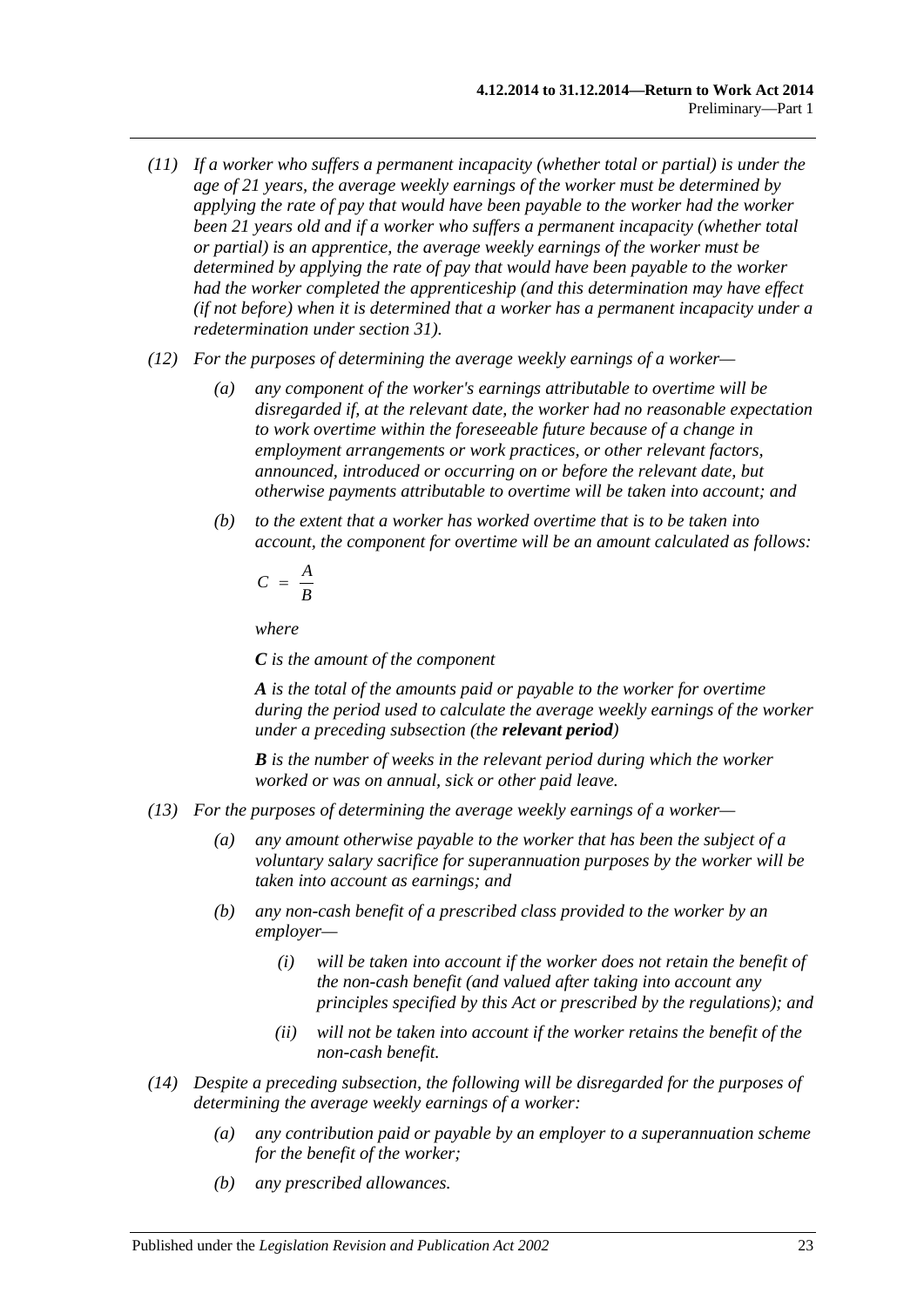*(11) If a worker who suffers a permanent incapacity (whether total or partial) is under the age of 21 years, the average weekly earnings of the worker must be determined by applying the rate of pay that would have been payable to the worker had the worker been 21 years old and if a worker who suffers a permanent incapacity (whether total or partial) is an apprentice, the average weekly earnings of the worker must be determined by applying the rate of pay that would have been payable to the worker had the worker completed the apprenticeship (and this determination may have effect (if not before) when it is determined that a worker has a permanent incapacity under a redetermination under section 31).*

*(12) For the purposes of determining the average weekly earnings of a worker—*

- *(a) any component of the worker's earnings attributable to overtime will be disregarded if, at the relevant date, the worker had no reasonable expectation to work overtime within the foreseeable future because of a change in employment arrangements or work practices, or other relevant factors, announced, introduced or occurring on or before the relevant date, but otherwise payments attributable to overtime will be taken into account; and*
- *(b) to the extent that a worker has worked overtime that is to be taken into account, the component for overtime will be an amount calculated as follows:*

$$C = \frac{A}{B}$$

*where*

***C** is the amount of the component*

***A** is the total of the amounts paid or payable to the worker for overtime during the period used to calculate the average weekly earnings of the worker under a preceding subsection (the **relevant period**)*

***B** is the number of weeks in the relevant period during which the worker worked or was on annual, sick or other paid leave.*

*(13) For the purposes of determining the average weekly earnings of a worker—*

- *(a) any amount otherwise payable to the worker that has been the subject of a voluntary salary sacrifice for superannuation purposes by the worker will be taken into account as earnings; and*
- *(b) any non-cash benefit of a prescribed class provided to the worker by an employer—*
  - *(i) will be taken into account if the worker does not retain the benefit of the non-cash benefit (and valued after taking into account any principles specified by this Act or prescribed by the regulations); and*
  - *(ii) will not be taken into account if the worker retains the benefit of the non-cash benefit.*

*(14) Despite a preceding subsection, the following will be disregarded for the purposes of determining the average weekly earnings of a worker:*

- *(a) any contribution paid or payable by an employer to a superannuation scheme for the benefit of the worker;*
- *(b) any prescribed allowances.*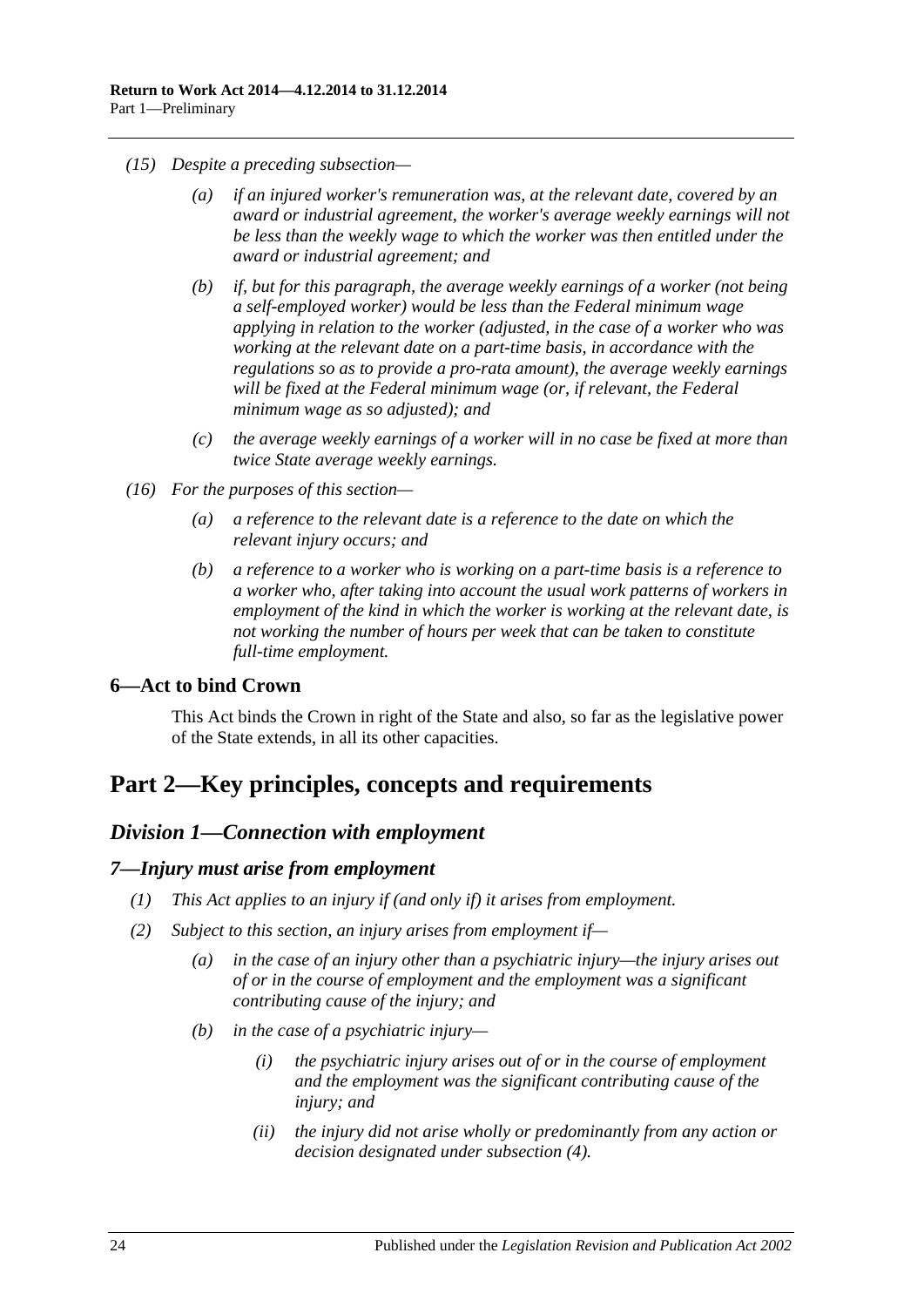*(15) Despite a preceding subsection—*

*(a) if an injured worker's remuneration was, at the relevant date, covered by an award or industrial agreement, the worker's average weekly earnings will not be less than the weekly wage to which the worker was then entitled under the award or industrial agreement; and*

*(b) if, but for this paragraph, the average weekly earnings of a worker (not being a self-employed worker) would be less than the Federal minimum wage applying in relation to the worker (adjusted, in the case of a worker who was working at the relevant date on a part-time basis, in accordance with the regulations so as to provide a pro-rata amount), the average weekly earnings will be fixed at the Federal minimum wage (or, if relevant, the Federal minimum wage as so adjusted); and*

*(c) the average weekly earnings of a worker will in no case be fixed at more than twice State average weekly earnings.*

*(16) For the purposes of this section—*

*(a) a reference to the relevant date is a reference to the date on which the relevant injury occurs; and*

*(b) a reference to a worker who is working on a part-time basis is a reference to a worker who, after taking into account the usual work patterns of workers in employment of the kind in which the worker is working at the relevant date, is not working the number of hours per week that can be taken to constitute full-time employment.*

### 6—Act to bind Crown

This Act binds the Crown in right of the State and also, so far as the legislative power of the State extends, in all its other capacities.

# Part 2—Key principles, concepts and requirements

## *Division 1—Connection with employment*

### *7—Injury must arise from employment*

*(1) This Act applies to an injury if (and only if) it arises from employment.*

*(2) Subject to this section, an injury arises from employment if—*

*(a) in the case of an injury other than a psychiatric injury—the injury arises out of or in the course of employment and the employment was a significant contributing cause of the injury; and*

*(b) in the case of a psychiatric injury—*

*(i) the psychiatric injury arises out of or in the course of employment and the employment was the significant contributing cause of the injury; and*

*(ii) the injury did not arise wholly or predominantly from any action or decision designated under subsection (4).*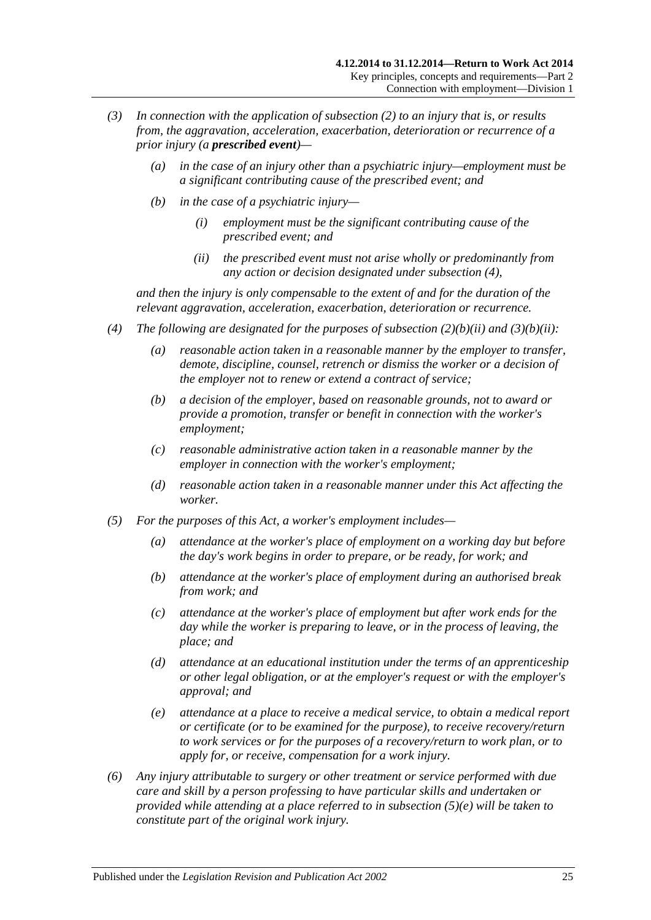*(3) In connection with the application of subsection (2) to an injury that is, or results from, the aggravation, acceleration, exacerbation, deterioration or recurrence of a prior injury (a* ***prescribed event****)—*

*(a) in the case of an injury other than a psychiatric injury—employment must be a significant contributing cause of the prescribed event; and*

*(b) in the case of a psychiatric injury—*

*(i) employment must be the significant contributing cause of the prescribed event; and*

*(ii) the prescribed event must not arise wholly or predominantly from any action or decision designated under subsection (4),*

*and then the injury is only compensable to the extent of and for the duration of the relevant aggravation, acceleration, exacerbation, deterioration or recurrence.*

*(4) The following are designated for the purposes of subsection (2)(b)(ii) and (3)(b)(ii):*

*(a) reasonable action taken in a reasonable manner by the employer to transfer, demote, discipline, counsel, retrench or dismiss the worker or a decision of the employer not to renew or extend a contract of service;*

*(b) a decision of the employer, based on reasonable grounds, not to award or provide a promotion, transfer or benefit in connection with the worker's employment;*

*(c) reasonable administrative action taken in a reasonable manner by the employer in connection with the worker's employment;*

*(d) reasonable action taken in a reasonable manner under this Act affecting the worker.*

*(5) For the purposes of this Act, a worker's employment includes—*

*(a) attendance at the worker's place of employment on a working day but before the day's work begins in order to prepare, or be ready, for work; and*

*(b) attendance at the worker's place of employment during an authorised break from work; and*

*(c) attendance at the worker's place of employment but after work ends for the day while the worker is preparing to leave, or in the process of leaving, the place; and*

*(d) attendance at an educational institution under the terms of an apprenticeship or other legal obligation, or at the employer's request or with the employer's approval; and*

*(e) attendance at a place to receive a medical service, to obtain a medical report or certificate (or to be examined for the purpose), to receive recovery/return to work services or for the purposes of a recovery/return to work plan, or to apply for, or receive, compensation for a work injury.*

*(6) Any injury attributable to surgery or other treatment or service performed with due care and skill by a person professing to have particular skills and undertaken or provided while attending at a place referred to in subsection (5)(e) will be taken to constitute part of the original work injury.*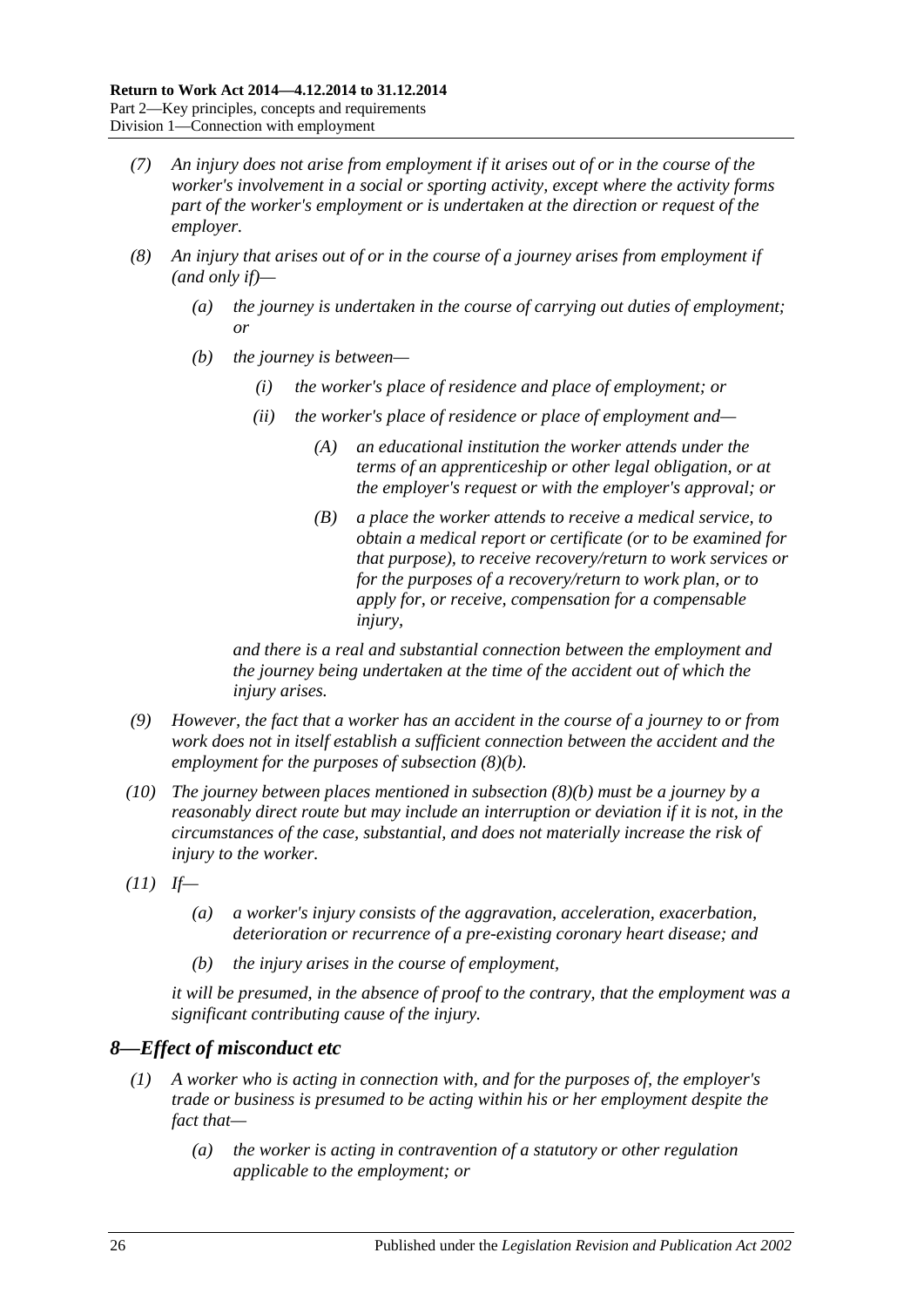*(7) An injury does not arise from employment if it arises out of or in the course of the worker's involvement in a social or sporting activity, except where the activity forms part of the worker's employment or is undertaken at the direction or request of the employer.*

*(8) An injury that arises out of or in the course of a journey arises from employment if (and only if)—*

*(a) the journey is undertaken in the course of carrying out duties of employment; or*

*(b) the journey is between—*

*(i) the worker's place of residence and place of employment; or*

*(ii) the worker's place of residence or place of employment and—*

*(A) an educational institution the worker attends under the terms of an apprenticeship or other legal obligation, or at the employer's request or with the employer's approval; or*

*(B) a place the worker attends to receive a medical service, to obtain a medical report or certificate (or to be examined for that purpose), to receive recovery/return to work services or for the purposes of a recovery/return to work plan, or to apply for, or receive, compensation for a compensable injury,*

*and there is a real and substantial connection between the employment and the journey being undertaken at the time of the accident out of which the injury arises.*

*(9) However, the fact that a worker has an accident in the course of a journey to or from work does not in itself establish a sufficient connection between the accident and the employment for the purposes of subsection (8)(b).*

*(10) The journey between places mentioned in subsection (8)(b) must be a journey by a reasonably direct route but may include an interruption or deviation if it is not, in the circumstances of the case, substantial, and does not materially increase the risk of injury to the worker.*

*(11) If—*

*(a) a worker's injury consists of the aggravation, acceleration, exacerbation, deterioration or recurrence of a pre-existing coronary heart disease; and*

*(b) the injury arises in the course of employment,*

*it will be presumed, in the absence of proof to the contrary, that the employment was a significant contributing cause of the injury.*

## *8—Effect of misconduct etc*

*(1) A worker who is acting in connection with, and for the purposes of, the employer's trade or business is presumed to be acting within his or her employment despite the fact that—*

*(a) the worker is acting in contravention of a statutory or other regulation applicable to the employment; or*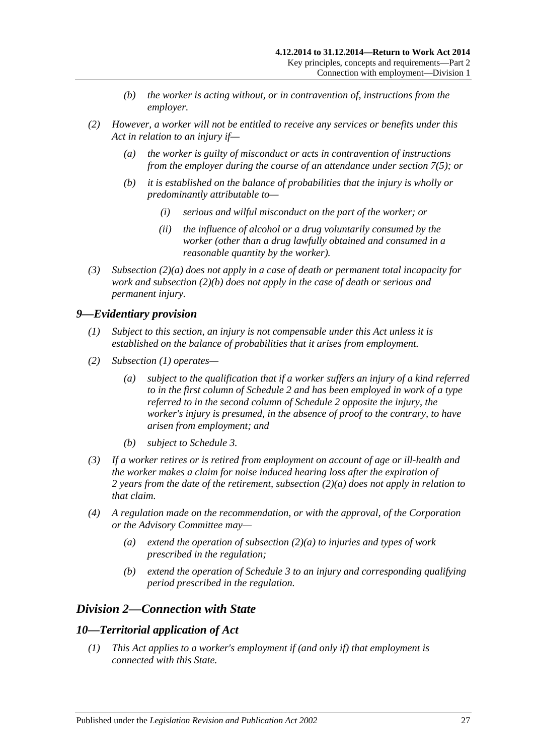(b) the worker is acting without, or in contravention of, instructions from the employer.

(2) However, a worker will not be entitled to receive any services or benefits under this Act in relation to an injury if—

(a) the worker is guilty of misconduct or acts in contravention of instructions from the employer during the course of an attendance under section 7(5); or

(b) it is established on the balance of probabilities that the injury is wholly or predominantly attributable to—

(i) serious and wilful misconduct on the part of the worker; or

(ii) the influence of alcohol or a drug voluntarily consumed by the worker (other than a drug lawfully obtained and consumed in a reasonable quantity by the worker).

(3) Subsection (2)(a) does not apply in a case of death or permanent total incapacity for work and subsection (2)(b) does not apply in the case of death or serious and permanent injury.

## 9—Evidentiary provision

(1) Subject to this section, an injury is not compensable under this Act unless it is established on the balance of probabilities that it arises from employment.

(2) Subsection (1) operates—

(a) subject to the qualification that if a worker suffers an injury of a kind referred to in the first column of Schedule 2 and has been employed in work of a type referred to in the second column of Schedule 2 opposite the injury, the worker's injury is presumed, in the absence of proof to the contrary, to have arisen from employment; and

(b) subject to Schedule 3.

(3) If a worker retires or is retired from employment on account of age or ill-health and the worker makes a claim for noise induced hearing loss after the expiration of 2 years from the date of the retirement, subsection (2)(a) does not apply in relation to that claim.

(4) A regulation made on the recommendation, or with the approval, of the Corporation or the Advisory Committee may—

(a) extend the operation of subsection (2)(a) to injuries and types of work prescribed in the regulation;

(b) extend the operation of Schedule 3 to an injury and corresponding qualifying period prescribed in the regulation.

# Division 2—Connection with State

## 10—Territorial application of Act

(1) This Act applies to a worker's employment if (and only if) that employment is connected with this State.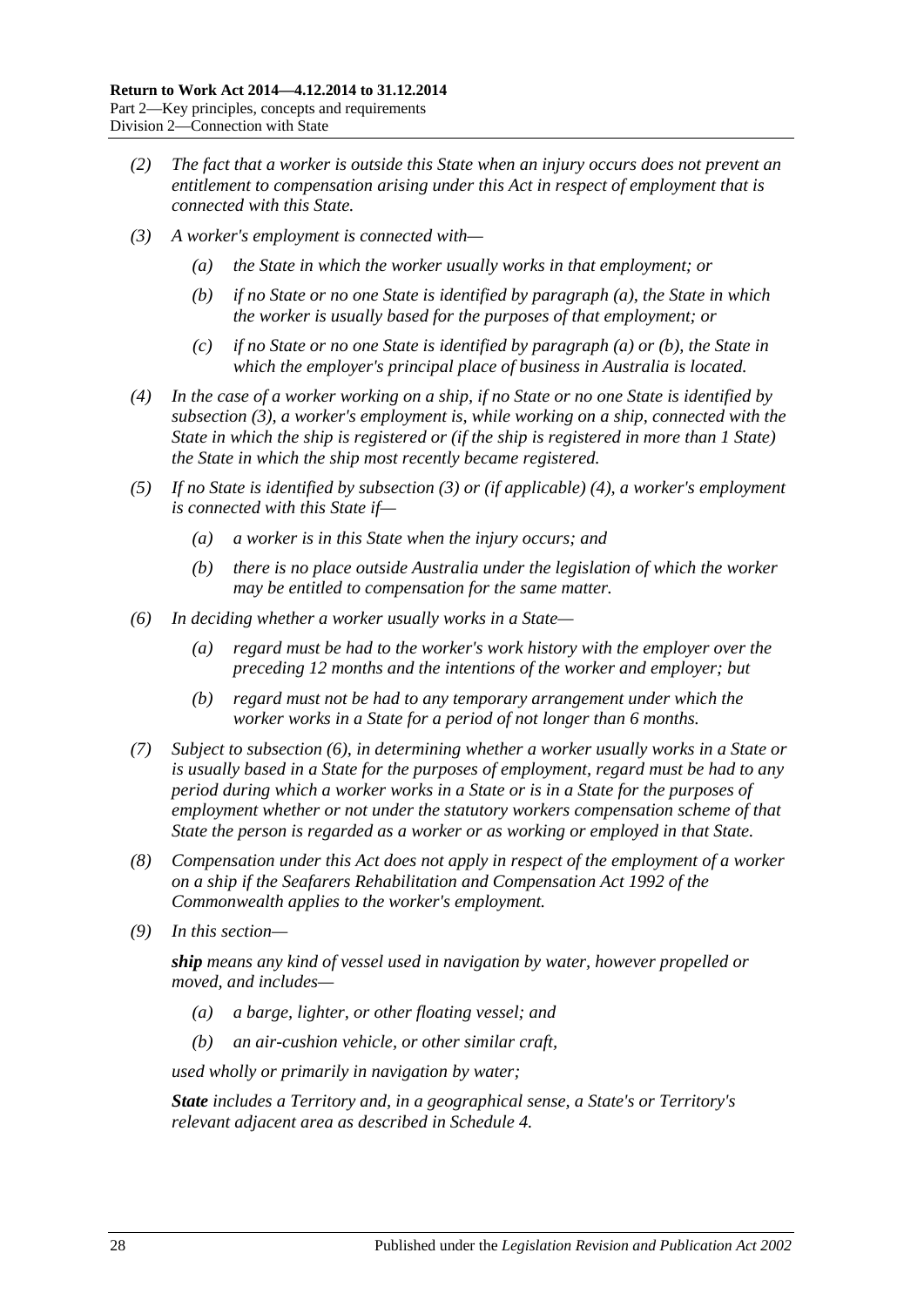(2) *The fact that a worker is outside this State when an injury occurs does not prevent an entitlement to compensation arising under this Act in respect of employment that is connected with this State.*

(3) *A worker's employment is connected with—*

  (a) *the State in which the worker usually works in that employment; or*

  (b) *if no State or no one State is identified by paragraph (a), the State in which the worker is usually based for the purposes of that employment; or*

  (c) *if no State or no one State is identified by paragraph (a) or (b), the State in which the employer's principal place of business in Australia is located.*

(4) *In the case of a worker working on a ship, if no State or no one State is identified by subsection (3), a worker's employment is, while working on a ship, connected with the State in which the ship is registered or (if the ship is registered in more than 1 State) the State in which the ship most recently became registered.*

(5) *If no State is identified by subsection (3) or (if applicable) (4), a worker's employment is connected with this State if—*

  (a) *a worker is in this State when the injury occurs; and*

  (b) *there is no place outside Australia under the legislation of which the worker may be entitled to compensation for the same matter.*

(6) *In deciding whether a worker usually works in a State—*

  (a) *regard must be had to the worker's work history with the employer over the preceding 12 months and the intentions of the worker and employer; but*

  (b) *regard must not be had to any temporary arrangement under which the worker works in a State for a period of not longer than 6 months.*

(7) *Subject to subsection (6), in determining whether a worker usually works in a State or is usually based in a State for the purposes of employment, regard must be had to any period during which a worker works in a State or is in a State for the purposes of employment whether or not under the statutory workers compensation scheme of that State the person is regarded as a worker or as working or employed in that State.*

(8) *Compensation under this Act does not apply in respect of the employment of a worker on a ship if the Seafarers Rehabilitation and Compensation Act 1992 of the Commonwealth applies to the worker's employment.*

(9) *In this section—*

***ship*** *means any kind of vessel used in navigation by water, however propelled or moved, and includes—*

  (a) *a barge, lighter, or other floating vessel; and*

  (b) *an air-cushion vehicle, or other similar craft,*

*used wholly or primarily in navigation by water;*

***State*** *includes a Territory and, in a geographical sense, a State's or Territory's relevant adjacent area as described in Schedule 4.*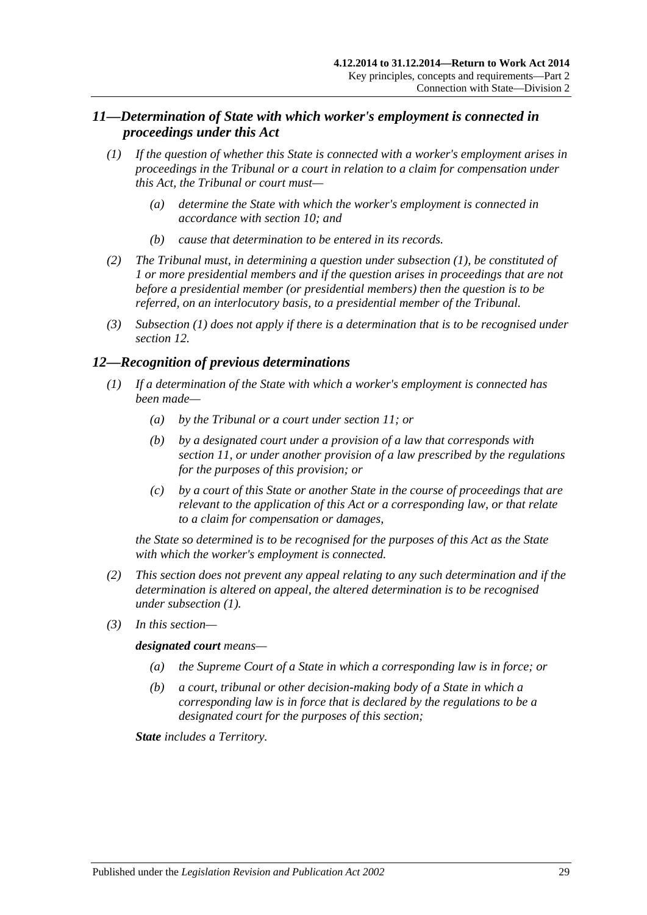## *11—Determination of State with which worker's employment is connected in proceedings under this Act*

*(1) If the question of whether this State is connected with a worker's employment arises in proceedings in the Tribunal or a court in relation to a claim for compensation under this Act, the Tribunal or court must—*

*(a) determine the State with which the worker's employment is connected in accordance with section 10; and*

*(b) cause that determination to be entered in its records.*

*(2) The Tribunal must, in determining a question under subsection (1), be constituted of 1 or more presidential members and if the question arises in proceedings that are not before a presidential member (or presidential members) then the question is to be referred, on an interlocutory basis, to a presidential member of the Tribunal.*

*(3) Subsection (1) does not apply if there is a determination that is to be recognised under section 12.*

## *12—Recognition of previous determinations*

*(1) If a determination of the State with which a worker's employment is connected has been made—*

*(a) by the Tribunal or a court under section 11; or*

*(b) by a designated court under a provision of a law that corresponds with section 11, or under another provision of a law prescribed by the regulations for the purposes of this provision; or*

*(c) by a court of this State or another State in the course of proceedings that are relevant to the application of this Act or a corresponding law, or that relate to a claim for compensation or damages,*

*the State so determined is to be recognised for the purposes of this Act as the State with which the worker's employment is connected.*

*(2) This section does not prevent any appeal relating to any such determination and if the determination is altered on appeal, the altered determination is to be recognised under subsection (1).*

*(3) In this section—*

***designated court** means—*

*(a) the Supreme Court of a State in which a corresponding law is in force; or*

*(b) a court, tribunal or other decision-making body of a State in which a corresponding law is in force that is declared by the regulations to be a designated court for the purposes of this section;*

***State** includes a Territory.*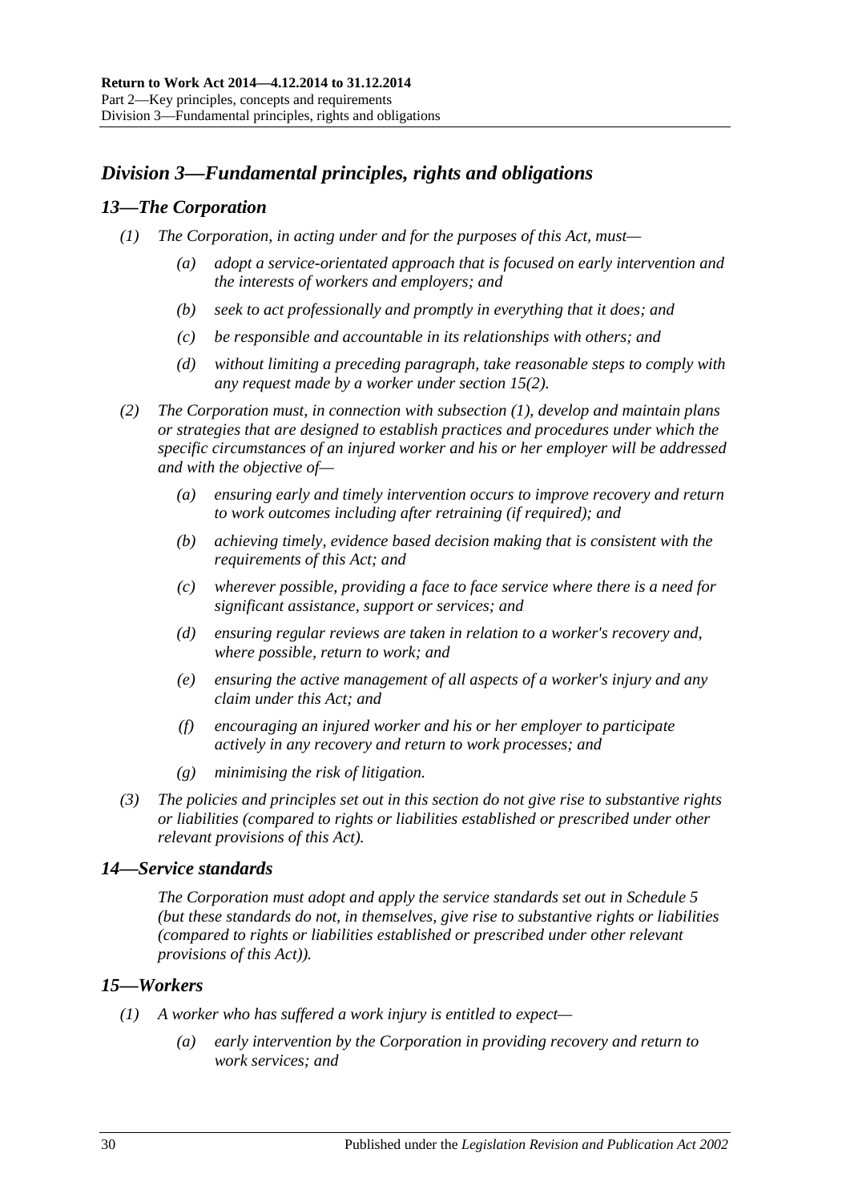## *Division 3—Fundamental principles, rights and obligations*

### *13—The Corporation*

*(1) The Corporation, in acting under and for the purposes of this Act, must—*

*(a) adopt a service-orientated approach that is focused on early intervention and the interests of workers and employers; and*

*(b) seek to act professionally and promptly in everything that it does; and*

*(c) be responsible and accountable in its relationships with others; and*

*(d) without limiting a preceding paragraph, take reasonable steps to comply with any request made by a worker under section 15(2).*

*(2) The Corporation must, in connection with subsection (1), develop and maintain plans or strategies that are designed to establish practices and procedures under which the specific circumstances of an injured worker and his or her employer will be addressed and with the objective of—*

*(a) ensuring early and timely intervention occurs to improve recovery and return to work outcomes including after retraining (if required); and*

*(b) achieving timely, evidence based decision making that is consistent with the requirements of this Act; and*

*(c) wherever possible, providing a face to face service where there is a need for significant assistance, support or services; and*

*(d) ensuring regular reviews are taken in relation to a worker's recovery and, where possible, return to work; and*

*(e) ensuring the active management of all aspects of a worker's injury and any claim under this Act; and*

*(f) encouraging an injured worker and his or her employer to participate actively in any recovery and return to work processes; and*

*(g) minimising the risk of litigation.*

*(3) The policies and principles set out in this section do not give rise to substantive rights or liabilities (compared to rights or liabilities established or prescribed under other relevant provisions of this Act).*

### *14—Service standards*

*The Corporation must adopt and apply the service standards set out in Schedule 5 (but these standards do not, in themselves, give rise to substantive rights or liabilities (compared to rights or liabilities established or prescribed under other relevant provisions of this Act)).*

### *15—Workers*

*(1) A worker who has suffered a work injury is entitled to expect—*

*(a) early intervention by the Corporation in providing recovery and return to work services; and*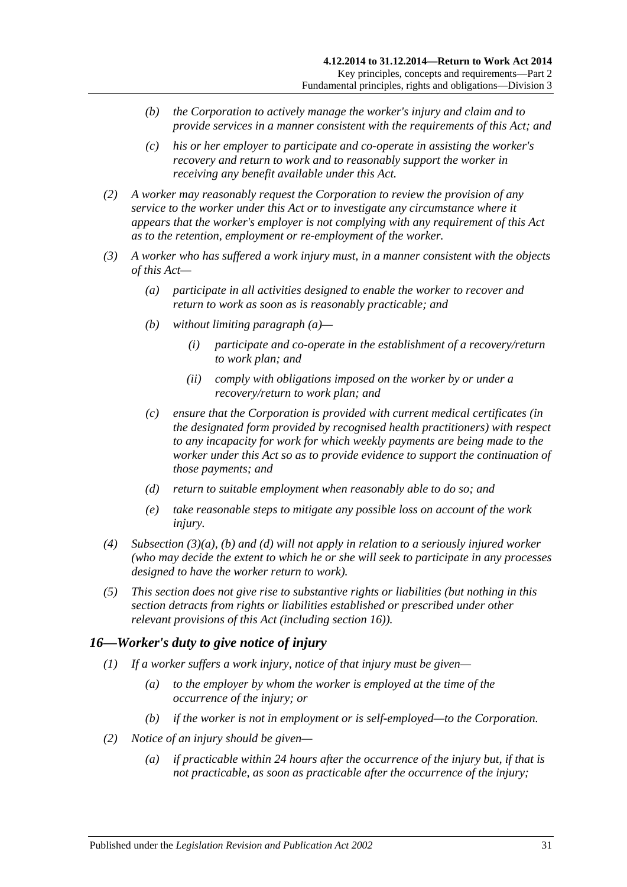- *(b)* *the Corporation to actively manage the worker's injury and claim and to provide services in a manner consistent with the requirements of this Act; and*
- *(c)* *his or her employer to participate and co-operate in assisting the worker's recovery and return to work and to reasonably support the worker in receiving any benefit available under this Act.*

*(2)* *A worker may reasonably request the Corporation to review the provision of any service to the worker under this Act or to investigate any circumstance where it appears that the worker's employer is not complying with any requirement of this Act as to the retention, employment or re-employment of the worker.*

*(3)* *A worker who has suffered a work injury must, in a manner consistent with the objects of this Act—*

- *(a)* *participate in all activities designed to enable the worker to recover and return to work as soon as is reasonably practicable; and*
- *(b)* *without limiting paragraph (a)—*
  - *(i)* *participate and co-operate in the establishment of a recovery/return to work plan; and*
  - *(ii)* *comply with obligations imposed on the worker by or under a recovery/return to work plan; and*
- *(c)* *ensure that the Corporation is provided with current medical certificates (in the designated form provided by recognised health practitioners) with respect to any incapacity for work for which weekly payments are being made to the worker under this Act so as to provide evidence to support the continuation of those payments; and*
- *(d)* *return to suitable employment when reasonably able to do so; and*
- *(e)* *take reasonable steps to mitigate any possible loss on account of the work injury.*

*(4)* *Subsection (3)(a), (b) and (d) will not apply in relation to a seriously injured worker (who may decide the extent to which he or she will seek to participate in any processes designed to have the worker return to work).*

*(5)* *This section does not give rise to substantive rights or liabilities (but nothing in this section detracts from rights or liabilities established or prescribed under other relevant provisions of this Act (including section 16)).*

## *16—Worker's duty to give notice of injury*

*(1)* *If a worker suffers a work injury, notice of that injury must be given—*

- *(a)* *to the employer by whom the worker is employed at the time of the occurrence of the injury; or*
- *(b)* *if the worker is not in employment or is self-employed—to the Corporation.*

*(2)* *Notice of an injury should be given—*

- *(a)* *if practicable within 24 hours after the occurrence of the injury but, if that is not practicable, as soon as practicable after the occurrence of the injury;*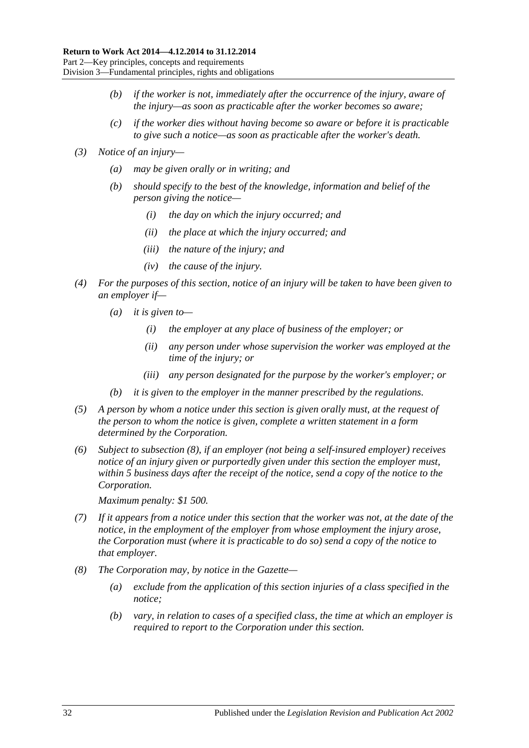- *(b)* *if the worker is not, immediately after the occurrence of the injury, aware of the injury—as soon as practicable after the worker becomes so aware;*
- *(c)* *if the worker dies without having become so aware or before it is practicable to give such a notice—as soon as practicable after the worker's death.*

*(3)* *Notice of an injury—*

- *(a)* *may be given orally or in writing; and*
- *(b)* *should specify to the best of the knowledge, information and belief of the person giving the notice—*
  - *(i)* *the day on which the injury occurred; and*
  - *(ii)* *the place at which the injury occurred; and*
  - *(iii)* *the nature of the injury; and*
  - *(iv)* *the cause of the injury.*

*(4)* *For the purposes of this section, notice of an injury will be taken to have been given to an employer if—*

- *(a)* *it is given to—*
  - *(i)* *the employer at any place of business of the employer; or*
  - *(ii)* *any person under whose supervision the worker was employed at the time of the injury; or*
  - *(iii)* *any person designated for the purpose by the worker's employer; or*
- *(b)* *it is given to the employer in the manner prescribed by the regulations.*

*(5)* *A person by whom a notice under this section is given orally must, at the request of the person to whom the notice is given, complete a written statement in a form determined by the Corporation.*

*(6)* *Subject to subsection (8), if an employer (not being a self-insured employer) receives notice of an injury given or purportedly given under this section the employer must, within 5 business days after the receipt of the notice, send a copy of the notice to the Corporation.*

*Maximum penalty: $1 500.*

*(7)* *If it appears from a notice under this section that the worker was not, at the date of the notice, in the employment of the employer from whose employment the injury arose, the Corporation must (where it is practicable to do so) send a copy of the notice to that employer.*

*(8)* *The Corporation may, by notice in the Gazette—*

- *(a)* *exclude from the application of this section injuries of a class specified in the notice;*
- *(b)* *vary, in relation to cases of a specified class, the time at which an employer is required to report to the Corporation under this section.*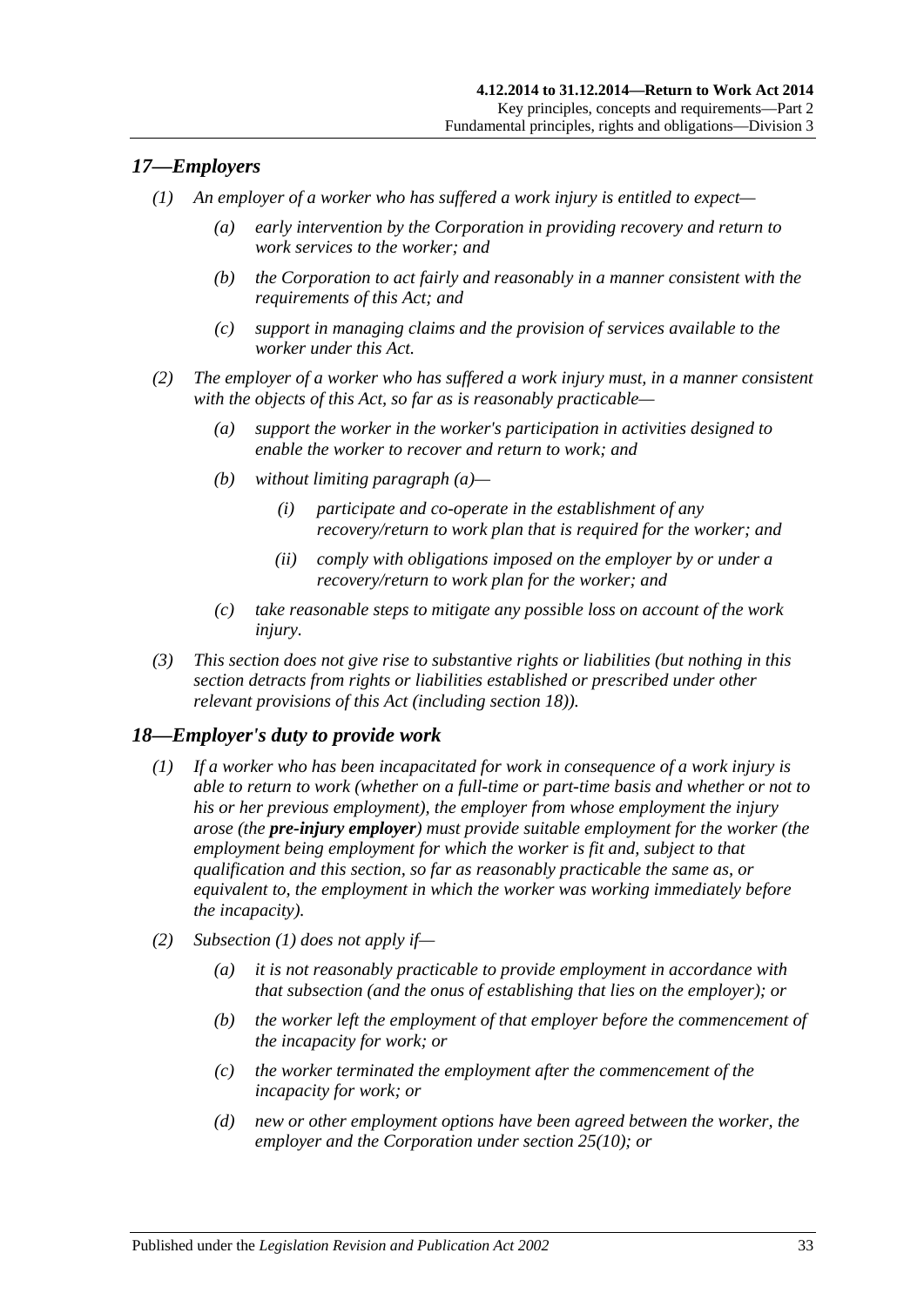## *17—Employers*

*(1) An employer of a worker who has suffered a work injury is entitled to expect—*

*(a) early intervention by the Corporation in providing recovery and return to work services to the worker; and*

*(b) the Corporation to act fairly and reasonably in a manner consistent with the requirements of this Act; and*

*(c) support in managing claims and the provision of services available to the worker under this Act.*

*(2) The employer of a worker who has suffered a work injury must, in a manner consistent with the objects of this Act, so far as is reasonably practicable—*

*(a) support the worker in the worker's participation in activities designed to enable the worker to recover and return to work; and*

*(b) without limiting paragraph (a)—*

*(i) participate and co-operate in the establishment of any recovery/return to work plan that is required for the worker; and*

*(ii) comply with obligations imposed on the employer by or under a recovery/return to work plan for the worker; and*

*(c) take reasonable steps to mitigate any possible loss on account of the work injury.*

*(3) This section does not give rise to substantive rights or liabilities (but nothing in this section detracts from rights or liabilities established or prescribed under other relevant provisions of this Act (including section 18)).*

## *18—Employer's duty to provide work*

*(1) If a worker who has been incapacitated for work in consequence of a work injury is able to return to work (whether on a full-time or part-time basis and whether or not to his or her previous employment), the employer from whose employment the injury arose (the **pre-injury employer**) must provide suitable employment for the worker (the employment being employment for which the worker is fit and, subject to that qualification and this section, so far as reasonably practicable the same as, or equivalent to, the employment in which the worker was working immediately before the incapacity).*

*(2) Subsection (1) does not apply if—*

*(a) it is not reasonably practicable to provide employment in accordance with that subsection (and the onus of establishing that lies on the employer); or*

*(b) the worker left the employment of that employer before the commencement of the incapacity for work; or*

*(c) the worker terminated the employment after the commencement of the incapacity for work; or*

*(d) new or other employment options have been agreed between the worker, the employer and the Corporation under section 25(10); or*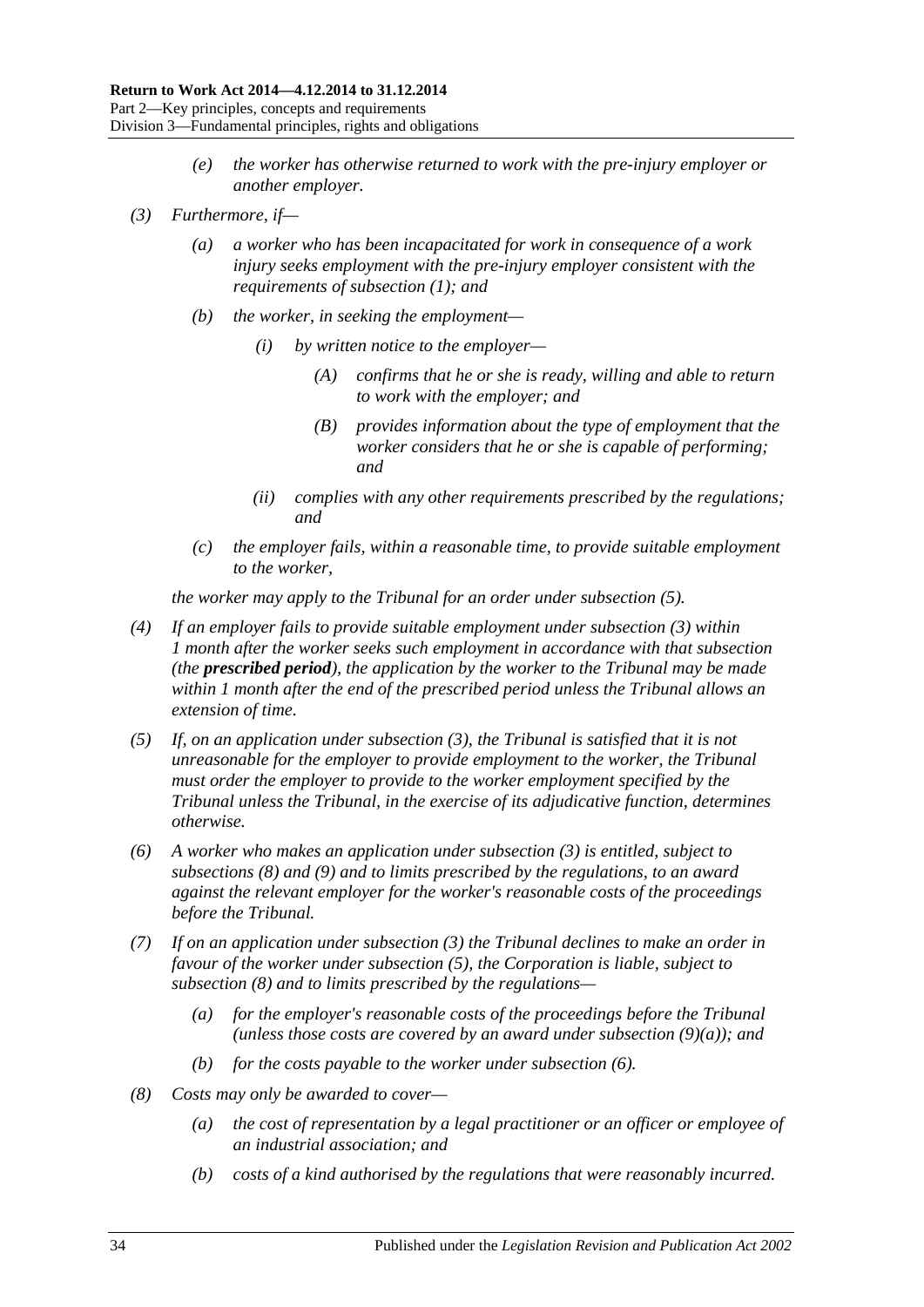*(e) the worker has otherwise returned to work with the pre-injury employer or another employer.*

*(3) Furthermore, if—*

*(a) a worker who has been incapacitated for work in consequence of a work injury seeks employment with the pre-injury employer consistent with the requirements of subsection (1); and*

*(b) the worker, in seeking the employment—*

*(i) by written notice to the employer—*

*(A) confirms that he or she is ready, willing and able to return to work with the employer; and*

*(B) provides information about the type of employment that the worker considers that he or she is capable of performing; and*

*(ii) complies with any other requirements prescribed by the regulations; and*

*(c) the employer fails, within a reasonable time, to provide suitable employment to the worker,*

*the worker may apply to the Tribunal for an order under subsection (5).*

*(4) If an employer fails to provide suitable employment under subsection (3) within 1 month after the worker seeks such employment in accordance with that subsection (the* ***prescribed period****), the application by the worker to the Tribunal may be made within 1 month after the end of the prescribed period unless the Tribunal allows an extension of time.*

*(5) If, on an application under subsection (3), the Tribunal is satisfied that it is not unreasonable for the employer to provide employment to the worker, the Tribunal must order the employer to provide to the worker employment specified by the Tribunal unless the Tribunal, in the exercise of its adjudicative function, determines otherwise.*

*(6) A worker who makes an application under subsection (3) is entitled, subject to subsections (8) and (9) and to limits prescribed by the regulations, to an award against the relevant employer for the worker's reasonable costs of the proceedings before the Tribunal.*

*(7) If on an application under subsection (3) the Tribunal declines to make an order in favour of the worker under subsection (5), the Corporation is liable, subject to subsection (8) and to limits prescribed by the regulations—*

*(a) for the employer's reasonable costs of the proceedings before the Tribunal (unless those costs are covered by an award under subsection (9)(a)); and*

*(b) for the costs payable to the worker under subsection (6).*

*(8) Costs may only be awarded to cover—*

*(a) the cost of representation by a legal practitioner or an officer or employee of an industrial association; and*

*(b) costs of a kind authorised by the regulations that were reasonably incurred.*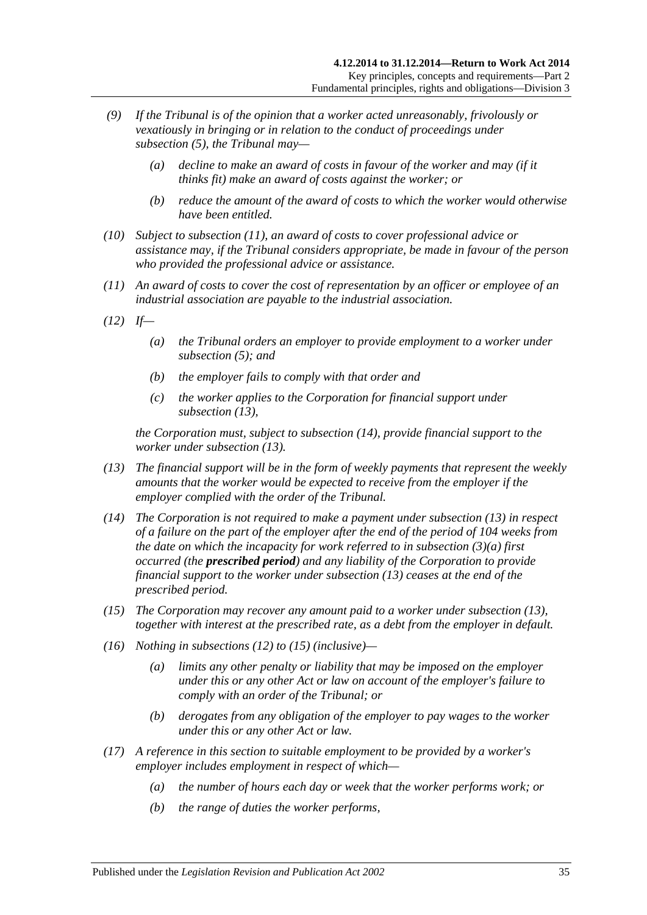(9) If the Tribunal is of the opinion that a worker acted unreasonably, frivolously or vexatiously in bringing or in relation to the conduct of proceedings under subsection (5), the Tribunal may—

  (a) decline to make an award of costs in favour of the worker and may (if it thinks fit) make an award of costs against the worker; or

  (b) reduce the amount of the award of costs to which the worker would otherwise have been entitled.

(10) Subject to subsection (11), an award of costs to cover professional advice or assistance may, if the Tribunal considers appropriate, be made in favour of the person who provided the professional advice or assistance.

(11) An award of costs to cover the cost of representation by an officer or employee of an industrial association are payable to the industrial association.

(12) If—

  (a) the Tribunal orders an employer to provide employment to a worker under subsection (5); and

  (b) the employer fails to comply with that order and

  (c) the worker applies to the Corporation for financial support under subsection (13),

  the Corporation must, subject to subsection (14), provide financial support to the worker under subsection (13).

(13) The financial support will be in the form of weekly payments that represent the weekly amounts that the worker would be expected to receive from the employer if the employer complied with the order of the Tribunal.

(14) The Corporation is not required to make a payment under subsection (13) in respect of a failure on the part of the employer after the end of the period of 104 weeks from the date on which the incapacity for work referred to in subsection (3)(a) first occurred (the ***prescribed period***) and any liability of the Corporation to provide financial support to the worker under subsection (13) ceases at the end of the prescribed period.

(15) The Corporation may recover any amount paid to a worker under subsection (13), together with interest at the prescribed rate, as a debt from the employer in default.

(16) Nothing in subsections (12) to (15) (inclusive)—

  (a) limits any other penalty or liability that may be imposed on the employer under this or any other Act or law on account of the employer's failure to comply with an order of the Tribunal; or

  (b) derogates from any obligation of the employer to pay wages to the worker under this or any other Act or law.

(17) A reference in this section to suitable employment to be provided by a worker's employer includes employment in respect of which—

  (a) the number of hours each day or week that the worker performs work; or

  (b) the range of duties the worker performs,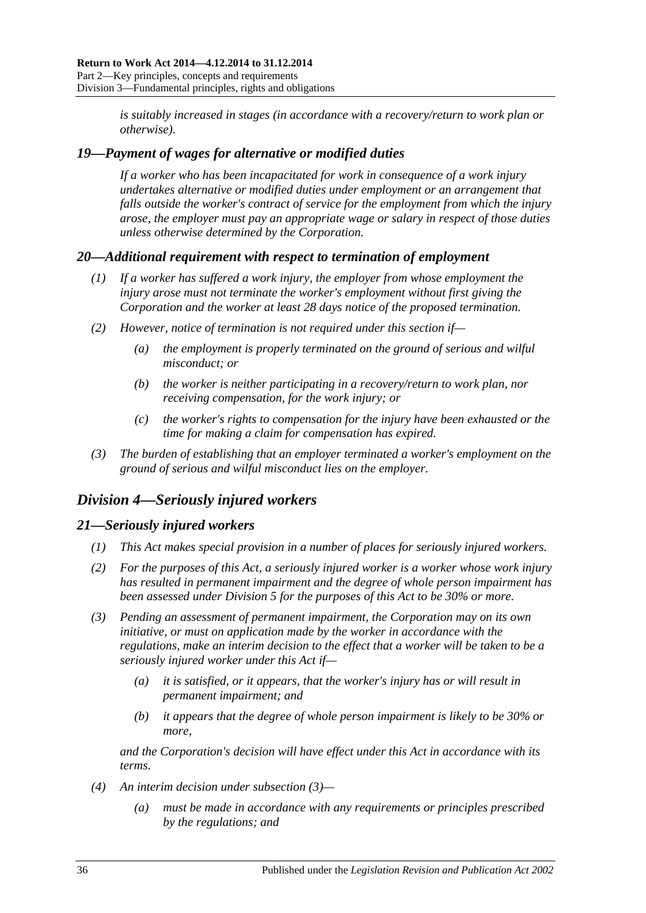*is suitably increased in stages (in accordance with a recovery/return to work plan or otherwise).*

## *19—Payment of wages for alternative or modified duties*

*If a worker who has been incapacitated for work in consequence of a work injury undertakes alternative or modified duties under employment or an arrangement that falls outside the worker's contract of service for the employment from which the injury arose, the employer must pay an appropriate wage or salary in respect of those duties unless otherwise determined by the Corporation.*

## *20—Additional requirement with respect to termination of employment*

*(1) If a worker has suffered a work injury, the employer from whose employment the injury arose must not terminate the worker's employment without first giving the Corporation and the worker at least 28 days notice of the proposed termination.*

*(2) However, notice of termination is not required under this section if—*

*(a) the employment is properly terminated on the ground of serious and wilful misconduct; or*

*(b) the worker is neither participating in a recovery/return to work plan, nor receiving compensation, for the work injury; or*

*(c) the worker's rights to compensation for the injury have been exhausted or the time for making a claim for compensation has expired.*

*(3) The burden of establishing that an employer terminated a worker's employment on the ground of serious and wilful misconduct lies on the employer.*

# *Division 4—Seriously injured workers*

## *21—Seriously injured workers*

*(1) This Act makes special provision in a number of places for seriously injured workers.*

*(2) For the purposes of this Act, a seriously injured worker is a worker whose work injury has resulted in permanent impairment and the degree of whole person impairment has been assessed under Division 5 for the purposes of this Act to be 30% or more.*

*(3) Pending an assessment of permanent impairment, the Corporation may on its own initiative, or must on application made by the worker in accordance with the regulations, make an interim decision to the effect that a worker will be taken to be a seriously injured worker under this Act if—*

*(a) it is satisfied, or it appears, that the worker's injury has or will result in permanent impairment; and*

*(b) it appears that the degree of whole person impairment is likely to be 30% or more,*

*and the Corporation's decision will have effect under this Act in accordance with its terms.*

*(4) An interim decision under subsection (3)—*

*(a) must be made in accordance with any requirements or principles prescribed by the regulations; and*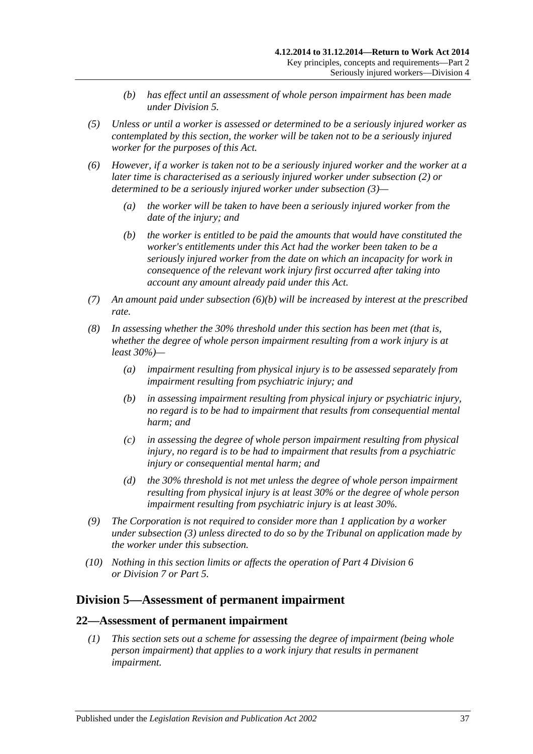*(b) has effect until an assessment of whole person impairment has been made under Division 5.*

*(5) Unless or until a worker is assessed or determined to be a seriously injured worker as contemplated by this section, the worker will be taken not to be a seriously injured worker for the purposes of this Act.*

*(6) However, if a worker is taken not to be a seriously injured worker and the worker at a later time is characterised as a seriously injured worker under subsection (2) or determined to be a seriously injured worker under subsection (3)—*

*(a) the worker will be taken to have been a seriously injured worker from the date of the injury; and*

*(b) the worker is entitled to be paid the amounts that would have constituted the worker's entitlements under this Act had the worker been taken to be a seriously injured worker from the date on which an incapacity for work in consequence of the relevant work injury first occurred after taking into account any amount already paid under this Act.*

*(7) An amount paid under subsection (6)(b) will be increased by interest at the prescribed rate.*

*(8) In assessing whether the 30% threshold under this section has been met (that is, whether the degree of whole person impairment resulting from a work injury is at least 30%)—*

*(a) impairment resulting from physical injury is to be assessed separately from impairment resulting from psychiatric injury; and*

*(b) in assessing impairment resulting from physical injury or psychiatric injury, no regard is to be had to impairment that results from consequential mental harm; and*

*(c) in assessing the degree of whole person impairment resulting from physical injury, no regard is to be had to impairment that results from a psychiatric injury or consequential mental harm; and*

*(d) the 30% threshold is not met unless the degree of whole person impairment resulting from physical injury is at least 30% or the degree of whole person impairment resulting from psychiatric injury is at least 30%.*

*(9) The Corporation is not required to consider more than 1 application by a worker under subsection (3) unless directed to do so by the Tribunal on application made by the worker under this subsection.*

*(10) Nothing in this section limits or affects the operation of Part 4 Division 6 or Division 7 or Part 5.*

## Division 5—Assessment of permanent impairment

### 22—Assessment of permanent impairment

*(1) This section sets out a scheme for assessing the degree of impairment (being whole person impairment) that applies to a work injury that results in permanent impairment.*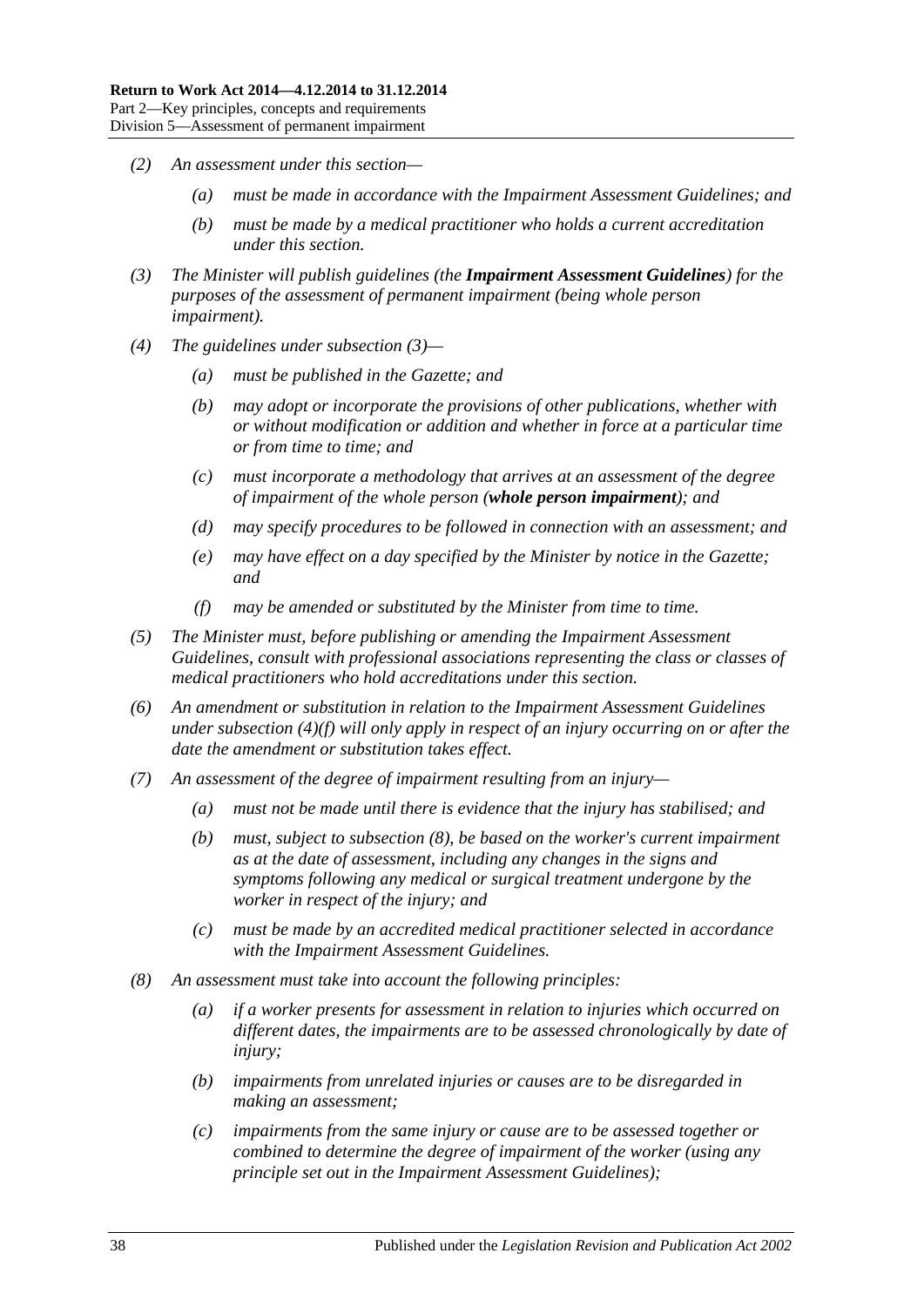*(2) An assessment under this section—*

*(a) must be made in accordance with the Impairment Assessment Guidelines; and*

*(b) must be made by a medical practitioner who holds a current accreditation under this section.*

*(3) The Minister will publish guidelines (the **Impairment Assessment Guidelines**) for the purposes of the assessment of permanent impairment (being whole person impairment).*

*(4) The guidelines under subsection (3)—*

*(a) must be published in the Gazette; and*

*(b) may adopt or incorporate the provisions of other publications, whether with or without modification or addition and whether in force at a particular time or from time to time; and*

*(c) must incorporate a methodology that arrives at an assessment of the degree of impairment of the whole person (**whole person impairment**); and*

*(d) may specify procedures to be followed in connection with an assessment; and*

*(e) may have effect on a day specified by the Minister by notice in the Gazette; and*

*(f) may be amended or substituted by the Minister from time to time.*

*(5) The Minister must, before publishing or amending the Impairment Assessment Guidelines, consult with professional associations representing the class or classes of medical practitioners who hold accreditations under this section.*

*(6) An amendment or substitution in relation to the Impairment Assessment Guidelines under subsection (4)(f) will only apply in respect of an injury occurring on or after the date the amendment or substitution takes effect.*

*(7) An assessment of the degree of impairment resulting from an injury—*

*(a) must not be made until there is evidence that the injury has stabilised; and*

*(b) must, subject to subsection (8), be based on the worker's current impairment as at the date of assessment, including any changes in the signs and symptoms following any medical or surgical treatment undergone by the worker in respect of the injury; and*

*(c) must be made by an accredited medical practitioner selected in accordance with the Impairment Assessment Guidelines.*

*(8) An assessment must take into account the following principles:*

*(a) if a worker presents for assessment in relation to injuries which occurred on different dates, the impairments are to be assessed chronologically by date of injury;*

*(b) impairments from unrelated injuries or causes are to be disregarded in making an assessment;*

*(c) impairments from the same injury or cause are to be assessed together or combined to determine the degree of impairment of the worker (using any principle set out in the Impairment Assessment Guidelines);*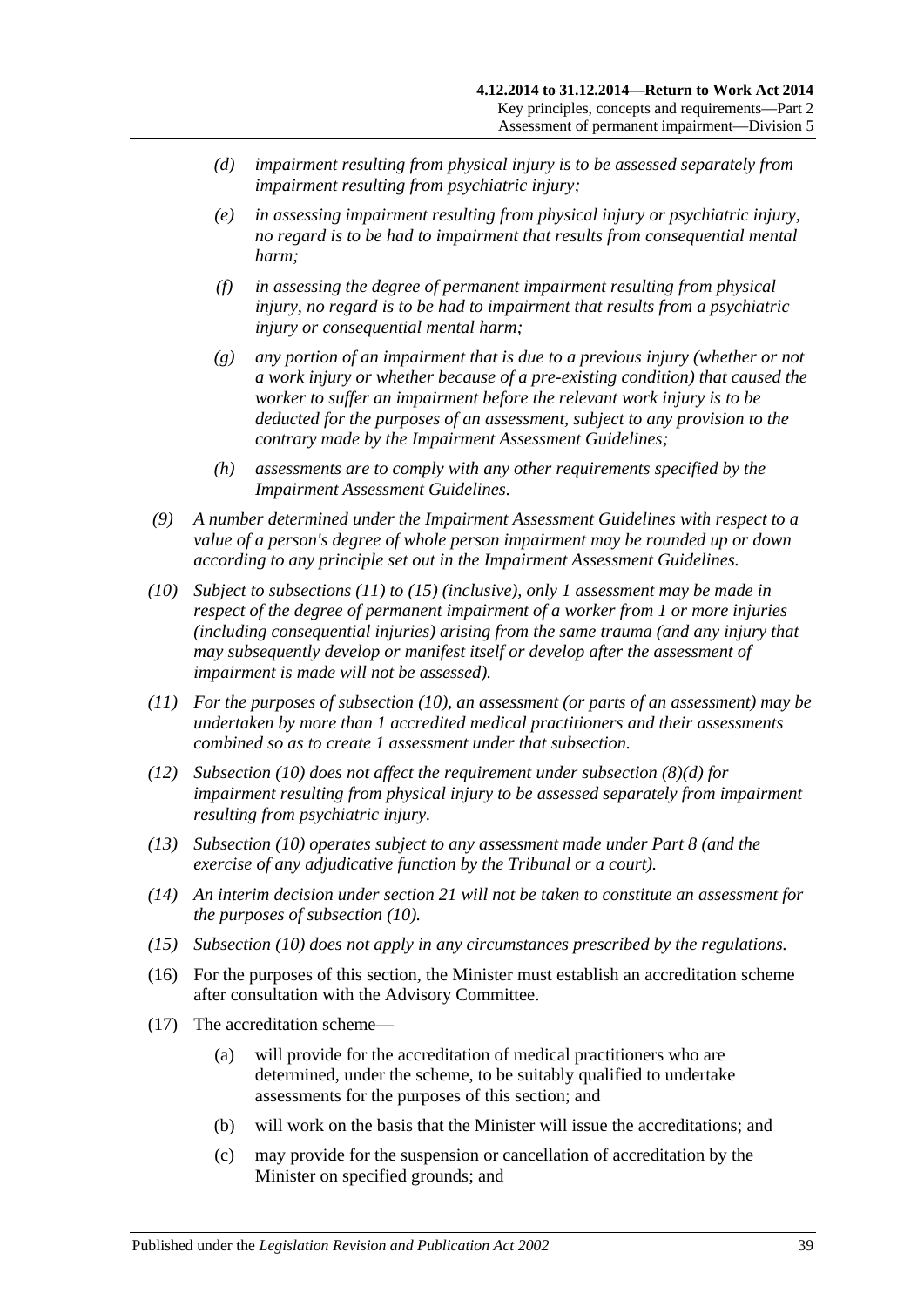- (d) *impairment resulting from physical injury is to be assessed separately from impairment resulting from psychiatric injury;*
- (e) *in assessing impairment resulting from physical injury or psychiatric injury, no regard is to be had to impairment that results from consequential mental harm;*
- (f) *in assessing the degree of permanent impairment resulting from physical injury, no regard is to be had to impairment that results from a psychiatric injury or consequential mental harm;*
- (g) *any portion of an impairment that is due to a previous injury (whether or not a work injury or whether because of a pre-existing condition) that caused the worker to suffer an impairment before the relevant work injury is to be deducted for the purposes of an assessment, subject to any provision to the contrary made by the Impairment Assessment Guidelines;*
- (h) *assessments are to comply with any other requirements specified by the Impairment Assessment Guidelines.*

(9) *A number determined under the Impairment Assessment Guidelines with respect to a value of a person's degree of whole person impairment may be rounded up or down according to any principle set out in the Impairment Assessment Guidelines.*

(10) *Subject to subsections (11) to (15) (inclusive), only 1 assessment may be made in respect of the degree of permanent impairment of a worker from 1 or more injuries (including consequential injuries) arising from the same trauma (and any injury that may subsequently develop or manifest itself or develop after the assessment of impairment is made will not be assessed).*

(11) *For the purposes of subsection (10), an assessment (or parts of an assessment) may be undertaken by more than 1 accredited medical practitioners and their assessments combined so as to create 1 assessment under that subsection.*

(12) *Subsection (10) does not affect the requirement under subsection (8)(d) for impairment resulting from physical injury to be assessed separately from impairment resulting from psychiatric injury.*

(13) *Subsection (10) operates subject to any assessment made under Part 8 (and the exercise of any adjudicative function by the Tribunal or a court).*

(14) *An interim decision under section 21 will not be taken to constitute an assessment for the purposes of subsection (10).*

(15) *Subsection (10) does not apply in any circumstances prescribed by the regulations.*

(16) For the purposes of this section, the Minister must establish an accreditation scheme after consultation with the Advisory Committee.

(17) The accreditation scheme—

- (a) will provide for the accreditation of medical practitioners who are determined, under the scheme, to be suitably qualified to undertake assessments for the purposes of this section; and
- (b) will work on the basis that the Minister will issue the accreditations; and
- (c) may provide for the suspension or cancellation of accreditation by the Minister on specified grounds; and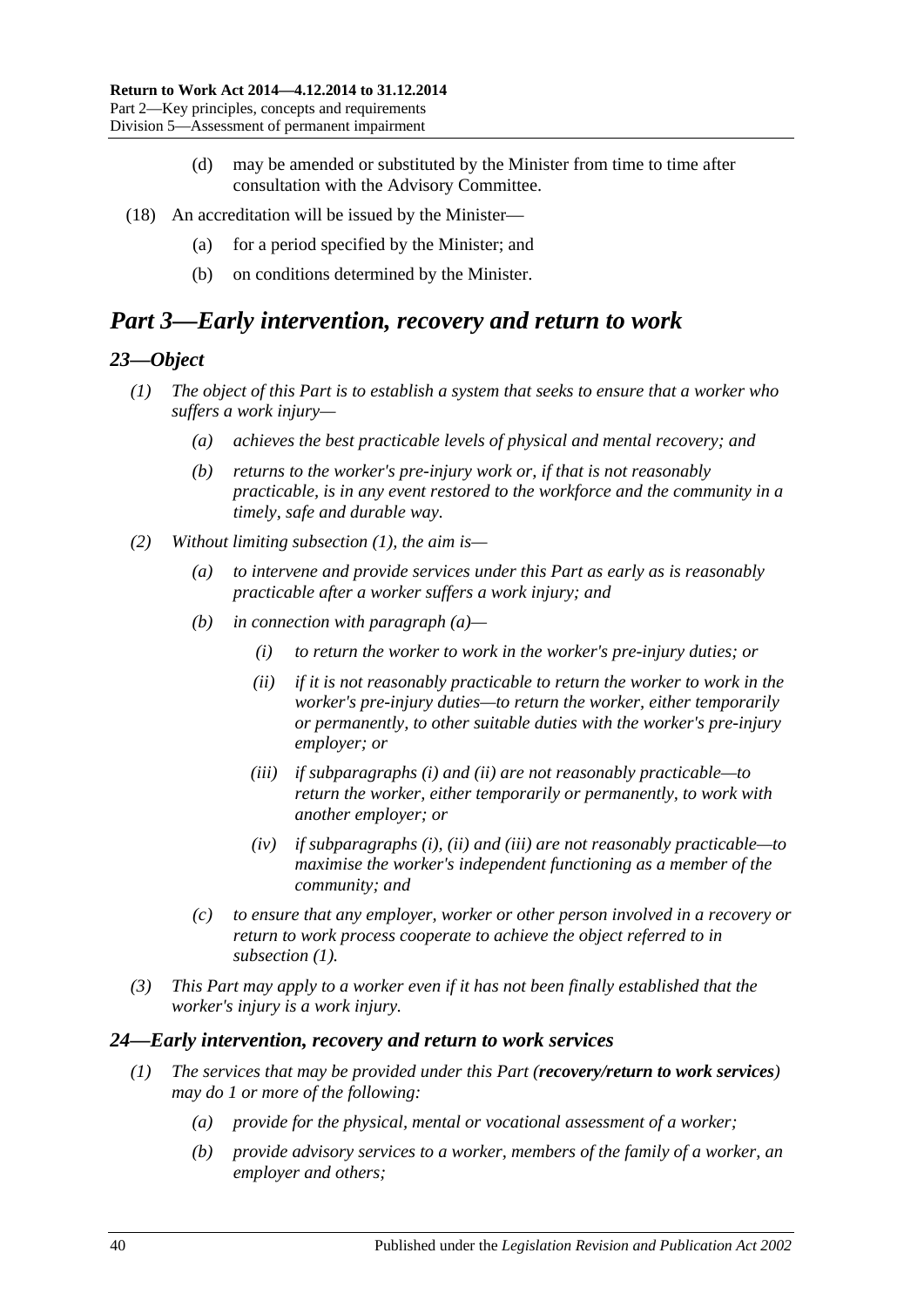(d) may be amended or substituted by the Minister from time to time after consultation with the Advisory Committee.

(18) An accreditation will be issued by the Minister—

(a) for a period specified by the Minister; and

(b) on conditions determined by the Minister.

# *Part 3—Early intervention, recovery and return to work*

## *23—Object*

*(1) The object of this Part is to establish a system that seeks to ensure that a worker who suffers a work injury—*

*(a) achieves the best practicable levels of physical and mental recovery; and*

*(b) returns to the worker's pre-injury work or, if that is not reasonably practicable, is in any event restored to the workforce and the community in a timely, safe and durable way.*

*(2) Without limiting subsection (1), the aim is—*

*(a) to intervene and provide services under this Part as early as is reasonably practicable after a worker suffers a work injury; and*

*(b) in connection with paragraph (a)—*

*(i) to return the worker to work in the worker's pre-injury duties; or*

*(ii) if it is not reasonably practicable to return the worker to work in the worker's pre-injury duties—to return the worker, either temporarily or permanently, to other suitable duties with the worker's pre-injury employer; or*

*(iii) if subparagraphs (i) and (ii) are not reasonably practicable—to return the worker, either temporarily or permanently, to work with another employer; or*

*(iv) if subparagraphs (i), (ii) and (iii) are not reasonably practicable—to maximise the worker's independent functioning as a member of the community; and*

*(c) to ensure that any employer, worker or other person involved in a recovery or return to work process cooperate to achieve the object referred to in subsection (1).*

*(3) This Part may apply to a worker even if it has not been finally established that the worker's injury is a work injury.*

## *24—Early intervention, recovery and return to work services*

*(1) The services that may be provided under this Part (**recovery/return to work services**) may do 1 or more of the following:*

*(a) provide for the physical, mental or vocational assessment of a worker;*

*(b) provide advisory services to a worker, members of the family of a worker, an employer and others;*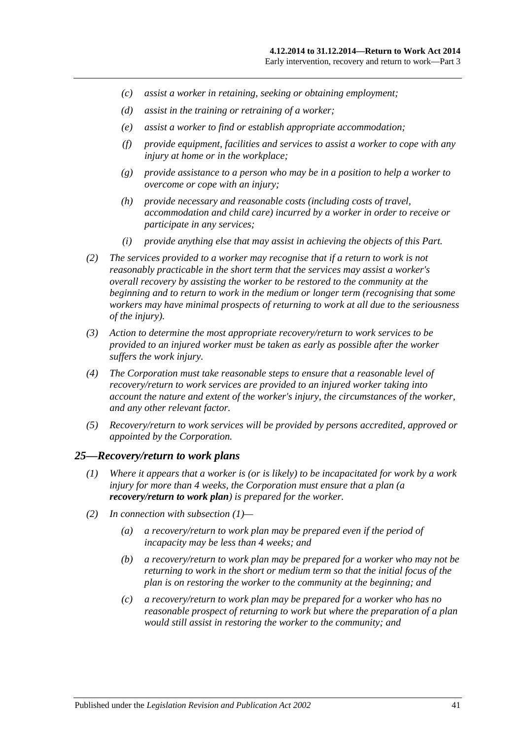- *(c)* *assist a worker in retaining, seeking or obtaining employment;*
- *(d)* *assist in the training or retraining of a worker;*
- *(e)* *assist a worker to find or establish appropriate accommodation;*
- *(f)* *provide equipment, facilities and services to assist a worker to cope with any injury at home or in the workplace;*
- *(g)* *provide assistance to a person who may be in a position to help a worker to overcome or cope with an injury;*
- *(h)* *provide necessary and reasonable costs (including costs of travel, accommodation and child care) incurred by a worker in order to receive or participate in any services;*
- *(i)* *provide anything else that may assist in achieving the objects of this Part.*

*(2)* *The services provided to a worker may recognise that if a return to work is not reasonably practicable in the short term that the services may assist a worker's overall recovery by assisting the worker to be restored to the community at the beginning and to return to work in the medium or longer term (recognising that some workers may have minimal prospects of returning to work at all due to the seriousness of the injury).*

*(3)* *Action to determine the most appropriate recovery/return to work services to be provided to an injured worker must be taken as early as possible after the worker suffers the work injury.*

*(4)* *The Corporation must take reasonable steps to ensure that a reasonable level of recovery/return to work services are provided to an injured worker taking into account the nature and extent of the worker's injury, the circumstances of the worker, and any other relevant factor.*

*(5)* *Recovery/return to work services will be provided by persons accredited, approved or appointed by the Corporation.*

## *25—Recovery/return to work plans*

*(1)* *Where it appears that a worker is (or is likely) to be incapacitated for work by a work injury for more than 4 weeks, the Corporation must ensure that a plan (a* ***recovery/return to work plan****) is prepared for the worker.*

*(2)* *In connection with subsection (1)—*

- *(a)* *a recovery/return to work plan may be prepared even if the period of incapacity may be less than 4 weeks; and*
- *(b)* *a recovery/return to work plan may be prepared for a worker who may not be returning to work in the short or medium term so that the initial focus of the plan is on restoring the worker to the community at the beginning; and*
- *(c)* *a recovery/return to work plan may be prepared for a worker who has no reasonable prospect of returning to work but where the preparation of a plan would still assist in restoring the worker to the community; and*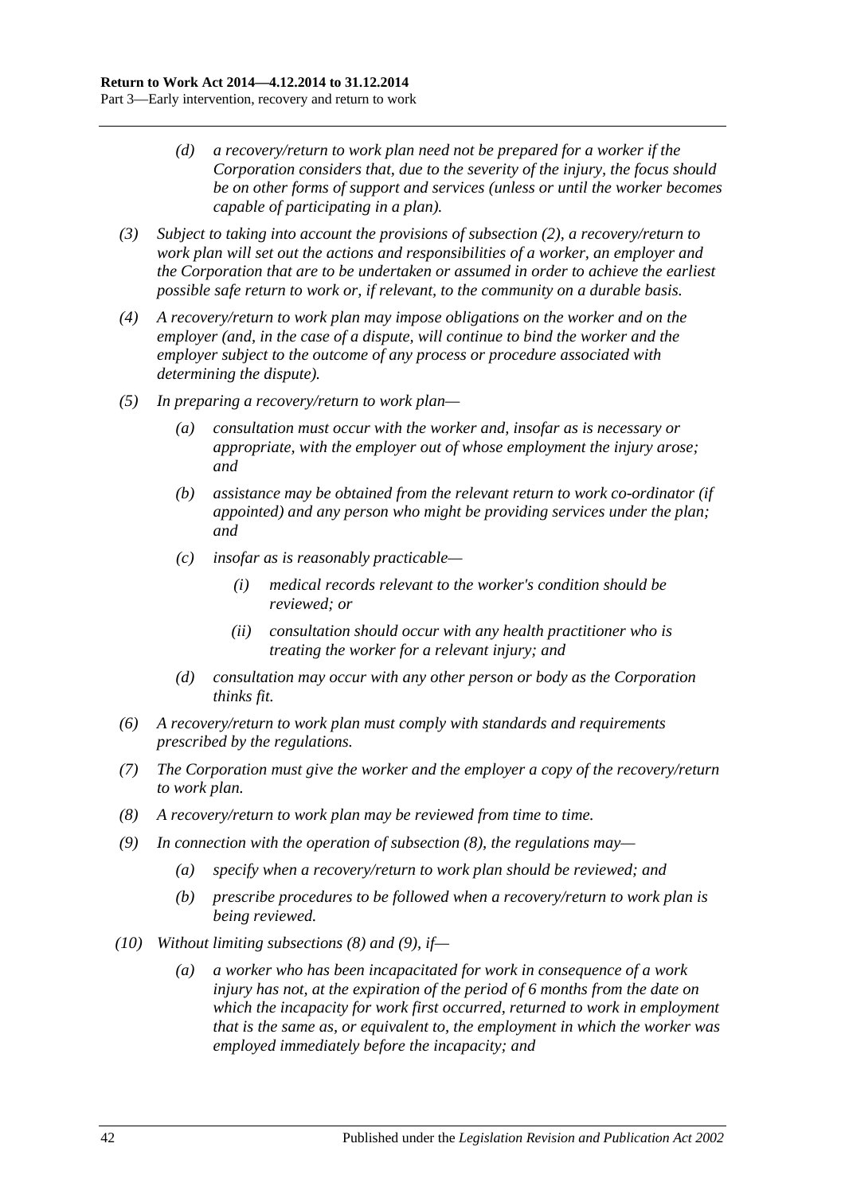*(d) a recovery/return to work plan need not be prepared for a worker if the Corporation considers that, due to the severity of the injury, the focus should be on other forms of support and services (unless or until the worker becomes capable of participating in a plan).*

*(3) Subject to taking into account the provisions of subsection (2), a recovery/return to work plan will set out the actions and responsibilities of a worker, an employer and the Corporation that are to be undertaken or assumed in order to achieve the earliest possible safe return to work or, if relevant, to the community on a durable basis.*

*(4) A recovery/return to work plan may impose obligations on the worker and on the employer (and, in the case of a dispute, will continue to bind the worker and the employer subject to the outcome of any process or procedure associated with determining the dispute).*

*(5) In preparing a recovery/return to work plan—*

*(a) consultation must occur with the worker and, insofar as is necessary or appropriate, with the employer out of whose employment the injury arose; and*

*(b) assistance may be obtained from the relevant return to work co-ordinator (if appointed) and any person who might be providing services under the plan; and*

*(c) insofar as is reasonably practicable—*

*(i) medical records relevant to the worker's condition should be reviewed; or*

*(ii) consultation should occur with any health practitioner who is treating the worker for a relevant injury; and*

*(d) consultation may occur with any other person or body as the Corporation thinks fit.*

*(6) A recovery/return to work plan must comply with standards and requirements prescribed by the regulations.*

*(7) The Corporation must give the worker and the employer a copy of the recovery/return to work plan.*

*(8) A recovery/return to work plan may be reviewed from time to time.*

*(9) In connection with the operation of subsection (8), the regulations may—*

*(a) specify when a recovery/return to work plan should be reviewed; and*

*(b) prescribe procedures to be followed when a recovery/return to work plan is being reviewed.*

*(10) Without limiting subsections (8) and (9), if—*

*(a) a worker who has been incapacitated for work in consequence of a work injury has not, at the expiration of the period of 6 months from the date on which the incapacity for work first occurred, returned to work in employment that is the same as, or equivalent to, the employment in which the worker was employed immediately before the incapacity; and*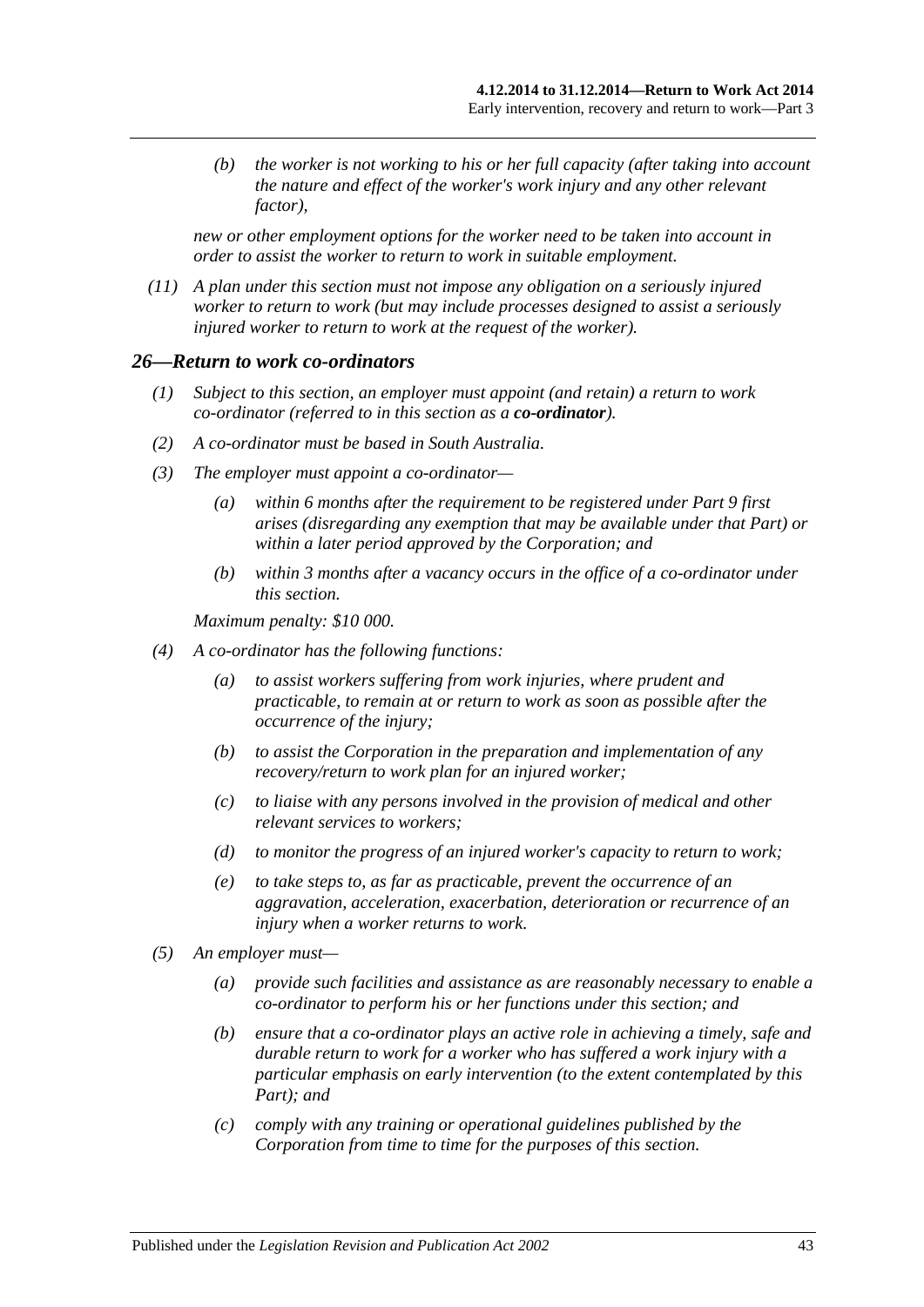*(b) the worker is not working to his or her full capacity (after taking into account the nature and effect of the worker's work injury and any other relevant factor),*

*new or other employment options for the worker need to be taken into account in order to assist the worker to return to work in suitable employment.*

*(11) A plan under this section must not impose any obligation on a seriously injured worker to return to work (but may include processes designed to assist a seriously injured worker to return to work at the request of the worker).*

## *26—Return to work co-ordinators*

*(1) Subject to this section, an employer must appoint (and retain) a return to work co-ordinator (referred to in this section as a **co-ordinator**).*

*(2) A co-ordinator must be based in South Australia.*

*(3) The employer must appoint a co-ordinator—*

*(a) within 6 months after the requirement to be registered under Part 9 first arises (disregarding any exemption that may be available under that Part) or within a later period approved by the Corporation; and*

*(b) within 3 months after a vacancy occurs in the office of a co-ordinator under this section.*

*Maximum penalty: $10 000.*

*(4) A co-ordinator has the following functions:*

*(a) to assist workers suffering from work injuries, where prudent and practicable, to remain at or return to work as soon as possible after the occurrence of the injury;*

*(b) to assist the Corporation in the preparation and implementation of any recovery/return to work plan for an injured worker;*

*(c) to liaise with any persons involved in the provision of medical and other relevant services to workers;*

*(d) to monitor the progress of an injured worker's capacity to return to work;*

*(e) to take steps to, as far as practicable, prevent the occurrence of an aggravation, acceleration, exacerbation, deterioration or recurrence of an injury when a worker returns to work.*

*(5) An employer must—*

*(a) provide such facilities and assistance as are reasonably necessary to enable a co-ordinator to perform his or her functions under this section; and*

*(b) ensure that a co-ordinator plays an active role in achieving a timely, safe and durable return to work for a worker who has suffered a work injury with a particular emphasis on early intervention (to the extent contemplated by this Part); and*

*(c) comply with any training or operational guidelines published by the Corporation from time to time for the purposes of this section.*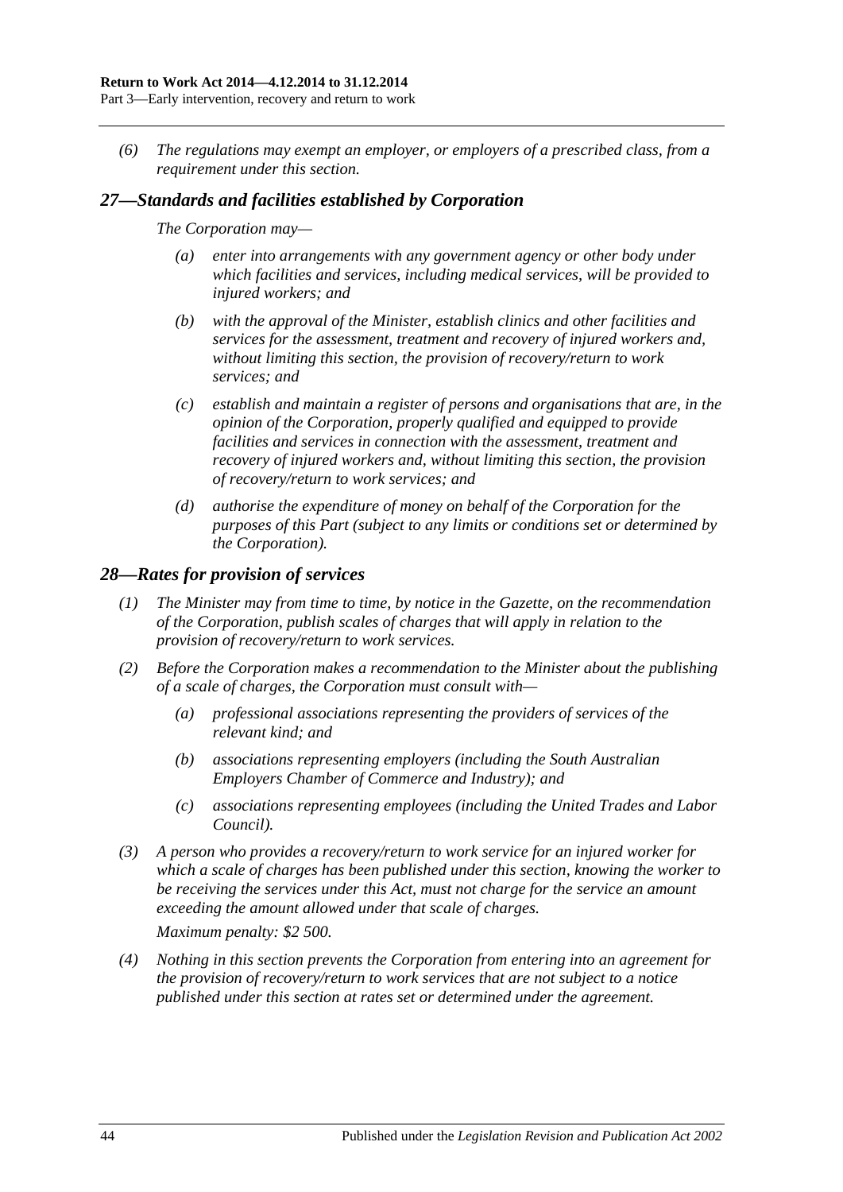*(6) The regulations may exempt an employer, or employers of a prescribed class, from a requirement under this section.*

## *27—Standards and facilities established by Corporation*

*The Corporation may—*

*(a) enter into arrangements with any government agency or other body under which facilities and services, including medical services, will be provided to injured workers; and*

*(b) with the approval of the Minister, establish clinics and other facilities and services for the assessment, treatment and recovery of injured workers and, without limiting this section, the provision of recovery/return to work services; and*

*(c) establish and maintain a register of persons and organisations that are, in the opinion of the Corporation, properly qualified and equipped to provide facilities and services in connection with the assessment, treatment and recovery of injured workers and, without limiting this section, the provision of recovery/return to work services; and*

*(d) authorise the expenditure of money on behalf of the Corporation for the purposes of this Part (subject to any limits or conditions set or determined by the Corporation).*

## *28—Rates for provision of services*

*(1) The Minister may from time to time, by notice in the Gazette, on the recommendation of the Corporation, publish scales of charges that will apply in relation to the provision of recovery/return to work services.*

*(2) Before the Corporation makes a recommendation to the Minister about the publishing of a scale of charges, the Corporation must consult with—*

*(a) professional associations representing the providers of services of the relevant kind; and*

*(b) associations representing employers (including the South Australian Employers Chamber of Commerce and Industry); and*

*(c) associations representing employees (including the United Trades and Labor Council).*

*(3) A person who provides a recovery/return to work service for an injured worker for which a scale of charges has been published under this section, knowing the worker to be receiving the services under this Act, must not charge for the service an amount exceeding the amount allowed under that scale of charges.*

*Maximum penalty: $2 500.*

*(4) Nothing in this section prevents the Corporation from entering into an agreement for the provision of recovery/return to work services that are not subject to a notice published under this section at rates set or determined under the agreement.*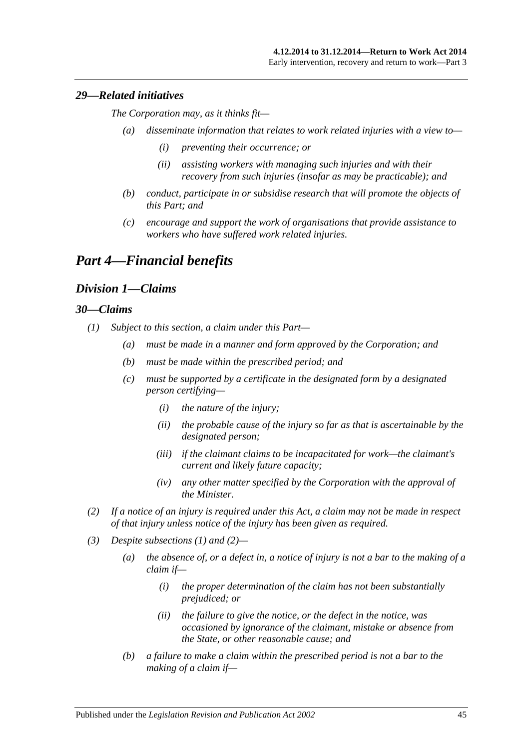### *29—Related initiatives*

*The Corporation may, as it thinks fit—*

- *(a) disseminate information that relates to work related injuries with a view to—*
  - *(i) preventing their occurrence; or*
  - *(ii) assisting workers with managing such injuries and with their recovery from such injuries (insofar as may be practicable); and*
- *(b) conduct, participate in or subsidise research that will promote the objects of this Part; and*
- *(c) encourage and support the work of organisations that provide assistance to workers who have suffered work related injuries.*

# *Part 4—Financial benefits*

## *Division 1—Claims*

### *30—Claims*

- *(1) Subject to this section, a claim under this Part—*
  - *(a) must be made in a manner and form approved by the Corporation; and*
  - *(b) must be made within the prescribed period; and*
  - *(c) must be supported by a certificate in the designated form by a designated person certifying—*
    - *(i) the nature of the injury;*
    - *(ii) the probable cause of the injury so far as that is ascertainable by the designated person;*
    - *(iii) if the claimant claims to be incapacitated for work—the claimant's current and likely future capacity;*
    - *(iv) any other matter specified by the Corporation with the approval of the Minister.*
- *(2) If a notice of an injury is required under this Act, a claim may not be made in respect of that injury unless notice of the injury has been given as required.*
- *(3) Despite subsections (1) and (2)—*
  - *(a) the absence of, or a defect in, a notice of injury is not a bar to the making of a claim if—*
    - *(i) the proper determination of the claim has not been substantially prejudiced; or*
    - *(ii) the failure to give the notice, or the defect in the notice, was occasioned by ignorance of the claimant, mistake or absence from the State, or other reasonable cause; and*
  - *(b) a failure to make a claim within the prescribed period is not a bar to the making of a claim if—*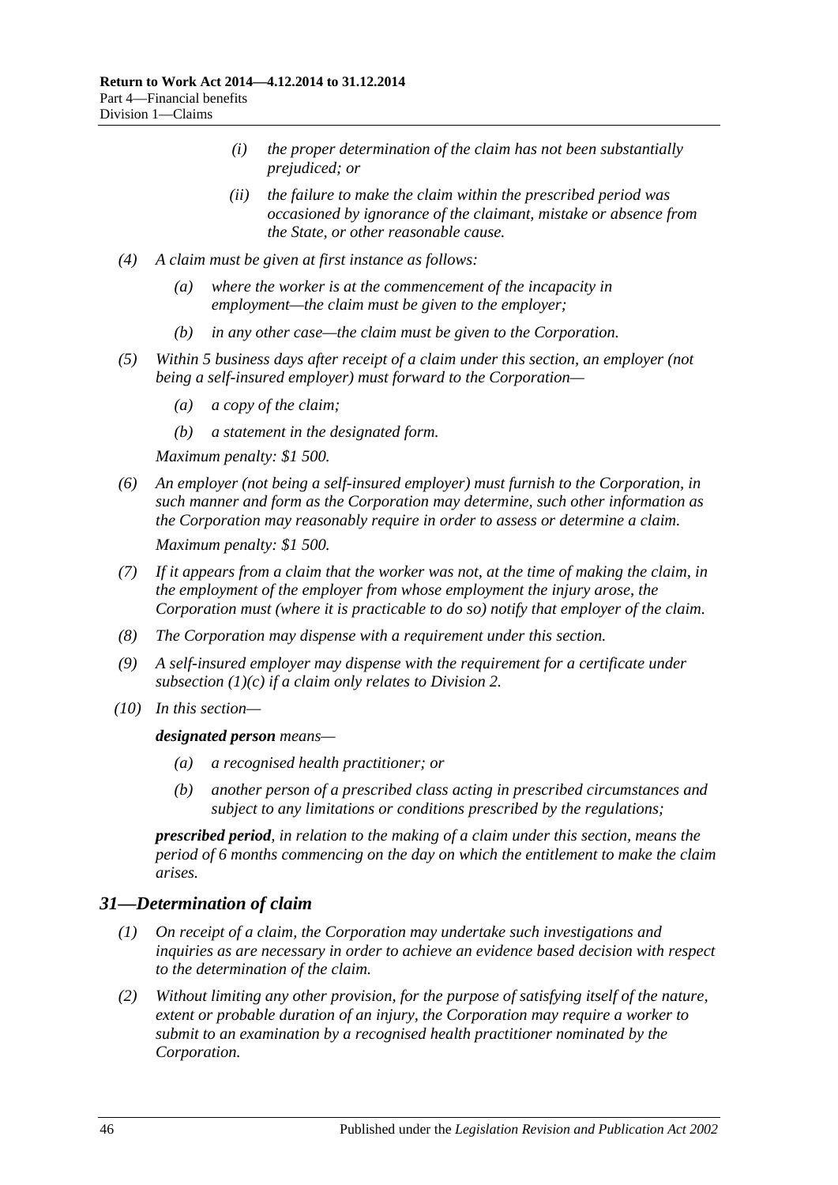- (i) the proper determination of the claim has not been substantially prejudiced; or
- (ii) the failure to make the claim within the prescribed period was occasioned by ignorance of the claimant, mistake or absence from the State, or other reasonable cause.

(4) A claim must be given at first instance as follows:

- (a) where the worker is at the commencement of the incapacity in employment—the claim must be given to the employer;
- (b) in any other case—the claim must be given to the Corporation.

(5) Within 5 business days after receipt of a claim under this section, an employer (not being a self-insured employer) must forward to the Corporation—

- (a) a copy of the claim;
- (b) a statement in the designated form.

Maximum penalty: $1 500.

(6) An employer (not being a self-insured employer) must furnish to the Corporation, in such manner and form as the Corporation may determine, such other information as the Corporation may reasonably require in order to assess or determine a claim.

Maximum penalty: $1 500.

(7) If it appears from a claim that the worker was not, at the time of making the claim, in the employment of the employer from whose employment the injury arose, the Corporation must (where it is practicable to do so) notify that employer of the claim.

(8) The Corporation may dispense with a requirement under this section.

(9) A self-insured employer may dispense with the requirement for a certificate under subsection (1)(c) if a claim only relates to Division 2.

(10) In this section—

***designated person*** means—

- (a) a recognised health practitioner; or
- (b) another person of a prescribed class acting in prescribed circumstances and subject to any limitations or conditions prescribed by the regulations;

***prescribed period***, in relation to the making of a claim under this section, means the period of 6 months commencing on the day on which the entitlement to make the claim arises.

## 31—Determination of claim

(1) On receipt of a claim, the Corporation may undertake such investigations and inquiries as are necessary in order to achieve an evidence based decision with respect to the determination of the claim.

(2) Without limiting any other provision, for the purpose of satisfying itself of the nature, extent or probable duration of an injury, the Corporation may require a worker to submit to an examination by a recognised health practitioner nominated by the Corporation.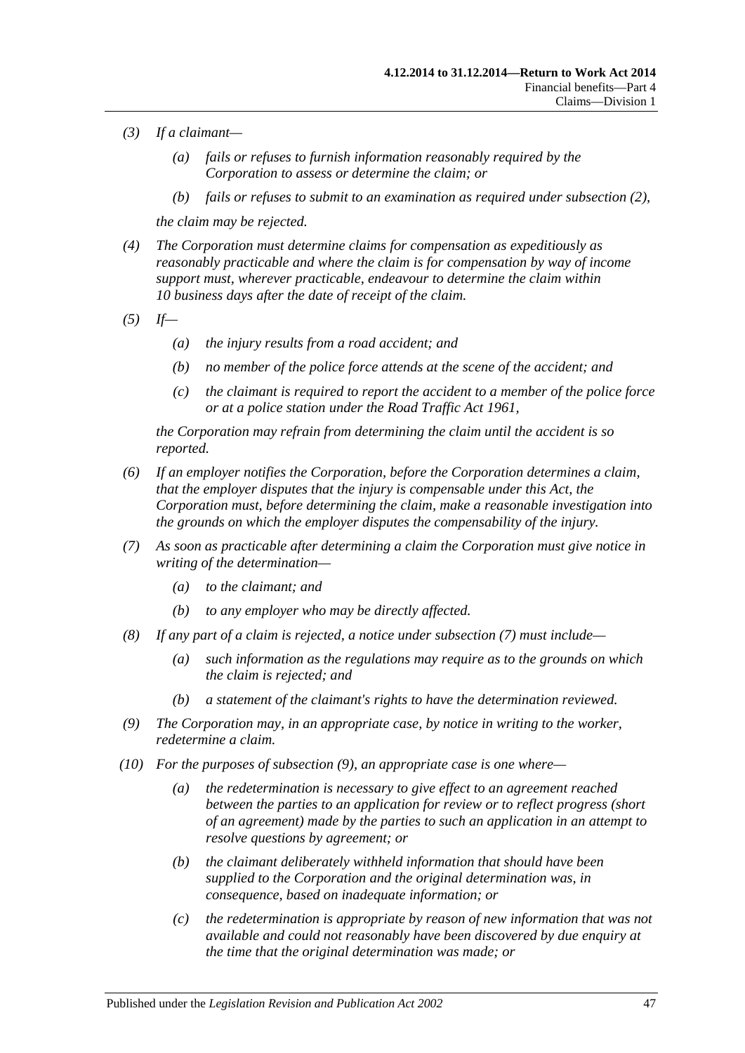(3) If a claimant—

(a) fails or refuses to furnish information reasonably required by the Corporation to assess or determine the claim; or

(b) fails or refuses to submit to an examination as required under subsection (2),

the claim may be rejected.

(4) The Corporation must determine claims for compensation as expeditiously as reasonably practicable and where the claim is for compensation by way of income support must, wherever practicable, endeavour to determine the claim within 10 business days after the date of receipt of the claim.

(5) If—

(a) the injury results from a road accident; and

(b) no member of the police force attends at the scene of the accident; and

(c) the claimant is required to report the accident to a member of the police force or at a police station under the Road Traffic Act 1961,

the Corporation may refrain from determining the claim until the accident is so reported.

(6) If an employer notifies the Corporation, before the Corporation determines a claim, that the employer disputes that the injury is compensable under this Act, the Corporation must, before determining the claim, make a reasonable investigation into the grounds on which the employer disputes the compensability of the injury.

(7) As soon as practicable after determining a claim the Corporation must give notice in writing of the determination—

(a) to the claimant; and

(b) to any employer who may be directly affected.

(8) If any part of a claim is rejected, a notice under subsection (7) must include—

(a) such information as the regulations may require as to the grounds on which the claim is rejected; and

(b) a statement of the claimant's rights to have the determination reviewed.

(9) The Corporation may, in an appropriate case, by notice in writing to the worker, redetermine a claim.

(10) For the purposes of subsection (9), an appropriate case is one where—

(a) the redetermination is necessary to give effect to an agreement reached between the parties to an application for review or to reflect progress (short of an agreement) made by the parties to such an application in an attempt to resolve questions by agreement; or

(b) the claimant deliberately withheld information that should have been supplied to the Corporation and the original determination was, in consequence, based on inadequate information; or

(c) the redetermination is appropriate by reason of new information that was not available and could not reasonably have been discovered by due enquiry at the time that the original determination was made; or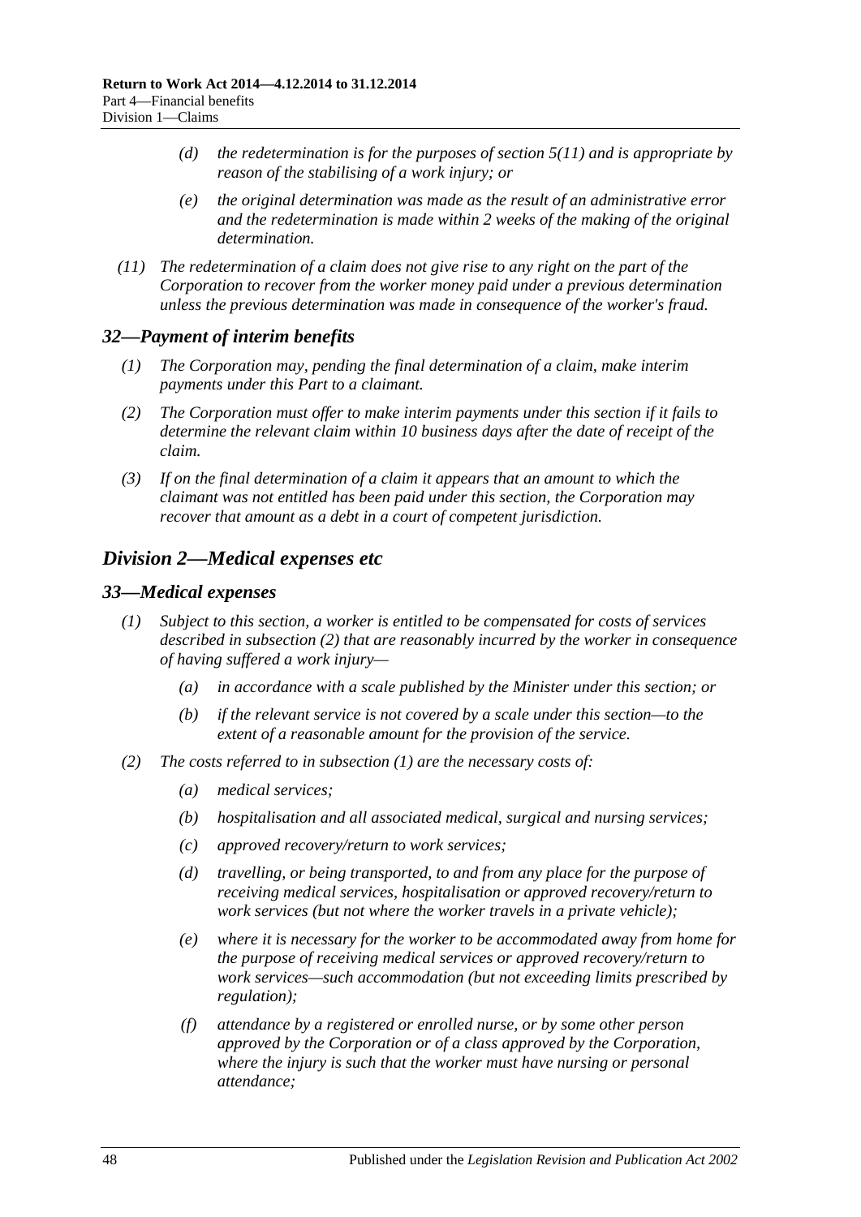(d) the redetermination is for the purposes of section 5(11) and is appropriate by reason of the stabilising of a work injury; or

(e) the original determination was made as the result of an administrative error and the redetermination is made within 2 weeks of the making of the original determination.

(11) The redetermination of a claim does not give rise to any right on the part of the Corporation to recover from the worker money paid under a previous determination unless the previous determination was made in consequence of the worker's fraud.

### 32—Payment of interim benefits

(1) The Corporation may, pending the final determination of a claim, make interim payments under this Part to a claimant.

(2) The Corporation must offer to make interim payments under this section if it fails to determine the relevant claim within 10 business days after the date of receipt of the claim.

(3) If on the final determination of a claim it appears that an amount to which the claimant was not entitled has been paid under this section, the Corporation may recover that amount as a debt in a court of competent jurisdiction.

## Division 2—Medical expenses etc

### 33—Medical expenses

(1) Subject to this section, a worker is entitled to be compensated for costs of services described in subsection (2) that are reasonably incurred by the worker in consequence of having suffered a work injury—

(a) in accordance with a scale published by the Minister under this section; or

(b) if the relevant service is not covered by a scale under this section—to the extent of a reasonable amount for the provision of the service.

(2) The costs referred to in subsection (1) are the necessary costs of:

(a) medical services;

(b) hospitalisation and all associated medical, surgical and nursing services;

(c) approved recovery/return to work services;

(d) travelling, or being transported, to and from any place for the purpose of receiving medical services, hospitalisation or approved recovery/return to work services (but not where the worker travels in a private vehicle);

(e) where it is necessary for the worker to be accommodated away from home for the purpose of receiving medical services or approved recovery/return to work services—such accommodation (but not exceeding limits prescribed by regulation);

(f) attendance by a registered or enrolled nurse, or by some other person approved by the Corporation or of a class approved by the Corporation, where the injury is such that the worker must have nursing or personal attendance;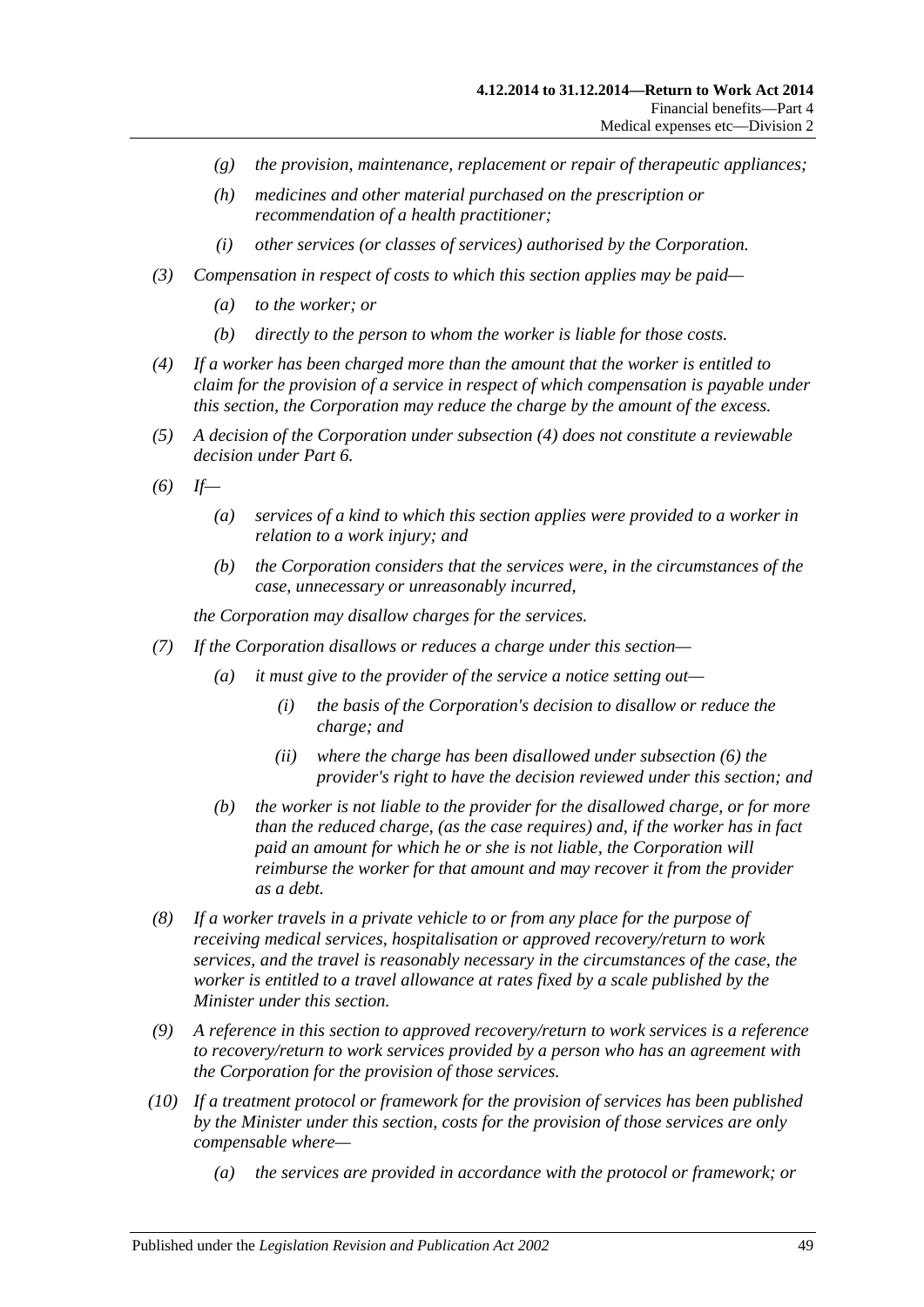(g) the provision, maintenance, replacement or repair of therapeutic appliances;

(h) medicines and other material purchased on the prescription or recommendation of a health practitioner;

(i) other services (or classes of services) authorised by the Corporation.

(3) Compensation in respect of costs to which this section applies may be paid—

(a) to the worker; or

(b) directly to the person to whom the worker is liable for those costs.

(4) If a worker has been charged more than the amount that the worker is entitled to claim for the provision of a service in respect of which compensation is payable under this section, the Corporation may reduce the charge by the amount of the excess.

(5) A decision of the Corporation under subsection (4) does not constitute a reviewable decision under Part 6.

(6) If—

(a) services of a kind to which this section applies were provided to a worker in relation to a work injury; and

(b) the Corporation considers that the services were, in the circumstances of the case, unnecessary or unreasonably incurred,

the Corporation may disallow charges for the services.

(7) If the Corporation disallows or reduces a charge under this section—

(a) it must give to the provider of the service a notice setting out—

(i) the basis of the Corporation's decision to disallow or reduce the charge; and

(ii) where the charge has been disallowed under subsection (6) the provider's right to have the decision reviewed under this section; and

(b) the worker is not liable to the provider for the disallowed charge, or for more than the reduced charge, (as the case requires) and, if the worker has in fact paid an amount for which he or she is not liable, the Corporation will reimburse the worker for that amount and may recover it from the provider as a debt.

(8) If a worker travels in a private vehicle to or from any place for the purpose of receiving medical services, hospitalisation or approved recovery/return to work services, and the travel is reasonably necessary in the circumstances of the case, the worker is entitled to a travel allowance at rates fixed by a scale published by the Minister under this section.

(9) A reference in this section to approved recovery/return to work services is a reference to recovery/return to work services provided by a person who has an agreement with the Corporation for the provision of those services.

(10) If a treatment protocol or framework for the provision of services has been published by the Minister under this section, costs for the provision of those services are only compensable where—

(a) the services are provided in accordance with the protocol or framework; or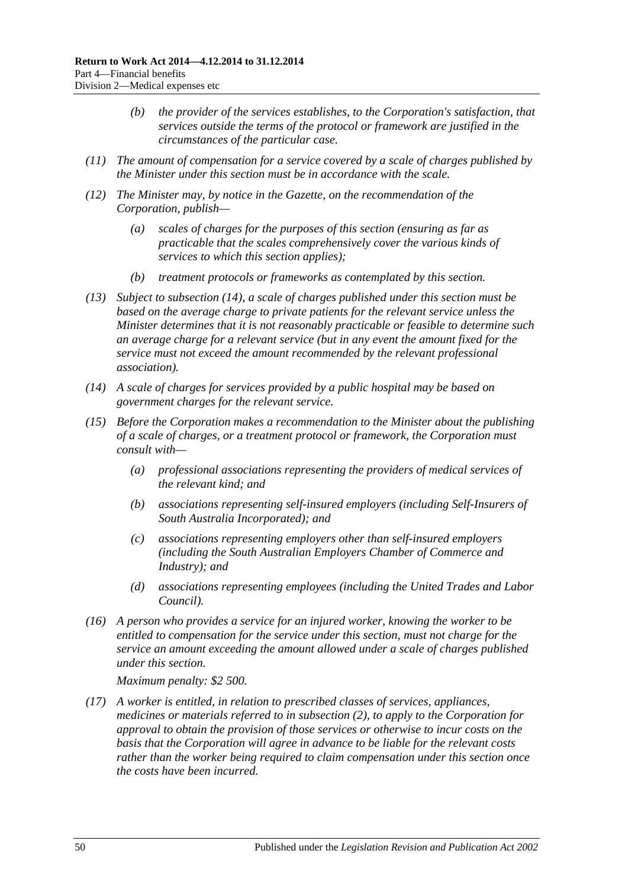*(b) the provider of the services establishes, to the Corporation's satisfaction, that services outside the terms of the protocol or framework are justified in the circumstances of the particular case.*

*(11) The amount of compensation for a service covered by a scale of charges published by the Minister under this section must be in accordance with the scale.*

*(12) The Minister may, by notice in the Gazette, on the recommendation of the Corporation, publish—*

*(a) scales of charges for the purposes of this section (ensuring as far as practicable that the scales comprehensively cover the various kinds of services to which this section applies);*

*(b) treatment protocols or frameworks as contemplated by this section.*

*(13) Subject to subsection (14), a scale of charges published under this section must be based on the average charge to private patients for the relevant service unless the Minister determines that it is not reasonably practicable or feasible to determine such an average charge for a relevant service (but in any event the amount fixed for the service must not exceed the amount recommended by the relevant professional association).*

*(14) A scale of charges for services provided by a public hospital may be based on government charges for the relevant service.*

*(15) Before the Corporation makes a recommendation to the Minister about the publishing of a scale of charges, or a treatment protocol or framework, the Corporation must consult with—*

*(a) professional associations representing the providers of medical services of the relevant kind; and*

*(b) associations representing self-insured employers (including Self-Insurers of South Australia Incorporated); and*

*(c) associations representing employers other than self-insured employers (including the South Australian Employers Chamber of Commerce and Industry); and*

*(d) associations representing employees (including the United Trades and Labor Council).*

*(16) A person who provides a service for an injured worker, knowing the worker to be entitled to compensation for the service under this section, must not charge for the service an amount exceeding the amount allowed under a scale of charges published under this section.*

*Maximum penalty: $2 500.*

*(17) A worker is entitled, in relation to prescribed classes of services, appliances, medicines or materials referred to in subsection (2), to apply to the Corporation for approval to obtain the provision of those services or otherwise to incur costs on the basis that the Corporation will agree in advance to be liable for the relevant costs rather than the worker being required to claim compensation under this section once the costs have been incurred.*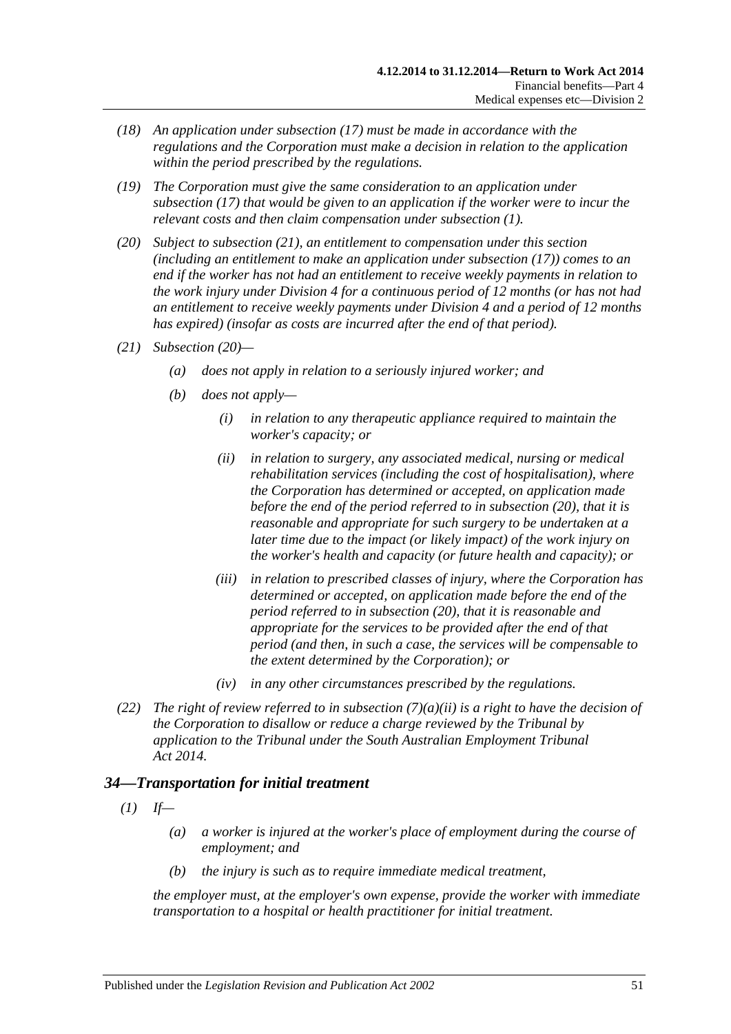*(18) An application under subsection (17) must be made in accordance with the regulations and the Corporation must make a decision in relation to the application within the period prescribed by the regulations.*

*(19) The Corporation must give the same consideration to an application under subsection (17) that would be given to an application if the worker were to incur the relevant costs and then claim compensation under subsection (1).*

*(20) Subject to subsection (21), an entitlement to compensation under this section (including an entitlement to make an application under subsection (17)) comes to an end if the worker has not had an entitlement to receive weekly payments in relation to the work injury under Division 4 for a continuous period of 12 months (or has not had an entitlement to receive weekly payments under Division 4 and a period of 12 months has expired) (insofar as costs are incurred after the end of that period).*

*(21) Subsection (20)—*

*(a) does not apply in relation to a seriously injured worker; and*

*(b) does not apply—*

*(i) in relation to any therapeutic appliance required to maintain the worker's capacity; or*

*(ii) in relation to surgery, any associated medical, nursing or medical rehabilitation services (including the cost of hospitalisation), where the Corporation has determined or accepted, on application made before the end of the period referred to in subsection (20), that it is reasonable and appropriate for such surgery to be undertaken at a later time due to the impact (or likely impact) of the work injury on the worker's health and capacity (or future health and capacity); or*

*(iii) in relation to prescribed classes of injury, where the Corporation has determined or accepted, on application made before the end of the period referred to in subsection (20), that it is reasonable and appropriate for the services to be provided after the end of that period (and then, in such a case, the services will be compensable to the extent determined by the Corporation); or*

*(iv) in any other circumstances prescribed by the regulations.*

*(22) The right of review referred to in subsection (7)(a)(ii) is a right to have the decision of the Corporation to disallow or reduce a charge reviewed by the Tribunal by application to the Tribunal under the South Australian Employment Tribunal Act 2014.*

## *34—Transportation for initial treatment*

*(1) If—*

*(a) a worker is injured at the worker's place of employment during the course of employment; and*

*(b) the injury is such as to require immediate medical treatment,*

*the employer must, at the employer's own expense, provide the worker with immediate transportation to a hospital or health practitioner for initial treatment.*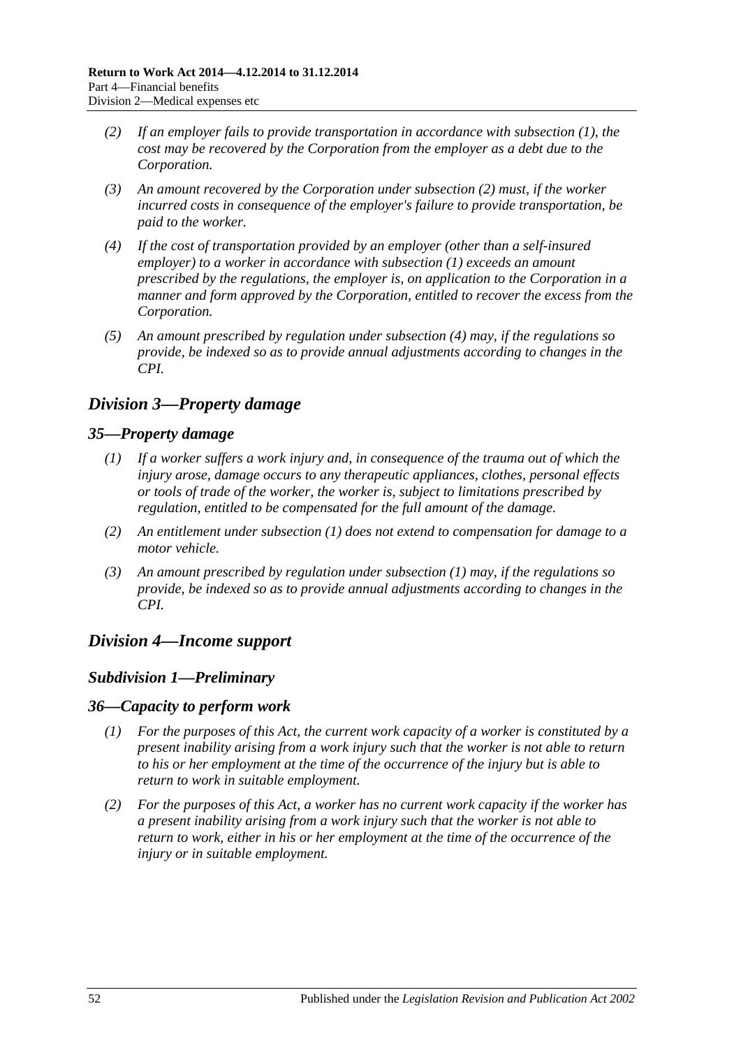(2) If an employer fails to provide transportation in accordance with subsection (1), the cost may be recovered by the Corporation from the employer as a debt due to the Corporation.

(3) An amount recovered by the Corporation under subsection (2) must, if the worker incurred costs in consequence of the employer's failure to provide transportation, be paid to the worker.

(4) If the cost of transportation provided by an employer (other than a self-insured employer) to a worker in accordance with subsection (1) exceeds an amount prescribed by the regulations, the employer is, on application to the Corporation in a manner and form approved by the Corporation, entitled to recover the excess from the Corporation.

(5) An amount prescribed by regulation under subsection (4) may, if the regulations so provide, be indexed so as to provide annual adjustments according to changes in the CPI.

## Division 3—Property damage

### 35—Property damage

(1) If a worker suffers a work injury and, in consequence of the trauma out of which the injury arose, damage occurs to any therapeutic appliances, clothes, personal effects or tools of trade of the worker, the worker is, subject to limitations prescribed by regulation, entitled to be compensated for the full amount of the damage.

(2) An entitlement under subsection (1) does not extend to compensation for damage to a motor vehicle.

(3) An amount prescribed by regulation under subsection (1) may, if the regulations so provide, be indexed so as to provide annual adjustments according to changes in the CPI.

## Division 4—Income support

### Subdivision 1—Preliminary

### 36—Capacity to perform work

(1) For the purposes of this Act, the current work capacity of a worker is constituted by a present inability arising from a work injury such that the worker is not able to return to his or her employment at the time of the occurrence of the injury but is able to return to work in suitable employment.

(2) For the purposes of this Act, a worker has no current work capacity if the worker has a present inability arising from a work injury such that the worker is not able to return to work, either in his or her employment at the time of the occurrence of the injury or in suitable employment.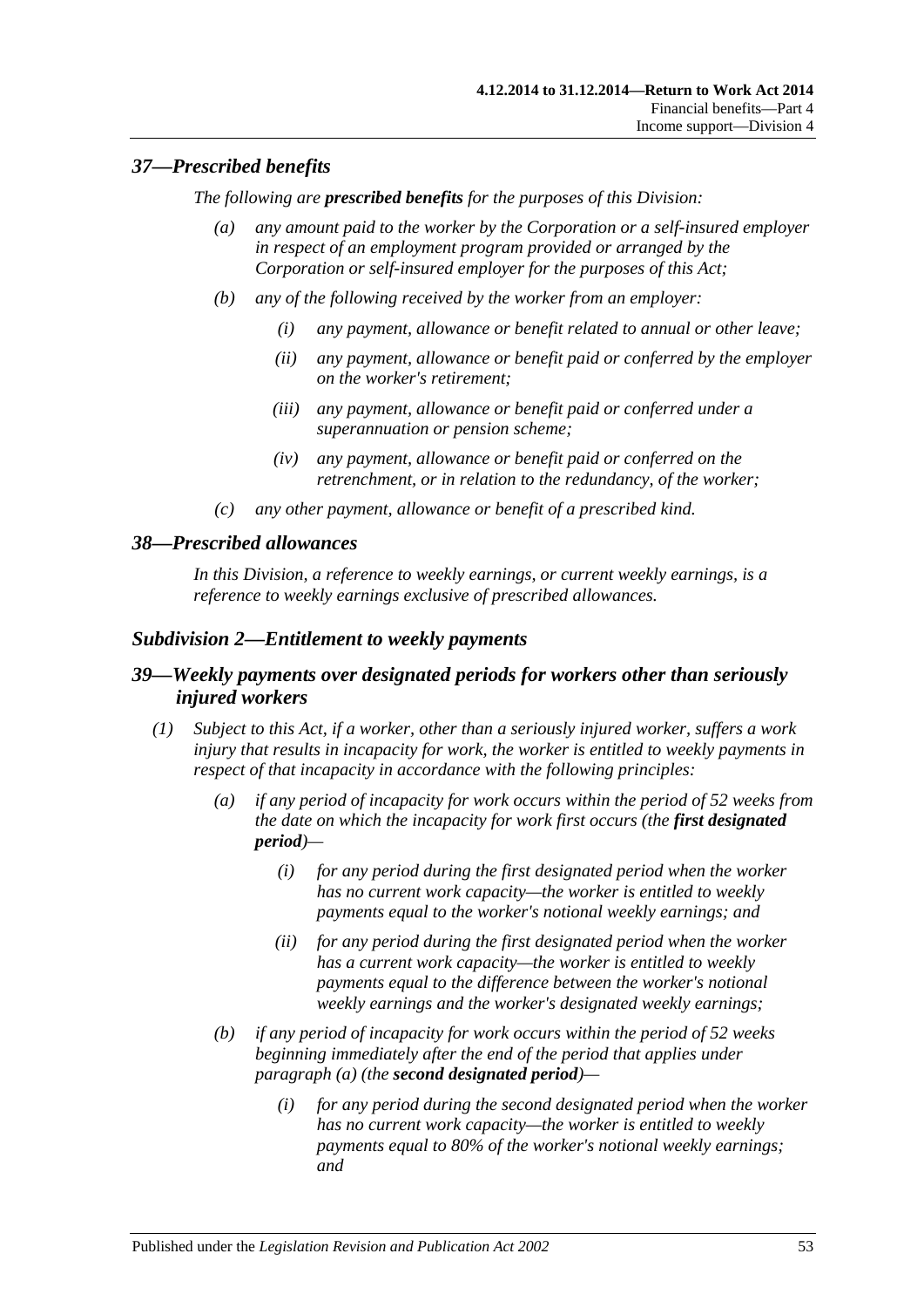## *37—Prescribed benefits*

*The following are **prescribed benefits** for the purposes of this Division:*

- *(a) any amount paid to the worker by the Corporation or a self-insured employer in respect of an employment program provided or arranged by the Corporation or self-insured employer for the purposes of this Act;*
- *(b) any of the following received by the worker from an employer:*
  - *(i) any payment, allowance or benefit related to annual or other leave;*
  - *(ii) any payment, allowance or benefit paid or conferred by the employer on the worker's retirement;*
  - *(iii) any payment, allowance or benefit paid or conferred under a superannuation or pension scheme;*
  - *(iv) any payment, allowance or benefit paid or conferred on the retrenchment, or in relation to the redundancy, of the worker;*
- *(c) any other payment, allowance or benefit of a prescribed kind.*

## *38—Prescribed allowances*

*In this Division, a reference to weekly earnings, or current weekly earnings, is a reference to weekly earnings exclusive of prescribed allowances.*

### *Subdivision 2—Entitlement to weekly payments*

## *39—Weekly payments over designated periods for workers other than seriously injured workers*

*(1) Subject to this Act, if a worker, other than a seriously injured worker, suffers a work injury that results in incapacity for work, the worker is entitled to weekly payments in respect of that incapacity in accordance with the following principles:*

- *(a) if any period of incapacity for work occurs within the period of 52 weeks from the date on which the incapacity for work first occurs (the **first designated period**)—*
  - *(i) for any period during the first designated period when the worker has no current work capacity—the worker is entitled to weekly payments equal to the worker's notional weekly earnings; and*
  - *(ii) for any period during the first designated period when the worker has a current work capacity—the worker is entitled to weekly payments equal to the difference between the worker's notional weekly earnings and the worker's designated weekly earnings;*
- *(b) if any period of incapacity for work occurs within the period of 52 weeks beginning immediately after the end of the period that applies under paragraph (a) (the **second designated period**)—*
  - *(i) for any period during the second designated period when the worker has no current work capacity—the worker is entitled to weekly payments equal to 80% of the worker's notional weekly earnings; and*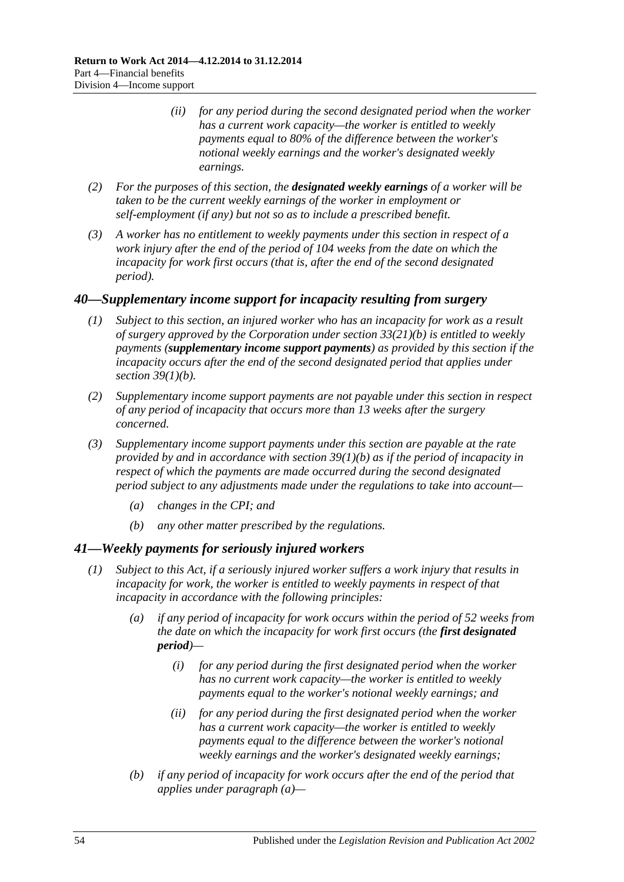(ii) *for any period during the second designated period when the worker has a current work capacity—the worker is entitled to weekly payments equal to 80% of the difference between the worker's notional weekly earnings and the worker's designated weekly earnings.*

(2) *For the purposes of this section, the* ***designated weekly earnings*** *of a worker will be taken to be the current weekly earnings of the worker in employment or self-employment (if any) but not so as to include a prescribed benefit.*

(3) *A worker has no entitlement to weekly payments under this section in respect of a work injury after the end of the period of 104 weeks from the date on which the incapacity for work first occurs (that is, after the end of the second designated period).*

## *40—Supplementary income support for incapacity resulting from surgery*

(1) *Subject to this section, an injured worker who has an incapacity for work as a result of surgery approved by the Corporation under section 33(21)(b) is entitled to weekly payments (**supplementary income support payments**) as provided by this section if the incapacity occurs after the end of the second designated period that applies under section 39(1)(b).*

(2) *Supplementary income support payments are not payable under this section in respect of any period of incapacity that occurs more than 13 weeks after the surgery concerned.*

(3) *Supplementary income support payments under this section are payable at the rate provided by and in accordance with section 39(1)(b) as if the period of incapacity in respect of which the payments are made occurred during the second designated period subject to any adjustments made under the regulations to take into account—*

(a) *changes in the CPI; and*

(b) *any other matter prescribed by the regulations.*

## *41—Weekly payments for seriously injured workers*

(1) *Subject to this Act, if a seriously injured worker suffers a work injury that results in incapacity for work, the worker is entitled to weekly payments in respect of that incapacity in accordance with the following principles:*

(a) *if any period of incapacity for work occurs within the period of 52 weeks from the date on which the incapacity for work first occurs (the **first designated period**)—*

(i) *for any period during the first designated period when the worker has no current work capacity—the worker is entitled to weekly payments equal to the worker's notional weekly earnings; and*

(ii) *for any period during the first designated period when the worker has a current work capacity—the worker is entitled to weekly payments equal to the difference between the worker's notional weekly earnings and the worker's designated weekly earnings;*

(b) *if any period of incapacity for work occurs after the end of the period that applies under paragraph (a)—*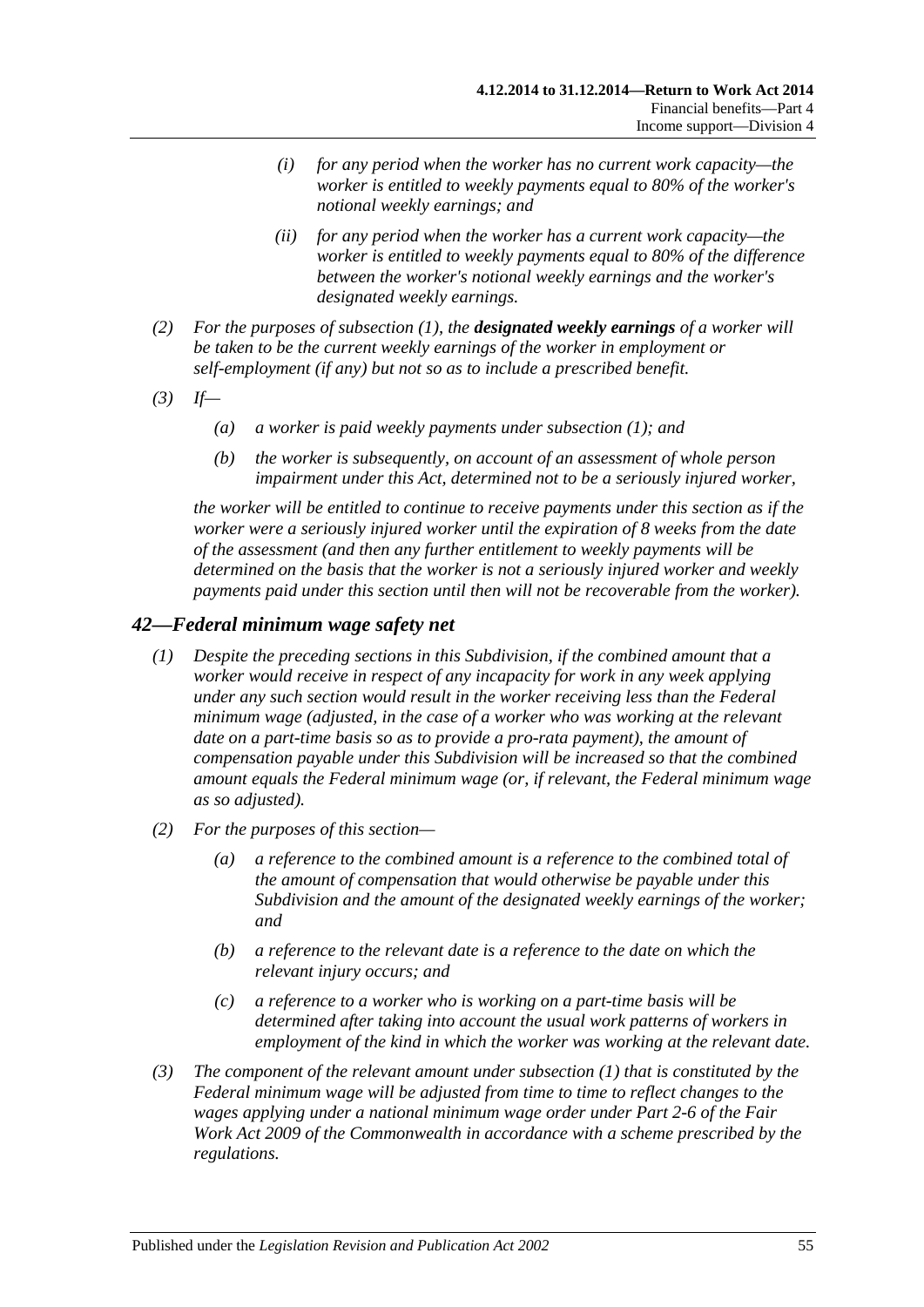*(i) for any period when the worker has no current work capacity—the worker is entitled to weekly payments equal to 80% of the worker's notional weekly earnings; and*

*(ii) for any period when the worker has a current work capacity—the worker is entitled to weekly payments equal to 80% of the difference between the worker's notional weekly earnings and the worker's designated weekly earnings.*

*(2) For the purposes of subsection (1), the **designated weekly earnings** of a worker will be taken to be the current weekly earnings of the worker in employment or self-employment (if any) but not so as to include a prescribed benefit.*

*(3) If—*

*(a) a worker is paid weekly payments under subsection (1); and*

*(b) the worker is subsequently, on account of an assessment of whole person impairment under this Act, determined not to be a seriously injured worker,*

*the worker will be entitled to continue to receive payments under this section as if the worker were a seriously injured worker until the expiration of 8 weeks from the date of the assessment (and then any further entitlement to weekly payments will be determined on the basis that the worker is not a seriously injured worker and weekly payments paid under this section until then will not be recoverable from the worker).*

## *42—Federal minimum wage safety net*

*(1) Despite the preceding sections in this Subdivision, if the combined amount that a worker would receive in respect of any incapacity for work in any week applying under any such section would result in the worker receiving less than the Federal minimum wage (adjusted, in the case of a worker who was working at the relevant date on a part-time basis so as to provide a pro-rata payment), the amount of compensation payable under this Subdivision will be increased so that the combined amount equals the Federal minimum wage (or, if relevant, the Federal minimum wage as so adjusted).*

*(2) For the purposes of this section—*

*(a) a reference to the combined amount is a reference to the combined total of the amount of compensation that would otherwise be payable under this Subdivision and the amount of the designated weekly earnings of the worker; and*

*(b) a reference to the relevant date is a reference to the date on which the relevant injury occurs; and*

*(c) a reference to a worker who is working on a part-time basis will be determined after taking into account the usual work patterns of workers in employment of the kind in which the worker was working at the relevant date.*

*(3) The component of the relevant amount under subsection (1) that is constituted by the Federal minimum wage will be adjusted from time to time to reflect changes to the wages applying under a national minimum wage order under Part 2-6 of the Fair Work Act 2009 of the Commonwealth in accordance with a scheme prescribed by the regulations.*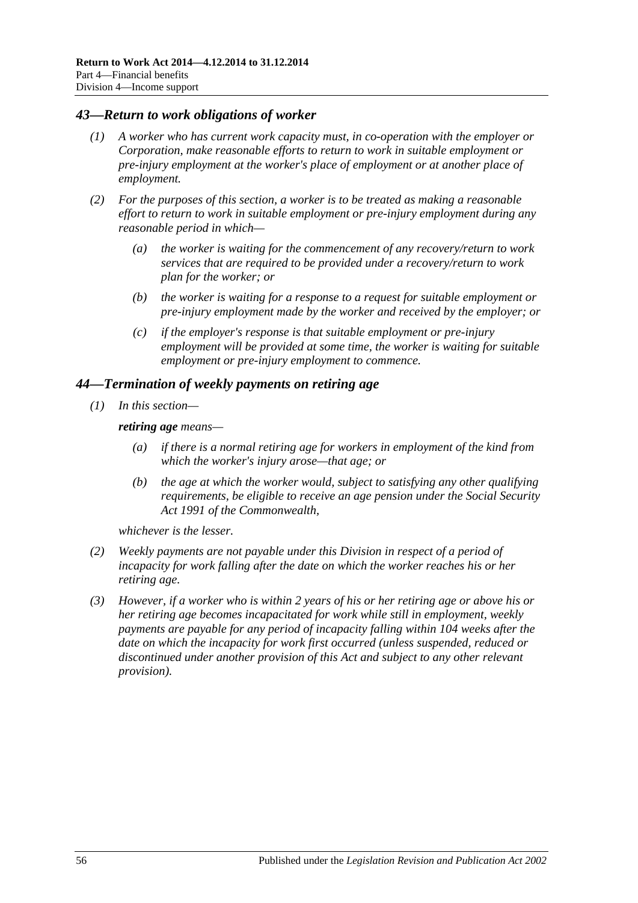## *43—Return to work obligations of worker*

*(1) A worker who has current work capacity must, in co-operation with the employer or Corporation, make reasonable efforts to return to work in suitable employment or pre-injury employment at the worker's place of employment or at another place of employment.*

*(2) For the purposes of this section, a worker is to be treated as making a reasonable effort to return to work in suitable employment or pre-injury employment during any reasonable period in which—*

*(a) the worker is waiting for the commencement of any recovery/return to work services that are required to be provided under a recovery/return to work plan for the worker; or*

*(b) the worker is waiting for a response to a request for suitable employment or pre-injury employment made by the worker and received by the employer; or*

*(c) if the employer's response is that suitable employment or pre-injury employment will be provided at some time, the worker is waiting for suitable employment or pre-injury employment to commence.*

## *44—Termination of weekly payments on retiring age*

*(1) In this section—*

***retiring age** means—*

*(a) if there is a normal retiring age for workers in employment of the kind from which the worker's injury arose—that age; or*

*(b) the age at which the worker would, subject to satisfying any other qualifying requirements, be eligible to receive an age pension under the Social Security Act 1991 of the Commonwealth,*

*whichever is the lesser.*

*(2) Weekly payments are not payable under this Division in respect of a period of incapacity for work falling after the date on which the worker reaches his or her retiring age.*

*(3) However, if a worker who is within 2 years of his or her retiring age or above his or her retiring age becomes incapacitated for work while still in employment, weekly payments are payable for any period of incapacity falling within 104 weeks after the date on which the incapacity for work first occurred (unless suspended, reduced or discontinued under another provision of this Act and subject to any other relevant provision).*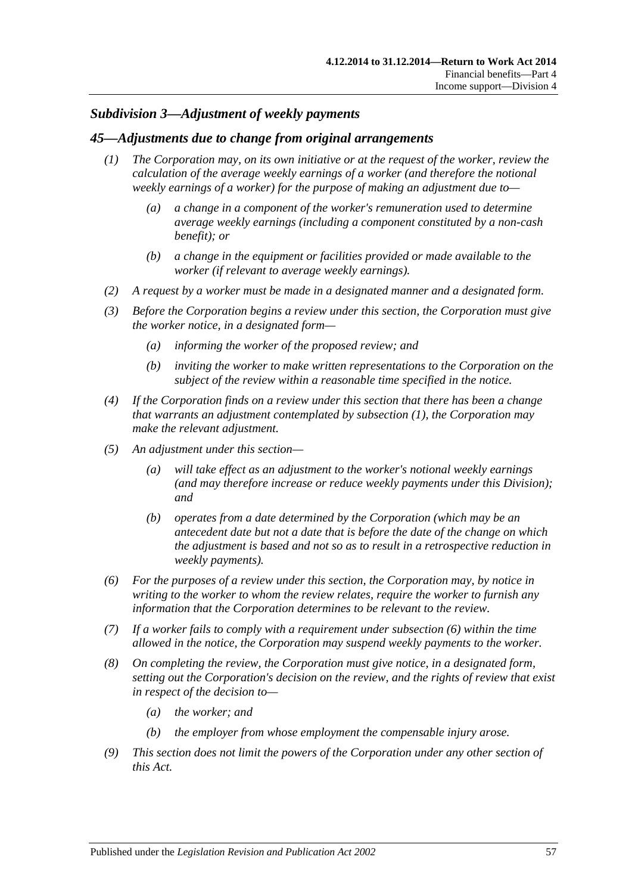### *Subdivision 3—Adjustment of weekly payments*

### *45—Adjustments due to change from original arrangements*

*(1) The Corporation may, on its own initiative or at the request of the worker, review the calculation of the average weekly earnings of a worker (and therefore the notional weekly earnings of a worker) for the purpose of making an adjustment due to—*

*(a) a change in a component of the worker's remuneration used to determine average weekly earnings (including a component constituted by a non-cash benefit); or*

*(b) a change in the equipment or facilities provided or made available to the worker (if relevant to average weekly earnings).*

*(2) A request by a worker must be made in a designated manner and a designated form.*

*(3) Before the Corporation begins a review under this section, the Corporation must give the worker notice, in a designated form—*

*(a) informing the worker of the proposed review; and*

*(b) inviting the worker to make written representations to the Corporation on the subject of the review within a reasonable time specified in the notice.*

*(4) If the Corporation finds on a review under this section that there has been a change that warrants an adjustment contemplated by subsection (1), the Corporation may make the relevant adjustment.*

*(5) An adjustment under this section—*

*(a) will take effect as an adjustment to the worker's notional weekly earnings (and may therefore increase or reduce weekly payments under this Division); and*

*(b) operates from a date determined by the Corporation (which may be an antecedent date but not a date that is before the date of the change on which the adjustment is based and not so as to result in a retrospective reduction in weekly payments).*

*(6) For the purposes of a review under this section, the Corporation may, by notice in writing to the worker to whom the review relates, require the worker to furnish any information that the Corporation determines to be relevant to the review.*

*(7) If a worker fails to comply with a requirement under subsection (6) within the time allowed in the notice, the Corporation may suspend weekly payments to the worker.*

*(8) On completing the review, the Corporation must give notice, in a designated form, setting out the Corporation's decision on the review, and the rights of review that exist in respect of the decision to—*

*(a) the worker; and*

*(b) the employer from whose employment the compensable injury arose.*

*(9) This section does not limit the powers of the Corporation under any other section of this Act.*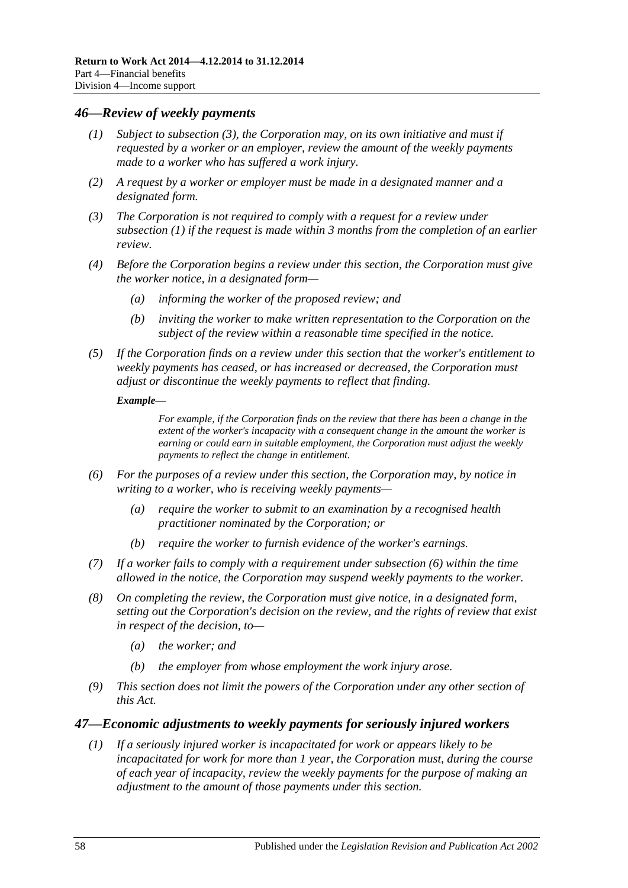## *46—Review of weekly payments*

*(1) Subject to subsection (3), the Corporation may, on its own initiative and must if requested by a worker or an employer, review the amount of the weekly payments made to a worker who has suffered a work injury.*

*(2) A request by a worker or employer must be made in a designated manner and a designated form.*

*(3) The Corporation is not required to comply with a request for a review under subsection (1) if the request is made within 3 months from the completion of an earlier review.*

*(4) Before the Corporation begins a review under this section, the Corporation must give the worker notice, in a designated form—*

*(a) informing the worker of the proposed review; and*

*(b) inviting the worker to make written representation to the Corporation on the subject of the review within a reasonable time specified in the notice.*

*(5) If the Corporation finds on a review under this section that the worker's entitlement to weekly payments has ceased, or has increased or decreased, the Corporation must adjust or discontinue the weekly payments to reflect that finding.*

***Example—***

*For example, if the Corporation finds on the review that there has been a change in the extent of the worker's incapacity with a consequent change in the amount the worker is earning or could earn in suitable employment, the Corporation must adjust the weekly payments to reflect the change in entitlement.*

*(6) For the purposes of a review under this section, the Corporation may, by notice in writing to a worker, who is receiving weekly payments—*

*(a) require the worker to submit to an examination by a recognised health practitioner nominated by the Corporation; or*

*(b) require the worker to furnish evidence of the worker's earnings.*

*(7) If a worker fails to comply with a requirement under subsection (6) within the time allowed in the notice, the Corporation may suspend weekly payments to the worker.*

*(8) On completing the review, the Corporation must give notice, in a designated form, setting out the Corporation's decision on the review, and the rights of review that exist in respect of the decision, to—*

*(a) the worker; and*

*(b) the employer from whose employment the work injury arose.*

*(9) This section does not limit the powers of the Corporation under any other section of this Act.*

## *47—Economic adjustments to weekly payments for seriously injured workers*

*(1) If a seriously injured worker is incapacitated for work or appears likely to be incapacitated for work for more than 1 year, the Corporation must, during the course of each year of incapacity, review the weekly payments for the purpose of making an adjustment to the amount of those payments under this section.*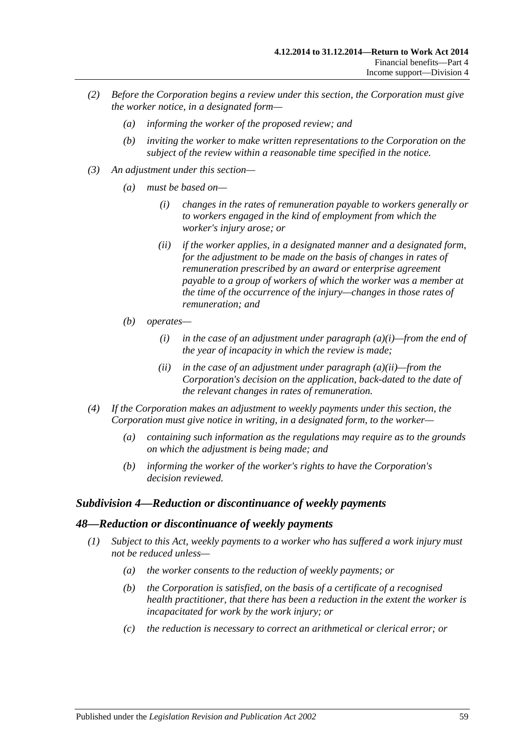*(2) Before the Corporation begins a review under this section, the Corporation must give the worker notice, in a designated form—*

*(a) informing the worker of the proposed review; and*

*(b) inviting the worker to make written representations to the Corporation on the subject of the review within a reasonable time specified in the notice.*

*(3) An adjustment under this section—*

*(a) must be based on—*

*(i) changes in the rates of remuneration payable to workers generally or to workers engaged in the kind of employment from which the worker's injury arose; or*

*(ii) if the worker applies, in a designated manner and a designated form, for the adjustment to be made on the basis of changes in rates of remuneration prescribed by an award or enterprise agreement payable to a group of workers of which the worker was a member at the time of the occurrence of the injury—changes in those rates of remuneration; and*

*(b) operates—*

*(i) in the case of an adjustment under paragraph (a)(i)—from the end of the year of incapacity in which the review is made;*

*(ii) in the case of an adjustment under paragraph (a)(ii)—from the Corporation's decision on the application, back-dated to the date of the relevant changes in rates of remuneration.*

*(4) If the Corporation makes an adjustment to weekly payments under this section, the Corporation must give notice in writing, in a designated form, to the worker—*

*(a) containing such information as the regulations may require as to the grounds on which the adjustment is being made; and*

*(b) informing the worker of the worker's rights to have the Corporation's decision reviewed.*

### *Subdivision 4—Reduction or discontinuance of weekly payments*

### *48—Reduction or discontinuance of weekly payments*

*(1) Subject to this Act, weekly payments to a worker who has suffered a work injury must not be reduced unless—*

*(a) the worker consents to the reduction of weekly payments; or*

*(b) the Corporation is satisfied, on the basis of a certificate of a recognised health practitioner, that there has been a reduction in the extent the worker is incapacitated for work by the work injury; or*

*(c) the reduction is necessary to correct an arithmetical or clerical error; or*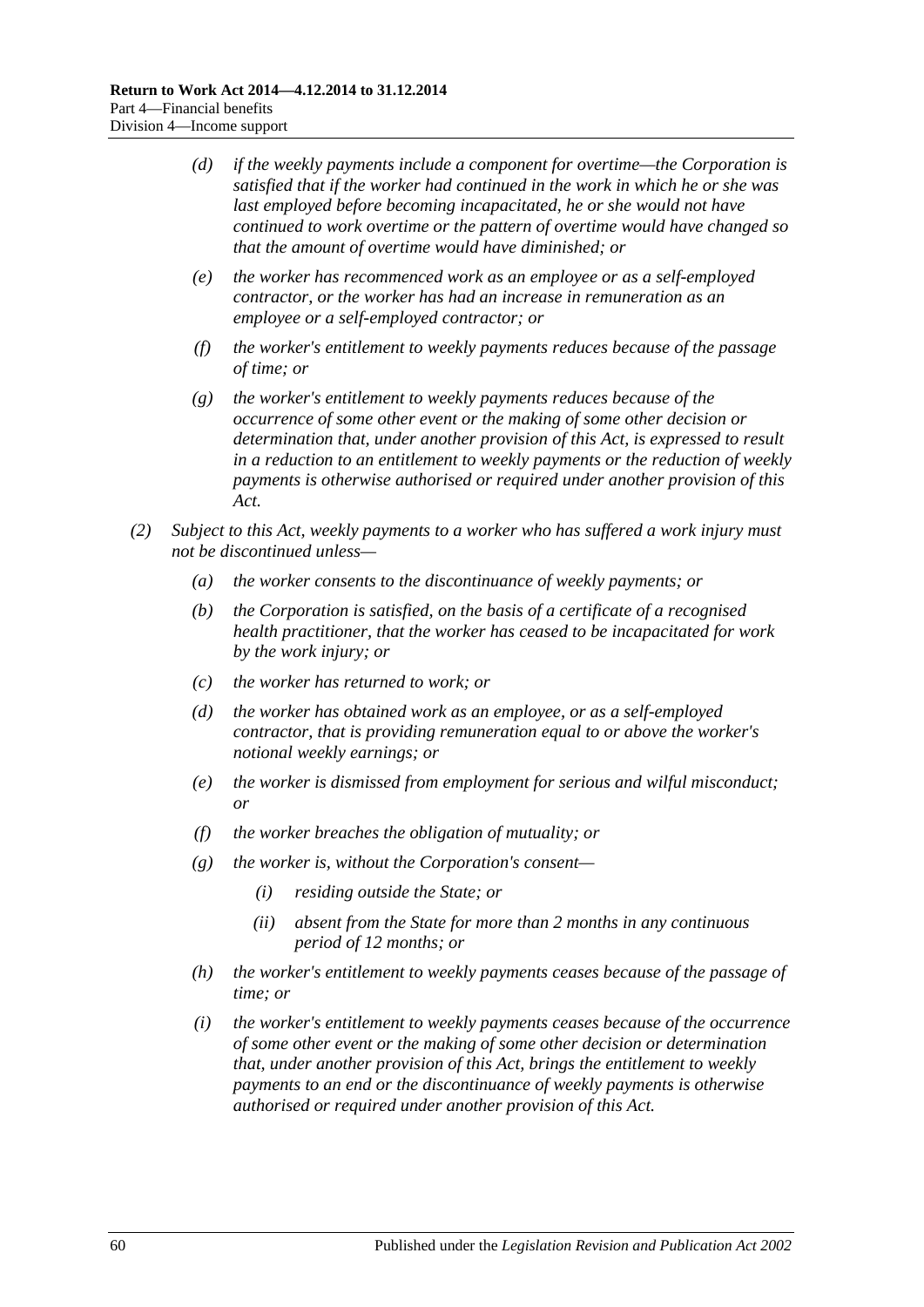*(d) if the weekly payments include a component for overtime—the Corporation is satisfied that if the worker had continued in the work in which he or she was last employed before becoming incapacitated, he or she would not have continued to work overtime or the pattern of overtime would have changed so that the amount of overtime would have diminished; or*

*(e) the worker has recommenced work as an employee or as a self-employed contractor, or the worker has had an increase in remuneration as an employee or a self-employed contractor; or*

*(f) the worker's entitlement to weekly payments reduces because of the passage of time; or*

*(g) the worker's entitlement to weekly payments reduces because of the occurrence of some other event or the making of some other decision or determination that, under another provision of this Act, is expressed to result in a reduction to an entitlement to weekly payments or the reduction of weekly payments is otherwise authorised or required under another provision of this Act.*

*(2) Subject to this Act, weekly payments to a worker who has suffered a work injury must not be discontinued unless—*

*(a) the worker consents to the discontinuance of weekly payments; or*

*(b) the Corporation is satisfied, on the basis of a certificate of a recognised health practitioner, that the worker has ceased to be incapacitated for work by the work injury; or*

*(c) the worker has returned to work; or*

*(d) the worker has obtained work as an employee, or as a self-employed contractor, that is providing remuneration equal to or above the worker's notional weekly earnings; or*

*(e) the worker is dismissed from employment for serious and wilful misconduct; or*

*(f) the worker breaches the obligation of mutuality; or*

*(g) the worker is, without the Corporation's consent—*

*(i) residing outside the State; or*

*(ii) absent from the State for more than 2 months in any continuous period of 12 months; or*

*(h) the worker's entitlement to weekly payments ceases because of the passage of time; or*

*(i) the worker's entitlement to weekly payments ceases because of the occurrence of some other event or the making of some other decision or determination that, under another provision of this Act, brings the entitlement to weekly payments to an end or the discontinuance of weekly payments is otherwise authorised or required under another provision of this Act.*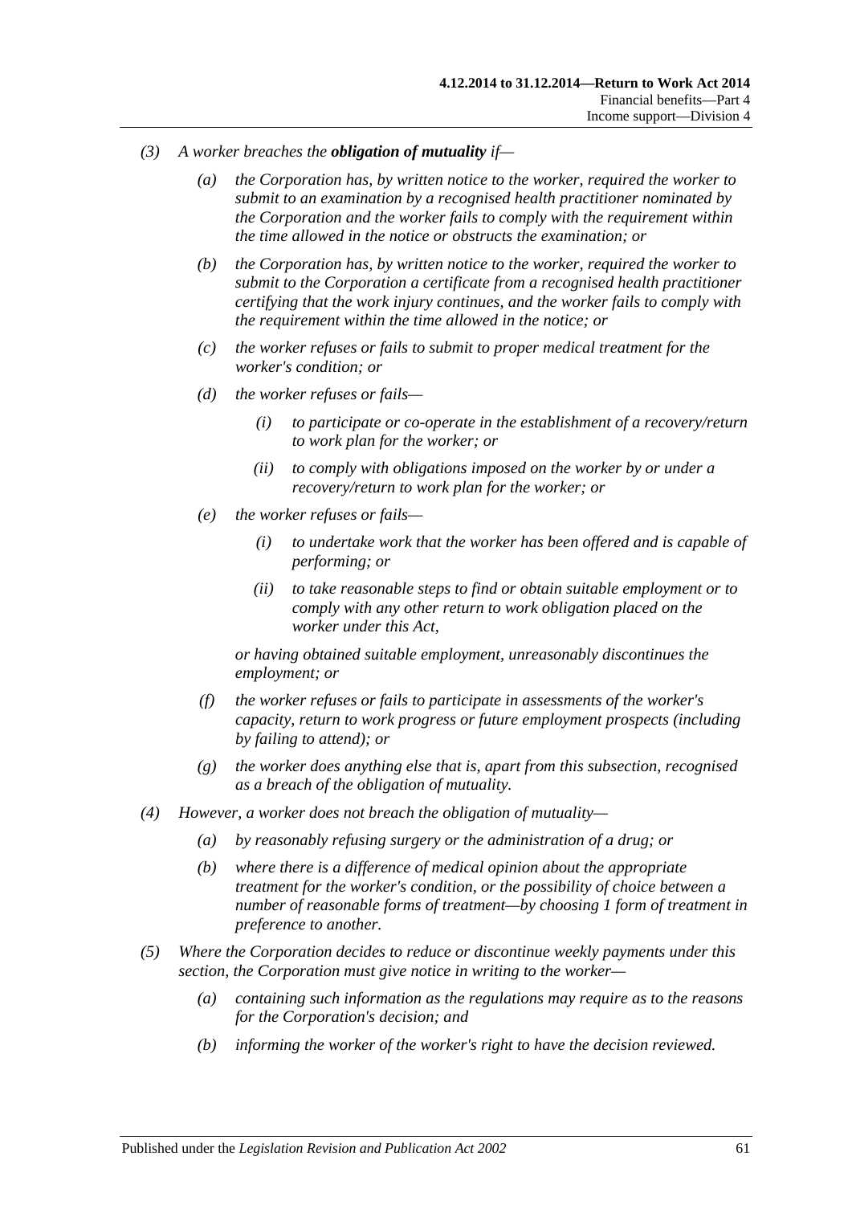*(3)* *A worker breaches the* ***obligation of mutuality*** *if—*

- *(a)* *the Corporation has, by written notice to the worker, required the worker to submit to an examination by a recognised health practitioner nominated by the Corporation and the worker fails to comply with the requirement within the time allowed in the notice or obstructs the examination; or*

- *(b)* *the Corporation has, by written notice to the worker, required the worker to submit to the Corporation a certificate from a recognised health practitioner certifying that the work injury continues, and the worker fails to comply with the requirement within the time allowed in the notice; or*

- *(c)* *the worker refuses or fails to submit to proper medical treatment for the worker's condition; or*

- *(d)* *the worker refuses or fails—*

  - *(i)* *to participate or co-operate in the establishment of a recovery/return to work plan for the worker; or*

  - *(ii)* *to comply with obligations imposed on the worker by or under a recovery/return to work plan for the worker; or*

- *(e)* *the worker refuses or fails—*

  - *(i)* *to undertake work that the worker has been offered and is capable of performing; or*

  - *(ii)* *to take reasonable steps to find or obtain suitable employment or to comply with any other return to work obligation placed on the worker under this Act,*

  *or having obtained suitable employment, unreasonably discontinues the employment; or*

- *(f)* *the worker refuses or fails to participate in assessments of the worker's capacity, return to work progress or future employment prospects (including by failing to attend); or*

- *(g)* *the worker does anything else that is, apart from this subsection, recognised as a breach of the obligation of mutuality.*

*(4)* *However, a worker does not breach the obligation of mutuality—*

- *(a)* *by reasonably refusing surgery or the administration of a drug; or*

- *(b)* *where there is a difference of medical opinion about the appropriate treatment for the worker's condition, or the possibility of choice between a number of reasonable forms of treatment—by choosing 1 form of treatment in preference to another.*

*(5)* *Where the Corporation decides to reduce or discontinue weekly payments under this section, the Corporation must give notice in writing to the worker—*

- *(a)* *containing such information as the regulations may require as to the reasons for the Corporation's decision; and*

- *(b)* *informing the worker of the worker's right to have the decision reviewed.*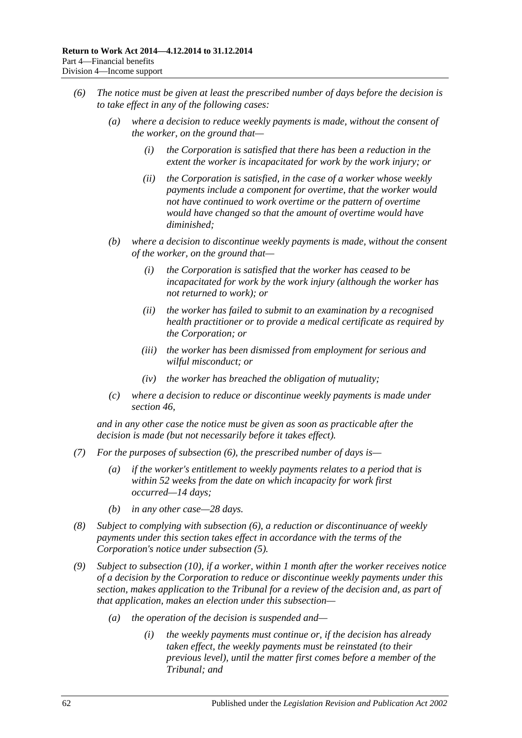*(6) The notice must be given at least the prescribed number of days before the decision is to take effect in any of the following cases:*

*(a) where a decision to reduce weekly payments is made, without the consent of the worker, on the ground that—*

*(i) the Corporation is satisfied that there has been a reduction in the extent the worker is incapacitated for work by the work injury; or*

*(ii) the Corporation is satisfied, in the case of a worker whose weekly payments include a component for overtime, that the worker would not have continued to work overtime or the pattern of overtime would have changed so that the amount of overtime would have diminished;*

*(b) where a decision to discontinue weekly payments is made, without the consent of the worker, on the ground that—*

*(i) the Corporation is satisfied that the worker has ceased to be incapacitated for work by the work injury (although the worker has not returned to work); or*

*(ii) the worker has failed to submit to an examination by a recognised health practitioner or to provide a medical certificate as required by the Corporation; or*

*(iii) the worker has been dismissed from employment for serious and wilful misconduct; or*

*(iv) the worker has breached the obligation of mutuality;*

*(c) where a decision to reduce or discontinue weekly payments is made under section 46,*

*and in any other case the notice must be given as soon as practicable after the decision is made (but not necessarily before it takes effect).*

*(7) For the purposes of subsection (6), the prescribed number of days is—*

*(a) if the worker's entitlement to weekly payments relates to a period that is within 52 weeks from the date on which incapacity for work first occurred—14 days;*

*(b) in any other case—28 days.*

*(8) Subject to complying with subsection (6), a reduction or discontinuance of weekly payments under this section takes effect in accordance with the terms of the Corporation's notice under subsection (5).*

*(9) Subject to subsection (10), if a worker, within 1 month after the worker receives notice of a decision by the Corporation to reduce or discontinue weekly payments under this section, makes application to the Tribunal for a review of the decision and, as part of that application, makes an election under this subsection—*

*(a) the operation of the decision is suspended and—*

*(i) the weekly payments must continue or, if the decision has already taken effect, the weekly payments must be reinstated (to their previous level), until the matter first comes before a member of the Tribunal; and*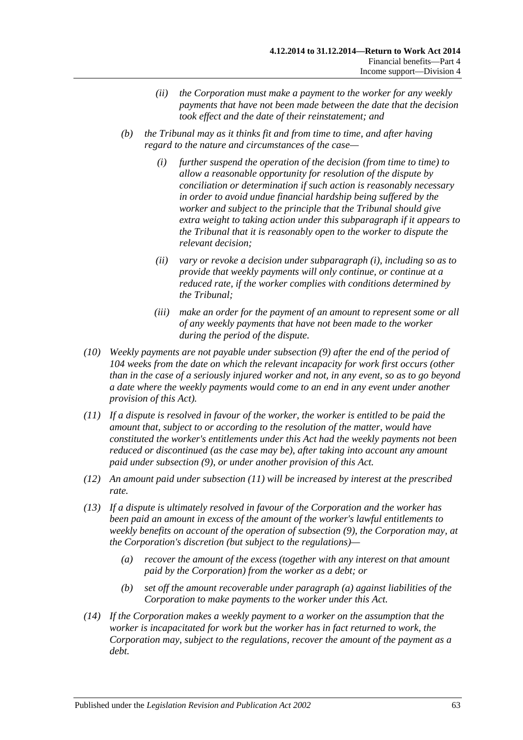(ii) the Corporation must make a payment to the worker for any weekly payments that have not been made between the date that the decision took effect and the date of their reinstatement; and

(b) the Tribunal may as it thinks fit and from time to time, and after having regard to the nature and circumstances of the case—

(i) further suspend the operation of the decision (from time to time) to allow a reasonable opportunity for resolution of the dispute by conciliation or determination if such action is reasonably necessary in order to avoid undue financial hardship being suffered by the worker and subject to the principle that the Tribunal should give extra weight to taking action under this subparagraph if it appears to the Tribunal that it is reasonably open to the worker to dispute the relevant decision;

(ii) vary or revoke a decision under subparagraph (i), including so as to provide that weekly payments will only continue, or continue at a reduced rate, if the worker complies with conditions determined by the Tribunal;

(iii) make an order for the payment of an amount to represent some or all of any weekly payments that have not been made to the worker during the period of the dispute.

(10) Weekly payments are not payable under subsection (9) after the end of the period of 104 weeks from the date on which the relevant incapacity for work first occurs (other than in the case of a seriously injured worker and not, in any event, so as to go beyond a date where the weekly payments would come to an end in any event under another provision of this Act).

(11) If a dispute is resolved in favour of the worker, the worker is entitled to be paid the amount that, subject to or according to the resolution of the matter, would have constituted the worker's entitlements under this Act had the weekly payments not been reduced or discontinued (as the case may be), after taking into account any amount paid under subsection (9), or under another provision of this Act.

(12) An amount paid under subsection (11) will be increased by interest at the prescribed rate.

(13) If a dispute is ultimately resolved in favour of the Corporation and the worker has been paid an amount in excess of the amount of the worker's lawful entitlements to weekly benefits on account of the operation of subsection (9), the Corporation may, at the Corporation's discretion (but subject to the regulations)—

(a) recover the amount of the excess (together with any interest on that amount paid by the Corporation) from the worker as a debt; or

(b) set off the amount recoverable under paragraph (a) against liabilities of the Corporation to make payments to the worker under this Act.

(14) If the Corporation makes a weekly payment to a worker on the assumption that the worker is incapacitated for work but the worker has in fact returned to work, the Corporation may, subject to the regulations, recover the amount of the payment as a debt.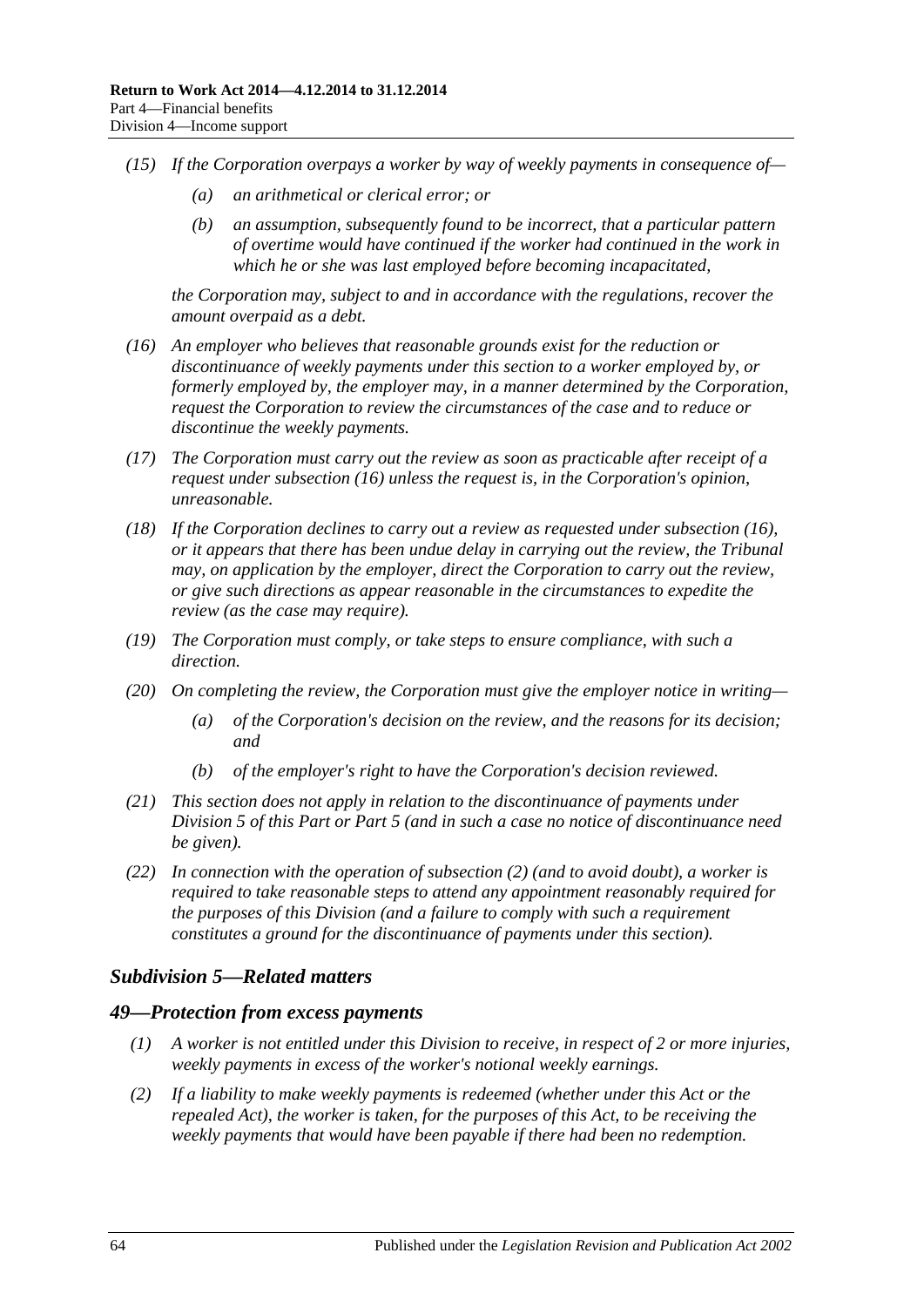*(15) If the Corporation overpays a worker by way of weekly payments in consequence of—*

*(a) an arithmetical or clerical error; or*

*(b) an assumption, subsequently found to be incorrect, that a particular pattern of overtime would have continued if the worker had continued in the work in which he or she was last employed before becoming incapacitated,*

*the Corporation may, subject to and in accordance with the regulations, recover the amount overpaid as a debt.*

*(16) An employer who believes that reasonable grounds exist for the reduction or discontinuance of weekly payments under this section to a worker employed by, or formerly employed by, the employer may, in a manner determined by the Corporation, request the Corporation to review the circumstances of the case and to reduce or discontinue the weekly payments.*

*(17) The Corporation must carry out the review as soon as practicable after receipt of a request under subsection (16) unless the request is, in the Corporation's opinion, unreasonable.*

*(18) If the Corporation declines to carry out a review as requested under subsection (16), or it appears that there has been undue delay in carrying out the review, the Tribunal may, on application by the employer, direct the Corporation to carry out the review, or give such directions as appear reasonable in the circumstances to expedite the review (as the case may require).*

*(19) The Corporation must comply, or take steps to ensure compliance, with such a direction.*

*(20) On completing the review, the Corporation must give the employer notice in writing—*

*(a) of the Corporation's decision on the review, and the reasons for its decision; and*

*(b) of the employer's right to have the Corporation's decision reviewed.*

*(21) This section does not apply in relation to the discontinuance of payments under Division 5 of this Part or Part 5 (and in such a case no notice of discontinuance need be given).*

*(22) In connection with the operation of subsection (2) (and to avoid doubt), a worker is required to take reasonable steps to attend any appointment reasonably required for the purposes of this Division (and a failure to comply with such a requirement constitutes a ground for the discontinuance of payments under this section).*

### *Subdivision 5—Related matters*

### *49—Protection from excess payments*

*(1) A worker is not entitled under this Division to receive, in respect of 2 or more injuries, weekly payments in excess of the worker's notional weekly earnings.*

*(2) If a liability to make weekly payments is redeemed (whether under this Act or the repealed Act), the worker is taken, for the purposes of this Act, to be receiving the weekly payments that would have been payable if there had been no redemption.*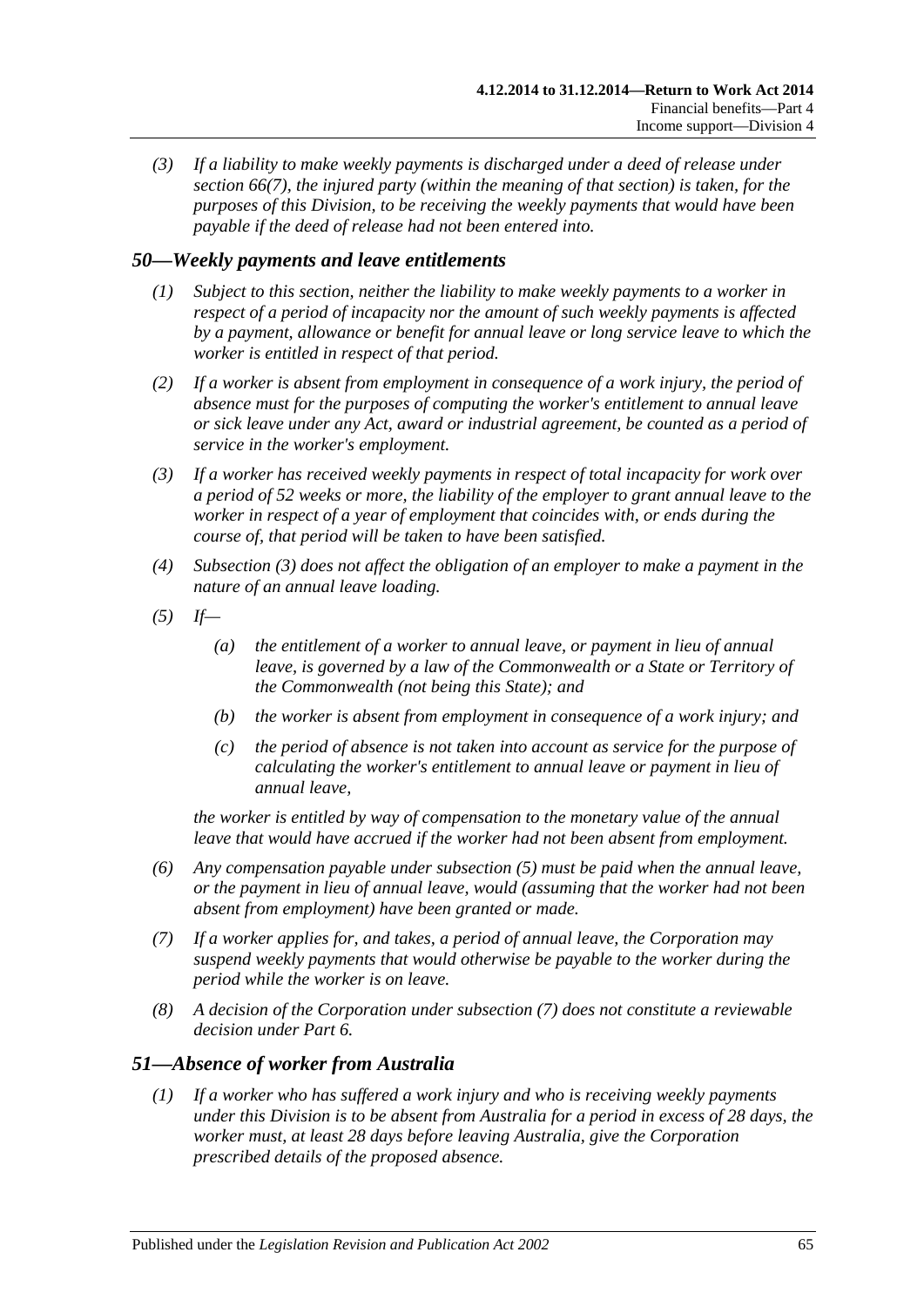*(3) If a liability to make weekly payments is discharged under a deed of release under section 66(7), the injured party (within the meaning of that section) is taken, for the purposes of this Division, to be receiving the weekly payments that would have been payable if the deed of release had not been entered into.*

## *50—Weekly payments and leave entitlements*

*(1) Subject to this section, neither the liability to make weekly payments to a worker in respect of a period of incapacity nor the amount of such weekly payments is affected by a payment, allowance or benefit for annual leave or long service leave to which the worker is entitled in respect of that period.*

*(2) If a worker is absent from employment in consequence of a work injury, the period of absence must for the purposes of computing the worker's entitlement to annual leave or sick leave under any Act, award or industrial agreement, be counted as a period of service in the worker's employment.*

*(3) If a worker has received weekly payments in respect of total incapacity for work over a period of 52 weeks or more, the liability of the employer to grant annual leave to the worker in respect of a year of employment that coincides with, or ends during the course of, that period will be taken to have been satisfied.*

*(4) Subsection (3) does not affect the obligation of an employer to make a payment in the nature of an annual leave loading.*

*(5) If—*

*(a) the entitlement of a worker to annual leave, or payment in lieu of annual leave, is governed by a law of the Commonwealth or a State or Territory of the Commonwealth (not being this State); and*

*(b) the worker is absent from employment in consequence of a work injury; and*

*(c) the period of absence is not taken into account as service for the purpose of calculating the worker's entitlement to annual leave or payment in lieu of annual leave,*

*the worker is entitled by way of compensation to the monetary value of the annual leave that would have accrued if the worker had not been absent from employment.*

*(6) Any compensation payable under subsection (5) must be paid when the annual leave, or the payment in lieu of annual leave, would (assuming that the worker had not been absent from employment) have been granted or made.*

*(7) If a worker applies for, and takes, a period of annual leave, the Corporation may suspend weekly payments that would otherwise be payable to the worker during the period while the worker is on leave.*

*(8) A decision of the Corporation under subsection (7) does not constitute a reviewable decision under Part 6.*

## *51—Absence of worker from Australia*

*(1) If a worker who has suffered a work injury and who is receiving weekly payments under this Division is to be absent from Australia for a period in excess of 28 days, the worker must, at least 28 days before leaving Australia, give the Corporation prescribed details of the proposed absence.*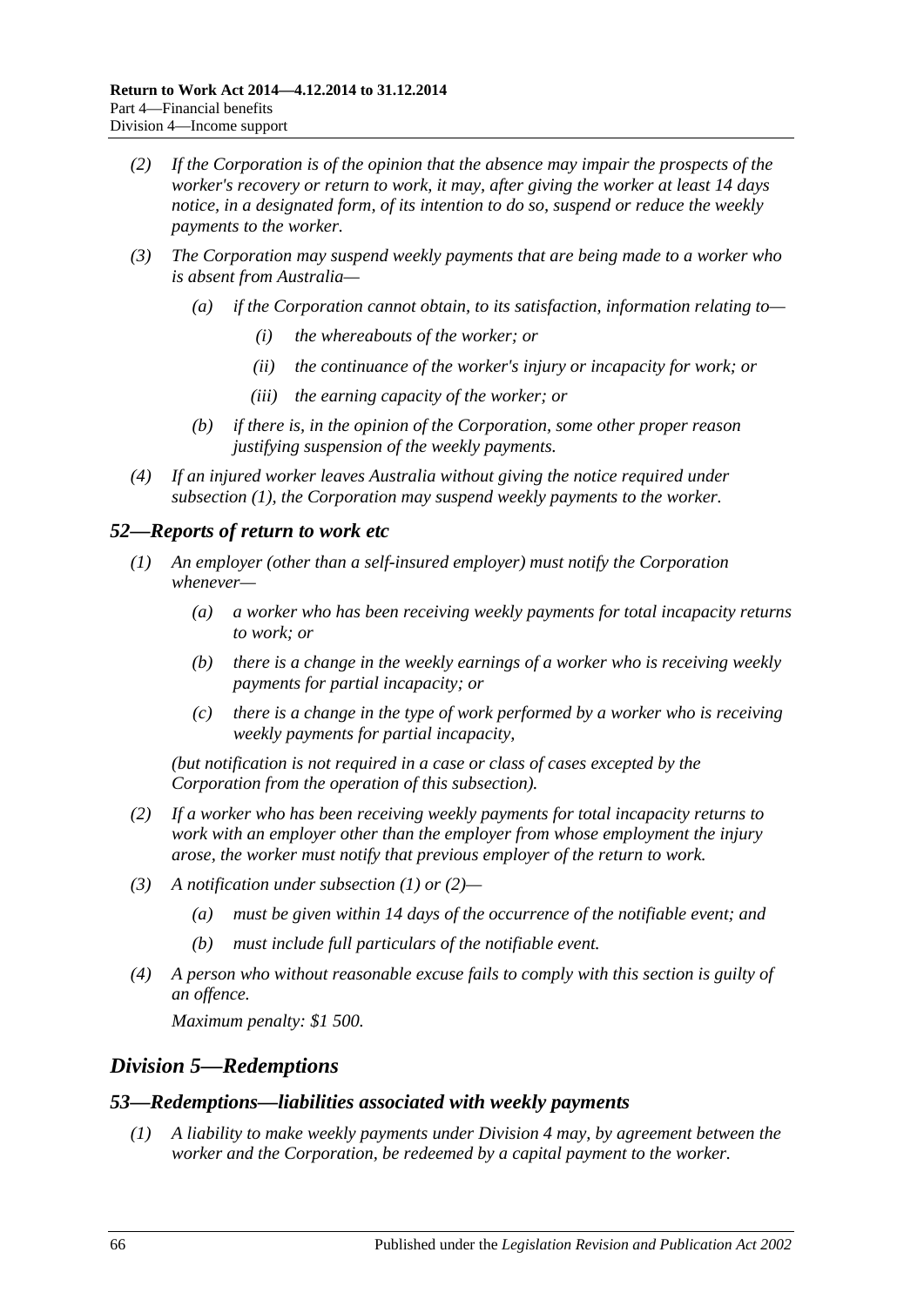(2) If the Corporation is of the opinion that the absence may impair the prospects of the worker's recovery or return to work, it may, after giving the worker at least 14 days notice, in a designated form, of its intention to do so, suspend or reduce the weekly payments to the worker.

(3) The Corporation may suspend weekly payments that are being made to a worker who is absent from Australia—

(a) if the Corporation cannot obtain, to its satisfaction, information relating to—

(i) the whereabouts of the worker; or

(ii) the continuance of the worker's injury or incapacity for work; or

(iii) the earning capacity of the worker; or

(b) if there is, in the opinion of the Corporation, some other proper reason justifying suspension of the weekly payments.

(4) If an injured worker leaves Australia without giving the notice required under subsection (1), the Corporation may suspend weekly payments to the worker.

### 52—Reports of return to work etc

(1) An employer (other than a self-insured employer) must notify the Corporation whenever—

(a) a worker who has been receiving weekly payments for total incapacity returns to work; or

(b) there is a change in the weekly earnings of a worker who is receiving weekly payments for partial incapacity; or

(c) there is a change in the type of work performed by a worker who is receiving weekly payments for partial incapacity,

(but notification is not required in a case or class of cases excepted by the Corporation from the operation of this subsection).

(2) If a worker who has been receiving weekly payments for total incapacity returns to work with an employer other than the employer from whose employment the injury arose, the worker must notify that previous employer of the return to work.

(3) A notification under subsection (1) or (2)—

(a) must be given within 14 days of the occurrence of the notifiable event; and

(b) must include full particulars of the notifiable event.

(4) A person who without reasonable excuse fails to comply with this section is guilty of an offence.

Maximum penalty: $1 500.

## Division 5—Redemptions

### 53—Redemptions—liabilities associated with weekly payments

(1) A liability to make weekly payments under Division 4 may, by agreement between the worker and the Corporation, be redeemed by a capital payment to the worker.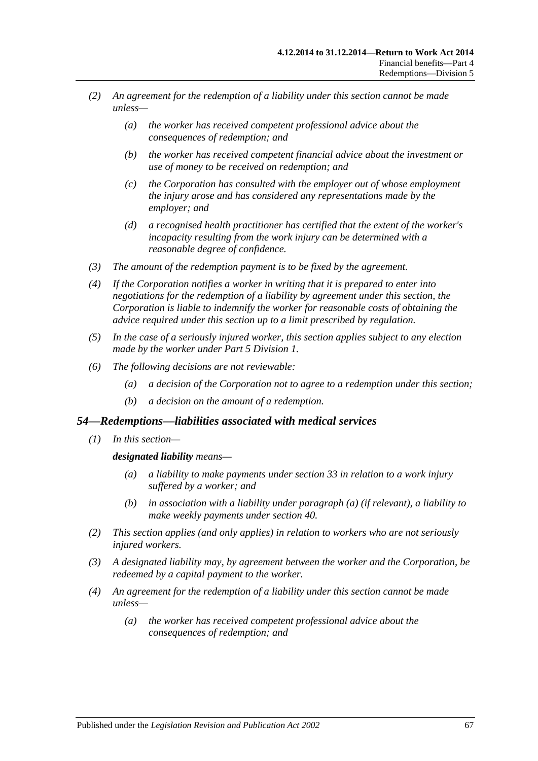(2) An agreement for the redemption of a liability under this section cannot be made unless—

(a) the worker has received competent professional advice about the consequences of redemption; and

(b) the worker has received competent financial advice about the investment or use of money to be received on redemption; and

(c) the Corporation has consulted with the employer out of whose employment the injury arose and has considered any representations made by the employer; and

(d) a recognised health practitioner has certified that the extent of the worker's incapacity resulting from the work injury can be determined with a reasonable degree of confidence.

(3) The amount of the redemption payment is to be fixed by the agreement.

(4) If the Corporation notifies a worker in writing that it is prepared to enter into negotiations for the redemption of a liability by agreement under this section, the Corporation is liable to indemnify the worker for reasonable costs of obtaining the advice required under this section up to a limit prescribed by regulation.

(5) In the case of a seriously injured worker, this section applies subject to any election made by the worker under Part 5 Division 1.

(6) The following decisions are not reviewable:

(a) a decision of the Corporation not to agree to a redemption under this section;

(b) a decision on the amount of a redemption.

## 54—Redemptions—liabilities associated with medical services

(1) In this section—

***designated liability*** means—

(a) a liability to make payments under section 33 in relation to a work injury suffered by a worker; and

(b) in association with a liability under paragraph (a) (if relevant), a liability to make weekly payments under section 40.

(2) This section applies (and only applies) in relation to workers who are not seriously injured workers.

(3) A designated liability may, by agreement between the worker and the Corporation, be redeemed by a capital payment to the worker.

(4) An agreement for the redemption of a liability under this section cannot be made unless—

(a) the worker has received competent professional advice about the consequences of redemption; and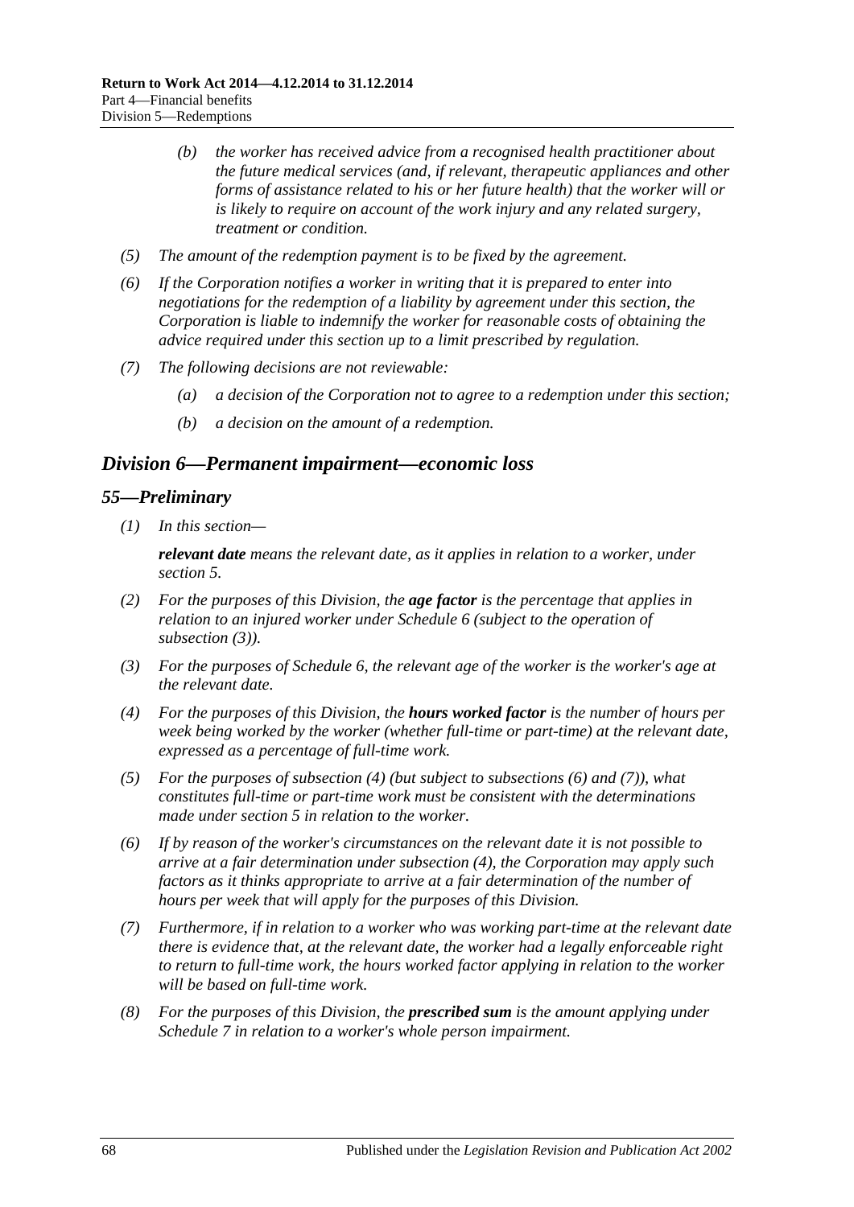*(b) the worker has received advice from a recognised health practitioner about the future medical services (and, if relevant, therapeutic appliances and other forms of assistance related to his or her future health) that the worker will or is likely to require on account of the work injury and any related surgery, treatment or condition.*

*(5) The amount of the redemption payment is to be fixed by the agreement.*

*(6) If the Corporation notifies a worker in writing that it is prepared to enter into negotiations for the redemption of a liability by agreement under this section, the Corporation is liable to indemnify the worker for reasonable costs of obtaining the advice required under this section up to a limit prescribed by regulation.*

*(7) The following decisions are not reviewable:*

*(a) a decision of the Corporation not to agree to a redemption under this section;*

*(b) a decision on the amount of a redemption.*

## *Division 6—Permanent impairment—economic loss*

### *55—Preliminary*

*(1) In this section—*

***relevant date*** *means the relevant date, as it applies in relation to a worker, under section 5.*

*(2) For the purposes of this Division, the* ***age factor*** *is the percentage that applies in relation to an injured worker under Schedule 6 (subject to the operation of subsection (3)).*

*(3) For the purposes of Schedule 6, the relevant age of the worker is the worker's age at the relevant date.*

*(4) For the purposes of this Division, the* ***hours worked factor*** *is the number of hours per week being worked by the worker (whether full-time or part-time) at the relevant date, expressed as a percentage of full-time work.*

*(5) For the purposes of subsection (4) (but subject to subsections (6) and (7)), what constitutes full-time or part-time work must be consistent with the determinations made under section 5 in relation to the worker.*

*(6) If by reason of the worker's circumstances on the relevant date it is not possible to arrive at a fair determination under subsection (4), the Corporation may apply such factors as it thinks appropriate to arrive at a fair determination of the number of hours per week that will apply for the purposes of this Division.*

*(7) Furthermore, if in relation to a worker who was working part-time at the relevant date there is evidence that, at the relevant date, the worker had a legally enforceable right to return to full-time work, the hours worked factor applying in relation to the worker will be based on full-time work.*

*(8) For the purposes of this Division, the* ***prescribed sum*** *is the amount applying under Schedule 7 in relation to a worker's whole person impairment.*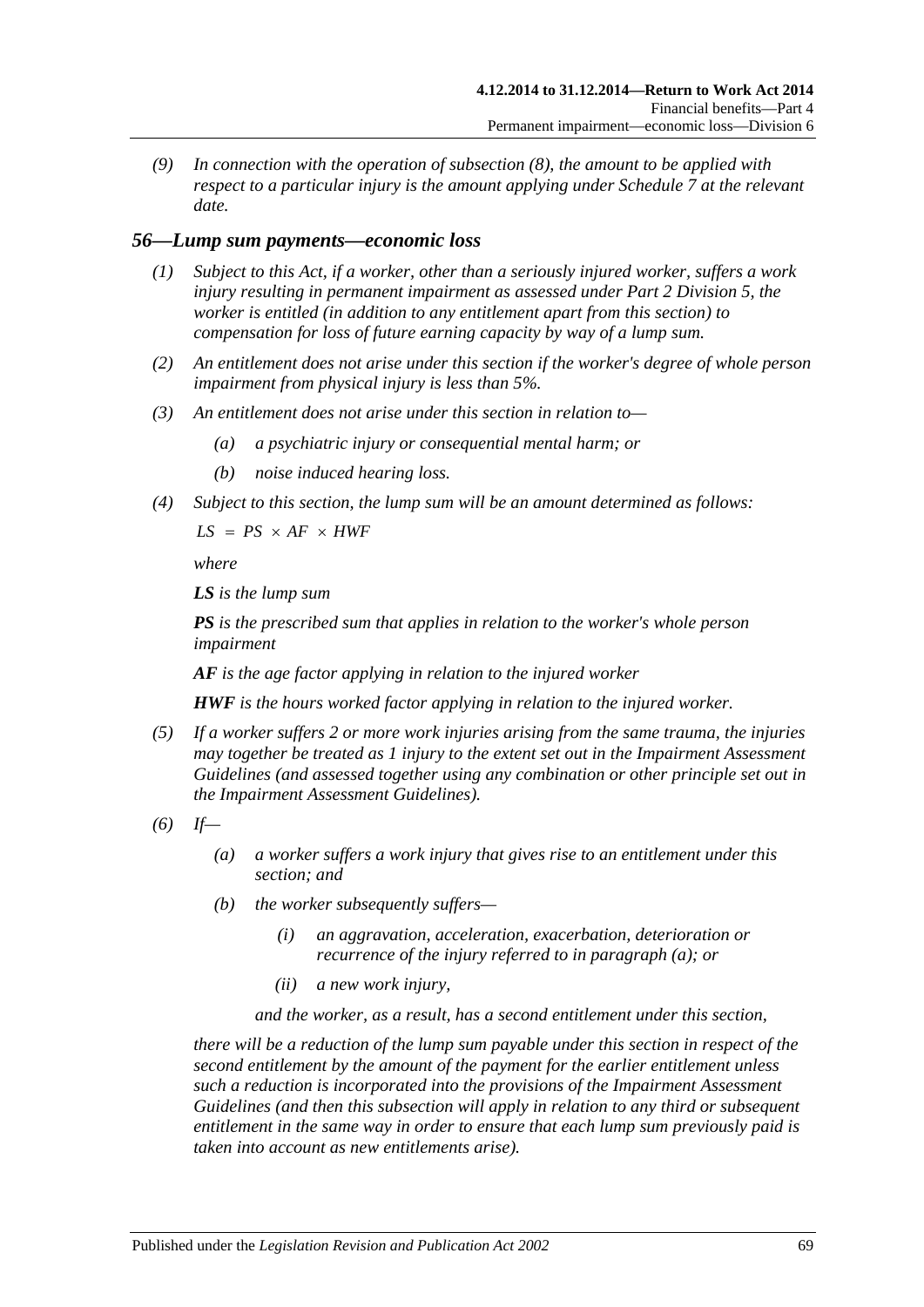*(9) In connection with the operation of subsection (8), the amount to be applied with respect to a particular injury is the amount applying under Schedule 7 at the relevant date.*

## *56—Lump sum payments—economic loss*

*(1) Subject to this Act, if a worker, other than a seriously injured worker, suffers a work injury resulting in permanent impairment as assessed under Part 2 Division 5, the worker is entitled (in addition to any entitlement apart from this section) to compensation for loss of future earning capacity by way of a lump sum.*

*(2) An entitlement does not arise under this section if the worker's degree of whole person impairment from physical injury is less than 5%.*

*(3) An entitlement does not arise under this section in relation to—*

- *(a) a psychiatric injury or consequential mental harm; or*
- *(b) noise induced hearing loss.*

*(4) Subject to this section, the lump sum will be an amount determined as follows:*

$$LS = PS \times AF \times HWF$$

*where*

***LS** is the lump sum*

***PS** is the prescribed sum that applies in relation to the worker's whole person impairment*

***AF** is the age factor applying in relation to the injured worker*

***HWF** is the hours worked factor applying in relation to the injured worker.*

*(5) If a worker suffers 2 or more work injuries arising from the same trauma, the injuries may together be treated as 1 injury to the extent set out in the Impairment Assessment Guidelines (and assessed together using any combination or other principle set out in the Impairment Assessment Guidelines).*

*(6) If—*

- *(a) a worker suffers a work injury that gives rise to an entitlement under this section; and*
- *(b) the worker subsequently suffers—*
  - *(i) an aggravation, acceleration, exacerbation, deterioration or recurrence of the injury referred to in paragraph (a); or*
  - *(ii) a new work injury,*

  *and the worker, as a result, has a second entitlement under this section,*

*there will be a reduction of the lump sum payable under this section in respect of the second entitlement by the amount of the payment for the earlier entitlement unless such a reduction is incorporated into the provisions of the Impairment Assessment Guidelines (and then this subsection will apply in relation to any third or subsequent entitlement in the same way in order to ensure that each lump sum previously paid is taken into account as new entitlements arise).*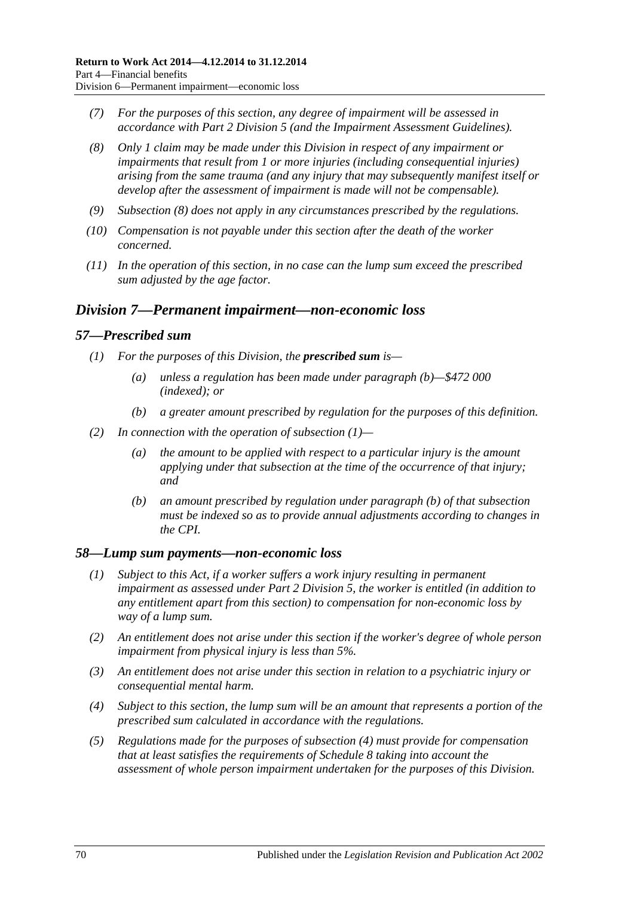*(7) For the purposes of this section, any degree of impairment will be assessed in accordance with Part 2 Division 5 (and the Impairment Assessment Guidelines).*

*(8) Only 1 claim may be made under this Division in respect of any impairment or impairments that result from 1 or more injuries (including consequential injuries) arising from the same trauma (and any injury that may subsequently manifest itself or develop after the assessment of impairment is made will not be compensable).*

*(9) Subsection (8) does not apply in any circumstances prescribed by the regulations.*

*(10) Compensation is not payable under this section after the death of the worker concerned.*

*(11) In the operation of this section, in no case can the lump sum exceed the prescribed sum adjusted by the age factor.*

## *Division 7—Permanent impairment—non-economic loss*

### *57—Prescribed sum*

*(1) For the purposes of this Division, the* ***prescribed sum*** *is—*

*(a) unless a regulation has been made under paragraph (b)—$472 000 (indexed); or*

*(b) a greater amount prescribed by regulation for the purposes of this definition.*

*(2) In connection with the operation of subsection (1)—*

*(a) the amount to be applied with respect to a particular injury is the amount applying under that subsection at the time of the occurrence of that injury; and*

*(b) an amount prescribed by regulation under paragraph (b) of that subsection must be indexed so as to provide annual adjustments according to changes in the CPI.*

### *58—Lump sum payments—non-economic loss*

*(1) Subject to this Act, if a worker suffers a work injury resulting in permanent impairment as assessed under Part 2 Division 5, the worker is entitled (in addition to any entitlement apart from this section) to compensation for non-economic loss by way of a lump sum.*

*(2) An entitlement does not arise under this section if the worker's degree of whole person impairment from physical injury is less than 5%.*

*(3) An entitlement does not arise under this section in relation to a psychiatric injury or consequential mental harm.*

*(4) Subject to this section, the lump sum will be an amount that represents a portion of the prescribed sum calculated in accordance with the regulations.*

*(5) Regulations made for the purposes of subsection (4) must provide for compensation that at least satisfies the requirements of Schedule 8 taking into account the assessment of whole person impairment undertaken for the purposes of this Division.*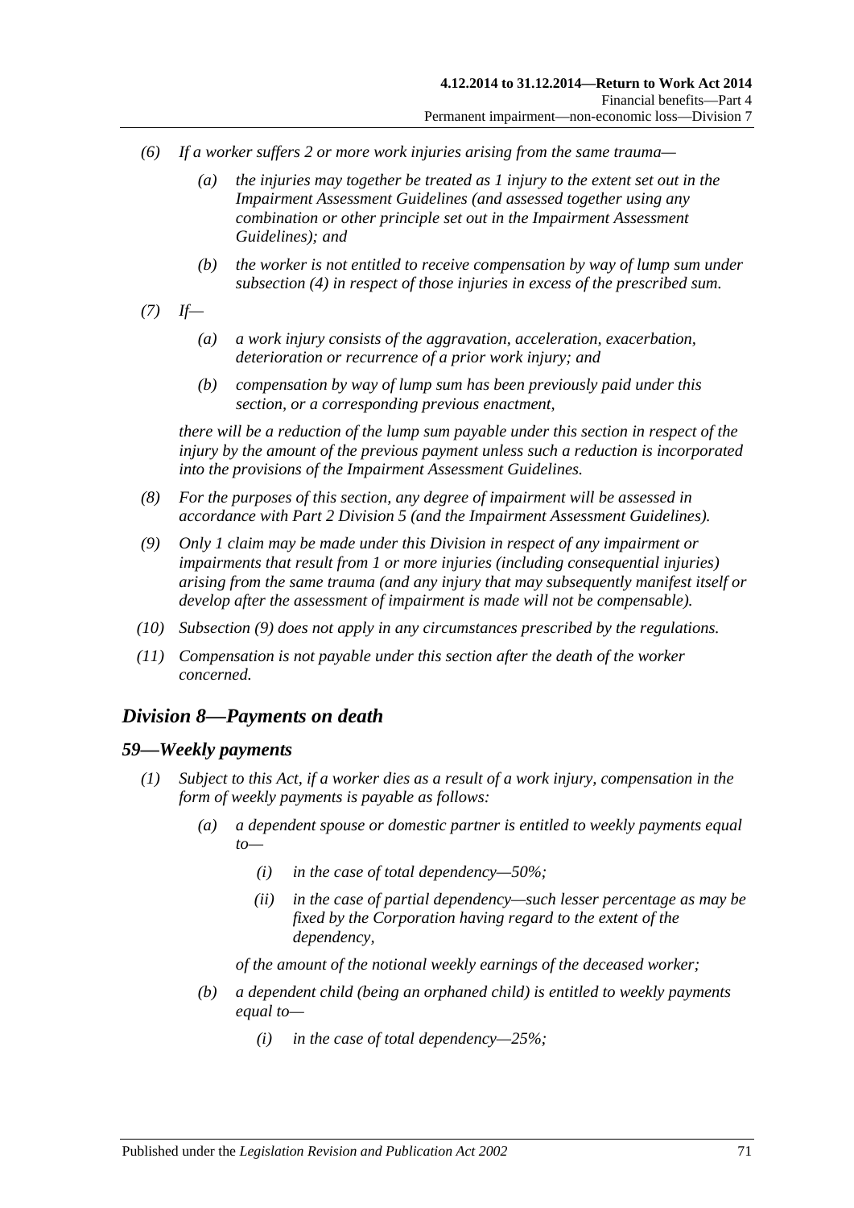*(6) If a worker suffers 2 or more work injuries arising from the same trauma—*

*(a) the injuries may together be treated as 1 injury to the extent set out in the Impairment Assessment Guidelines (and assessed together using any combination or other principle set out in the Impairment Assessment Guidelines); and*

*(b) the worker is not entitled to receive compensation by way of lump sum under subsection (4) in respect of those injuries in excess of the prescribed sum.*

*(7) If—*

*(a) a work injury consists of the aggravation, acceleration, exacerbation, deterioration or recurrence of a prior work injury; and*

*(b) compensation by way of lump sum has been previously paid under this section, or a corresponding previous enactment,*

*there will be a reduction of the lump sum payable under this section in respect of the injury by the amount of the previous payment unless such a reduction is incorporated into the provisions of the Impairment Assessment Guidelines.*

*(8) For the purposes of this section, any degree of impairment will be assessed in accordance with Part 2 Division 5 (and the Impairment Assessment Guidelines).*

*(9) Only 1 claim may be made under this Division in respect of any impairment or impairments that result from 1 or more injuries (including consequential injuries) arising from the same trauma (and any injury that may subsequently manifest itself or develop after the assessment of impairment is made will not be compensable).*

*(10) Subsection (9) does not apply in any circumstances prescribed by the regulations.*

*(11) Compensation is not payable under this section after the death of the worker concerned.*

## *Division 8—Payments on death*

### *59—Weekly payments*

*(1) Subject to this Act, if a worker dies as a result of a work injury, compensation in the form of weekly payments is payable as follows:*

*(a) a dependent spouse or domestic partner is entitled to weekly payments equal to—*

*(i) in the case of total dependency—50%;*

*(ii) in the case of partial dependency—such lesser percentage as may be fixed by the Corporation having regard to the extent of the dependency,*

*of the amount of the notional weekly earnings of the deceased worker;*

*(b) a dependent child (being an orphaned child) is entitled to weekly payments equal to—*

*(i) in the case of total dependency—25%;*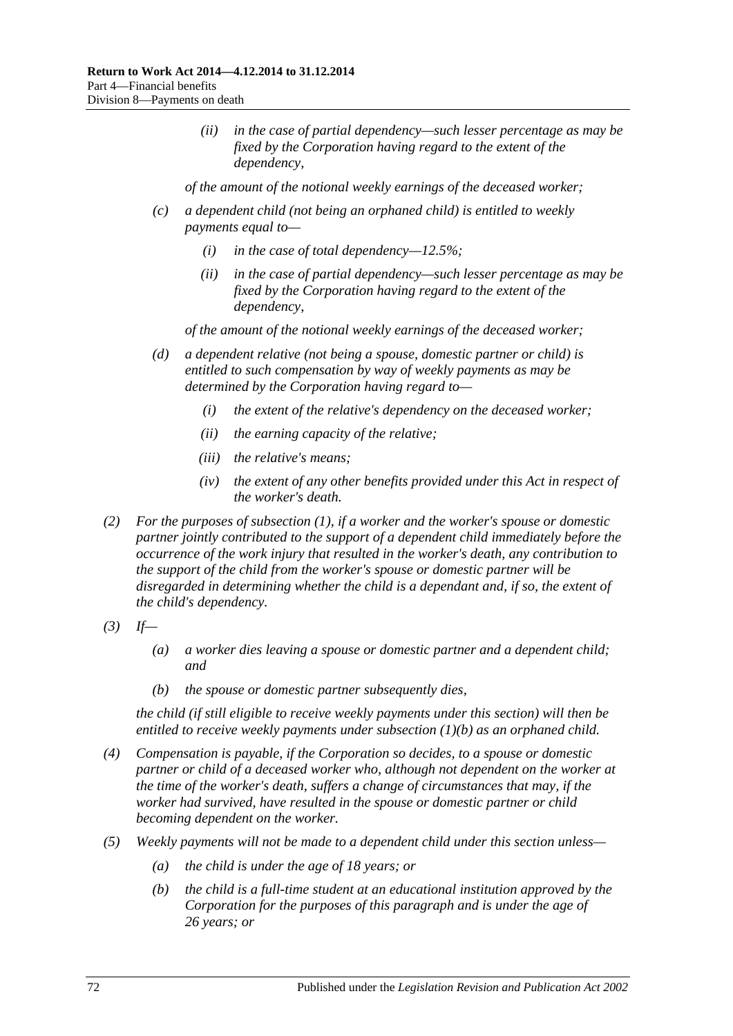*(ii) in the case of partial dependency—such lesser percentage as may be fixed by the Corporation having regard to the extent of the dependency,*

*of the amount of the notional weekly earnings of the deceased worker;*

*(c) a dependent child (not being an orphaned child) is entitled to weekly payments equal to—*

*(i) in the case of total dependency—12.5%;*

*(ii) in the case of partial dependency—such lesser percentage as may be fixed by the Corporation having regard to the extent of the dependency,*

*of the amount of the notional weekly earnings of the deceased worker;*

*(d) a dependent relative (not being a spouse, domestic partner or child) is entitled to such compensation by way of weekly payments as may be determined by the Corporation having regard to—*

*(i) the extent of the relative's dependency on the deceased worker;*

*(ii) the earning capacity of the relative;*

*(iii) the relative's means;*

*(iv) the extent of any other benefits provided under this Act in respect of the worker's death.*

*(2) For the purposes of subsection (1), if a worker and the worker's spouse or domestic partner jointly contributed to the support of a dependent child immediately before the occurrence of the work injury that resulted in the worker's death, any contribution to the support of the child from the worker's spouse or domestic partner will be disregarded in determining whether the child is a dependant and, if so, the extent of the child's dependency.*

*(3) If—*

*(a) a worker dies leaving a spouse or domestic partner and a dependent child; and*

*(b) the spouse or domestic partner subsequently dies,*

*the child (if still eligible to receive weekly payments under this section) will then be entitled to receive weekly payments under subsection (1)(b) as an orphaned child.*

*(4) Compensation is payable, if the Corporation so decides, to a spouse or domestic partner or child of a deceased worker who, although not dependent on the worker at the time of the worker's death, suffers a change of circumstances that may, if the worker had survived, have resulted in the spouse or domestic partner or child becoming dependent on the worker.*

*(5) Weekly payments will not be made to a dependent child under this section unless—*

*(a) the child is under the age of 18 years; or*

*(b) the child is a full-time student at an educational institution approved by the Corporation for the purposes of this paragraph and is under the age of 26 years; or*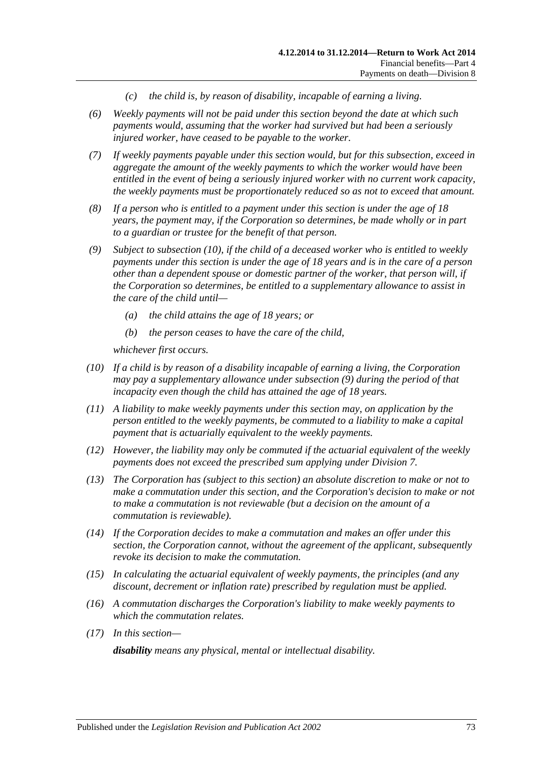*(c) the child is, by reason of disability, incapable of earning a living.*

*(6) Weekly payments will not be paid under this section beyond the date at which such payments would, assuming that the worker had survived but had been a seriously injured worker, have ceased to be payable to the worker.*

*(7) If weekly payments payable under this section would, but for this subsection, exceed in aggregate the amount of the weekly payments to which the worker would have been entitled in the event of being a seriously injured worker with no current work capacity, the weekly payments must be proportionately reduced so as not to exceed that amount.*

*(8) If a person who is entitled to a payment under this section is under the age of 18 years, the payment may, if the Corporation so determines, be made wholly or in part to a guardian or trustee for the benefit of that person.*

*(9) Subject to subsection (10), if the child of a deceased worker who is entitled to weekly payments under this section is under the age of 18 years and is in the care of a person other than a dependent spouse or domestic partner of the worker, that person will, if the Corporation so determines, be entitled to a supplementary allowance to assist in the care of the child until—*

*(a) the child attains the age of 18 years; or*

*(b) the person ceases to have the care of the child,*

*whichever first occurs.*

*(10) If a child is by reason of a disability incapable of earning a living, the Corporation may pay a supplementary allowance under subsection (9) during the period of that incapacity even though the child has attained the age of 18 years.*

*(11) A liability to make weekly payments under this section may, on application by the person entitled to the weekly payments, be commuted to a liability to make a capital payment that is actuarially equivalent to the weekly payments.*

*(12) However, the liability may only be commuted if the actuarial equivalent of the weekly payments does not exceed the prescribed sum applying under Division 7.*

*(13) The Corporation has (subject to this section) an absolute discretion to make or not to make a commutation under this section, and the Corporation's decision to make or not to make a commutation is not reviewable (but a decision on the amount of a commutation is reviewable).*

*(14) If the Corporation decides to make a commutation and makes an offer under this section, the Corporation cannot, without the agreement of the applicant, subsequently revoke its decision to make the commutation.*

*(15) In calculating the actuarial equivalent of weekly payments, the principles (and any discount, decrement or inflation rate) prescribed by regulation must be applied.*

*(16) A commutation discharges the Corporation's liability to make weekly payments to which the commutation relates.*

*(17) In this section—*

***disability** means any physical, mental or intellectual disability.*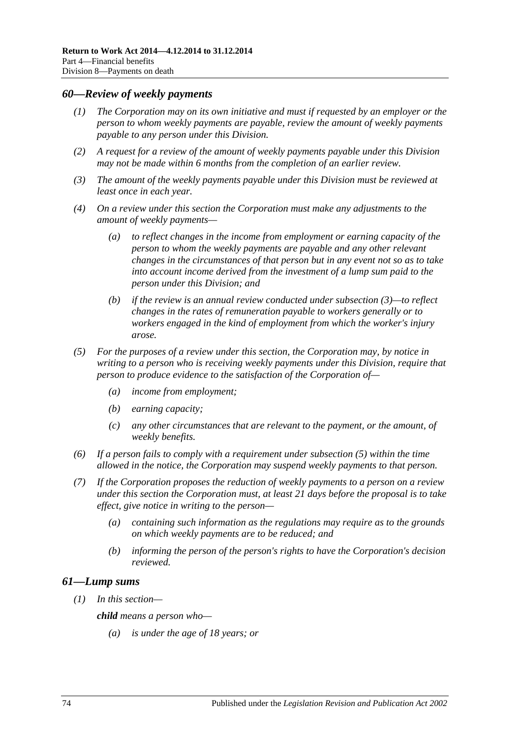### *60—Review of weekly payments*

*(1) The Corporation may on its own initiative and must if requested by an employer or the person to whom weekly payments are payable, review the amount of weekly payments payable to any person under this Division.*

*(2) A request for a review of the amount of weekly payments payable under this Division may not be made within 6 months from the completion of an earlier review.*

*(3) The amount of the weekly payments payable under this Division must be reviewed at least once in each year.*

*(4) On a review under this section the Corporation must make any adjustments to the amount of weekly payments—*

*(a) to reflect changes in the income from employment or earning capacity of the person to whom the weekly payments are payable and any other relevant changes in the circumstances of that person but in any event not so as to take into account income derived from the investment of a lump sum paid to the person under this Division; and*

*(b) if the review is an annual review conducted under subsection (3)—to reflect changes in the rates of remuneration payable to workers generally or to workers engaged in the kind of employment from which the worker's injury arose.*

*(5) For the purposes of a review under this section, the Corporation may, by notice in writing to a person who is receiving weekly payments under this Division, require that person to produce evidence to the satisfaction of the Corporation of—*

*(a) income from employment;*

*(b) earning capacity;*

*(c) any other circumstances that are relevant to the payment, or the amount, of weekly benefits.*

*(6) If a person fails to comply with a requirement under subsection (5) within the time allowed in the notice, the Corporation may suspend weekly payments to that person.*

*(7) If the Corporation proposes the reduction of weekly payments to a person on a review under this section the Corporation must, at least 21 days before the proposal is to take effect, give notice in writing to the person—*

*(a) containing such information as the regulations may require as to the grounds on which weekly payments are to be reduced; and*

*(b) informing the person of the person's rights to have the Corporation's decision reviewed.*

### *61—Lump sums*

*(1) In this section—*

***child*** *means a person who—*

*(a) is under the age of 18 years; or*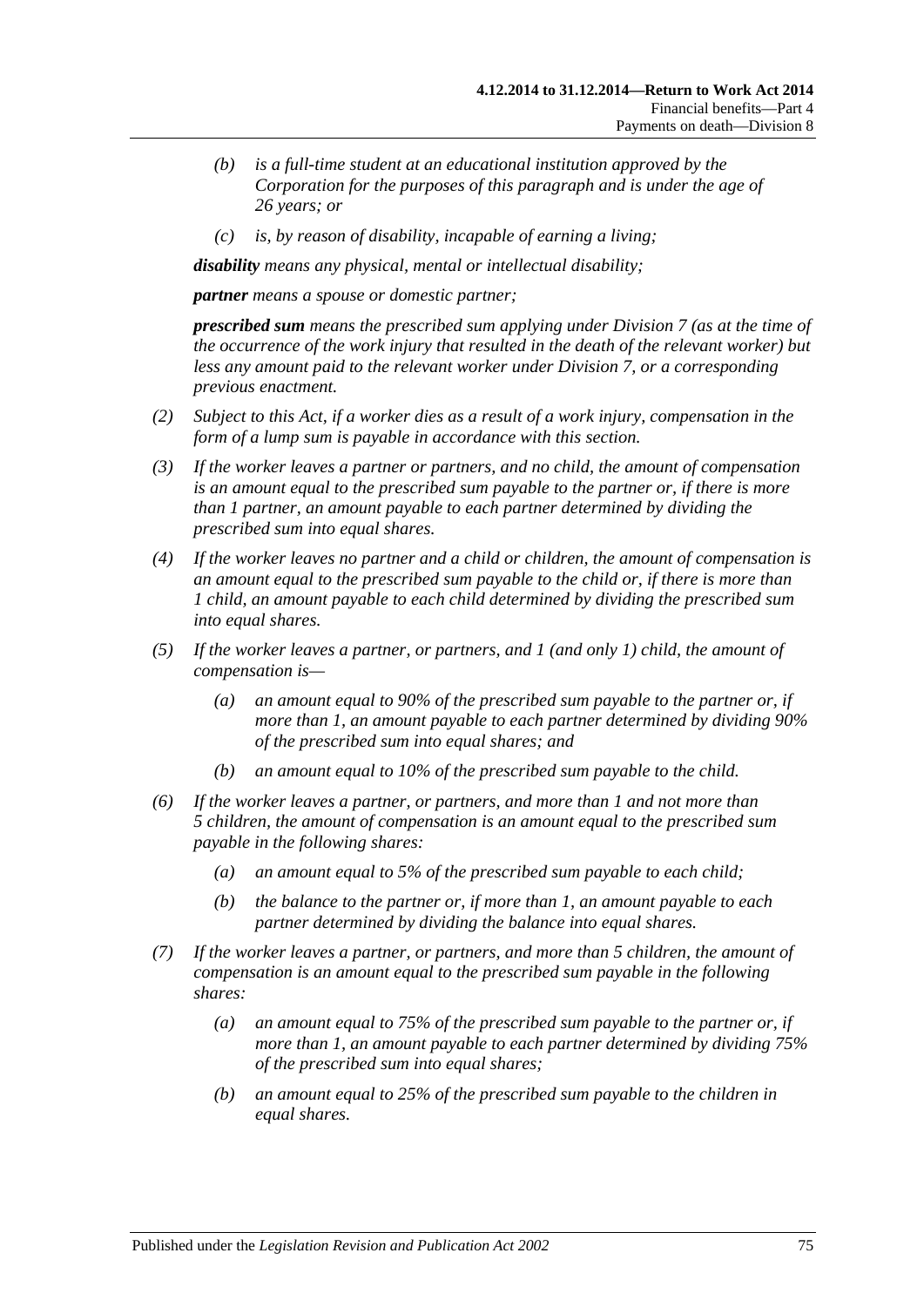- *(b)* *is a full-time student at an educational institution approved by the Corporation for the purposes of this paragraph and is under the age of 26 years; or*
- *(c)* *is, by reason of disability, incapable of earning a living;*

***disability*** *means any physical, mental or intellectual disability;*

***partner*** *means a spouse or domestic partner;*

***prescribed sum*** *means the prescribed sum applying under Division 7 (as at the time of the occurrence of the work injury that resulted in the death of the relevant worker) but less any amount paid to the relevant worker under Division 7, or a corresponding previous enactment.*

*(2)* *Subject to this Act, if a worker dies as a result of a work injury, compensation in the form of a lump sum is payable in accordance with this section.*

*(3)* *If the worker leaves a partner or partners, and no child, the amount of compensation is an amount equal to the prescribed sum payable to the partner or, if there is more than 1 partner, an amount payable to each partner determined by dividing the prescribed sum into equal shares.*

*(4)* *If the worker leaves no partner and a child or children, the amount of compensation is an amount equal to the prescribed sum payable to the child or, if there is more than 1 child, an amount payable to each child determined by dividing the prescribed sum into equal shares.*

*(5)* *If the worker leaves a partner, or partners, and 1 (and only 1) child, the amount of compensation is—*

- *(a)* *an amount equal to 90% of the prescribed sum payable to the partner or, if more than 1, an amount payable to each partner determined by dividing 90% of the prescribed sum into equal shares; and*
- *(b)* *an amount equal to 10% of the prescribed sum payable to the child.*

*(6)* *If the worker leaves a partner, or partners, and more than 1 and not more than 5 children, the amount of compensation is an amount equal to the prescribed sum payable in the following shares:*

- *(a)* *an amount equal to 5% of the prescribed sum payable to each child;*
- *(b)* *the balance to the partner or, if more than 1, an amount payable to each partner determined by dividing the balance into equal shares.*

*(7)* *If the worker leaves a partner, or partners, and more than 5 children, the amount of compensation is an amount equal to the prescribed sum payable in the following shares:*

- *(a)* *an amount equal to 75% of the prescribed sum payable to the partner or, if more than 1, an amount payable to each partner determined by dividing 75% of the prescribed sum into equal shares;*
- *(b)* *an amount equal to 25% of the prescribed sum payable to the children in equal shares.*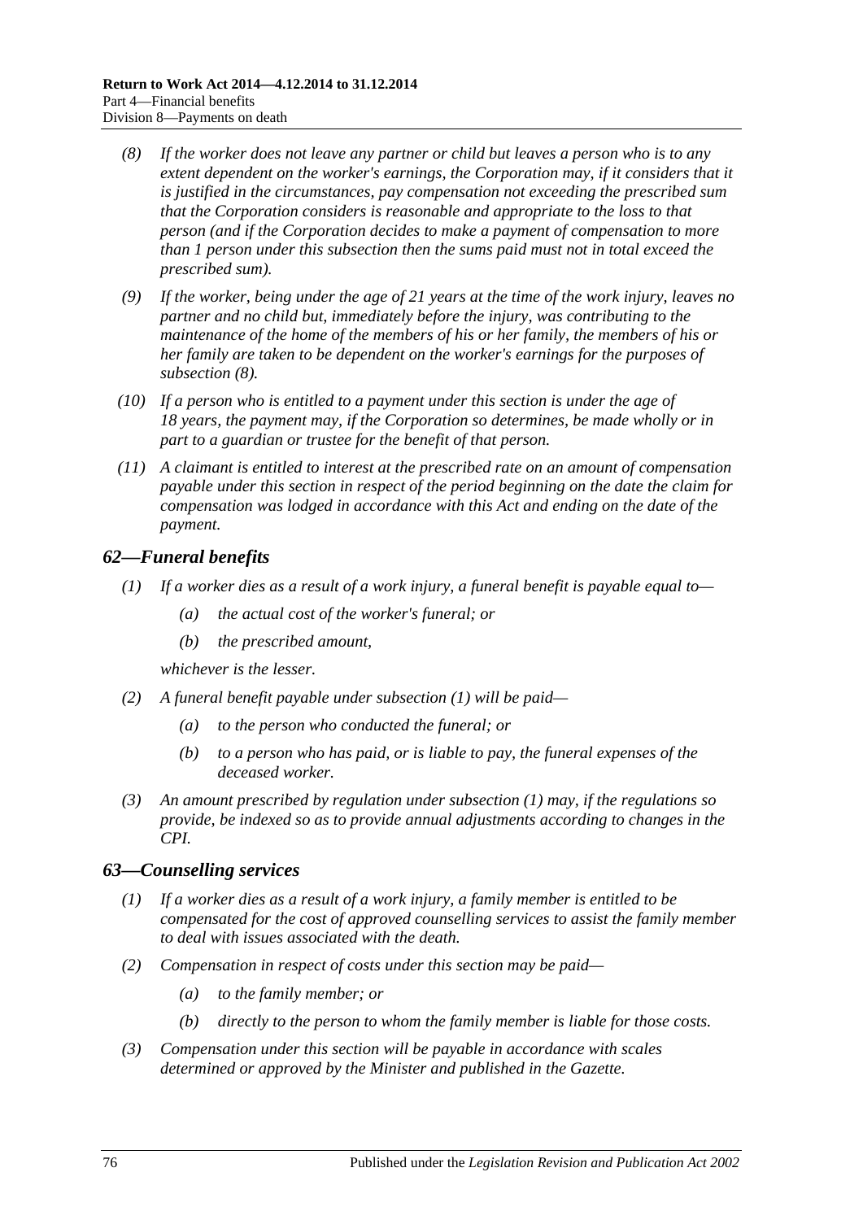*(8) If the worker does not leave any partner or child but leaves a person who is to any extent dependent on the worker's earnings, the Corporation may, if it considers that it is justified in the circumstances, pay compensation not exceeding the prescribed sum that the Corporation considers is reasonable and appropriate to the loss to that person (and if the Corporation decides to make a payment of compensation to more than 1 person under this subsection then the sums paid must not in total exceed the prescribed sum).*

*(9) If the worker, being under the age of 21 years at the time of the work injury, leaves no partner and no child but, immediately before the injury, was contributing to the maintenance of the home of the members of his or her family, the members of his or her family are taken to be dependent on the worker's earnings for the purposes of subsection (8).*

*(10) If a person who is entitled to a payment under this section is under the age of 18 years, the payment may, if the Corporation so determines, be made wholly or in part to a guardian or trustee for the benefit of that person.*

*(11) A claimant is entitled to interest at the prescribed rate on an amount of compensation payable under this section in respect of the period beginning on the date the claim for compensation was lodged in accordance with this Act and ending on the date of the payment.*

## *62—Funeral benefits*

*(1) If a worker dies as a result of a work injury, a funeral benefit is payable equal to—*

*(a) the actual cost of the worker's funeral; or*

*(b) the prescribed amount,*

*whichever is the lesser.*

*(2) A funeral benefit payable under subsection (1) will be paid—*

*(a) to the person who conducted the funeral; or*

*(b) to a person who has paid, or is liable to pay, the funeral expenses of the deceased worker.*

*(3) An amount prescribed by regulation under subsection (1) may, if the regulations so provide, be indexed so as to provide annual adjustments according to changes in the CPI.*

## *63—Counselling services*

*(1) If a worker dies as a result of a work injury, a family member is entitled to be compensated for the cost of approved counselling services to assist the family member to deal with issues associated with the death.*

*(2) Compensation in respect of costs under this section may be paid—*

*(a) to the family member; or*

*(b) directly to the person to whom the family member is liable for those costs.*

*(3) Compensation under this section will be payable in accordance with scales determined or approved by the Minister and published in the Gazette.*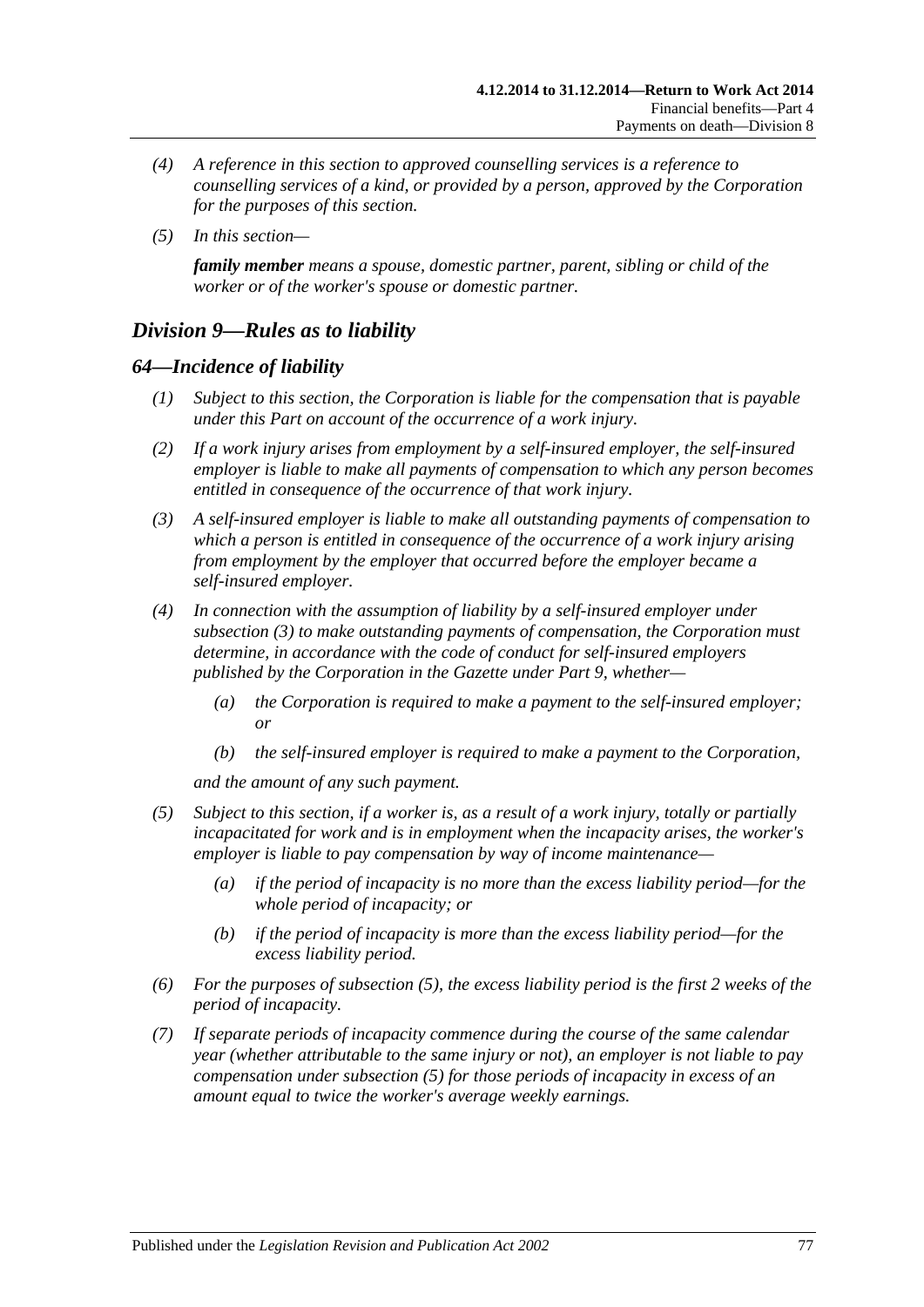*(4) A reference in this section to approved counselling services is a reference to counselling services of a kind, or provided by a person, approved by the Corporation for the purposes of this section.*

*(5) In this section—*

***family member** means a spouse, domestic partner, parent, sibling or child of the worker or of the worker's spouse or domestic partner.*

## *Division 9—Rules as to liability*

### *64—Incidence of liability*

*(1) Subject to this section, the Corporation is liable for the compensation that is payable under this Part on account of the occurrence of a work injury.*

*(2) If a work injury arises from employment by a self-insured employer, the self-insured employer is liable to make all payments of compensation to which any person becomes entitled in consequence of the occurrence of that work injury.*

*(3) A self-insured employer is liable to make all outstanding payments of compensation to which a person is entitled in consequence of the occurrence of a work injury arising from employment by the employer that occurred before the employer became a self-insured employer.*

*(4) In connection with the assumption of liability by a self-insured employer under subsection (3) to make outstanding payments of compensation, the Corporation must determine, in accordance with the code of conduct for self-insured employers published by the Corporation in the Gazette under Part 9, whether—*

*(a) the Corporation is required to make a payment to the self-insured employer; or*

*(b) the self-insured employer is required to make a payment to the Corporation,*

*and the amount of any such payment.*

*(5) Subject to this section, if a worker is, as a result of a work injury, totally or partially incapacitated for work and is in employment when the incapacity arises, the worker's employer is liable to pay compensation by way of income maintenance—*

*(a) if the period of incapacity is no more than the excess liability period—for the whole period of incapacity; or*

*(b) if the period of incapacity is more than the excess liability period—for the excess liability period.*

*(6) For the purposes of subsection (5), the excess liability period is the first 2 weeks of the period of incapacity.*

*(7) If separate periods of incapacity commence during the course of the same calendar year (whether attributable to the same injury or not), an employer is not liable to pay compensation under subsection (5) for those periods of incapacity in excess of an amount equal to twice the worker's average weekly earnings.*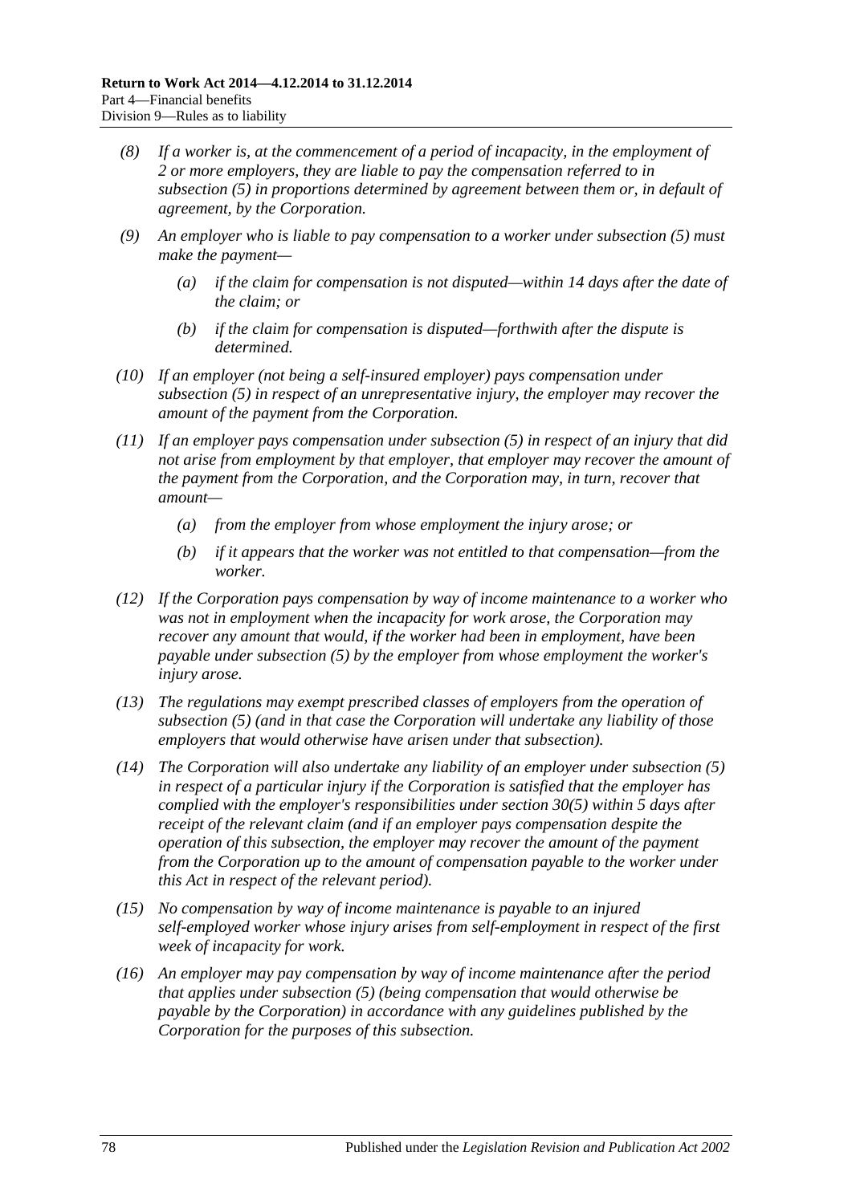*(8) If a worker is, at the commencement of a period of incapacity, in the employment of 2 or more employers, they are liable to pay the compensation referred to in subsection (5) in proportions determined by agreement between them or, in default of agreement, by the Corporation.*

*(9) An employer who is liable to pay compensation to a worker under subsection (5) must make the payment—*

*(a) if the claim for compensation is not disputed—within 14 days after the date of the claim; or*

*(b) if the claim for compensation is disputed—forthwith after the dispute is determined.*

*(10) If an employer (not being a self-insured employer) pays compensation under subsection (5) in respect of an unrepresentative injury, the employer may recover the amount of the payment from the Corporation.*

*(11) If an employer pays compensation under subsection (5) in respect of an injury that did not arise from employment by that employer, that employer may recover the amount of the payment from the Corporation, and the Corporation may, in turn, recover that amount—*

*(a) from the employer from whose employment the injury arose; or*

*(b) if it appears that the worker was not entitled to that compensation—from the worker.*

*(12) If the Corporation pays compensation by way of income maintenance to a worker who was not in employment when the incapacity for work arose, the Corporation may recover any amount that would, if the worker had been in employment, have been payable under subsection (5) by the employer from whose employment the worker's injury arose.*

*(13) The regulations may exempt prescribed classes of employers from the operation of subsection (5) (and in that case the Corporation will undertake any liability of those employers that would otherwise have arisen under that subsection).*

*(14) The Corporation will also undertake any liability of an employer under subsection (5) in respect of a particular injury if the Corporation is satisfied that the employer has complied with the employer's responsibilities under section 30(5) within 5 days after receipt of the relevant claim (and if an employer pays compensation despite the operation of this subsection, the employer may recover the amount of the payment from the Corporation up to the amount of compensation payable to the worker under this Act in respect of the relevant period).*

*(15) No compensation by way of income maintenance is payable to an injured self-employed worker whose injury arises from self-employment in respect of the first week of incapacity for work.*

*(16) An employer may pay compensation by way of income maintenance after the period that applies under subsection (5) (being compensation that would otherwise be payable by the Corporation) in accordance with any guidelines published by the Corporation for the purposes of this subsection.*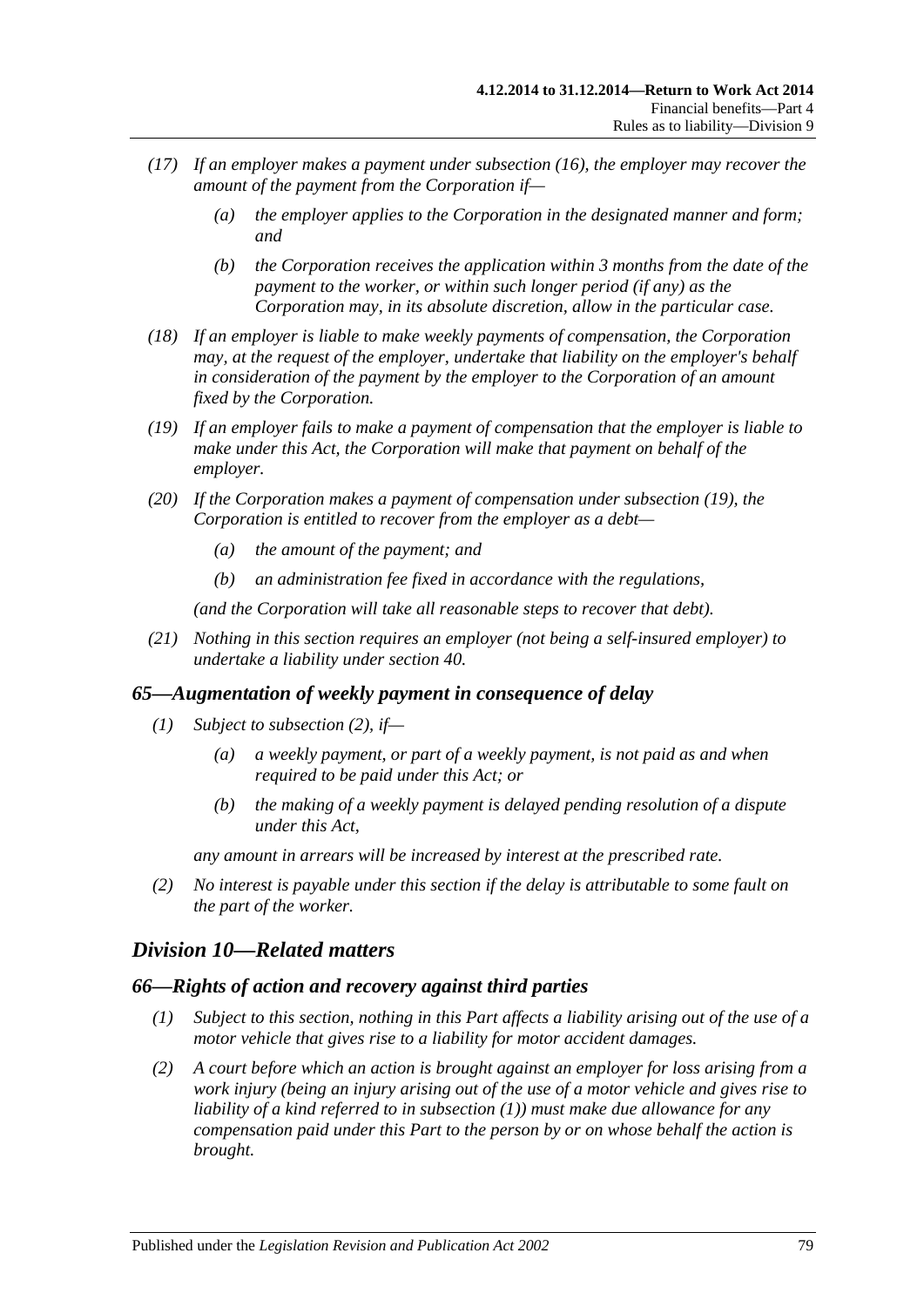*(17) If an employer makes a payment under subsection (16), the employer may recover the amount of the payment from the Corporation if—*

*(a) the employer applies to the Corporation in the designated manner and form; and*

*(b) the Corporation receives the application within 3 months from the date of the payment to the worker, or within such longer period (if any) as the Corporation may, in its absolute discretion, allow in the particular case.*

*(18) If an employer is liable to make weekly payments of compensation, the Corporation may, at the request of the employer, undertake that liability on the employer's behalf in consideration of the payment by the employer to the Corporation of an amount fixed by the Corporation.*

*(19) If an employer fails to make a payment of compensation that the employer is liable to make under this Act, the Corporation will make that payment on behalf of the employer.*

*(20) If the Corporation makes a payment of compensation under subsection (19), the Corporation is entitled to recover from the employer as a debt—*

*(a) the amount of the payment; and*

*(b) an administration fee fixed in accordance with the regulations,*

*(and the Corporation will take all reasonable steps to recover that debt).*

*(21) Nothing in this section requires an employer (not being a self-insured employer) to undertake a liability under section 40.*

### *65—Augmentation of weekly payment in consequence of delay*

*(1) Subject to subsection (2), if—*

*(a) a weekly payment, or part of a weekly payment, is not paid as and when required to be paid under this Act; or*

*(b) the making of a weekly payment is delayed pending resolution of a dispute under this Act,*

*any amount in arrears will be increased by interest at the prescribed rate.*

*(2) No interest is payable under this section if the delay is attributable to some fault on the part of the worker.*

## *Division 10—Related matters*

### *66—Rights of action and recovery against third parties*

*(1) Subject to this section, nothing in this Part affects a liability arising out of the use of a motor vehicle that gives rise to a liability for motor accident damages.*

*(2) A court before which an action is brought against an employer for loss arising from a work injury (being an injury arising out of the use of a motor vehicle and gives rise to liability of a kind referred to in subsection (1)) must make due allowance for any compensation paid under this Part to the person by or on whose behalf the action is brought.*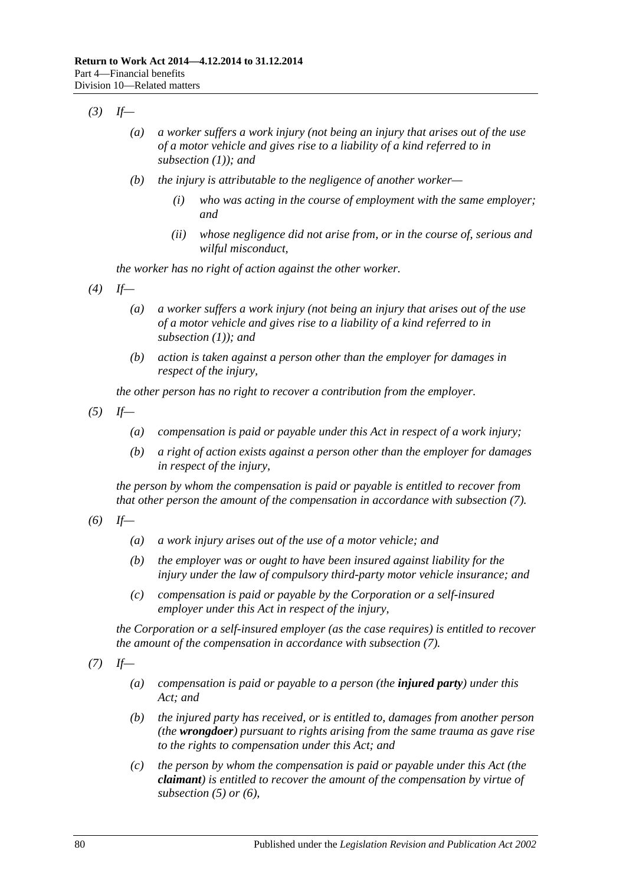*(3) If—*

*(a) a worker suffers a work injury (not being an injury that arises out of the use of a motor vehicle and gives rise to a liability of a kind referred to in subsection (1)); and*

*(b) the injury is attributable to the negligence of another worker—*

*(i) who was acting in the course of employment with the same employer; and*

*(ii) whose negligence did not arise from, or in the course of, serious and wilful misconduct,*

*the worker has no right of action against the other worker.*

*(4) If—*

*(a) a worker suffers a work injury (not being an injury that arises out of the use of a motor vehicle and gives rise to a liability of a kind referred to in subsection (1)); and*

*(b) action is taken against a person other than the employer for damages in respect of the injury,*

*the other person has no right to recover a contribution from the employer.*

*(5) If—*

*(a) compensation is paid or payable under this Act in respect of a work injury;*

*(b) a right of action exists against a person other than the employer for damages in respect of the injury,*

*the person by whom the compensation is paid or payable is entitled to recover from that other person the amount of the compensation in accordance with subsection (7).*

*(6) If—*

*(a) a work injury arises out of the use of a motor vehicle; and*

*(b) the employer was or ought to have been insured against liability for the injury under the law of compulsory third-party motor vehicle insurance; and*

*(c) compensation is paid or payable by the Corporation or a self-insured employer under this Act in respect of the injury,*

*the Corporation or a self-insured employer (as the case requires) is entitled to recover the amount of the compensation in accordance with subsection (7).*

*(7) If—*

*(a) compensation is paid or payable to a person (the* ***injured party****) under this Act; and*

*(b) the injured party has received, or is entitled to, damages from another person (the* ***wrongdoer****) pursuant to rights arising from the same trauma as gave rise to the rights to compensation under this Act; and*

*(c) the person by whom the compensation is paid or payable under this Act (the* ***claimant****) is entitled to recover the amount of the compensation by virtue of subsection (5) or (6),*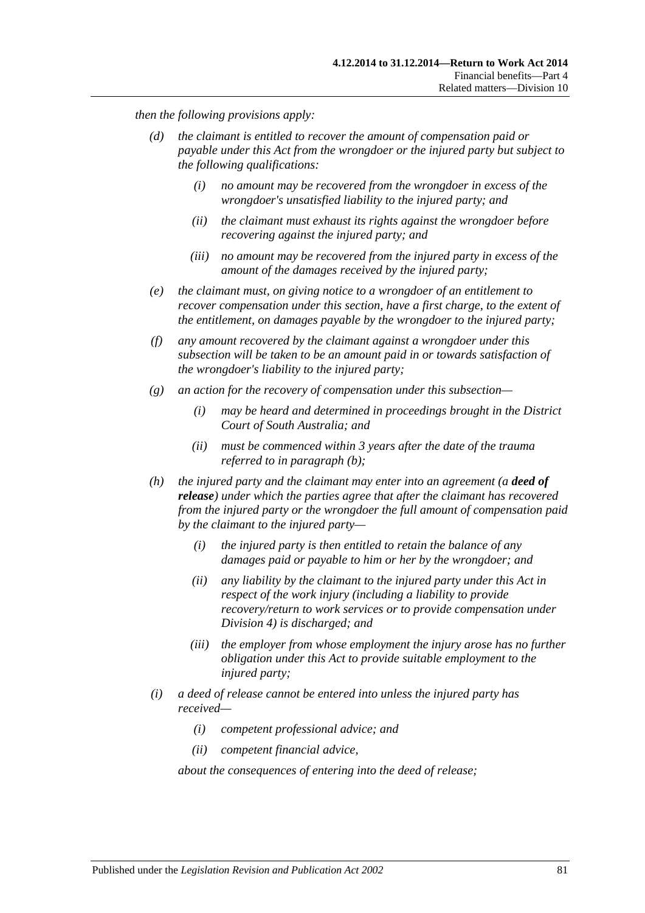*then the following provisions apply:*

- *(d)* *the claimant is entitled to recover the amount of compensation paid or payable under this Act from the wrongdoer or the injured party but subject to the following qualifications:*
    - *(i)* *no amount may be recovered from the wrongdoer in excess of the wrongdoer's unsatisfied liability to the injured party; and*
    - *(ii)* *the claimant must exhaust its rights against the wrongdoer before recovering against the injured party; and*
    - *(iii)* *no amount may be recovered from the injured party in excess of the amount of the damages received by the injured party;*
- *(e)* *the claimant must, on giving notice to a wrongdoer of an entitlement to recover compensation under this section, have a first charge, to the extent of the entitlement, on damages payable by the wrongdoer to the injured party;*
- *(f)* *any amount recovered by the claimant against a wrongdoer under this subsection will be taken to be an amount paid in or towards satisfaction of the wrongdoer's liability to the injured party;*
- *(g)* *an action for the recovery of compensation under this subsection—*
    - *(i)* *may be heard and determined in proceedings brought in the District Court of South Australia; and*
    - *(ii)* *must be commenced within 3 years after the date of the trauma referred to in paragraph (b);*
- *(h)* *the injured party and the claimant may enter into an agreement (a* ***deed of release****) under which the parties agree that after the claimant has recovered from the injured party or the wrongdoer the full amount of compensation paid by the claimant to the injured party—*
    - *(i)* *the injured party is then entitled to retain the balance of any damages paid or payable to him or her by the wrongdoer; and*
    - *(ii)* *any liability by the claimant to the injured party under this Act in respect of the work injury (including a liability to provide recovery/return to work services or to provide compensation under Division 4) is discharged; and*
    - *(iii)* *the employer from whose employment the injury arose has no further obligation under this Act to provide suitable employment to the injured party;*
- *(i)* *a deed of release cannot be entered into unless the injured party has received—*
    - *(i)* *competent professional advice; and*
    - *(ii)* *competent financial advice,*

    *about the consequences of entering into the deed of release;*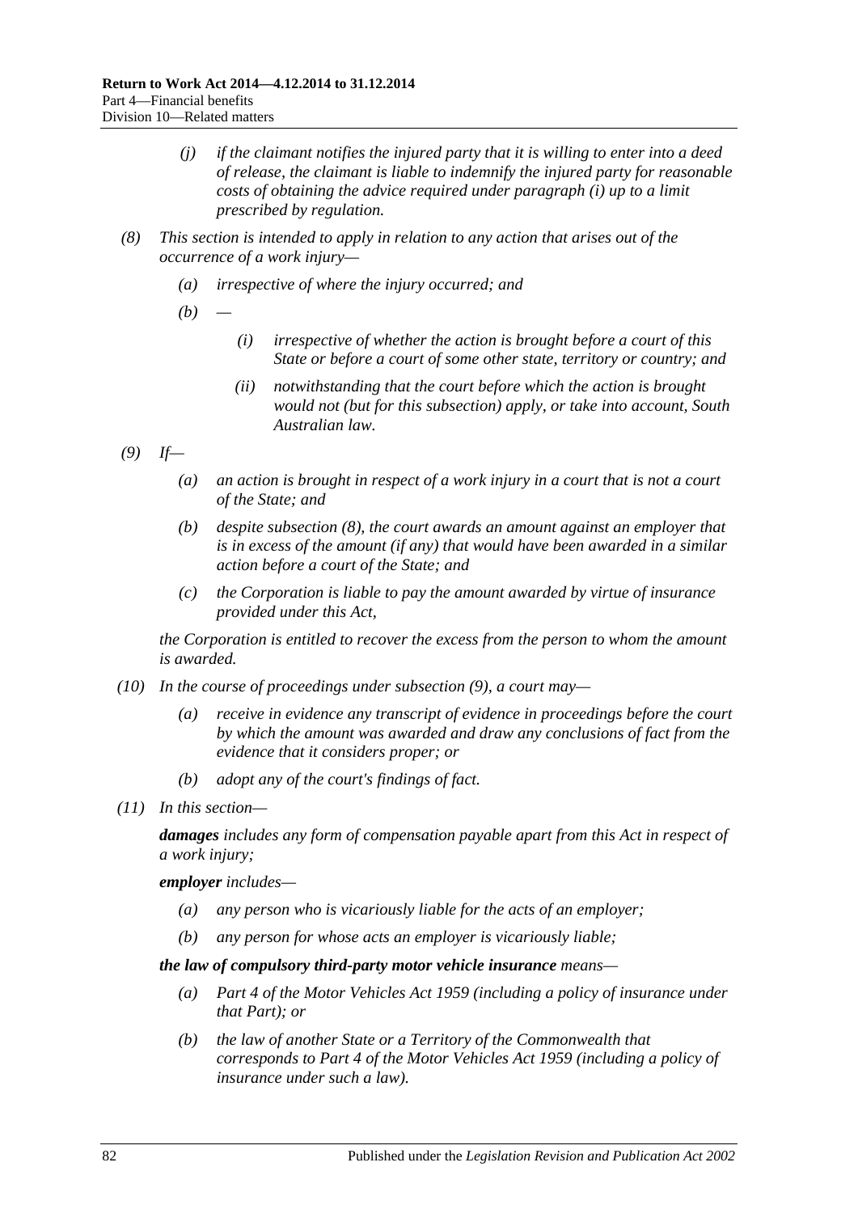(j) if the claimant notifies the injured party that it is willing to enter into a deed of release, the claimant is liable to indemnify the injured party for reasonable costs of obtaining the advice required under paragraph (i) up to a limit prescribed by regulation.

(8) This section is intended to apply in relation to any action that arises out of the occurrence of a work injury—

(a) irrespective of where the injury occurred; and

(b) —

(i) irrespective of whether the action is brought before a court of this State or before a court of some other state, territory or country; and

(ii) notwithstanding that the court before which the action is brought would not (but for this subsection) apply, or take into account, South Australian law.

(9) If—

(a) an action is brought in respect of a work injury in a court that is not a court of the State; and

(b) despite subsection (8), the court awards an amount against an employer that is in excess of the amount (if any) that would have been awarded in a similar action before a court of the State; and

(c) the Corporation is liable to pay the amount awarded by virtue of insurance provided under this Act,

the Corporation is entitled to recover the excess from the person to whom the amount is awarded.

(10) In the course of proceedings under subsection (9), a court may—

(a) receive in evidence any transcript of evidence in proceedings before the court by which the amount was awarded and draw any conclusions of fact from the evidence that it considers proper; or

(b) adopt any of the court's findings of fact.

(11) In this section—

**damages** includes any form of compensation payable apart from this Act in respect of a work injury;

**employer** includes—

(a) any person who is vicariously liable for the acts of an employer;

(b) any person for whose acts an employer is vicariously liable;

**the law of compulsory third-party motor vehicle insurance** means—

(a) Part 4 of the Motor Vehicles Act 1959 (including a policy of insurance under that Part); or

(b) the law of another State or a Territory of the Commonwealth that corresponds to Part 4 of the Motor Vehicles Act 1959 (including a policy of insurance under such a law).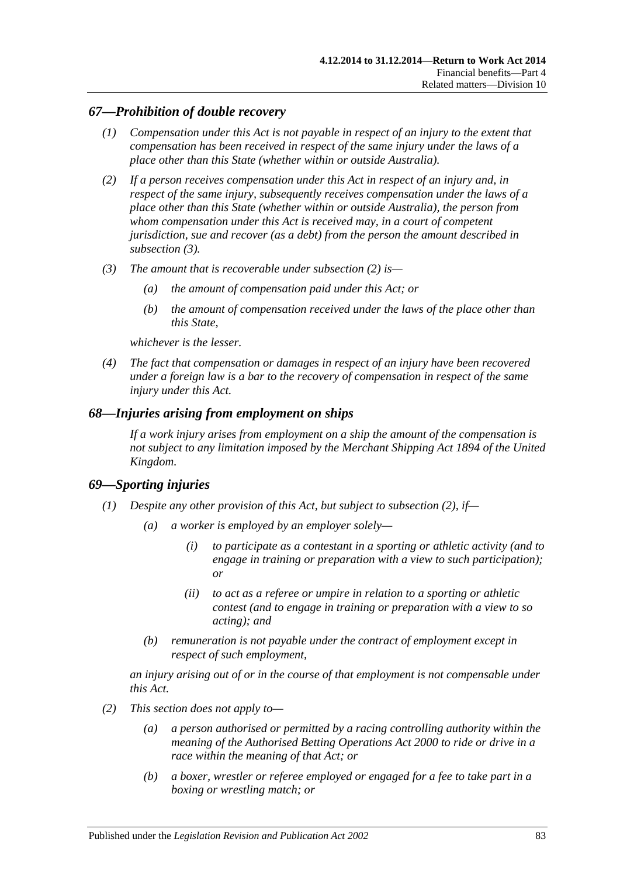## *67—Prohibition of double recovery*

*(1) Compensation under this Act is not payable in respect of an injury to the extent that compensation has been received in respect of the same injury under the laws of a place other than this State (whether within or outside Australia).*

*(2) If a person receives compensation under this Act in respect of an injury and, in respect of the same injury, subsequently receives compensation under the laws of a place other than this State (whether within or outside Australia), the person from whom compensation under this Act is received may, in a court of competent jurisdiction, sue and recover (as a debt) from the person the amount described in subsection (3).*

*(3) The amount that is recoverable under subsection (2) is—*

*(a) the amount of compensation paid under this Act; or*

*(b) the amount of compensation received under the laws of the place other than this State,*

*whichever is the lesser.*

*(4) The fact that compensation or damages in respect of an injury have been recovered under a foreign law is a bar to the recovery of compensation in respect of the same injury under this Act.*

## *68—Injuries arising from employment on ships*

*If a work injury arises from employment on a ship the amount of the compensation is not subject to any limitation imposed by the Merchant Shipping Act 1894 of the United Kingdom.*

## *69—Sporting injuries*

*(1) Despite any other provision of this Act, but subject to subsection (2), if—*

*(a) a worker is employed by an employer solely—*

*(i) to participate as a contestant in a sporting or athletic activity (and to engage in training or preparation with a view to such participation); or*

*(ii) to act as a referee or umpire in relation to a sporting or athletic contest (and to engage in training or preparation with a view to so acting); and*

*(b) remuneration is not payable under the contract of employment except in respect of such employment,*

*an injury arising out of or in the course of that employment is not compensable under this Act.*

*(2) This section does not apply to—*

*(a) a person authorised or permitted by a racing controlling authority within the meaning of the Authorised Betting Operations Act 2000 to ride or drive in a race within the meaning of that Act; or*

*(b) a boxer, wrestler or referee employed or engaged for a fee to take part in a boxing or wrestling match; or*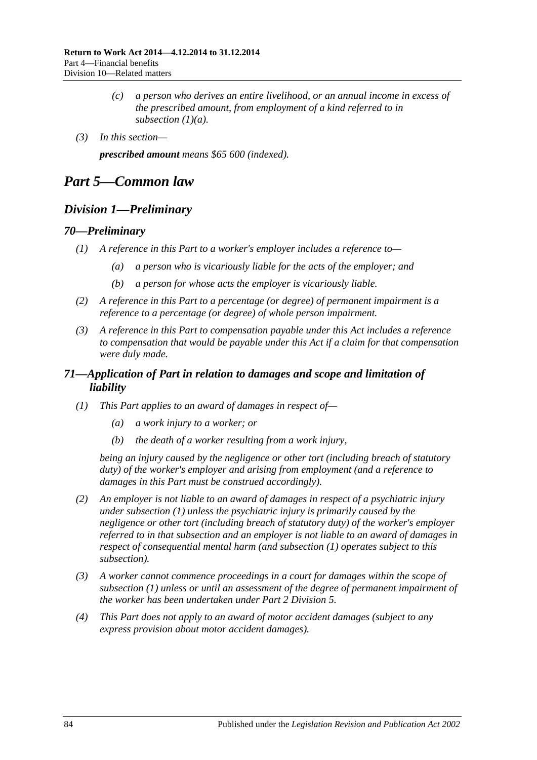*(c)* *a person who derives an entire livelihood, or an annual income in excess of the prescribed amount, from employment of a kind referred to in subsection (1)(a).*

*(3)* *In this section—*

***prescribed amount*** *means $65 600 (indexed).*

# *Part 5—Common law*

## *Division 1—Preliminary*

### *70—Preliminary*

*(1)* *A reference in this Part to a worker's employer includes a reference to—*

*(a)* *a person who is vicariously liable for the acts of the employer; and*

*(b)* *a person for whose acts the employer is vicariously liable.*

*(2)* *A reference in this Part to a percentage (or degree) of permanent impairment is a reference to a percentage (or degree) of whole person impairment.*

*(3)* *A reference in this Part to compensation payable under this Act includes a reference to compensation that would be payable under this Act if a claim for that compensation were duly made.*

### *71—Application of Part in relation to damages and scope and limitation of liability*

*(1)* *This Part applies to an award of damages in respect of—*

*(a)* *a work injury to a worker; or*

*(b)* *the death of a worker resulting from a work injury,*

*being an injury caused by the negligence or other tort (including breach of statutory duty) of the worker's employer and arising from employment (and a reference to damages in this Part must be construed accordingly).*

*(2)* *An employer is not liable to an award of damages in respect of a psychiatric injury under subsection (1) unless the psychiatric injury is primarily caused by the negligence or other tort (including breach of statutory duty) of the worker's employer referred to in that subsection and an employer is not liable to an award of damages in respect of consequential mental harm (and subsection (1) operates subject to this subsection).*

*(3)* *A worker cannot commence proceedings in a court for damages within the scope of subsection (1) unless or until an assessment of the degree of permanent impairment of the worker has been undertaken under Part 2 Division 5.*

*(4)* *This Part does not apply to an award of motor accident damages (subject to any express provision about motor accident damages).*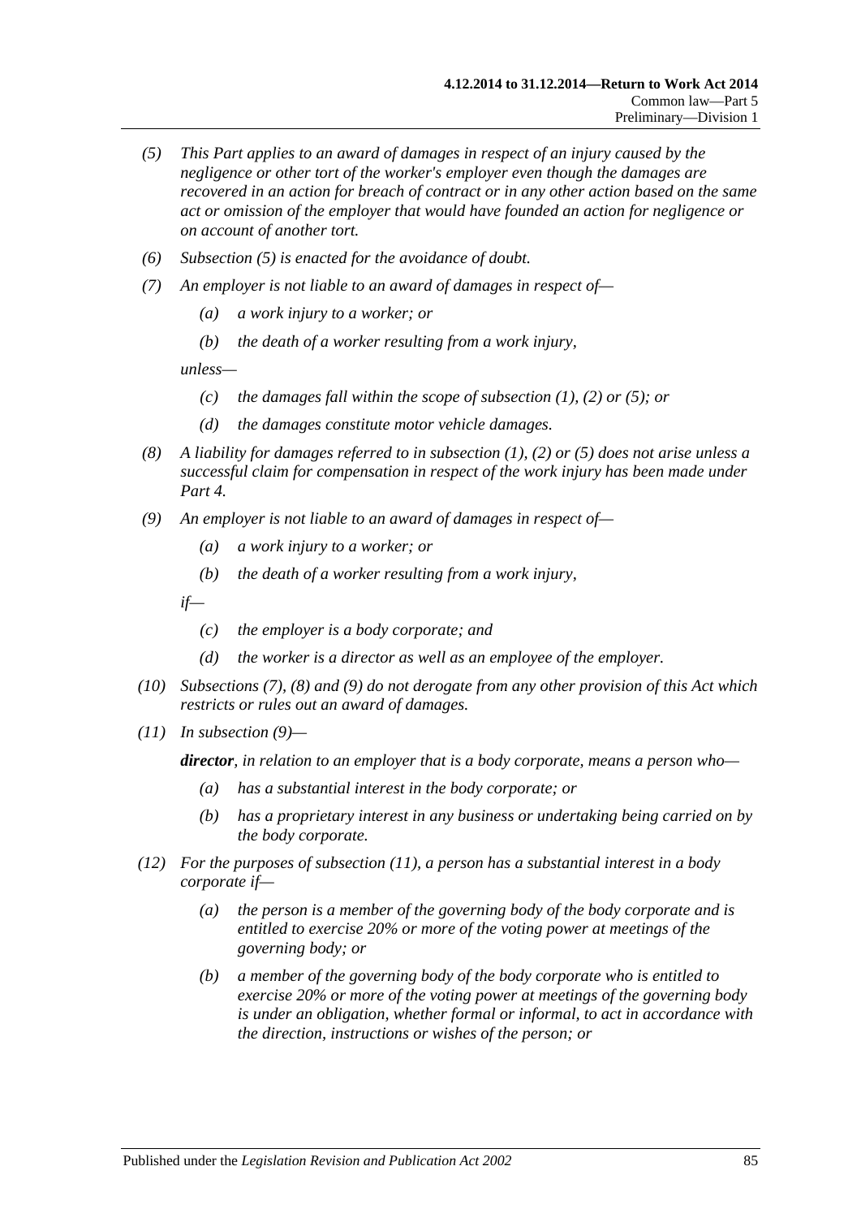*(5) This Part applies to an award of damages in respect of an injury caused by the negligence or other tort of the worker's employer even though the damages are recovered in an action for breach of contract or in any other action based on the same act or omission of the employer that would have founded an action for negligence or on account of another tort.*

*(6) Subsection (5) is enacted for the avoidance of doubt.*

*(7) An employer is not liable to an award of damages in respect of—*

*(a) a work injury to a worker; or*

*(b) the death of a worker resulting from a work injury,*

*unless—*

*(c) the damages fall within the scope of subsection (1), (2) or (5); or*

*(d) the damages constitute motor vehicle damages.*

*(8) A liability for damages referred to in subsection (1), (2) or (5) does not arise unless a successful claim for compensation in respect of the work injury has been made under Part 4.*

*(9) An employer is not liable to an award of damages in respect of—*

*(a) a work injury to a worker; or*

*(b) the death of a worker resulting from a work injury,*

*if—*

*(c) the employer is a body corporate; and*

*(d) the worker is a director as well as an employee of the employer.*

*(10) Subsections (7), (8) and (9) do not derogate from any other provision of this Act which restricts or rules out an award of damages.*

*(11) In subsection (9)—*

***director**, in relation to an employer that is a body corporate, means a person who—*

*(a) has a substantial interest in the body corporate; or*

*(b) has a proprietary interest in any business or undertaking being carried on by the body corporate.*

*(12) For the purposes of subsection (11), a person has a substantial interest in a body corporate if—*

*(a) the person is a member of the governing body of the body corporate and is entitled to exercise 20% or more of the voting power at meetings of the governing body; or*

*(b) a member of the governing body of the body corporate who is entitled to exercise 20% or more of the voting power at meetings of the governing body is under an obligation, whether formal or informal, to act in accordance with the direction, instructions or wishes of the person; or*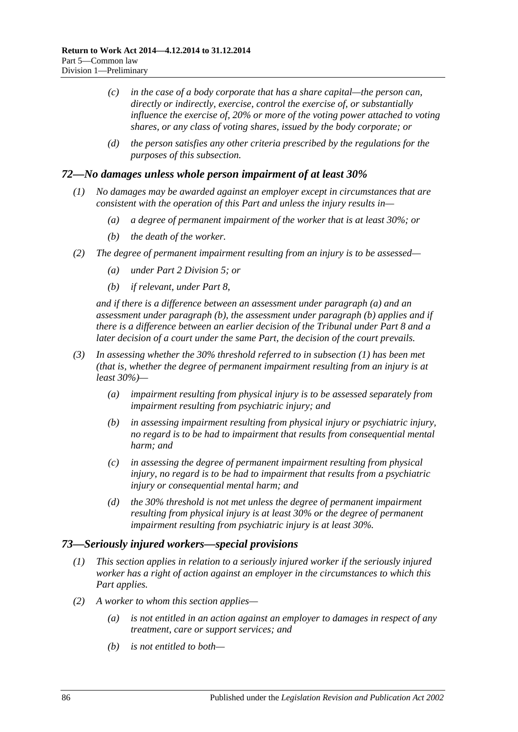- *(c)* *in the case of a body corporate that has a share capital—the person can, directly or indirectly, exercise, control the exercise of, or substantially influence the exercise of, 20% or more of the voting power attached to voting shares, or any class of voting shares, issued by the body corporate; or*
- *(d)* *the person satisfies any other criteria prescribed by the regulations for the purposes of this subsection.*

### *72—No damages unless whole person impairment of at least 30%*

*(1)* *No damages may be awarded against an employer except in circumstances that are consistent with the operation of this Part and unless the injury results in—*

- *(a)* *a degree of permanent impairment of the worker that is at least 30%; or*
- *(b)* *the death of the worker.*

*(2)* *The degree of permanent impairment resulting from an injury is to be assessed—*

- *(a)* *under Part 2 Division 5; or*
- *(b)* *if relevant, under Part 8,*

*and if there is a difference between an assessment under paragraph (a) and an assessment under paragraph (b), the assessment under paragraph (b) applies and if there is a difference between an earlier decision of the Tribunal under Part 8 and a later decision of a court under the same Part, the decision of the court prevails.*

*(3)* *In assessing whether the 30% threshold referred to in subsection (1) has been met (that is, whether the degree of permanent impairment resulting from an injury is at least 30%)—*

- *(a)* *impairment resulting from physical injury is to be assessed separately from impairment resulting from psychiatric injury; and*
- *(b)* *in assessing impairment resulting from physical injury or psychiatric injury, no regard is to be had to impairment that results from consequential mental harm; and*
- *(c)* *in assessing the degree of permanent impairment resulting from physical injury, no regard is to be had to impairment that results from a psychiatric injury or consequential mental harm; and*
- *(d)* *the 30% threshold is not met unless the degree of permanent impairment resulting from physical injury is at least 30% or the degree of permanent impairment resulting from psychiatric injury is at least 30%.*

### *73—Seriously injured workers—special provisions*

*(1)* *This section applies in relation to a seriously injured worker if the seriously injured worker has a right of action against an employer in the circumstances to which this Part applies.*

*(2)* *A worker to whom this section applies—*

- *(a)* *is not entitled in an action against an employer to damages in respect of any treatment, care or support services; and*
- *(b)* *is not entitled to both—*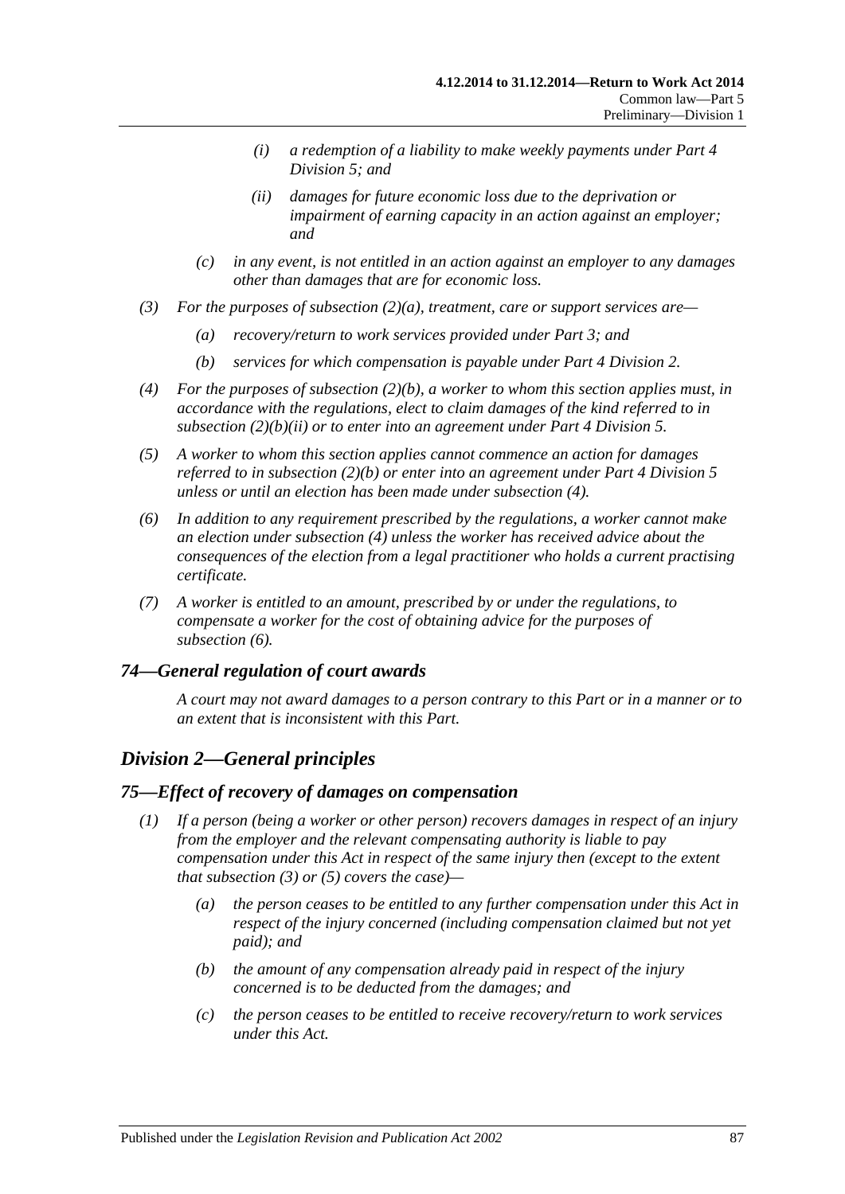(i) a redemption of a liability to make weekly payments under Part 4 Division 5; and

(ii) damages for future economic loss due to the deprivation or impairment of earning capacity in an action against an employer; and

(c) in any event, is not entitled in an action against an employer to any damages other than damages that are for economic loss.

(3) For the purposes of subsection (2)(a), treatment, care or support services are—

(a) recovery/return to work services provided under Part 3; and

(b) services for which compensation is payable under Part 4 Division 2.

(4) For the purposes of subsection (2)(b), a worker to whom this section applies must, in accordance with the regulations, elect to claim damages of the kind referred to in subsection (2)(b)(ii) or to enter into an agreement under Part 4 Division 5.

(5) A worker to whom this section applies cannot commence an action for damages referred to in subsection (2)(b) or enter into an agreement under Part 4 Division 5 unless or until an election has been made under subsection (4).

(6) In addition to any requirement prescribed by the regulations, a worker cannot make an election under subsection (4) unless the worker has received advice about the consequences of the election from a legal practitioner who holds a current practising certificate.

(7) A worker is entitled to an amount, prescribed by or under the regulations, to compensate a worker for the cost of obtaining advice for the purposes of subsection (6).

### 74—General regulation of court awards

A court may not award damages to a person contrary to this Part or in a manner or to an extent that is inconsistent with this Part.

## Division 2—General principles

### 75—Effect of recovery of damages on compensation

(1) If a person (being a worker or other person) recovers damages in respect of an injury from the employer and the relevant compensating authority is liable to pay compensation under this Act in respect of the same injury then (except to the extent that subsection (3) or (5) covers the case)—

(a) the person ceases to be entitled to any further compensation under this Act in respect of the injury concerned (including compensation claimed but not yet paid); and

(b) the amount of any compensation already paid in respect of the injury concerned is to be deducted from the damages; and

(c) the person ceases to be entitled to receive recovery/return to work services under this Act.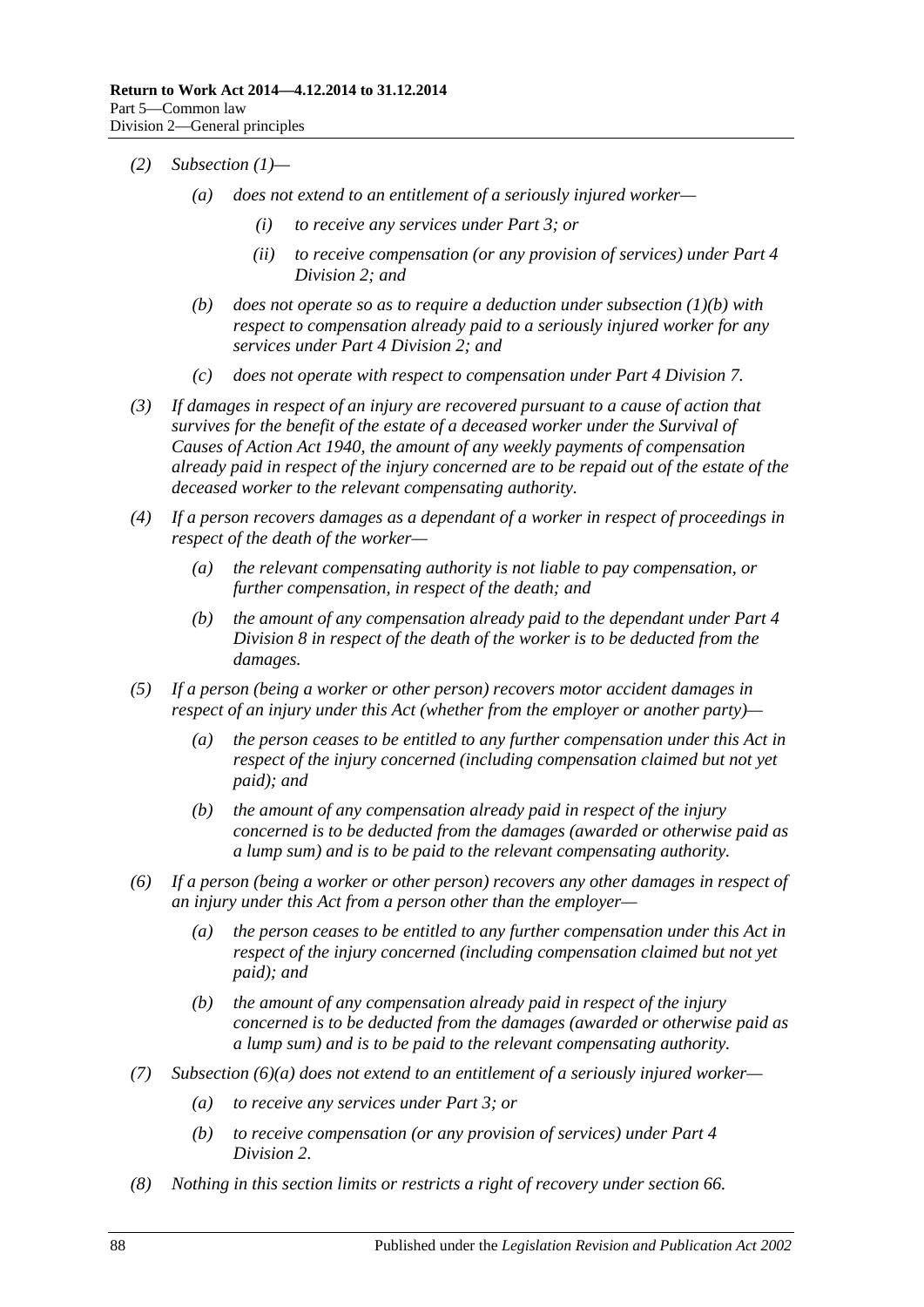*(2) Subsection (1)—*

*(a) does not extend to an entitlement of a seriously injured worker—*

*(i) to receive any services under Part 3; or*

*(ii) to receive compensation (or any provision of services) under Part 4 Division 2; and*

*(b) does not operate so as to require a deduction under subsection (1)(b) with respect to compensation already paid to a seriously injured worker for any services under Part 4 Division 2; and*

*(c) does not operate with respect to compensation under Part 4 Division 7.*

*(3) If damages in respect of an injury are recovered pursuant to a cause of action that survives for the benefit of the estate of a deceased worker under the Survival of Causes of Action Act 1940, the amount of any weekly payments of compensation already paid in respect of the injury concerned are to be repaid out of the estate of the deceased worker to the relevant compensating authority.*

*(4) If a person recovers damages as a dependant of a worker in respect of proceedings in respect of the death of the worker—*

*(a) the relevant compensating authority is not liable to pay compensation, or further compensation, in respect of the death; and*

*(b) the amount of any compensation already paid to the dependant under Part 4 Division 8 in respect of the death of the worker is to be deducted from the damages.*

*(5) If a person (being a worker or other person) recovers motor accident damages in respect of an injury under this Act (whether from the employer or another party)—*

*(a) the person ceases to be entitled to any further compensation under this Act in respect of the injury concerned (including compensation claimed but not yet paid); and*

*(b) the amount of any compensation already paid in respect of the injury concerned is to be deducted from the damages (awarded or otherwise paid as a lump sum) and is to be paid to the relevant compensating authority.*

*(6) If a person (being a worker or other person) recovers any other damages in respect of an injury under this Act from a person other than the employer—*

*(a) the person ceases to be entitled to any further compensation under this Act in respect of the injury concerned (including compensation claimed but not yet paid); and*

*(b) the amount of any compensation already paid in respect of the injury concerned is to be deducted from the damages (awarded or otherwise paid as a lump sum) and is to be paid to the relevant compensating authority.*

*(7) Subsection (6)(a) does not extend to an entitlement of a seriously injured worker—*

*(a) to receive any services under Part 3; or*

*(b) to receive compensation (or any provision of services) under Part 4 Division 2.*

*(8) Nothing in this section limits or restricts a right of recovery under section 66.*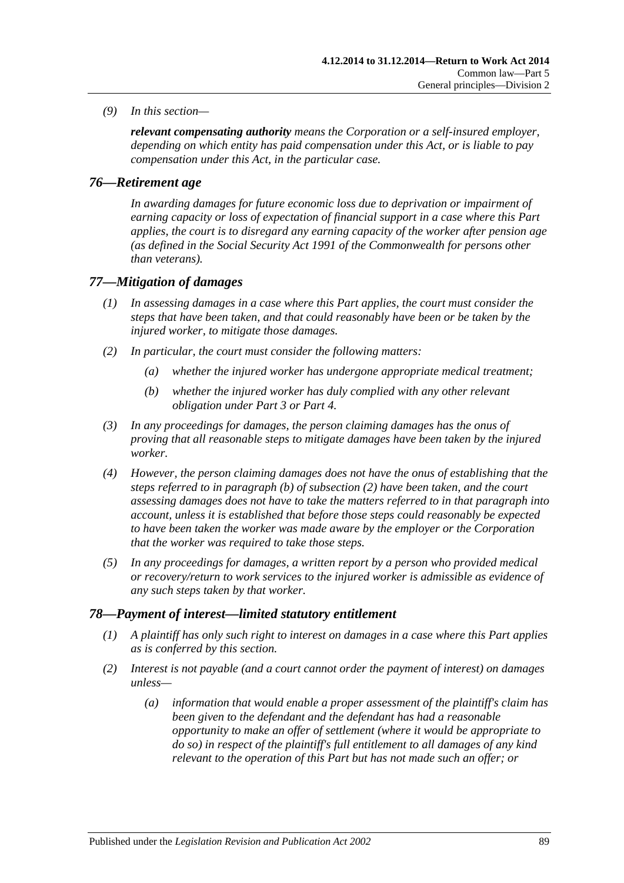*(9) In this section—*

***relevant compensating authority*** *means the Corporation or a self-insured employer, depending on which entity has paid compensation under this Act, or is liable to pay compensation under this Act, in the particular case.*

## *76—Retirement age*

*In awarding damages for future economic loss due to deprivation or impairment of earning capacity or loss of expectation of financial support in a case where this Part applies, the court is to disregard any earning capacity of the worker after pension age (as defined in the Social Security Act 1991 of the Commonwealth for persons other than veterans).*

## *77—Mitigation of damages*

*(1) In assessing damages in a case where this Part applies, the court must consider the steps that have been taken, and that could reasonably have been or be taken by the injured worker, to mitigate those damages.*

*(2) In particular, the court must consider the following matters:*

*(a) whether the injured worker has undergone appropriate medical treatment;*

*(b) whether the injured worker has duly complied with any other relevant obligation under Part 3 or Part 4.*

*(3) In any proceedings for damages, the person claiming damages has the onus of proving that all reasonable steps to mitigate damages have been taken by the injured worker.*

*(4) However, the person claiming damages does not have the onus of establishing that the steps referred to in paragraph (b) of subsection (2) have been taken, and the court assessing damages does not have to take the matters referred to in that paragraph into account, unless it is established that before those steps could reasonably be expected to have been taken the worker was made aware by the employer or the Corporation that the worker was required to take those steps.*

*(5) In any proceedings for damages, a written report by a person who provided medical or recovery/return to work services to the injured worker is admissible as evidence of any such steps taken by that worker.*

## *78—Payment of interest—limited statutory entitlement*

*(1) A plaintiff has only such right to interest on damages in a case where this Part applies as is conferred by this section.*

*(2) Interest is not payable (and a court cannot order the payment of interest) on damages unless—*

*(a) information that would enable a proper assessment of the plaintiff's claim has been given to the defendant and the defendant has had a reasonable opportunity to make an offer of settlement (where it would be appropriate to do so) in respect of the plaintiff's full entitlement to all damages of any kind relevant to the operation of this Part but has not made such an offer; or*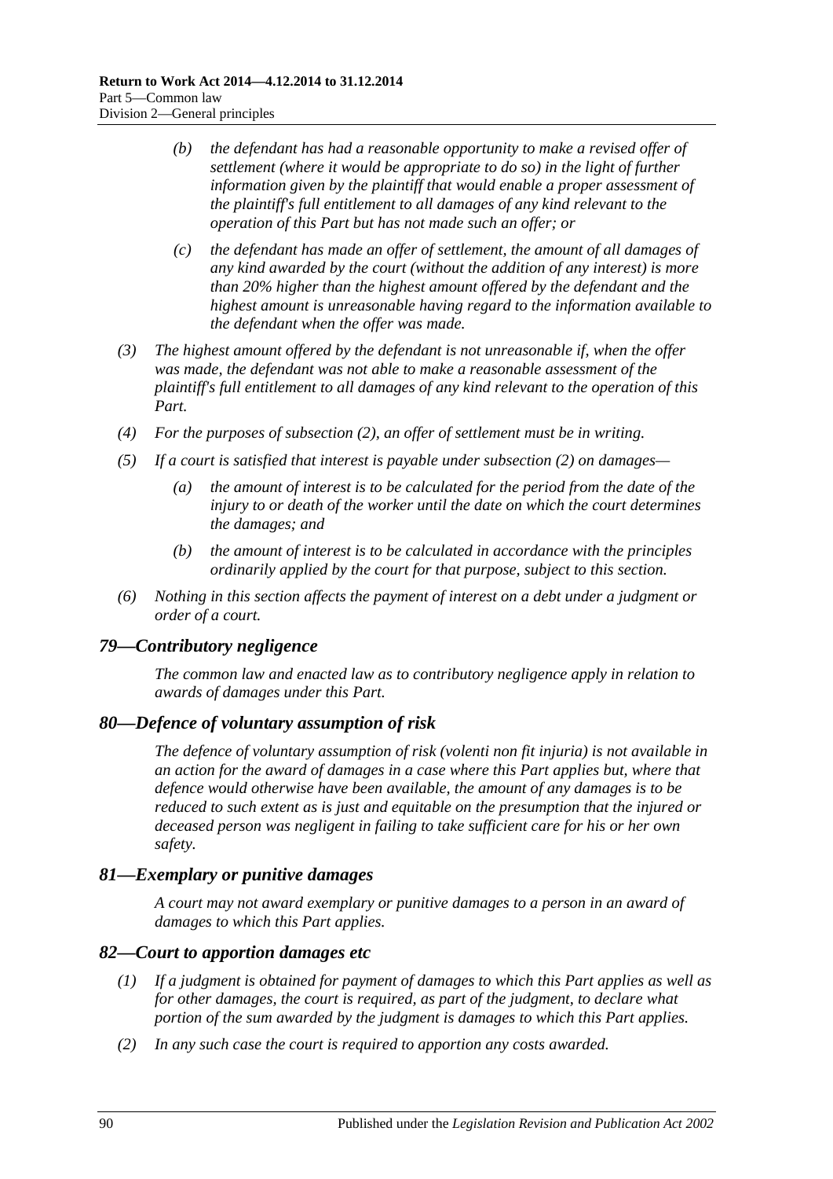*(b)* *the defendant has had a reasonable opportunity to make a revised offer of settlement (where it would be appropriate to do so) in the light of further information given by the plaintiff that would enable a proper assessment of the plaintiff's full entitlement to all damages of any kind relevant to the operation of this Part but has not made such an offer; or*

*(c)* *the defendant has made an offer of settlement, the amount of all damages of any kind awarded by the court (without the addition of any interest) is more than 20% higher than the highest amount offered by the defendant and the highest amount is unreasonable having regard to the information available to the defendant when the offer was made.*

*(3)* *The highest amount offered by the defendant is not unreasonable if, when the offer was made, the defendant was not able to make a reasonable assessment of the plaintiff's full entitlement to all damages of any kind relevant to the operation of this Part.*

*(4)* *For the purposes of subsection (2), an offer of settlement must be in writing.*

*(5)* *If a court is satisfied that interest is payable under subsection (2) on damages—*

*(a)* *the amount of interest is to be calculated for the period from the date of the injury to or death of the worker until the date on which the court determines the damages; and*

*(b)* *the amount of interest is to be calculated in accordance with the principles ordinarily applied by the court for that purpose, subject to this section.*

*(6)* *Nothing in this section affects the payment of interest on a debt under a judgment or order of a court.*

## *79—Contributory negligence*

*The common law and enacted law as to contributory negligence apply in relation to awards of damages under this Part.*

## *80—Defence of voluntary assumption of risk*

*The defence of voluntary assumption of risk (volenti non fit injuria) is not available in an action for the award of damages in a case where this Part applies but, where that defence would otherwise have been available, the amount of any damages is to be reduced to such extent as is just and equitable on the presumption that the injured or deceased person was negligent in failing to take sufficient care for his or her own safety.*

## *81—Exemplary or punitive damages*

*A court may not award exemplary or punitive damages to a person in an award of damages to which this Part applies.*

## *82—Court to apportion damages etc*

*(1)* *If a judgment is obtained for payment of damages to which this Part applies as well as for other damages, the court is required, as part of the judgment, to declare what portion of the sum awarded by the judgment is damages to which this Part applies.*

*(2)* *In any such case the court is required to apportion any costs awarded.*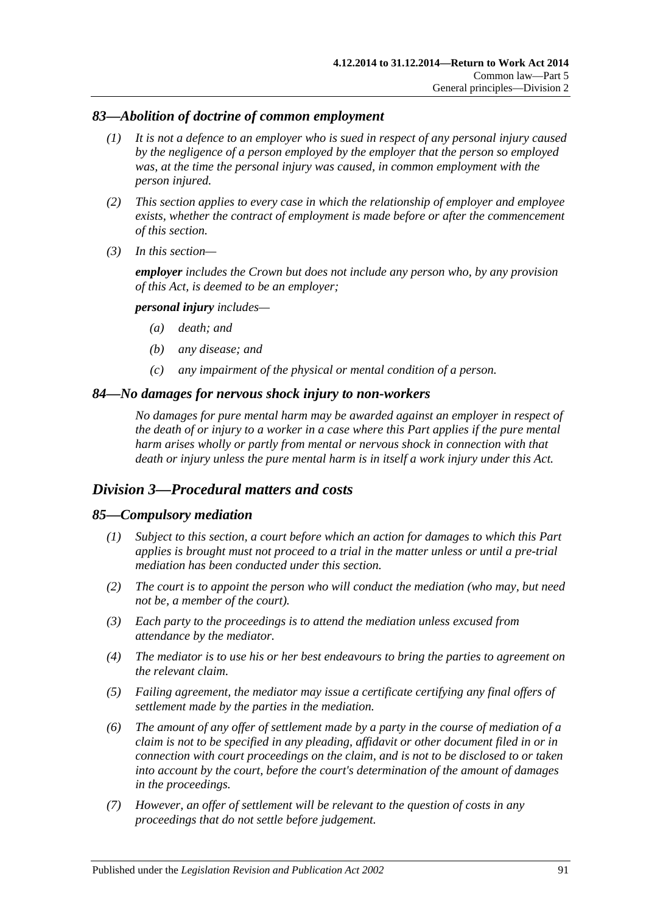### *83—Abolition of doctrine of common employment*

*(1) It is not a defence to an employer who is sued in respect of any personal injury caused by the negligence of a person employed by the employer that the person so employed was, at the time the personal injury was caused, in common employment with the person injured.*

*(2) This section applies to every case in which the relationship of employer and employee exists, whether the contract of employment is made before or after the commencement of this section.*

*(3) In this section—*

***employer*** *includes the Crown but does not include any person who, by any provision of this Act, is deemed to be an employer;*

***personal injury*** *includes—*

*(a) death; and*

*(b) any disease; and*

*(c) any impairment of the physical or mental condition of a person.*

### *84—No damages for nervous shock injury to non-workers*

*No damages for pure mental harm may be awarded against an employer in respect of the death of or injury to a worker in a case where this Part applies if the pure mental harm arises wholly or partly from mental or nervous shock in connection with that death or injury unless the pure mental harm is in itself a work injury under this Act.*

## *Division 3—Procedural matters and costs*

### *85—Compulsory mediation*

*(1) Subject to this section, a court before which an action for damages to which this Part applies is brought must not proceed to a trial in the matter unless or until a pre-trial mediation has been conducted under this section.*

*(2) The court is to appoint the person who will conduct the mediation (who may, but need not be, a member of the court).*

*(3) Each party to the proceedings is to attend the mediation unless excused from attendance by the mediator.*

*(4) The mediator is to use his or her best endeavours to bring the parties to agreement on the relevant claim.*

*(5) Failing agreement, the mediator may issue a certificate certifying any final offers of settlement made by the parties in the mediation.*

*(6) The amount of any offer of settlement made by a party in the course of mediation of a claim is not to be specified in any pleading, affidavit or other document filed in or in connection with court proceedings on the claim, and is not to be disclosed to or taken into account by the court, before the court's determination of the amount of damages in the proceedings.*

*(7) However, an offer of settlement will be relevant to the question of costs in any proceedings that do not settle before judgement.*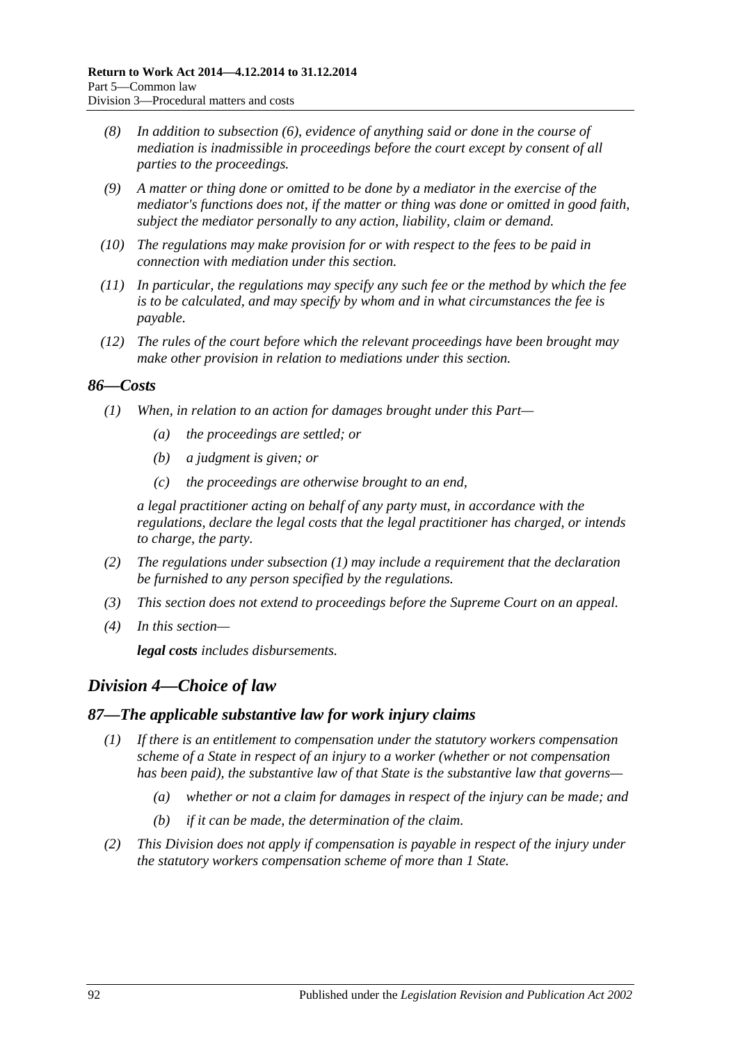(8) In addition to subsection (6), evidence of anything said or done in the course of mediation is inadmissible in proceedings before the court except by consent of all parties to the proceedings.

(9) A matter or thing done or omitted to be done by a mediator in the exercise of the mediator's functions does not, if the matter or thing was done or omitted in good faith, subject the mediator personally to any action, liability, claim or demand.

(10) The regulations may make provision for or with respect to the fees to be paid in connection with mediation under this section.

(11) In particular, the regulations may specify any such fee or the method by which the fee is to be calculated, and may specify by whom and in what circumstances the fee is payable.

(12) The rules of the court before which the relevant proceedings have been brought may make other provision in relation to mediations under this section.

### 86—Costs

(1) When, in relation to an action for damages brought under this Part—

(a) the proceedings are settled; or

(b) a judgment is given; or

(c) the proceedings are otherwise brought to an end,

a legal practitioner acting on behalf of any party must, in accordance with the regulations, declare the legal costs that the legal practitioner has charged, or intends to charge, the party.

(2) The regulations under subsection (1) may include a requirement that the declaration be furnished to any person specified by the regulations.

(3) This section does not extend to proceedings before the Supreme Court on an appeal.

(4) In this section—

**legal costs** includes disbursements.

## Division 4—Choice of law

### 87—The applicable substantive law for work injury claims

(1) If there is an entitlement to compensation under the statutory workers compensation scheme of a State in respect of an injury to a worker (whether or not compensation has been paid), the substantive law of that State is the substantive law that governs—

(a) whether or not a claim for damages in respect of the injury can be made; and

(b) if it can be made, the determination of the claim.

(2) This Division does not apply if compensation is payable in respect of the injury under the statutory workers compensation scheme of more than 1 State.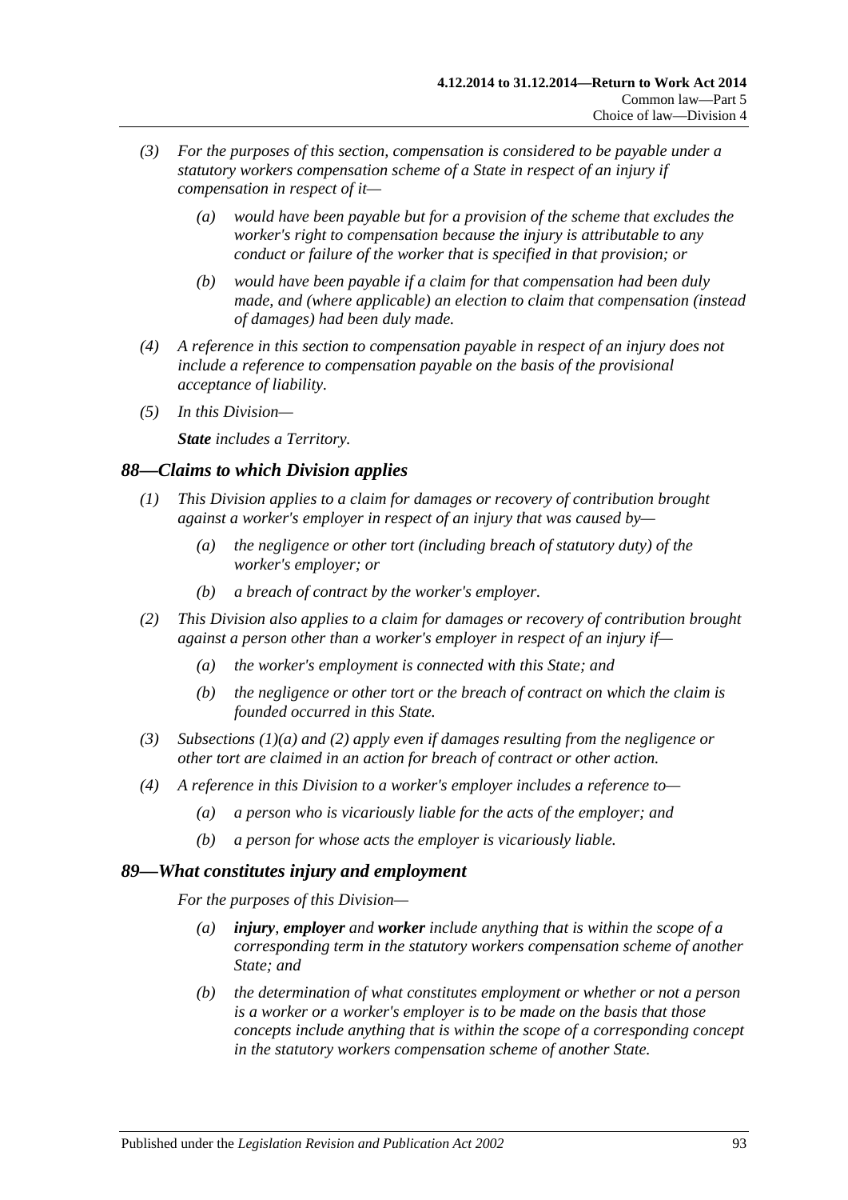*(3) For the purposes of this section, compensation is considered to be payable under a statutory workers compensation scheme of a State in respect of an injury if compensation in respect of it—*

*(a) would have been payable but for a provision of the scheme that excludes the worker's right to compensation because the injury is attributable to any conduct or failure of the worker that is specified in that provision; or*

*(b) would have been payable if a claim for that compensation had been duly made, and (where applicable) an election to claim that compensation (instead of damages) had been duly made.*

*(4) A reference in this section to compensation payable in respect of an injury does not include a reference to compensation payable on the basis of the provisional acceptance of liability.*

*(5) In this Division—*

***State** includes a Territory.*

## *88—Claims to which Division applies*

*(1) This Division applies to a claim for damages or recovery of contribution brought against a worker's employer in respect of an injury that was caused by—*

*(a) the negligence or other tort (including breach of statutory duty) of the worker's employer; or*

*(b) a breach of contract by the worker's employer.*

*(2) This Division also applies to a claim for damages or recovery of contribution brought against a person other than a worker's employer in respect of an injury if—*

*(a) the worker's employment is connected with this State; and*

*(b) the negligence or other tort or the breach of contract on which the claim is founded occurred in this State.*

*(3) Subsections (1)(a) and (2) apply even if damages resulting from the negligence or other tort are claimed in an action for breach of contract or other action.*

*(4) A reference in this Division to a worker's employer includes a reference to—*

*(a) a person who is vicariously liable for the acts of the employer; and*

*(b) a person for whose acts the employer is vicariously liable.*

## *89—What constitutes injury and employment*

*For the purposes of this Division—*

*(a) **injury**, **employer** and **worker** include anything that is within the scope of a corresponding term in the statutory workers compensation scheme of another State; and*

*(b) the determination of what constitutes employment or whether or not a person is a worker or a worker's employer is to be made on the basis that those concepts include anything that is within the scope of a corresponding concept in the statutory workers compensation scheme of another State.*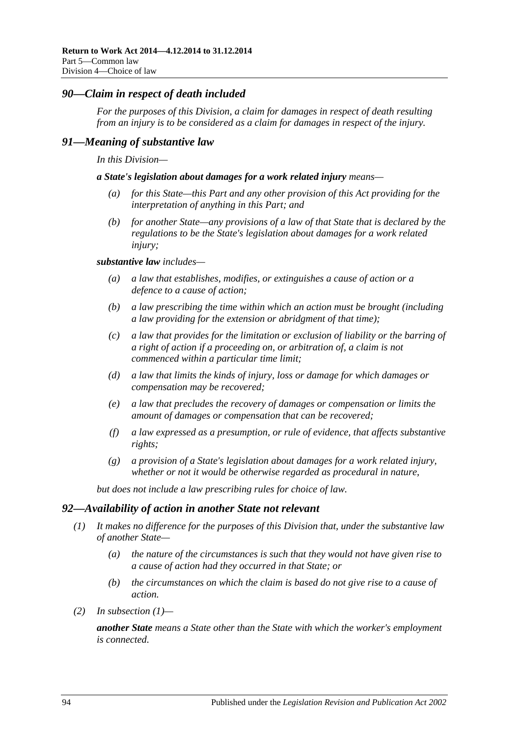## 90—Claim in respect of death included

For the purposes of this Division, a claim for damages in respect of death resulting from an injury is to be considered as a claim for damages in respect of the injury.

## 91—Meaning of substantive law

In this Division—

***a State's legislation about damages for a work related injury*** means—

- (a) for this State—this Part and any other provision of this Act providing for the interpretation of anything in this Part; and
- (b) for another State—any provisions of a law of that State that is declared by the regulations to be the State's legislation about damages for a work related injury;

***substantive law*** includes—

- (a) a law that establishes, modifies, or extinguishes a cause of action or a defence to a cause of action;
- (b) a law prescribing the time within which an action must be brought (including a law providing for the extension or abridgment of that time);
- (c) a law that provides for the limitation or exclusion of liability or the barring of a right of action if a proceeding on, or arbitration of, a claim is not commenced within a particular time limit;
- (d) a law that limits the kinds of injury, loss or damage for which damages or compensation may be recovered;
- (e) a law that precludes the recovery of damages or compensation or limits the amount of damages or compensation that can be recovered;
- (f) a law expressed as a presumption, or rule of evidence, that affects substantive rights;
- (g) a provision of a State's legislation about damages for a work related injury, whether or not it would be otherwise regarded as procedural in nature,

but does not include a law prescribing rules for choice of law.

## 92—Availability of action in another State not relevant

(1) It makes no difference for the purposes of this Division that, under the substantive law of another State—

- (a) the nature of the circumstances is such that they would not have given rise to a cause of action had they occurred in that State; or
- (b) the circumstances on which the claim is based do not give rise to a cause of action.

(2) In subsection (1)—

***another State*** means a State other than the State with which the worker's employment is connected.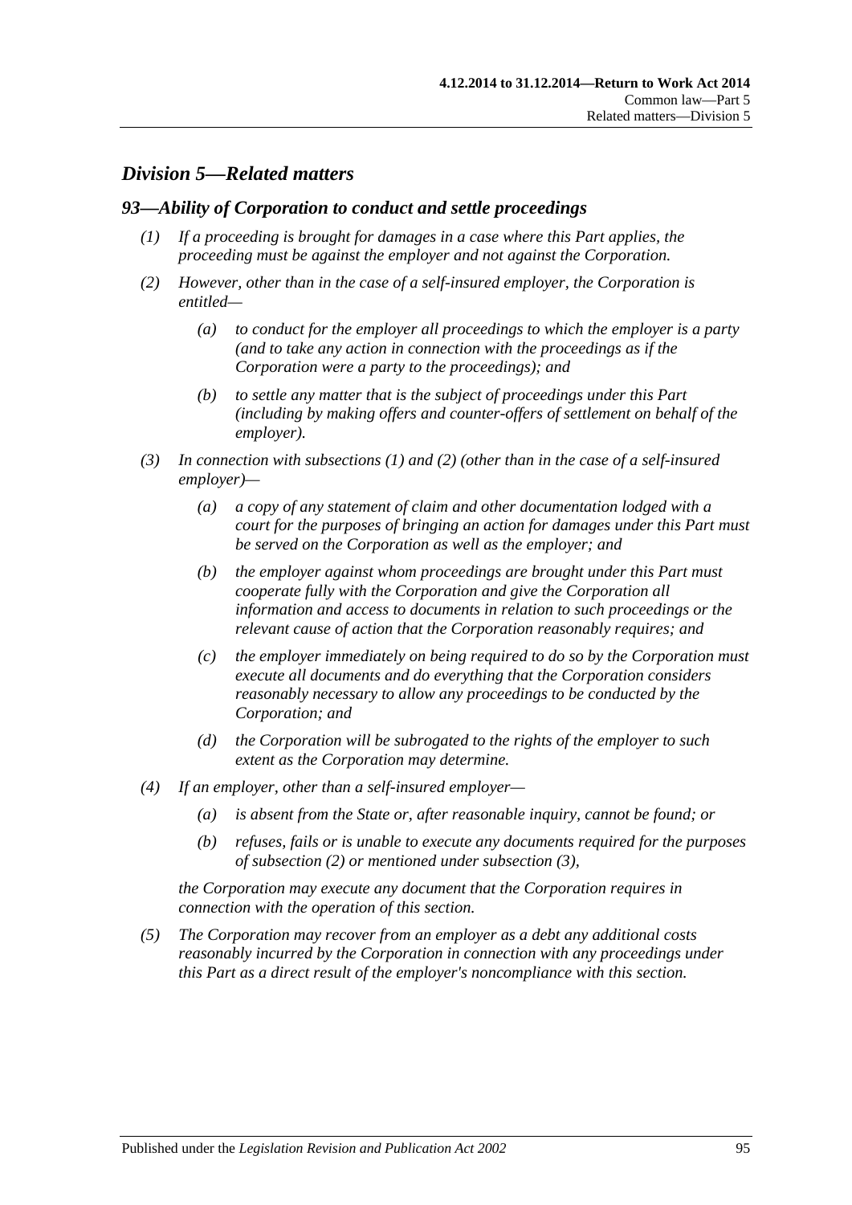## *Division 5—Related matters*

### *93—Ability of Corporation to conduct and settle proceedings*

*(1) If a proceeding is brought for damages in a case where this Part applies, the proceeding must be against the employer and not against the Corporation.*

*(2) However, other than in the case of a self-insured employer, the Corporation is entitled—*

*(a) to conduct for the employer all proceedings to which the employer is a party (and to take any action in connection with the proceedings as if the Corporation were a party to the proceedings); and*

*(b) to settle any matter that is the subject of proceedings under this Part (including by making offers and counter-offers of settlement on behalf of the employer).*

*(3) In connection with subsections (1) and (2) (other than in the case of a self-insured employer)—*

*(a) a copy of any statement of claim and other documentation lodged with a court for the purposes of bringing an action for damages under this Part must be served on the Corporation as well as the employer; and*

*(b) the employer against whom proceedings are brought under this Part must cooperate fully with the Corporation and give the Corporation all information and access to documents in relation to such proceedings or the relevant cause of action that the Corporation reasonably requires; and*

*(c) the employer immediately on being required to do so by the Corporation must execute all documents and do everything that the Corporation considers reasonably necessary to allow any proceedings to be conducted by the Corporation; and*

*(d) the Corporation will be subrogated to the rights of the employer to such extent as the Corporation may determine.*

*(4) If an employer, other than a self-insured employer—*

*(a) is absent from the State or, after reasonable inquiry, cannot be found; or*

*(b) refuses, fails or is unable to execute any documents required for the purposes of subsection (2) or mentioned under subsection (3),*

*the Corporation may execute any document that the Corporation requires in connection with the operation of this section.*

*(5) The Corporation may recover from an employer as a debt any additional costs reasonably incurred by the Corporation in connection with any proceedings under this Part as a direct result of the employer's noncompliance with this section.*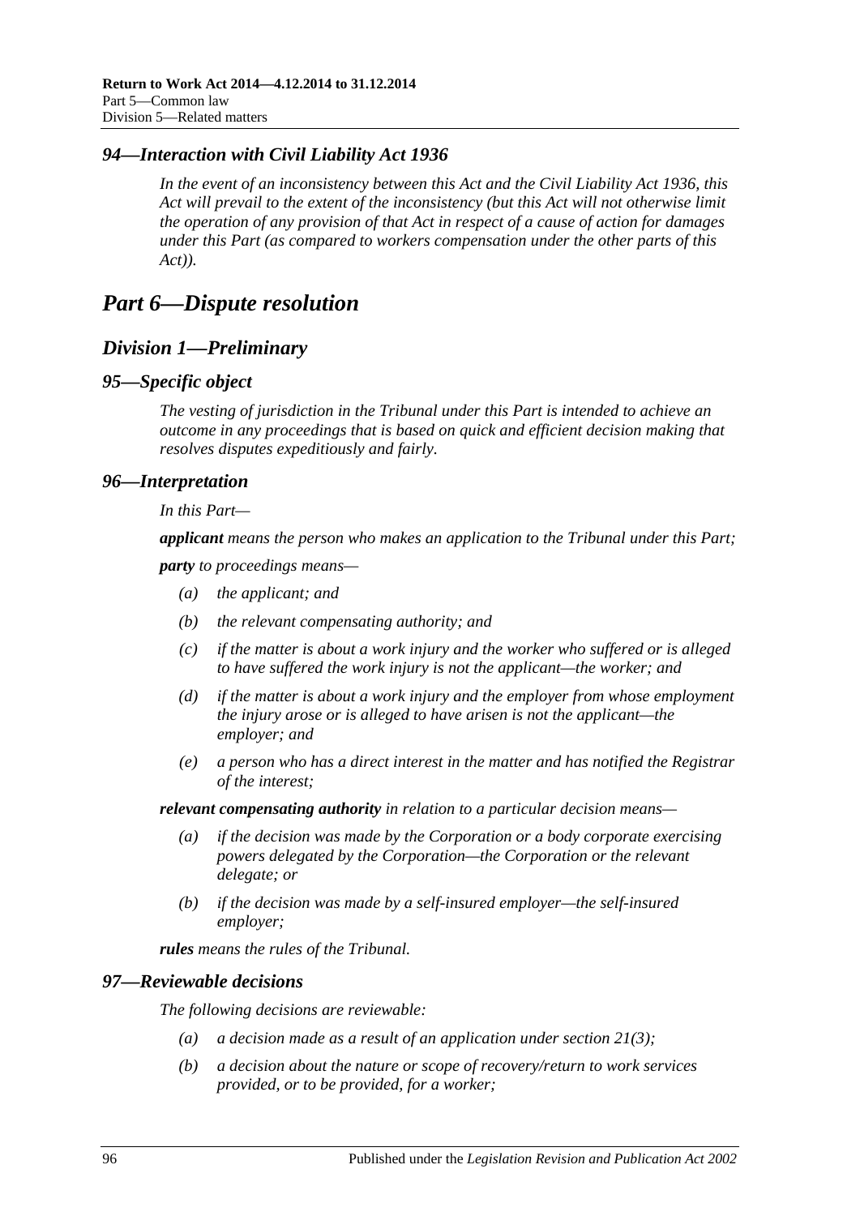### *94—Interaction with Civil Liability Act 1936*

*In the event of an inconsistency between this Act and the Civil Liability Act 1936, this Act will prevail to the extent of the inconsistency (but this Act will not otherwise limit the operation of any provision of that Act in respect of a cause of action for damages under this Part (as compared to workers compensation under the other parts of this Act)).*

# *Part 6—Dispute resolution*

## *Division 1—Preliminary*

### *95—Specific object*

*The vesting of jurisdiction in the Tribunal under this Part is intended to achieve an outcome in any proceedings that is based on quick and efficient decision making that resolves disputes expeditiously and fairly.*

### *96—Interpretation*

*In this Part—*

***applicant*** *means the person who makes an application to the Tribunal under this Part;*

***party*** *to proceedings means—*

- *(a) the applicant; and*
- *(b) the relevant compensating authority; and*
- *(c) if the matter is about a work injury and the worker who suffered or is alleged to have suffered the work injury is not the applicant—the worker; and*
- *(d) if the matter is about a work injury and the employer from whose employment the injury arose or is alleged to have arisen is not the applicant—the employer; and*
- *(e) a person who has a direct interest in the matter and has notified the Registrar of the interest;*

***relevant compensating authority*** *in relation to a particular decision means—*

- *(a) if the decision was made by the Corporation or a body corporate exercising powers delegated by the Corporation—the Corporation or the relevant delegate; or*
- *(b) if the decision was made by a self-insured employer—the self-insured employer;*

***rules*** *means the rules of the Tribunal.*

### *97—Reviewable decisions*

*The following decisions are reviewable:*

- *(a) a decision made as a result of an application under section 21(3);*
- *(b) a decision about the nature or scope of recovery/return to work services provided, or to be provided, for a worker;*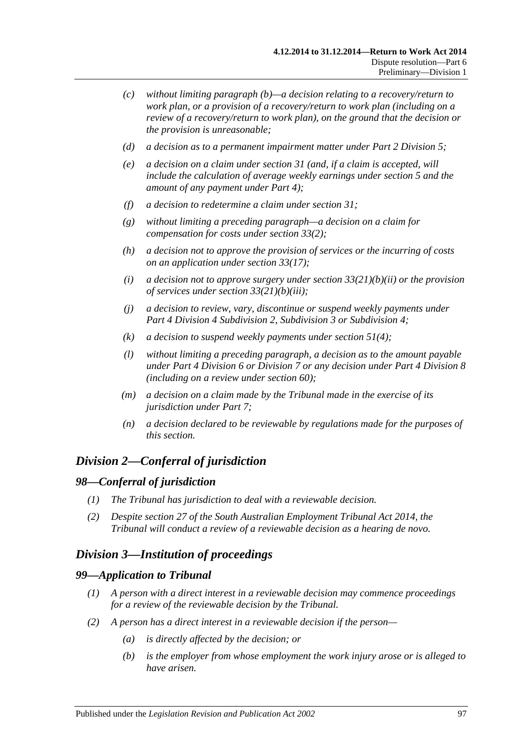- *(c)* *without limiting paragraph (b)—a decision relating to a recovery/return to work plan, or a provision of a recovery/return to work plan (including on a review of a recovery/return to work plan), on the ground that the decision or the provision is unreasonable;*
- *(d)* *a decision as to a permanent impairment matter under Part 2 Division 5;*
- *(e)* *a decision on a claim under section 31 (and, if a claim is accepted, will include the calculation of average weekly earnings under section 5 and the amount of any payment under Part 4);*
- *(f)* *a decision to redetermine a claim under section 31;*
- *(g)* *without limiting a preceding paragraph—a decision on a claim for compensation for costs under section 33(2);*
- *(h)* *a decision not to approve the provision of services or the incurring of costs on an application under section 33(17);*
- *(i)* *a decision not to approve surgery under section 33(21)(b)(ii) or the provision of services under section 33(21)(b)(iii);*
- *(j)* *a decision to review, vary, discontinue or suspend weekly payments under Part 4 Division 4 Subdivision 2, Subdivision 3 or Subdivision 4;*
- *(k)* *a decision to suspend weekly payments under section 51(4);*
- *(l)* *without limiting a preceding paragraph, a decision as to the amount payable under Part 4 Division 6 or Division 7 or any decision under Part 4 Division 8 (including on a review under section 60);*
- *(m)* *a decision on a claim made by the Tribunal made in the exercise of its jurisdiction under Part 7;*
- *(n)* *a decision declared to be reviewable by regulations made for the purposes of this section.*

## *Division 2—Conferral of jurisdiction*

### *98—Conferral of jurisdiction*

*(1)* *The Tribunal has jurisdiction to deal with a reviewable decision.*

*(2)* *Despite section 27 of the South Australian Employment Tribunal Act 2014, the Tribunal will conduct a review of a reviewable decision as a hearing de novo.*

## *Division 3—Institution of proceedings*

### *99—Application to Tribunal*

*(1)* *A person with a direct interest in a reviewable decision may commence proceedings for a review of the reviewable decision by the Tribunal.*

*(2)* *A person has a direct interest in a reviewable decision if the person—*

- *(a)* *is directly affected by the decision; or*
- *(b)* *is the employer from whose employment the work injury arose or is alleged to have arisen.*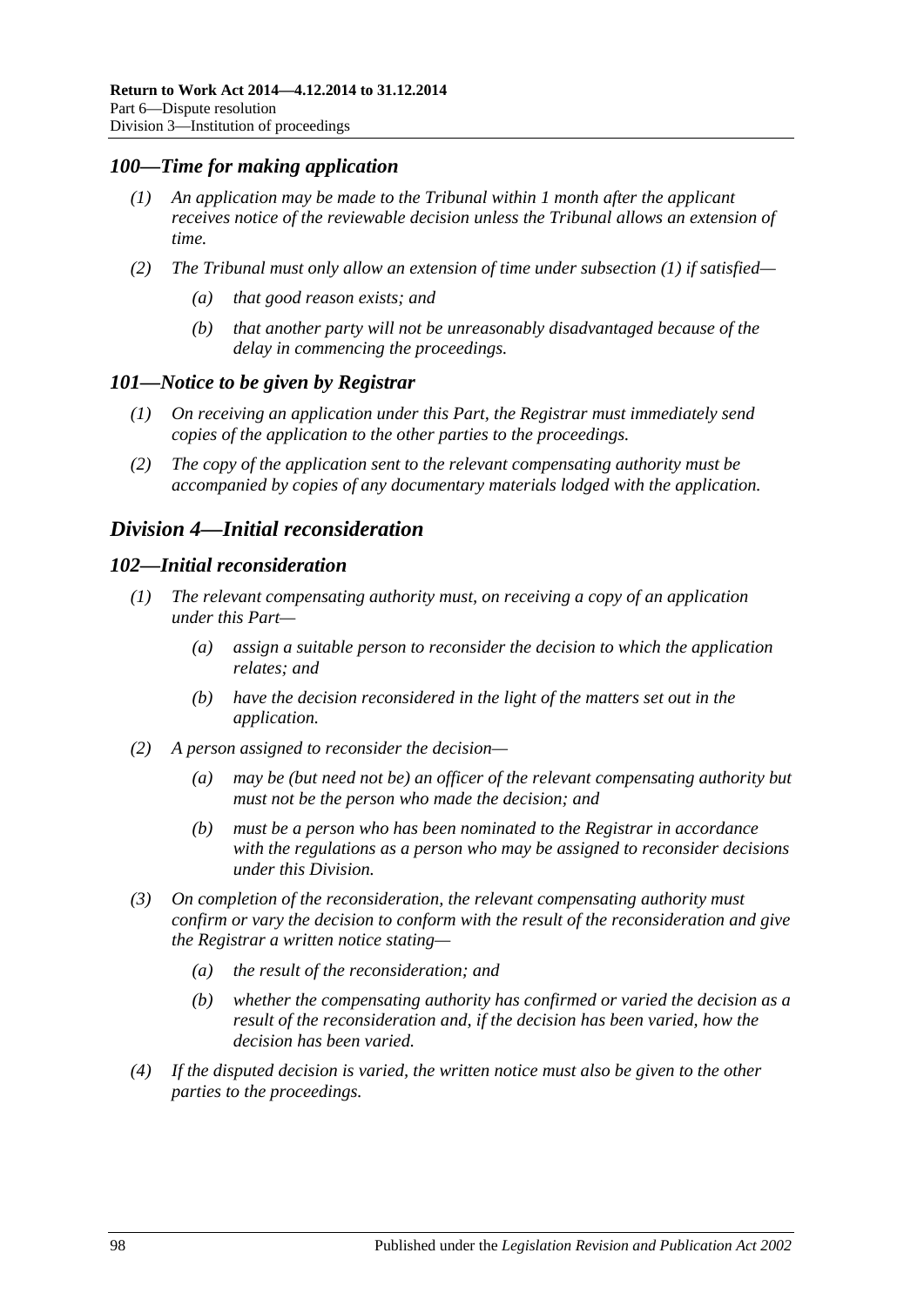## *100—Time for making application*

*(1) An application may be made to the Tribunal within 1 month after the applicant receives notice of the reviewable decision unless the Tribunal allows an extension of time.*

*(2) The Tribunal must only allow an extension of time under subsection (1) if satisfied—*

*(a) that good reason exists; and*

*(b) that another party will not be unreasonably disadvantaged because of the delay in commencing the proceedings.*

## *101—Notice to be given by Registrar*

*(1) On receiving an application under this Part, the Registrar must immediately send copies of the application to the other parties to the proceedings.*

*(2) The copy of the application sent to the relevant compensating authority must be accompanied by copies of any documentary materials lodged with the application.*

# *Division 4—Initial reconsideration*

## *102—Initial reconsideration*

*(1) The relevant compensating authority must, on receiving a copy of an application under this Part—*

*(a) assign a suitable person to reconsider the decision to which the application relates; and*

*(b) have the decision reconsidered in the light of the matters set out in the application.*

*(2) A person assigned to reconsider the decision—*

*(a) may be (but need not be) an officer of the relevant compensating authority but must not be the person who made the decision; and*

*(b) must be a person who has been nominated to the Registrar in accordance with the regulations as a person who may be assigned to reconsider decisions under this Division.*

*(3) On completion of the reconsideration, the relevant compensating authority must confirm or vary the decision to conform with the result of the reconsideration and give the Registrar a written notice stating—*

*(a) the result of the reconsideration; and*

*(b) whether the compensating authority has confirmed or varied the decision as a result of the reconsideration and, if the decision has been varied, how the decision has been varied.*

*(4) If the disputed decision is varied, the written notice must also be given to the other parties to the proceedings.*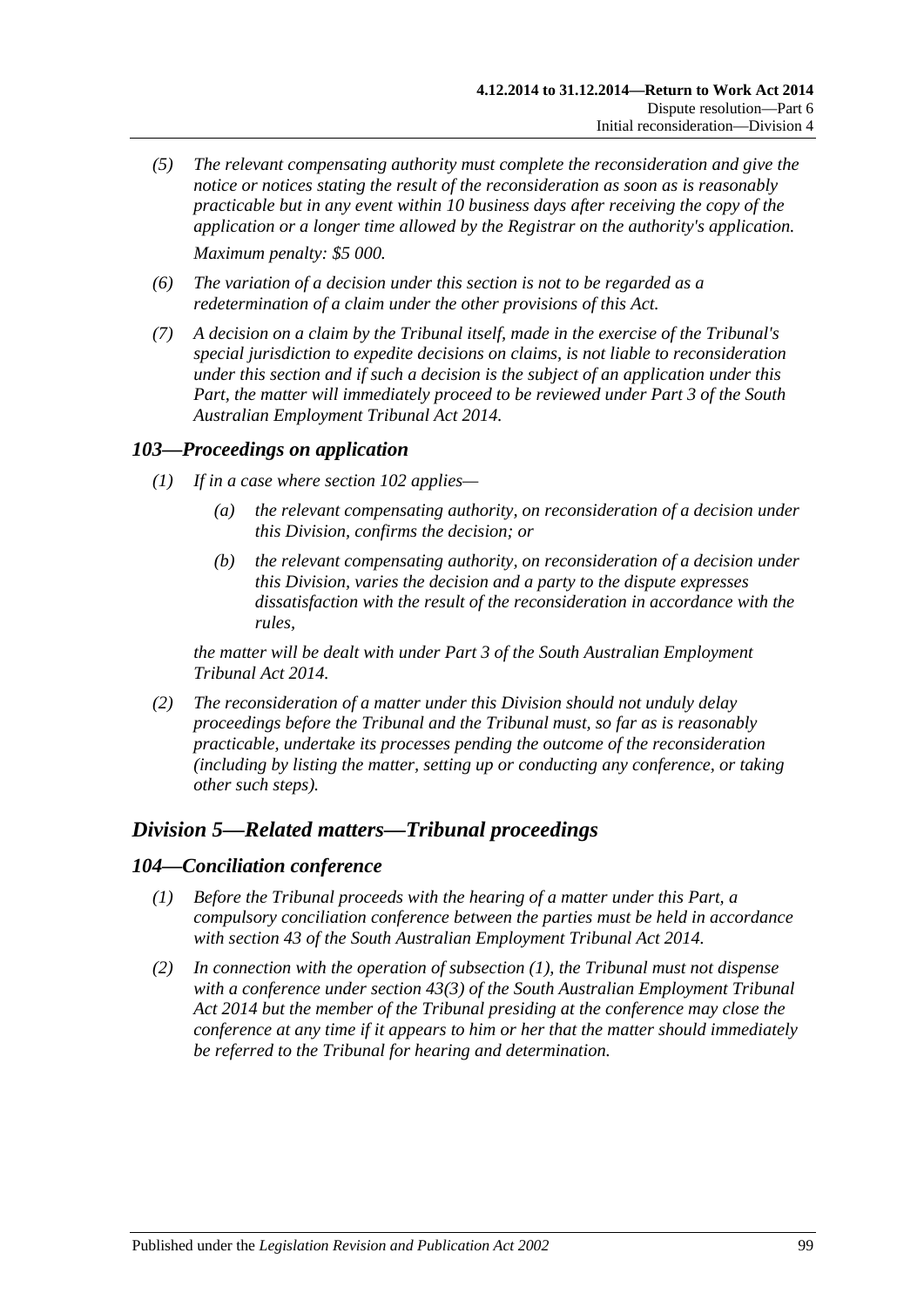(5) The relevant compensating authority must complete the reconsideration and give the notice or notices stating the result of the reconsideration as soon as is reasonably practicable but in any event within 10 business days after receiving the copy of the application or a longer time allowed by the Registrar on the authority's application.

Maximum penalty: $5 000.

(6) The variation of a decision under this section is not to be regarded as a redetermination of a claim under the other provisions of this Act.

(7) A decision on a claim by the Tribunal itself, made in the exercise of the Tribunal's special jurisdiction to expedite decisions on claims, is not liable to reconsideration under this section and if such a decision is the subject of an application under this Part, the matter will immediately proceed to be reviewed under Part 3 of the South Australian Employment Tribunal Act 2014.

### 103—Proceedings on application

(1) If in a case where section 102 applies—

(a) the relevant compensating authority, on reconsideration of a decision under this Division, confirms the decision; or

(b) the relevant compensating authority, on reconsideration of a decision under this Division, varies the decision and a party to the dispute expresses dissatisfaction with the result of the reconsideration in accordance with the rules,

the matter will be dealt with under Part 3 of the South Australian Employment Tribunal Act 2014.

(2) The reconsideration of a matter under this Division should not unduly delay proceedings before the Tribunal and the Tribunal must, so far as is reasonably practicable, undertake its processes pending the outcome of the reconsideration (including by listing the matter, setting up or conducting any conference, or taking other such steps).

## Division 5—Related matters—Tribunal proceedings

### 104—Conciliation conference

(1) Before the Tribunal proceeds with the hearing of a matter under this Part, a compulsory conciliation conference between the parties must be held in accordance with section 43 of the South Australian Employment Tribunal Act 2014.

(2) In connection with the operation of subsection (1), the Tribunal must not dispense with a conference under section 43(3) of the South Australian Employment Tribunal Act 2014 but the member of the Tribunal presiding at the conference may close the conference at any time if it appears to him or her that the matter should immediately be referred to the Tribunal for hearing and determination.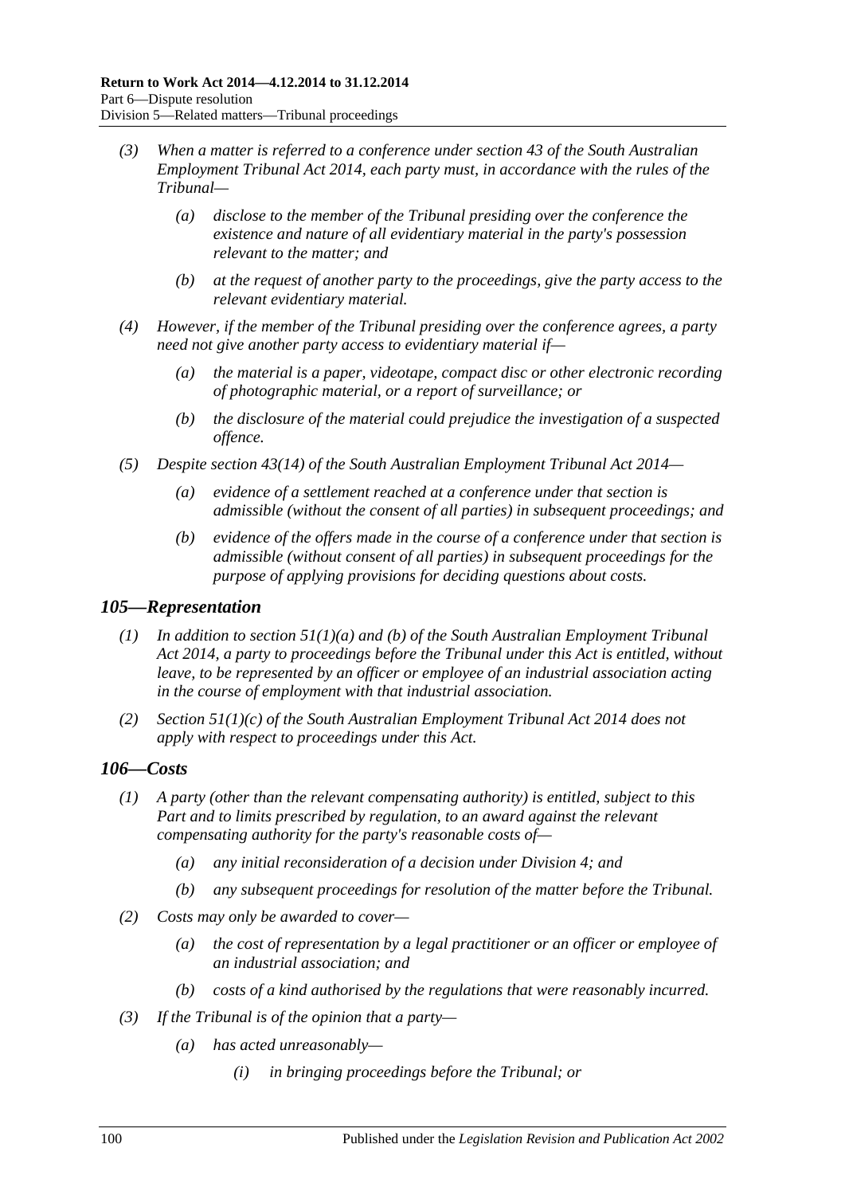*(3) When a matter is referred to a conference under section 43 of the South Australian Employment Tribunal Act 2014, each party must, in accordance with the rules of the Tribunal—*

*(a) disclose to the member of the Tribunal presiding over the conference the existence and nature of all evidentiary material in the party's possession relevant to the matter; and*

*(b) at the request of another party to the proceedings, give the party access to the relevant evidentiary material.*

*(4) However, if the member of the Tribunal presiding over the conference agrees, a party need not give another party access to evidentiary material if—*

*(a) the material is a paper, videotape, compact disc or other electronic recording of photographic material, or a report of surveillance; or*

*(b) the disclosure of the material could prejudice the investigation of a suspected offence.*

*(5) Despite section 43(14) of the South Australian Employment Tribunal Act 2014—*

*(a) evidence of a settlement reached at a conference under that section is admissible (without the consent of all parties) in subsequent proceedings; and*

*(b) evidence of the offers made in the course of a conference under that section is admissible (without consent of all parties) in subsequent proceedings for the purpose of applying provisions for deciding questions about costs.*

## *105—Representation*

*(1) In addition to section 51(1)(a) and (b) of the South Australian Employment Tribunal Act 2014, a party to proceedings before the Tribunal under this Act is entitled, without leave, to be represented by an officer or employee of an industrial association acting in the course of employment with that industrial association.*

*(2) Section 51(1)(c) of the South Australian Employment Tribunal Act 2014 does not apply with respect to proceedings under this Act.*

## *106—Costs*

*(1) A party (other than the relevant compensating authority) is entitled, subject to this Part and to limits prescribed by regulation, to an award against the relevant compensating authority for the party's reasonable costs of—*

*(a) any initial reconsideration of a decision under Division 4; and*

*(b) any subsequent proceedings for resolution of the matter before the Tribunal.*

*(2) Costs may only be awarded to cover—*

*(a) the cost of representation by a legal practitioner or an officer or employee of an industrial association; and*

*(b) costs of a kind authorised by the regulations that were reasonably incurred.*

*(3) If the Tribunal is of the opinion that a party—*

*(a) has acted unreasonably—*

*(i) in bringing proceedings before the Tribunal; or*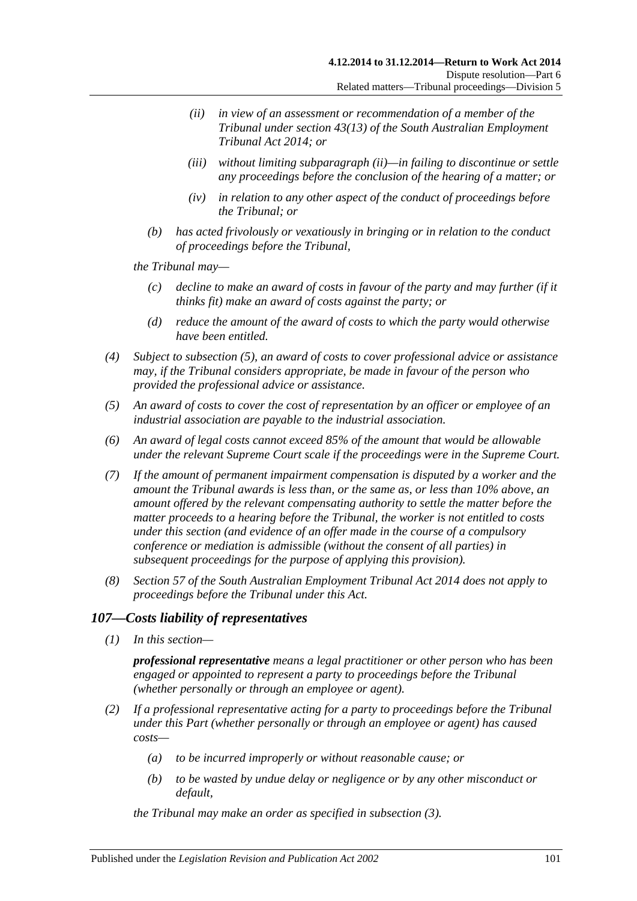- (ii) in view of an assessment or recommendation of a member of the Tribunal under section 43(13) of the South Australian Employment Tribunal Act 2014; or
- (iii) without limiting subparagraph (ii)—in failing to discontinue or settle any proceedings before the conclusion of the hearing of a matter; or
- (iv) in relation to any other aspect of the conduct of proceedings before the Tribunal; or

(b) has acted frivolously or vexatiously in bringing or in relation to the conduct of proceedings before the Tribunal,

the Tribunal may—

(c) decline to make an award of costs in favour of the party and may further (if it thinks fit) make an award of costs against the party; or

(d) reduce the amount of the award of costs to which the party would otherwise have been entitled.

(4) Subject to subsection (5), an award of costs to cover professional advice or assistance may, if the Tribunal considers appropriate, be made in favour of the person who provided the professional advice or assistance.

(5) An award of costs to cover the cost of representation by an officer or employee of an industrial association are payable to the industrial association.

(6) An award of legal costs cannot exceed 85% of the amount that would be allowable under the relevant Supreme Court scale if the proceedings were in the Supreme Court.

(7) If the amount of permanent impairment compensation is disputed by a worker and the amount the Tribunal awards is less than, or the same as, or less than 10% above, an amount offered by the relevant compensating authority to settle the matter before the matter proceeds to a hearing before the Tribunal, the worker is not entitled to costs under this section (and evidence of an offer made in the course of a compulsory conference or mediation is admissible (without the consent of all parties) in subsequent proceedings for the purpose of applying this provision).

(8) Section 57 of the South Australian Employment Tribunal Act 2014 does not apply to proceedings before the Tribunal under this Act.

## 107—Costs liability of representatives

(1) In this section—

***professional representative*** means a legal practitioner or other person who has been engaged or appointed to represent a party to proceedings before the Tribunal (whether personally or through an employee or agent).

(2) If a professional representative acting for a party to proceedings before the Tribunal under this Part (whether personally or through an employee or agent) has caused costs—

(a) to be incurred improperly or without reasonable cause; or

(b) to be wasted by undue delay or negligence or by any other misconduct or default,

the Tribunal may make an order as specified in subsection (3).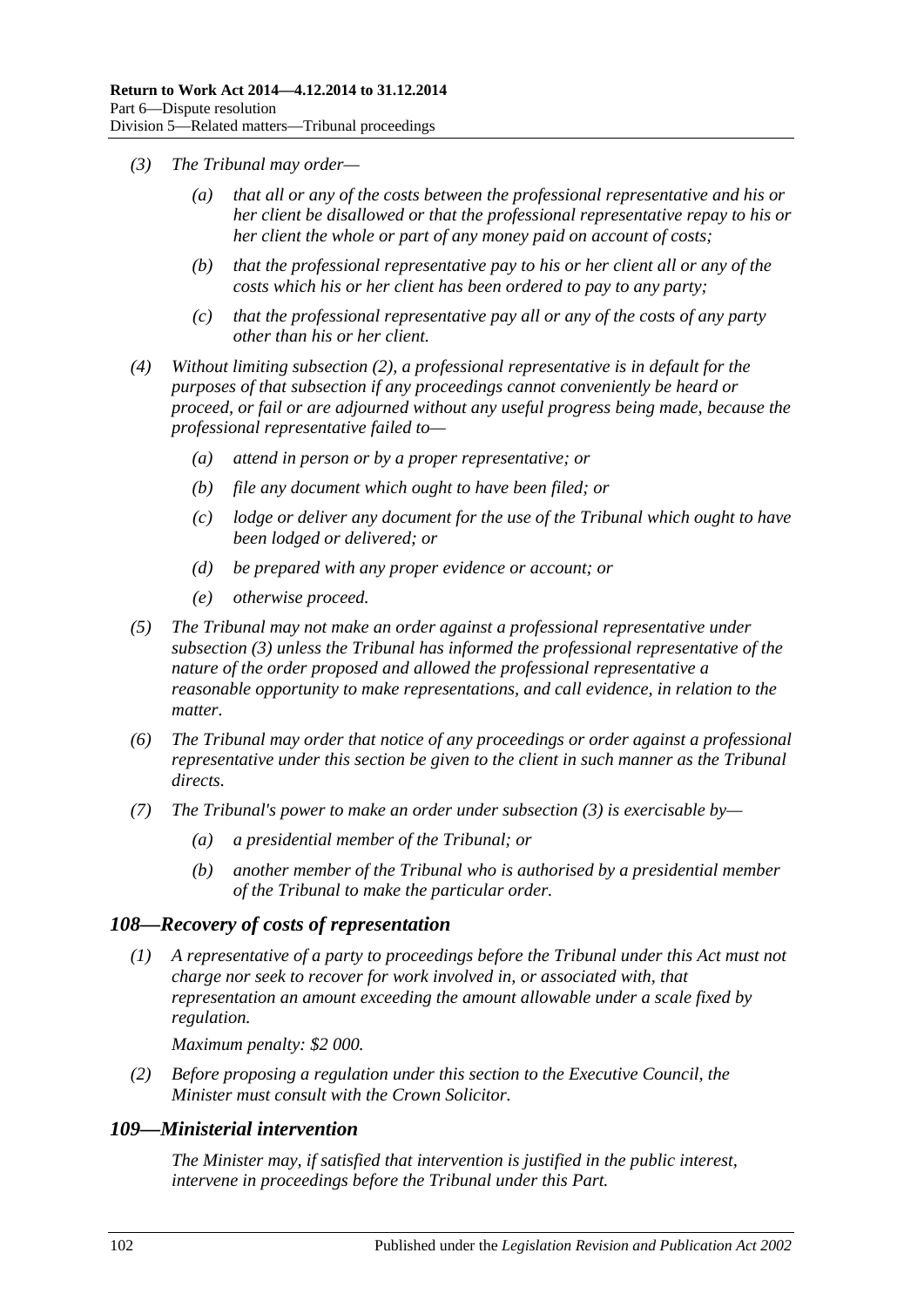(3) The Tribunal may order—

(a) that all or any of the costs between the professional representative and his or her client be disallowed or that the professional representative repay to his or her client the whole or part of any money paid on account of costs;

(b) that the professional representative pay to his or her client all or any of the costs which his or her client has been ordered to pay to any party;

(c) that the professional representative pay all or any of the costs of any party other than his or her client.

(4) Without limiting subsection (2), a professional representative is in default for the purposes of that subsection if any proceedings cannot conveniently be heard or proceed, or fail or are adjourned without any useful progress being made, because the professional representative failed to—

(a) attend in person or by a proper representative; or

(b) file any document which ought to have been filed; or

(c) lodge or deliver any document for the use of the Tribunal which ought to have been lodged or delivered; or

(d) be prepared with any proper evidence or account; or

(e) otherwise proceed.

(5) The Tribunal may not make an order against a professional representative under subsection (3) unless the Tribunal has informed the professional representative of the nature of the order proposed and allowed the professional representative a reasonable opportunity to make representations, and call evidence, in relation to the matter.

(6) The Tribunal may order that notice of any proceedings or order against a professional representative under this section be given to the client in such manner as the Tribunal directs.

(7) The Tribunal's power to make an order under subsection (3) is exercisable by—

(a) a presidential member of the Tribunal; or

(b) another member of the Tribunal who is authorised by a presidential member of the Tribunal to make the particular order.

## 108—Recovery of costs of representation

(1) A representative of a party to proceedings before the Tribunal under this Act must not charge nor seek to recover for work involved in, or associated with, that representation an amount exceeding the amount allowable under a scale fixed by regulation.

Maximum penalty: $2 000.

(2) Before proposing a regulation under this section to the Executive Council, the Minister must consult with the Crown Solicitor.

## 109—Ministerial intervention

The Minister may, if satisfied that intervention is justified in the public interest, intervene in proceedings before the Tribunal under this Part.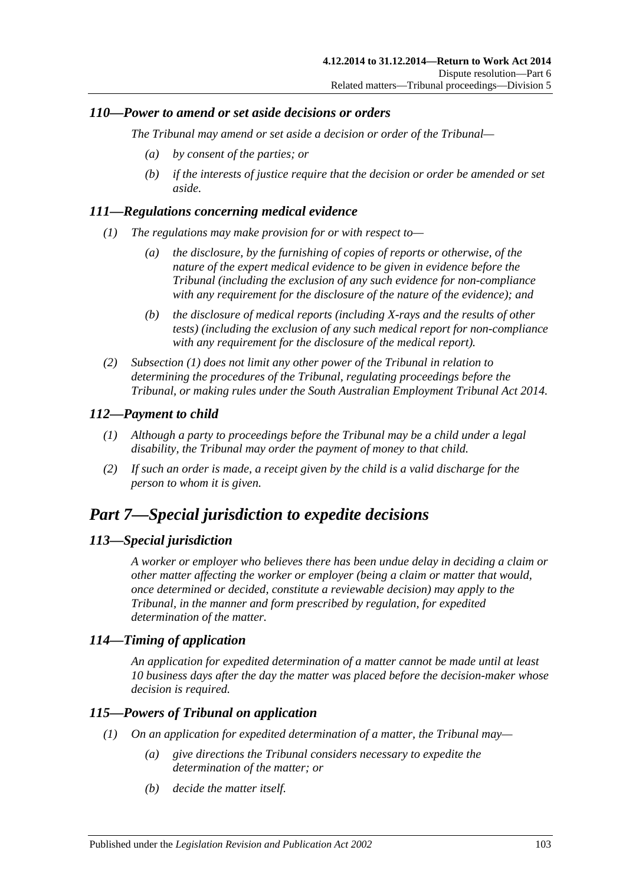### *110—Power to amend or set aside decisions or orders*

*The Tribunal may amend or set aside a decision or order of the Tribunal—*

- *(a) by consent of the parties; or*
- *(b) if the interests of justice require that the decision or order be amended or set aside.*

### *111—Regulations concerning medical evidence*

*(1) The regulations may make provision for or with respect to—*

- *(a) the disclosure, by the furnishing of copies of reports or otherwise, of the nature of the expert medical evidence to be given in evidence before the Tribunal (including the exclusion of any such evidence for non-compliance with any requirement for the disclosure of the nature of the evidence); and*
- *(b) the disclosure of medical reports (including X-rays and the results of other tests) (including the exclusion of any such medical report for non-compliance with any requirement for the disclosure of the medical report).*

*(2) Subsection (1) does not limit any other power of the Tribunal in relation to determining the procedures of the Tribunal, regulating proceedings before the Tribunal, or making rules under the South Australian Employment Tribunal Act 2014.*

### *112—Payment to child*

*(1) Although a party to proceedings before the Tribunal may be a child under a legal disability, the Tribunal may order the payment of money to that child.*

*(2) If such an order is made, a receipt given by the child is a valid discharge for the person to whom it is given.*

## *Part 7—Special jurisdiction to expedite decisions*

### *113—Special jurisdiction*

*A worker or employer who believes there has been undue delay in deciding a claim or other matter affecting the worker or employer (being a claim or matter that would, once determined or decided, constitute a reviewable decision) may apply to the Tribunal, in the manner and form prescribed by regulation, for expedited determination of the matter.*

### *114—Timing of application*

*An application for expedited determination of a matter cannot be made until at least 10 business days after the day the matter was placed before the decision-maker whose decision is required.*

### *115—Powers of Tribunal on application*

*(1) On an application for expedited determination of a matter, the Tribunal may—*

- *(a) give directions the Tribunal considers necessary to expedite the determination of the matter; or*
- *(b) decide the matter itself.*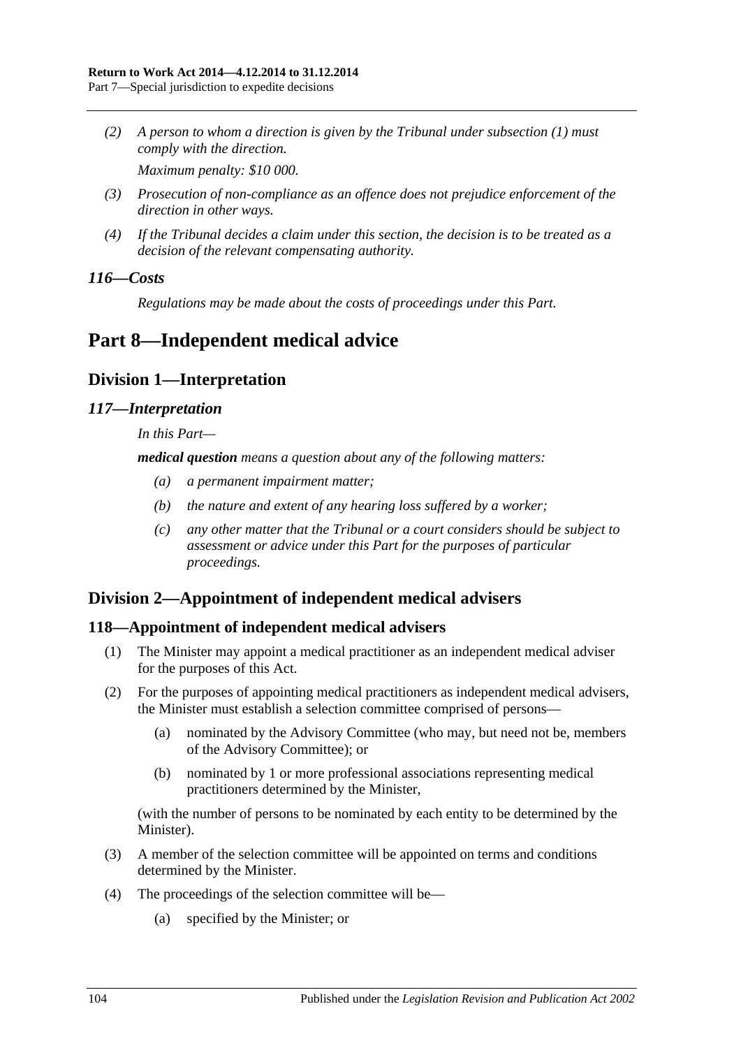*(2) A person to whom a direction is given by the Tribunal under subsection (1) must comply with the direction.*

*Maximum penalty: $10 000.*

*(3) Prosecution of non-compliance as an offence does not prejudice enforcement of the direction in other ways.*

*(4) If the Tribunal decides a claim under this section, the decision is to be treated as a decision of the relevant compensating authority.*

### *116—Costs*

*Regulations may be made about the costs of proceedings under this Part.*

# Part 8—Independent medical advice

## Division 1—Interpretation

### *117—Interpretation*

*In this Part—*

***medical question*** *means a question about any of the following matters:*

*(a) a permanent impairment matter;*

*(b) the nature and extent of any hearing loss suffered by a worker;*

*(c) any other matter that the Tribunal or a court considers should be subject to assessment or advice under this Part for the purposes of particular proceedings.*

## Division 2—Appointment of independent medical advisers

### 118—Appointment of independent medical advisers

(1) The Minister may appoint a medical practitioner as an independent medical adviser for the purposes of this Act.

(2) For the purposes of appointing medical practitioners as independent medical advisers, the Minister must establish a selection committee comprised of persons—

(a) nominated by the Advisory Committee (who may, but need not be, members of the Advisory Committee); or

(b) nominated by 1 or more professional associations representing medical practitioners determined by the Minister,

(with the number of persons to be nominated by each entity to be determined by the Minister).

(3) A member of the selection committee will be appointed on terms and conditions determined by the Minister.

(4) The proceedings of the selection committee will be—

(a) specified by the Minister; or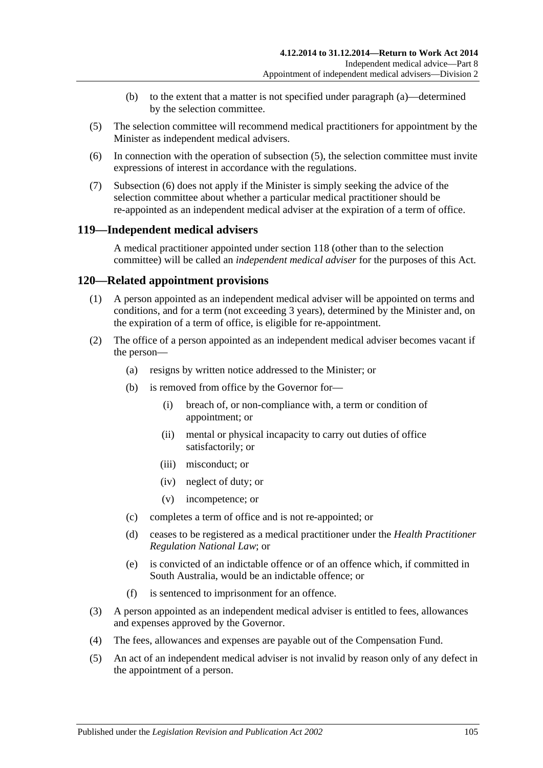(b) to the extent that a matter is not specified under paragraph (a)—determined by the selection committee.

(5) The selection committee will recommend medical practitioners for appointment by the Minister as independent medical advisers.

(6) In connection with the operation of subsection (5), the selection committee must invite expressions of interest in accordance with the regulations.

(7) Subsection (6) does not apply if the Minister is simply seeking the advice of the selection committee about whether a particular medical practitioner should be re-appointed as an independent medical adviser at the expiration of a term of office.

## 119—Independent medical advisers

A medical practitioner appointed under section 118 (other than to the selection committee) will be called an *independent medical adviser* for the purposes of this Act.

## 120—Related appointment provisions

(1) A person appointed as an independent medical adviser will be appointed on terms and conditions, and for a term (not exceeding 3 years), determined by the Minister and, on the expiration of a term of office, is eligible for re-appointment.

(2) The office of a person appointed as an independent medical adviser becomes vacant if the person—

- (a) resigns by written notice addressed to the Minister; or
- (b) is removed from office by the Governor for—
  - (i) breach of, or non-compliance with, a term or condition of appointment; or
  - (ii) mental or physical incapacity to carry out duties of office satisfactorily; or
  - (iii) misconduct; or
  - (iv) neglect of duty; or
  - (v) incompetence; or
- (c) completes a term of office and is not re-appointed; or
- (d) ceases to be registered as a medical practitioner under the *Health Practitioner Regulation National Law*; or
- (e) is convicted of an indictable offence or of an offence which, if committed in South Australia, would be an indictable offence; or
- (f) is sentenced to imprisonment for an offence.

(3) A person appointed as an independent medical adviser is entitled to fees, allowances and expenses approved by the Governor.

(4) The fees, allowances and expenses are payable out of the Compensation Fund.

(5) An act of an independent medical adviser is not invalid by reason only of any defect in the appointment of a person.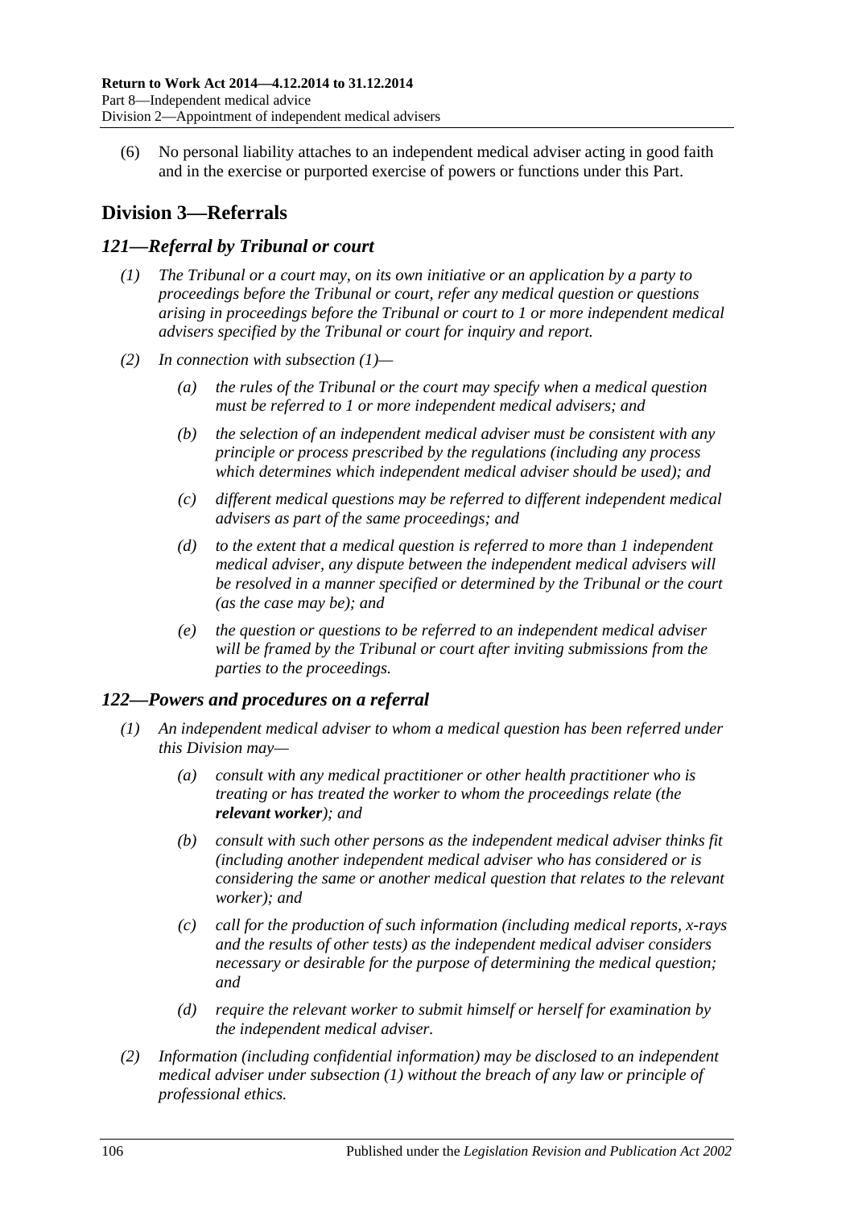(6) No personal liability attaches to an independent medical adviser acting in good faith and in the exercise or purported exercise of powers or functions under this Part.

## Division 3—Referrals

### *121—Referral by Tribunal or court*

*(1) The Tribunal or a court may, on its own initiative or an application by a party to proceedings before the Tribunal or court, refer any medical question or questions arising in proceedings before the Tribunal or court to 1 or more independent medical advisers specified by the Tribunal or court for inquiry and report.*

*(2) In connection with subsection (1)—*

*(a) the rules of the Tribunal or the court may specify when a medical question must be referred to 1 or more independent medical advisers; and*

*(b) the selection of an independent medical adviser must be consistent with any principle or process prescribed by the regulations (including any process which determines which independent medical adviser should be used); and*

*(c) different medical questions may be referred to different independent medical advisers as part of the same proceedings; and*

*(d) to the extent that a medical question is referred to more than 1 independent medical adviser, any dispute between the independent medical advisers will be resolved in a manner specified or determined by the Tribunal or the court (as the case may be); and*

*(e) the question or questions to be referred to an independent medical adviser will be framed by the Tribunal or court after inviting submissions from the parties to the proceedings.*

### *122—Powers and procedures on a referral*

*(1) An independent medical adviser to whom a medical question has been referred under this Division may—*

*(a) consult with any medical practitioner or other health practitioner who is treating or has treated the worker to whom the proceedings relate (the* ***relevant worker****); and*

*(b) consult with such other persons as the independent medical adviser thinks fit (including another independent medical adviser who has considered or is considering the same or another medical question that relates to the relevant worker); and*

*(c) call for the production of such information (including medical reports, x-rays and the results of other tests) as the independent medical adviser considers necessary or desirable for the purpose of determining the medical question; and*

*(d) require the relevant worker to submit himself or herself for examination by the independent medical adviser.*

*(2) Information (including confidential information) may be disclosed to an independent medical adviser under subsection (1) without the breach of any law or principle of professional ethics.*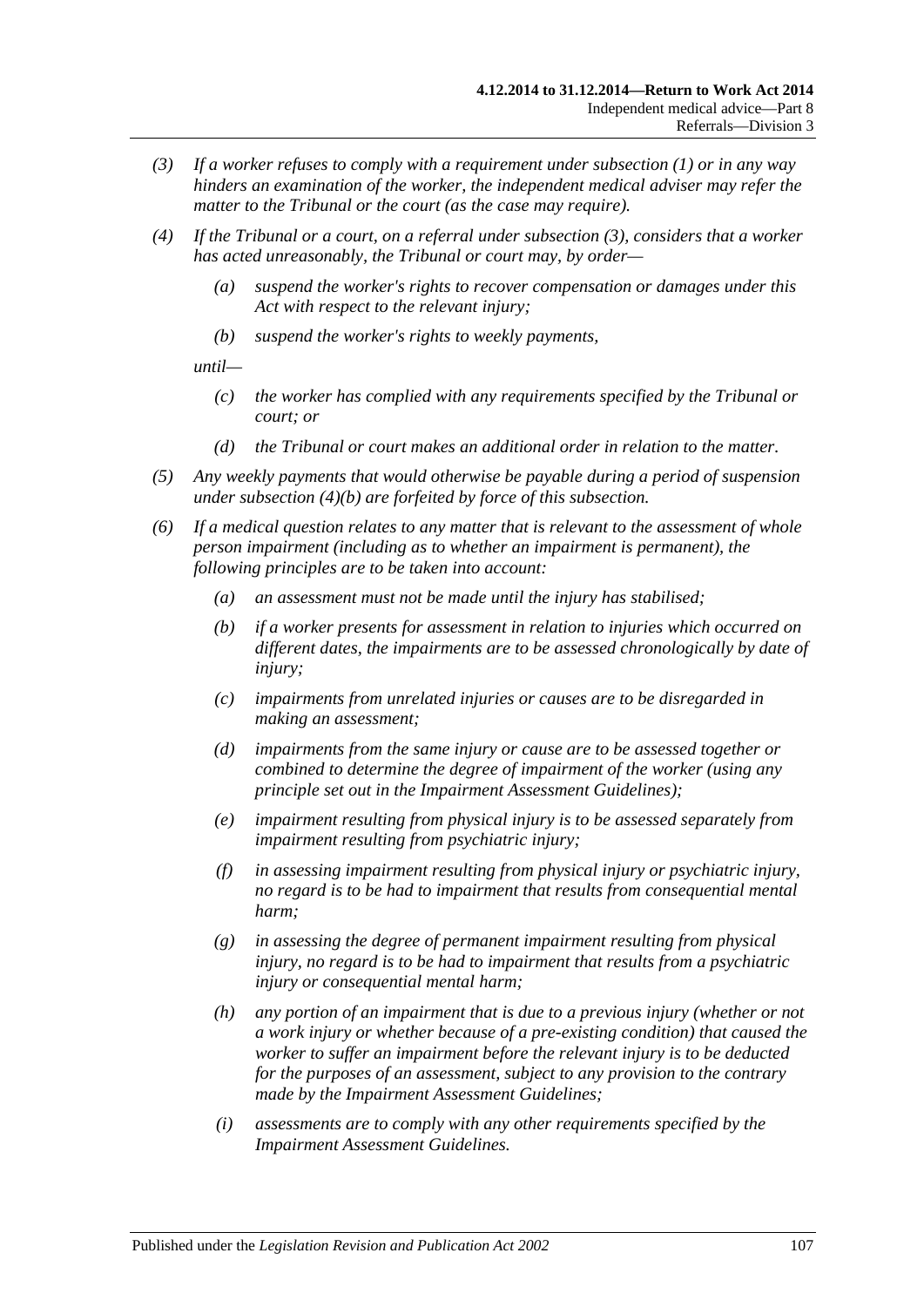*(3) If a worker refuses to comply with a requirement under subsection (1) or in any way hinders an examination of the worker, the independent medical adviser may refer the matter to the Tribunal or the court (as the case may require).*

*(4) If the Tribunal or a court, on a referral under subsection (3), considers that a worker has acted unreasonably, the Tribunal or court may, by order—*

*(a) suspend the worker's rights to recover compensation or damages under this Act with respect to the relevant injury;*

*(b) suspend the worker's rights to weekly payments,*

*until—*

*(c) the worker has complied with any requirements specified by the Tribunal or court; or*

*(d) the Tribunal or court makes an additional order in relation to the matter.*

*(5) Any weekly payments that would otherwise be payable during a period of suspension under subsection (4)(b) are forfeited by force of this subsection.*

*(6) If a medical question relates to any matter that is relevant to the assessment of whole person impairment (including as to whether an impairment is permanent), the following principles are to be taken into account:*

*(a) an assessment must not be made until the injury has stabilised;*

*(b) if a worker presents for assessment in relation to injuries which occurred on different dates, the impairments are to be assessed chronologically by date of injury;*

*(c) impairments from unrelated injuries or causes are to be disregarded in making an assessment;*

*(d) impairments from the same injury or cause are to be assessed together or combined to determine the degree of impairment of the worker (using any principle set out in the Impairment Assessment Guidelines);*

*(e) impairment resulting from physical injury is to be assessed separately from impairment resulting from psychiatric injury;*

*(f) in assessing impairment resulting from physical injury or psychiatric injury, no regard is to be had to impairment that results from consequential mental harm;*

*(g) in assessing the degree of permanent impairment resulting from physical injury, no regard is to be had to impairment that results from a psychiatric injury or consequential mental harm;*

*(h) any portion of an impairment that is due to a previous injury (whether or not a work injury or whether because of a pre-existing condition) that caused the worker to suffer an impairment before the relevant injury is to be deducted for the purposes of an assessment, subject to any provision to the contrary made by the Impairment Assessment Guidelines;*

*(i) assessments are to comply with any other requirements specified by the Impairment Assessment Guidelines.*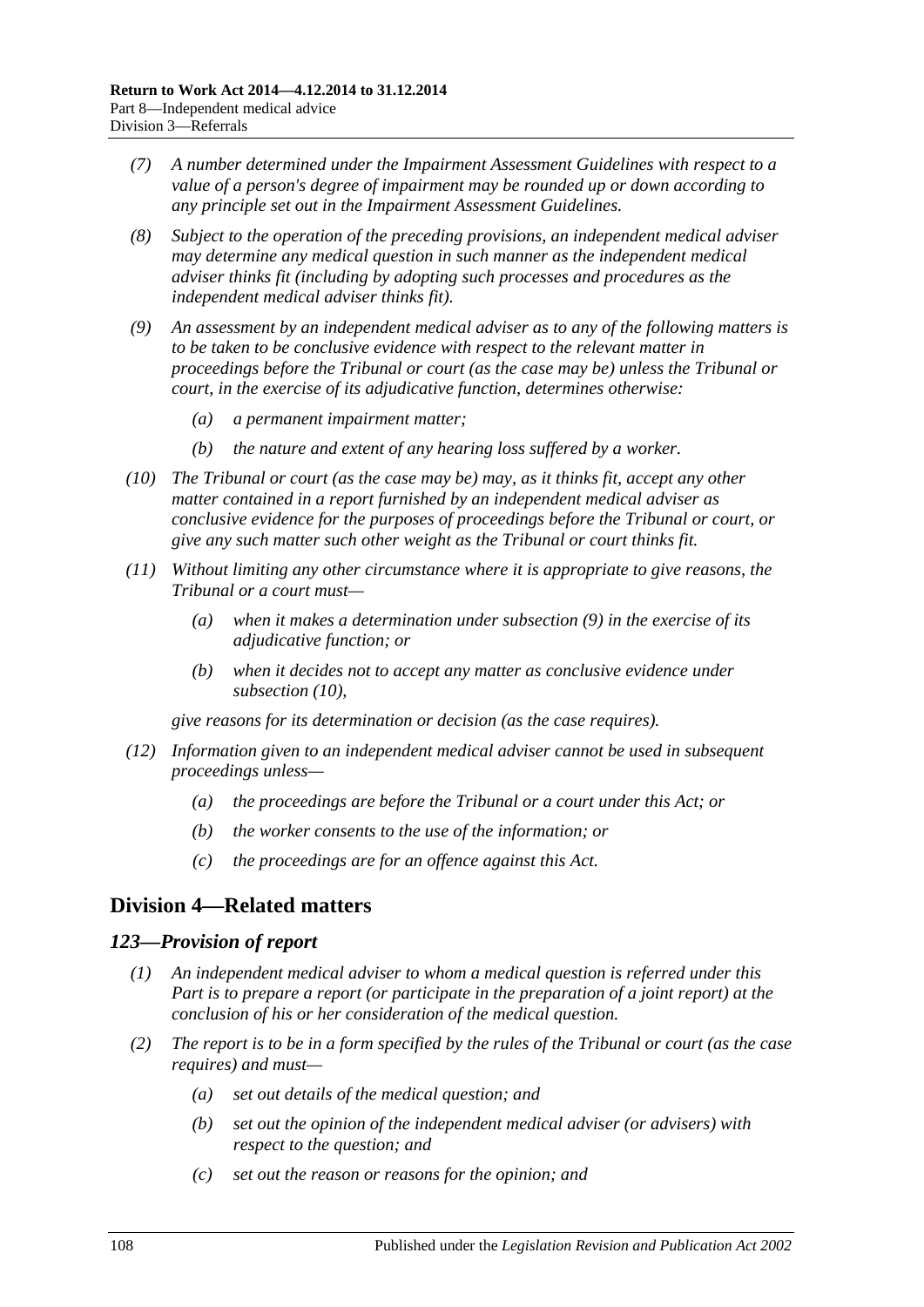*(7) A number determined under the Impairment Assessment Guidelines with respect to a value of a person's degree of impairment may be rounded up or down according to any principle set out in the Impairment Assessment Guidelines.*

*(8) Subject to the operation of the preceding provisions, an independent medical adviser may determine any medical question in such manner as the independent medical adviser thinks fit (including by adopting such processes and procedures as the independent medical adviser thinks fit).*

*(9) An assessment by an independent medical adviser as to any of the following matters is to be taken to be conclusive evidence with respect to the relevant matter in proceedings before the Tribunal or court (as the case may be) unless the Tribunal or court, in the exercise of its adjudicative function, determines otherwise:*

- *(a) a permanent impairment matter;*
- *(b) the nature and extent of any hearing loss suffered by a worker.*

*(10) The Tribunal or court (as the case may be) may, as it thinks fit, accept any other matter contained in a report furnished by an independent medical adviser as conclusive evidence for the purposes of proceedings before the Tribunal or court, or give any such matter such other weight as the Tribunal or court thinks fit.*

*(11) Without limiting any other circumstance where it is appropriate to give reasons, the Tribunal or a court must—*

- *(a) when it makes a determination under subsection (9) in the exercise of its adjudicative function; or*
- *(b) when it decides not to accept any matter as conclusive evidence under subsection (10),*

*give reasons for its determination or decision (as the case requires).*

*(12) Information given to an independent medical adviser cannot be used in subsequent proceedings unless—*

- *(a) the proceedings are before the Tribunal or a court under this Act; or*
- *(b) the worker consents to the use of the information; or*
- *(c) the proceedings are for an offence against this Act.*

## Division 4—Related matters

### *123—Provision of report*

*(1) An independent medical adviser to whom a medical question is referred under this Part is to prepare a report (or participate in the preparation of a joint report) at the conclusion of his or her consideration of the medical question.*

*(2) The report is to be in a form specified by the rules of the Tribunal or court (as the case requires) and must—*

- *(a) set out details of the medical question; and*
- *(b) set out the opinion of the independent medical adviser (or advisers) with respect to the question; and*
- *(c) set out the reason or reasons for the opinion; and*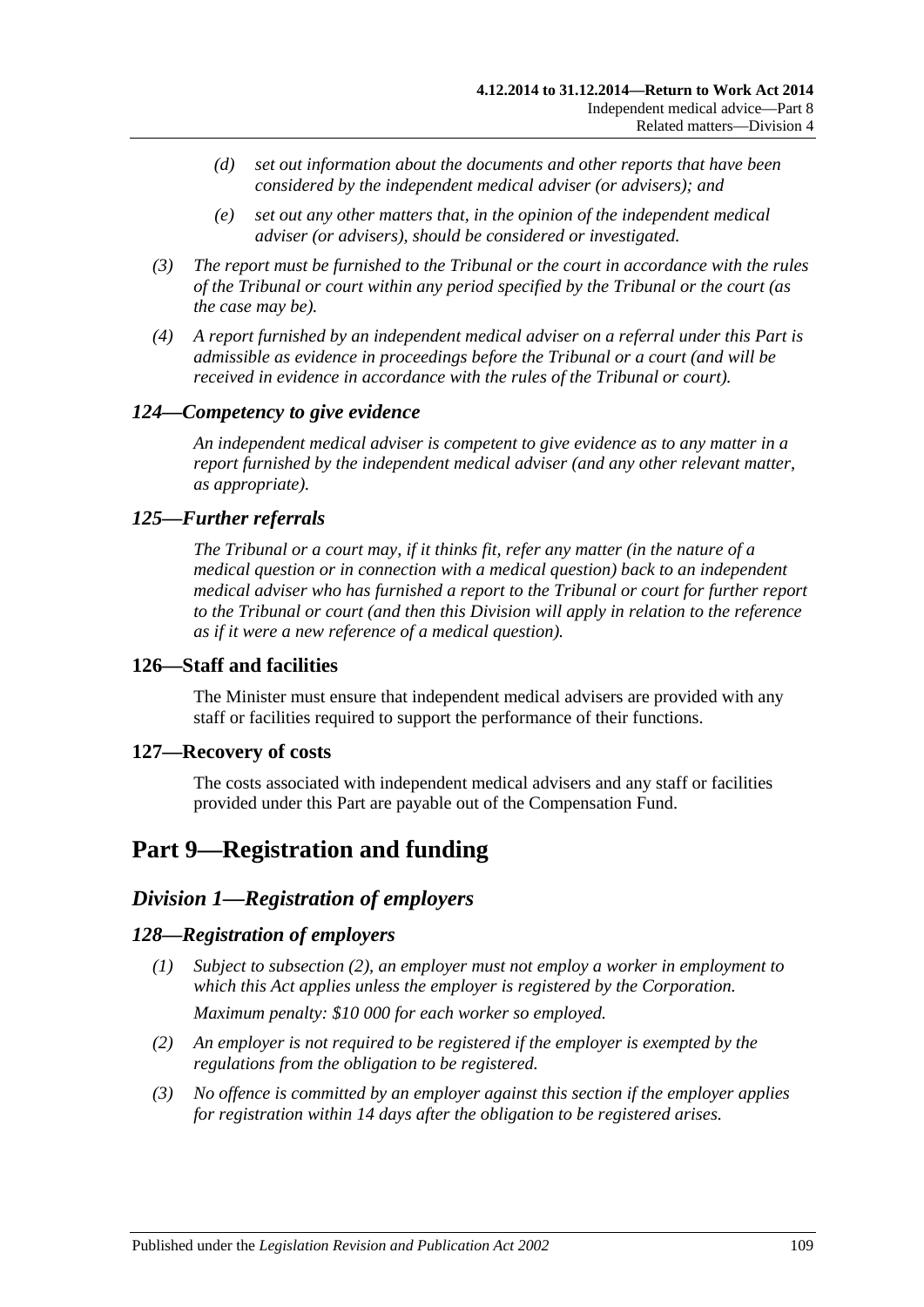(d) *set out information about the documents and other reports that have been considered by the independent medical adviser (or advisers); and*

(e) *set out any other matters that, in the opinion of the independent medical adviser (or advisers), should be considered or investigated.*

(3) *The report must be furnished to the Tribunal or the court in accordance with the rules of the Tribunal or court within any period specified by the Tribunal or the court (as the case may be).*

(4) *A report furnished by an independent medical adviser on a referral under this Part is admissible as evidence in proceedings before the Tribunal or a court (and will be received in evidence in accordance with the rules of the Tribunal or court).*

### *124—Competency to give evidence*

*An independent medical adviser is competent to give evidence as to any matter in a report furnished by the independent medical adviser (and any other relevant matter, as appropriate).*

### *125—Further referrals*

*The Tribunal or a court may, if it thinks fit, refer any matter (in the nature of a medical question or in connection with a medical question) back to an independent medical adviser who has furnished a report to the Tribunal or court for further report to the Tribunal or court (and then this Division will apply in relation to the reference as if it were a new reference of a medical question).*

### 126—Staff and facilities

The Minister must ensure that independent medical advisers are provided with any staff or facilities required to support the performance of their functions.

### 127—Recovery of costs

The costs associated with independent medical advisers and any staff or facilities provided under this Part are payable out of the Compensation Fund.

# Part 9—Registration and funding

## *Division 1—Registration of employers*

### *128—Registration of employers*

(1) *Subject to subsection (2), an employer must not employ a worker in employment to which this Act applies unless the employer is registered by the Corporation.*

*Maximum penalty: $10 000 for each worker so employed.*

(2) *An employer is not required to be registered if the employer is exempted by the regulations from the obligation to be registered.*

(3) *No offence is committed by an employer against this section if the employer applies for registration within 14 days after the obligation to be registered arises.*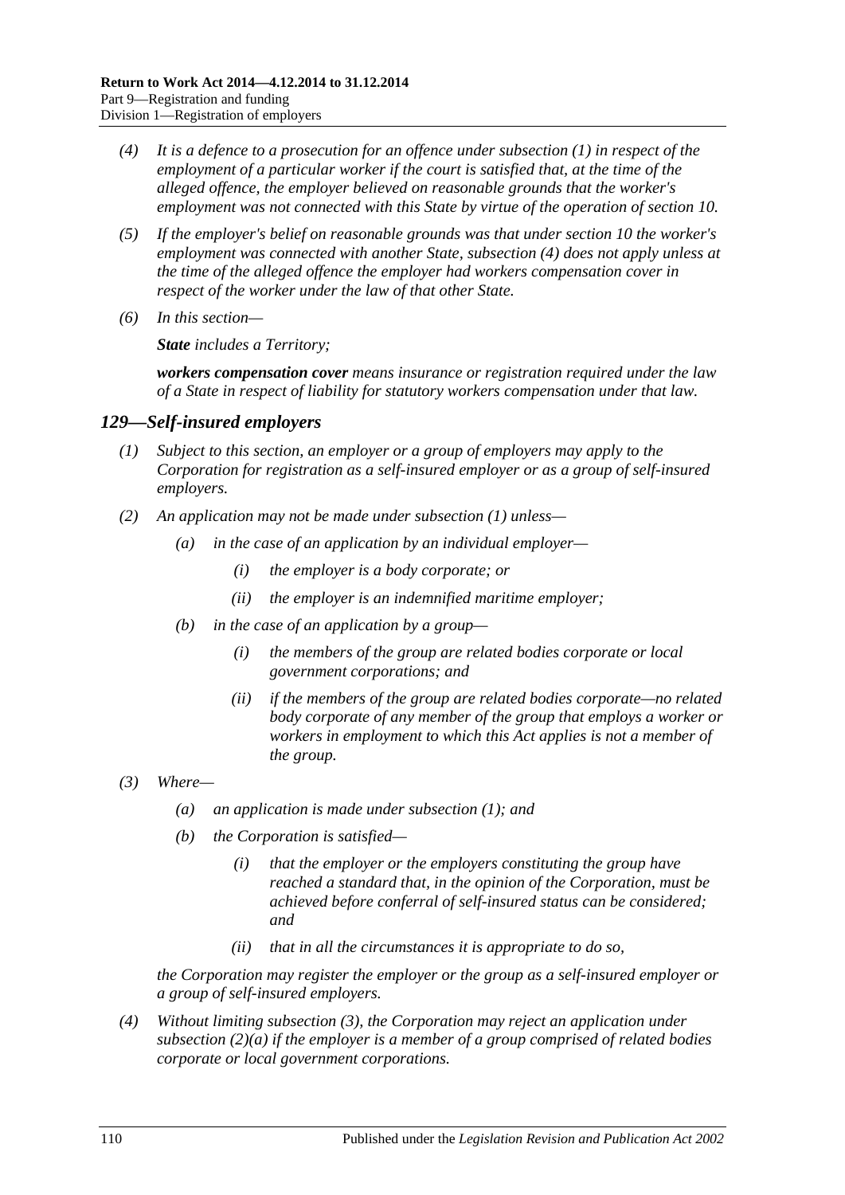*(4) It is a defence to a prosecution for an offence under subsection (1) in respect of the employment of a particular worker if the court is satisfied that, at the time of the alleged offence, the employer believed on reasonable grounds that the worker's employment was not connected with this State by virtue of the operation of section 10.*

*(5) If the employer's belief on reasonable grounds was that under section 10 the worker's employment was connected with another State, subsection (4) does not apply unless at the time of the alleged offence the employer had workers compensation cover in respect of the worker under the law of that other State.*

*(6) In this section—*

***State** includes a Territory;*

***workers compensation cover** means insurance or registration required under the law of a State in respect of liability for statutory workers compensation under that law.*

## *129—Self-insured employers*

*(1) Subject to this section, an employer or a group of employers may apply to the Corporation for registration as a self-insured employer or as a group of self-insured employers.*

*(2) An application may not be made under subsection (1) unless—*

*(a) in the case of an application by an individual employer—*

*(i) the employer is a body corporate; or*

*(ii) the employer is an indemnified maritime employer;*

*(b) in the case of an application by a group—*

*(i) the members of the group are related bodies corporate or local government corporations; and*

*(ii) if the members of the group are related bodies corporate—no related body corporate of any member of the group that employs a worker or workers in employment to which this Act applies is not a member of the group.*

*(3) Where—*

*(a) an application is made under subsection (1); and*

*(b) the Corporation is satisfied—*

*(i) that the employer or the employers constituting the group have reached a standard that, in the opinion of the Corporation, must be achieved before conferral of self-insured status can be considered; and*

*(ii) that in all the circumstances it is appropriate to do so,*

*the Corporation may register the employer or the group as a self-insured employer or a group of self-insured employers.*

*(4) Without limiting subsection (3), the Corporation may reject an application under subsection (2)(a) if the employer is a member of a group comprised of related bodies corporate or local government corporations.*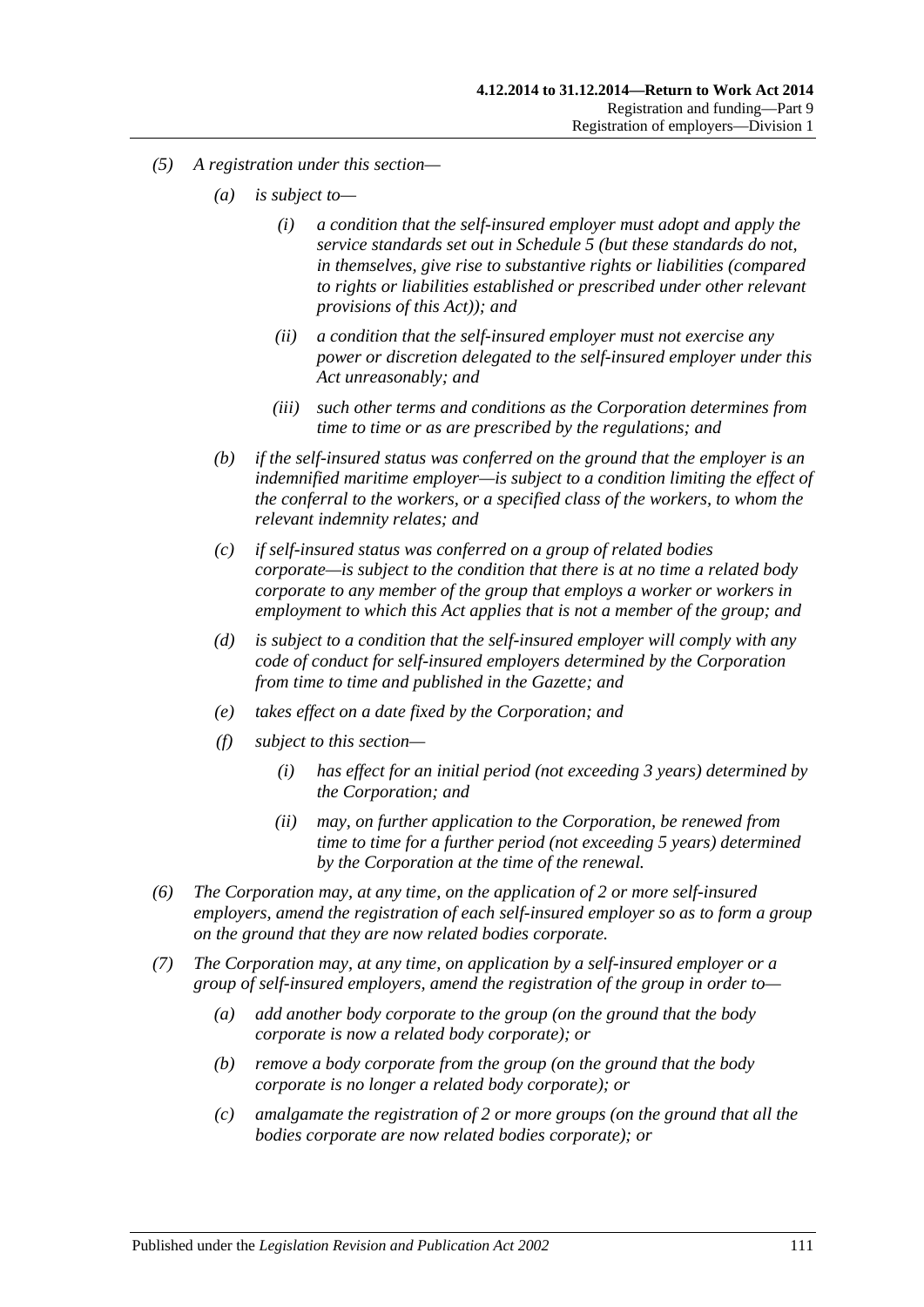*(5) A registration under this section—*

*(a) is subject to—*

*(i) a condition that the self-insured employer must adopt and apply the service standards set out in Schedule 5 (but these standards do not, in themselves, give rise to substantive rights or liabilities (compared to rights or liabilities established or prescribed under other relevant provisions of this Act)); and*

*(ii) a condition that the self-insured employer must not exercise any power or discretion delegated to the self-insured employer under this Act unreasonably; and*

*(iii) such other terms and conditions as the Corporation determines from time to time or as are prescribed by the regulations; and*

*(b) if the self-insured status was conferred on the ground that the employer is an indemnified maritime employer—is subject to a condition limiting the effect of the conferral to the workers, or a specified class of the workers, to whom the relevant indemnity relates; and*

*(c) if self-insured status was conferred on a group of related bodies corporate—is subject to the condition that there is at no time a related body corporate to any member of the group that employs a worker or workers in employment to which this Act applies that is not a member of the group; and*

*(d) is subject to a condition that the self-insured employer will comply with any code of conduct for self-insured employers determined by the Corporation from time to time and published in the Gazette; and*

*(e) takes effect on a date fixed by the Corporation; and*

*(f) subject to this section—*

*(i) has effect for an initial period (not exceeding 3 years) determined by the Corporation; and*

*(ii) may, on further application to the Corporation, be renewed from time to time for a further period (not exceeding 5 years) determined by the Corporation at the time of the renewal.*

*(6) The Corporation may, at any time, on the application of 2 or more self-insured employers, amend the registration of each self-insured employer so as to form a group on the ground that they are now related bodies corporate.*

*(7) The Corporation may, at any time, on application by a self-insured employer or a group of self-insured employers, amend the registration of the group in order to—*

*(a) add another body corporate to the group (on the ground that the body corporate is now a related body corporate); or*

*(b) remove a body corporate from the group (on the ground that the body corporate is no longer a related body corporate); or*

*(c) amalgamate the registration of 2 or more groups (on the ground that all the bodies corporate are now related bodies corporate); or*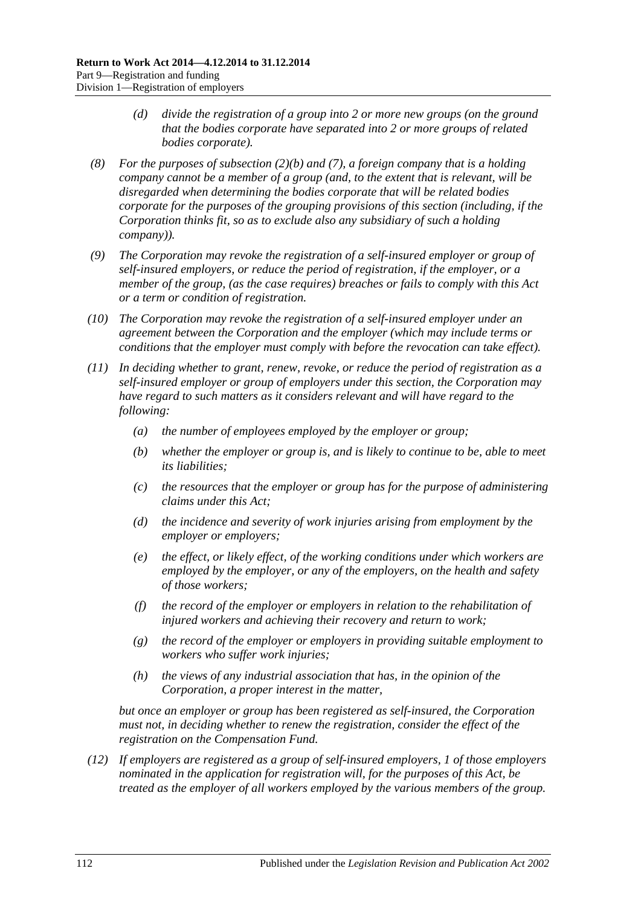*(d) divide the registration of a group into 2 or more new groups (on the ground that the bodies corporate have separated into 2 or more groups of related bodies corporate).*

*(8) For the purposes of subsection (2)(b) and (7), a foreign company that is a holding company cannot be a member of a group (and, to the extent that is relevant, will be disregarded when determining the bodies corporate that will be related bodies corporate for the purposes of the grouping provisions of this section (including, if the Corporation thinks fit, so as to exclude also any subsidiary of such a holding company)).*

*(9) The Corporation may revoke the registration of a self-insured employer or group of self-insured employers, or reduce the period of registration, if the employer, or a member of the group, (as the case requires) breaches or fails to comply with this Act or a term or condition of registration.*

*(10) The Corporation may revoke the registration of a self-insured employer under an agreement between the Corporation and the employer (which may include terms or conditions that the employer must comply with before the revocation can take effect).*

*(11) In deciding whether to grant, renew, revoke, or reduce the period of registration as a self-insured employer or group of employers under this section, the Corporation may have regard to such matters as it considers relevant and will have regard to the following:*

*(a) the number of employees employed by the employer or group;*

*(b) whether the employer or group is, and is likely to continue to be, able to meet its liabilities;*

*(c) the resources that the employer or group has for the purpose of administering claims under this Act;*

*(d) the incidence and severity of work injuries arising from employment by the employer or employers;*

*(e) the effect, or likely effect, of the working conditions under which workers are employed by the employer, or any of the employers, on the health and safety of those workers;*

*(f) the record of the employer or employers in relation to the rehabilitation of injured workers and achieving their recovery and return to work;*

*(g) the record of the employer or employers in providing suitable employment to workers who suffer work injuries;*

*(h) the views of any industrial association that has, in the opinion of the Corporation, a proper interest in the matter,*

*but once an employer or group has been registered as self-insured, the Corporation must not, in deciding whether to renew the registration, consider the effect of the registration on the Compensation Fund.*

*(12) If employers are registered as a group of self-insured employers, 1 of those employers nominated in the application for registration will, for the purposes of this Act, be treated as the employer of all workers employed by the various members of the group.*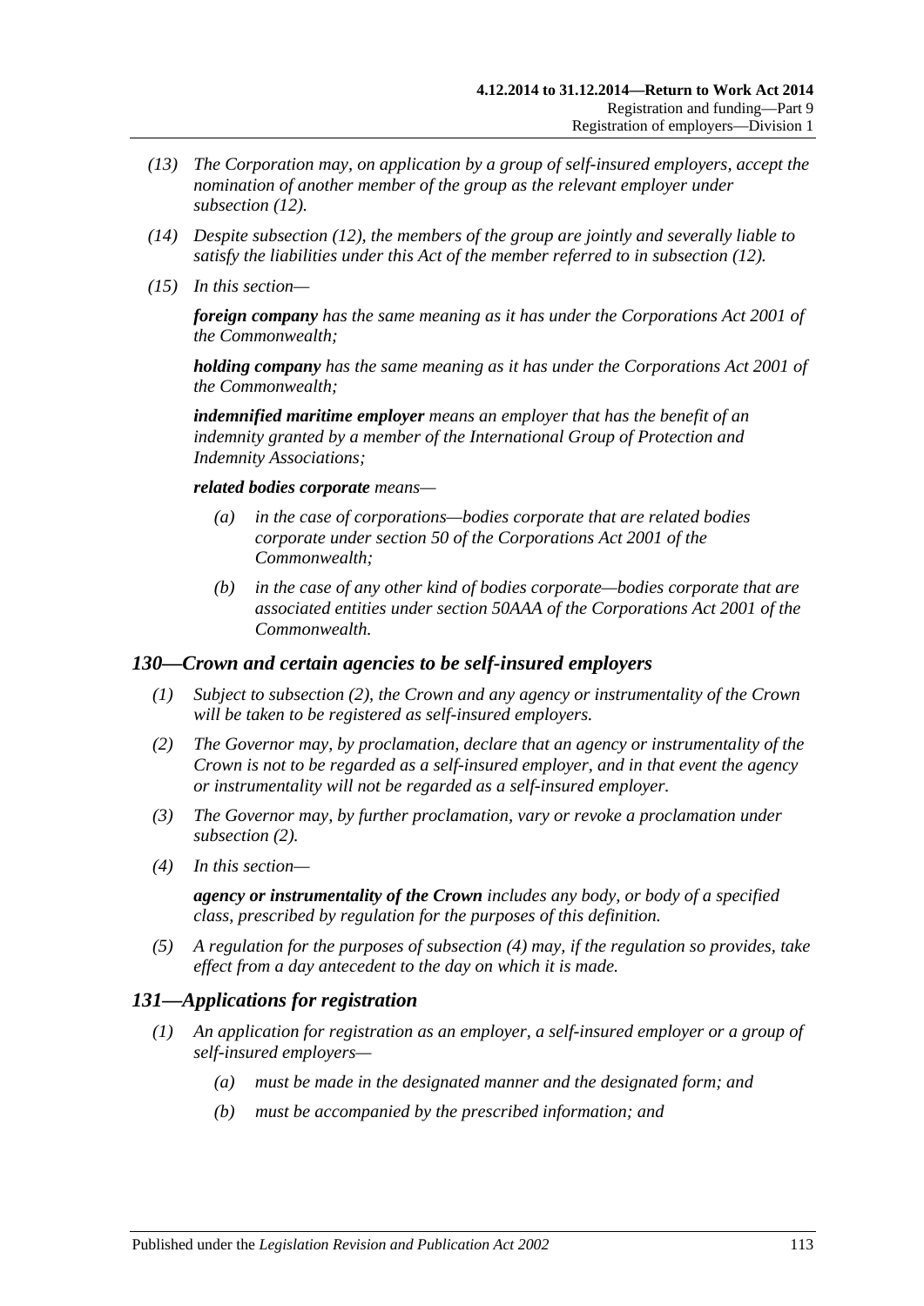*(13) The Corporation may, on application by a group of self-insured employers, accept the nomination of another member of the group as the relevant employer under subsection (12).*

*(14) Despite subsection (12), the members of the group are jointly and severally liable to satisfy the liabilities under this Act of the member referred to in subsection (12).*

*(15) In this section—*

***foreign company*** *has the same meaning as it has under the Corporations Act 2001 of the Commonwealth;*

***holding company*** *has the same meaning as it has under the Corporations Act 2001 of the Commonwealth;*

***indemnified maritime employer*** *means an employer that has the benefit of an indemnity granted by a member of the International Group of Protection and Indemnity Associations;*

***related bodies corporate*** *means—*

*(a) in the case of corporations—bodies corporate that are related bodies corporate under section 50 of the Corporations Act 2001 of the Commonwealth;*

*(b) in the case of any other kind of bodies corporate—bodies corporate that are associated entities under section 50AAA of the Corporations Act 2001 of the Commonwealth.*

## *130—Crown and certain agencies to be self-insured employers*

*(1) Subject to subsection (2), the Crown and any agency or instrumentality of the Crown will be taken to be registered as self-insured employers.*

*(2) The Governor may, by proclamation, declare that an agency or instrumentality of the Crown is not to be regarded as a self-insured employer, and in that event the agency or instrumentality will not be regarded as a self-insured employer.*

*(3) The Governor may, by further proclamation, vary or revoke a proclamation under subsection (2).*

*(4) In this section—*

***agency or instrumentality of the Crown*** *includes any body, or body of a specified class, prescribed by regulation for the purposes of this definition.*

*(5) A regulation for the purposes of subsection (4) may, if the regulation so provides, take effect from a day antecedent to the day on which it is made.*

## *131—Applications for registration*

*(1) An application for registration as an employer, a self-insured employer or a group of self-insured employers—*

*(a) must be made in the designated manner and the designated form; and*

*(b) must be accompanied by the prescribed information; and*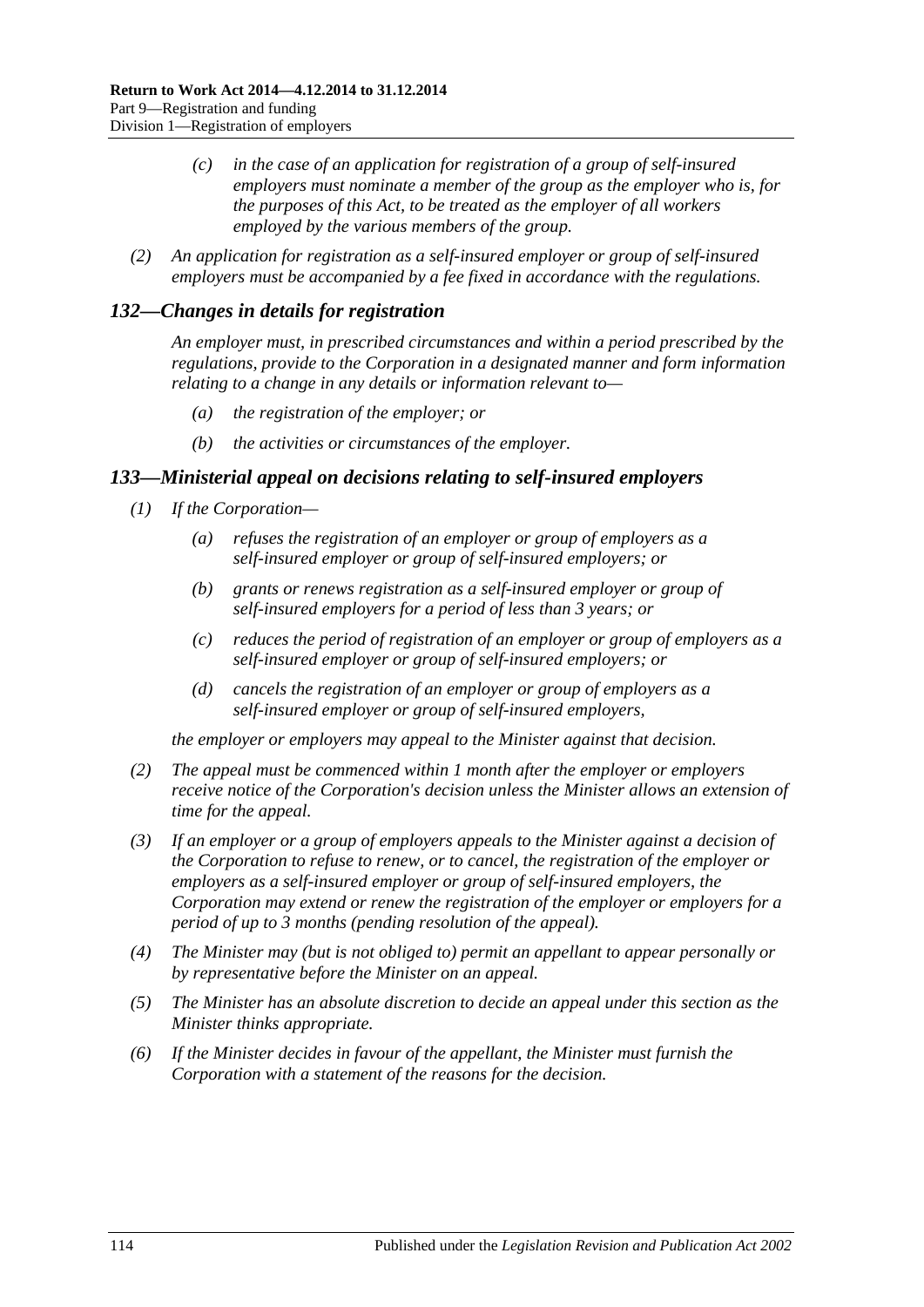*(c) in the case of an application for registration of a group of self-insured employers must nominate a member of the group as the employer who is, for the purposes of this Act, to be treated as the employer of all workers employed by the various members of the group.*

*(2) An application for registration as a self-insured employer or group of self-insured employers must be accompanied by a fee fixed in accordance with the regulations.*

## *132—Changes in details for registration*

*An employer must, in prescribed circumstances and within a period prescribed by the regulations, provide to the Corporation in a designated manner and form information relating to a change in any details or information relevant to—*

*(a) the registration of the employer; or*

*(b) the activities or circumstances of the employer.*

## *133—Ministerial appeal on decisions relating to self-insured employers*

*(1) If the Corporation—*

*(a) refuses the registration of an employer or group of employers as a self-insured employer or group of self-insured employers; or*

*(b) grants or renews registration as a self-insured employer or group of self-insured employers for a period of less than 3 years; or*

*(c) reduces the period of registration of an employer or group of employers as a self-insured employer or group of self-insured employers; or*

*(d) cancels the registration of an employer or group of employers as a self-insured employer or group of self-insured employers,*

*the employer or employers may appeal to the Minister against that decision.*

*(2) The appeal must be commenced within 1 month after the employer or employers receive notice of the Corporation's decision unless the Minister allows an extension of time for the appeal.*

*(3) If an employer or a group of employers appeals to the Minister against a decision of the Corporation to refuse to renew, or to cancel, the registration of the employer or employers as a self-insured employer or group of self-insured employers, the Corporation may extend or renew the registration of the employer or employers for a period of up to 3 months (pending resolution of the appeal).*

*(4) The Minister may (but is not obliged to) permit an appellant to appear personally or by representative before the Minister on an appeal.*

*(5) The Minister has an absolute discretion to decide an appeal under this section as the Minister thinks appropriate.*

*(6) If the Minister decides in favour of the appellant, the Minister must furnish the Corporation with a statement of the reasons for the decision.*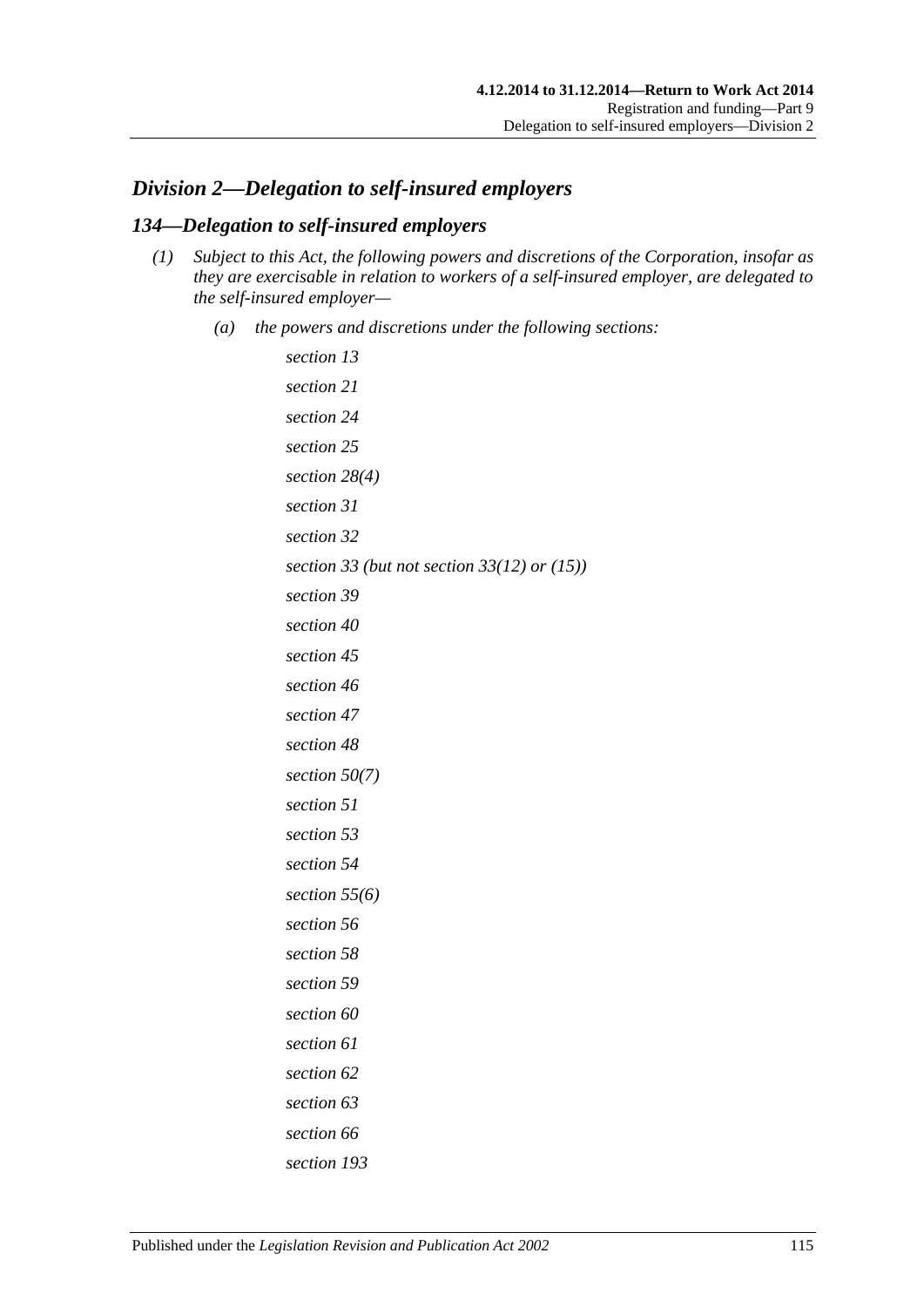## *Division 2—Delegation to self-insured employers*

### *134—Delegation to self-insured employers*

*(1) Subject to this Act, the following powers and discretions of the Corporation, insofar as they are exercisable in relation to workers of a self-insured employer, are delegated to the self-insured employer—*

*(a) the powers and discretions under the following sections:*

*section 13*

*section 21*

*section 24*

*section 25*

*section 28(4)*

*section 31*

*section 32*

*section 33 (but not section 33(12) or (15))*

*section 39*

*section 40*

*section 45*

*section 46*

*section 47*

*section 48*

*section 50(7)*

*section 51*

*section 53*

*section 54*

*section 55(6)*

*section 56*

*section 58*

*section 59*

*section 60*

*section 61*

*section 62*

*section 63*

*section 66*

*section 193*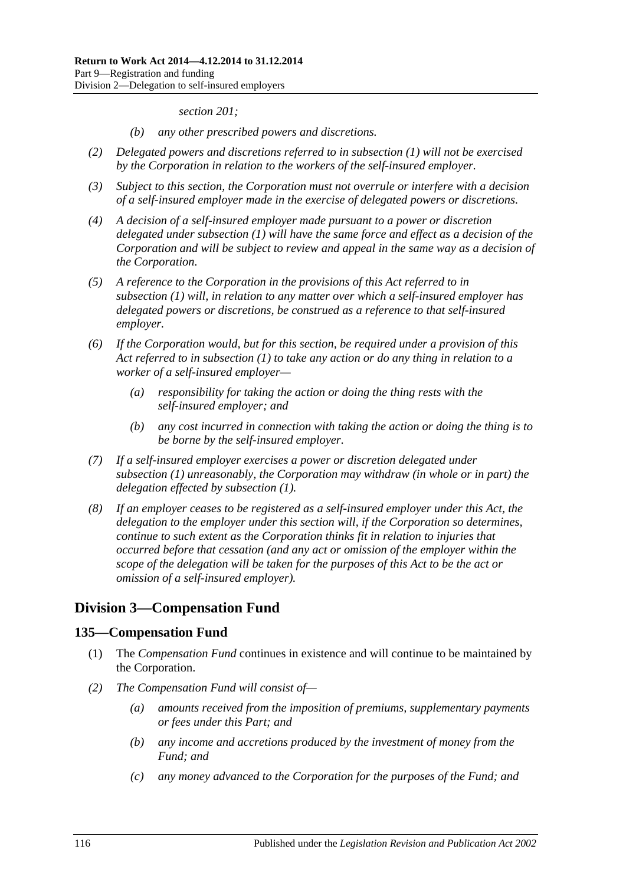*section 201;*

- *(b) any other prescribed powers and discretions.*

*(2) Delegated powers and discretions referred to in subsection (1) will not be exercised by the Corporation in relation to the workers of the self-insured employer.*

*(3) Subject to this section, the Corporation must not overrule or interfere with a decision of a self-insured employer made in the exercise of delegated powers or discretions.*

*(4) A decision of a self-insured employer made pursuant to a power or discretion delegated under subsection (1) will have the same force and effect as a decision of the Corporation and will be subject to review and appeal in the same way as a decision of the Corporation.*

*(5) A reference to the Corporation in the provisions of this Act referred to in subsection (1) will, in relation to any matter over which a self-insured employer has delegated powers or discretions, be construed as a reference to that self-insured employer.*

*(6) If the Corporation would, but for this section, be required under a provision of this Act referred to in subsection (1) to take any action or do any thing in relation to a worker of a self-insured employer—*

- *(a) responsibility for taking the action or doing the thing rests with the self-insured employer; and*
- *(b) any cost incurred in connection with taking the action or doing the thing is to be borne by the self-insured employer.*

*(7) If a self-insured employer exercises a power or discretion delegated under subsection (1) unreasonably, the Corporation may withdraw (in whole or in part) the delegation effected by subsection (1).*

*(8) If an employer ceases to be registered as a self-insured employer under this Act, the delegation to the employer under this section will, if the Corporation so determines, continue to such extent as the Corporation thinks fit in relation to injuries that occurred before that cessation (and any act or omission of the employer within the scope of the delegation will be taken for the purposes of this Act to be the act or omission of a self-insured employer).*

## Division 3—Compensation Fund

### 135—Compensation Fund

(1) The *Compensation Fund* continues in existence and will continue to be maintained by the Corporation.

*(2) The Compensation Fund will consist of—*

- *(a) amounts received from the imposition of premiums, supplementary payments or fees under this Part; and*
- *(b) any income and accretions produced by the investment of money from the Fund; and*
- *(c) any money advanced to the Corporation for the purposes of the Fund; and*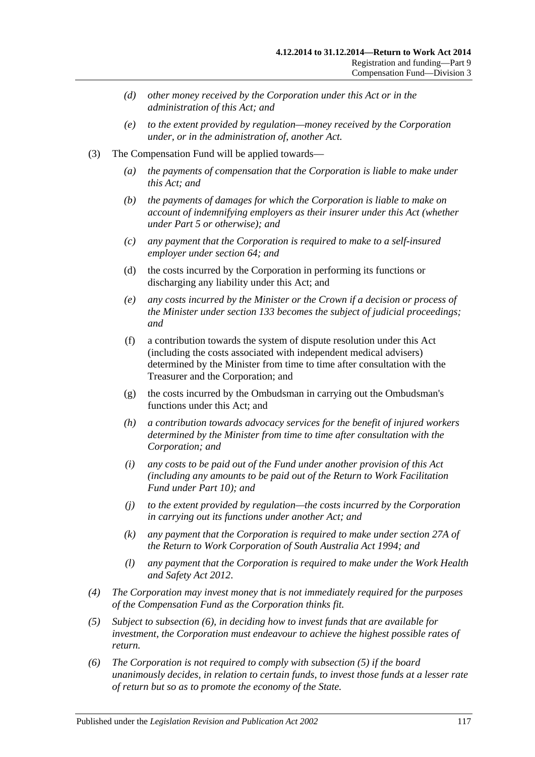*(d) other money received by the Corporation under this Act or in the administration of this Act; and*

*(e) to the extent provided by regulation—money received by the Corporation under, or in the administration of, another Act.*

(3) The Compensation Fund will be applied towards—

*(a) the payments of compensation that the Corporation is liable to make under this Act; and*

*(b) the payments of damages for which the Corporation is liable to make on account of indemnifying employers as their insurer under this Act (whether under Part 5 or otherwise); and*

*(c) any payment that the Corporation is required to make to a self-insured employer under section 64; and*

(d) the costs incurred by the Corporation in performing its functions or discharging any liability under this Act; and

*(e) any costs incurred by the Minister or the Crown if a decision or process of the Minister under section 133 becomes the subject of judicial proceedings; and*

(f) a contribution towards the system of dispute resolution under this Act (including the costs associated with independent medical advisers) determined by the Minister from time to time after consultation with the Treasurer and the Corporation; and

(g) the costs incurred by the Ombudsman in carrying out the Ombudsman's functions under this Act; and

*(h) a contribution towards advocacy services for the benefit of injured workers determined by the Minister from time to time after consultation with the Corporation; and*

*(i) any costs to be paid out of the Fund under another provision of this Act (including any amounts to be paid out of the Return to Work Facilitation Fund under Part 10); and*

*(j) to the extent provided by regulation—the costs incurred by the Corporation in carrying out its functions under another Act; and*

*(k) any payment that the Corporation is required to make under section 27A of the Return to Work Corporation of South Australia Act 1994; and*

*(l) any payment that the Corporation is required to make under the Work Health and Safety Act 2012.*

*(4) The Corporation may invest money that is not immediately required for the purposes of the Compensation Fund as the Corporation thinks fit.*

*(5) Subject to subsection (6), in deciding how to invest funds that are available for investment, the Corporation must endeavour to achieve the highest possible rates of return.*

*(6) The Corporation is not required to comply with subsection (5) if the board unanimously decides, in relation to certain funds, to invest those funds at a lesser rate of return but so as to promote the economy of the State.*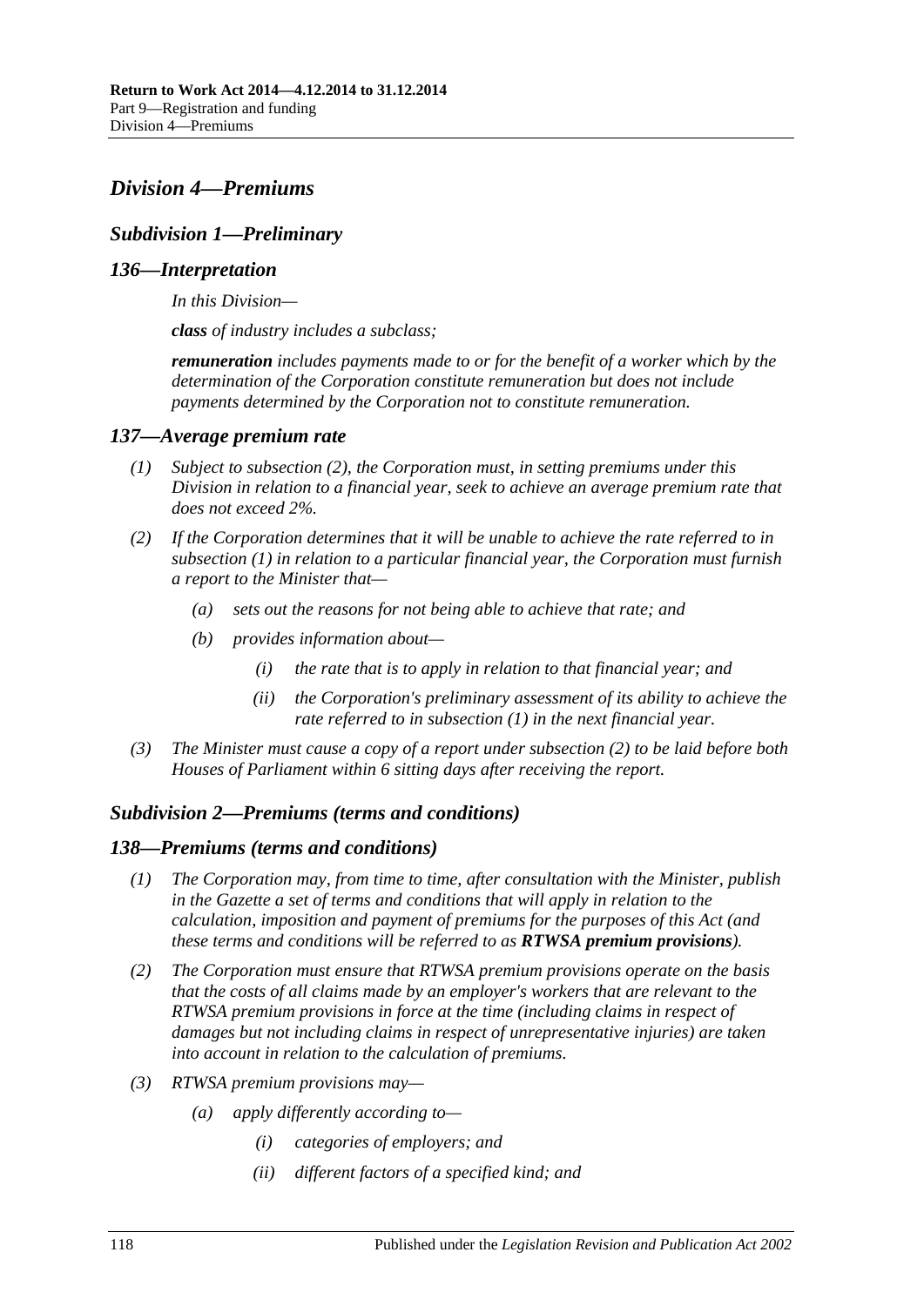## *Division 4—Premiums*

### *Subdivision 1—Preliminary*

#### *136—Interpretation*

*In this Division—*

***class*** *of industry includes a subclass;*

***remuneration*** *includes payments made to or for the benefit of a worker which by the determination of the Corporation constitute remuneration but does not include payments determined by the Corporation not to constitute remuneration.*

#### *137—Average premium rate*

*(1) Subject to subsection (2), the Corporation must, in setting premiums under this Division in relation to a financial year, seek to achieve an average premium rate that does not exceed 2%.*

*(2) If the Corporation determines that it will be unable to achieve the rate referred to in subsection (1) in relation to a particular financial year, the Corporation must furnish a report to the Minister that—*

*(a) sets out the reasons for not being able to achieve that rate; and*

*(b) provides information about—*

*(i) the rate that is to apply in relation to that financial year; and*

*(ii) the Corporation's preliminary assessment of its ability to achieve the rate referred to in subsection (1) in the next financial year.*

*(3) The Minister must cause a copy of a report under subsection (2) to be laid before both Houses of Parliament within 6 sitting days after receiving the report.*

### *Subdivision 2—Premiums (terms and conditions)*

#### *138—Premiums (terms and conditions)*

*(1) The Corporation may, from time to time, after consultation with the Minister, publish in the Gazette a set of terms and conditions that will apply in relation to the calculation, imposition and payment of premiums for the purposes of this Act (and these terms and conditions will be referred to as* ***RTWSA premium provisions****).*

*(2) The Corporation must ensure that RTWSA premium provisions operate on the basis that the costs of all claims made by an employer's workers that are relevant to the RTWSA premium provisions in force at the time (including claims in respect of damages but not including claims in respect of unrepresentative injuries) are taken into account in relation to the calculation of premiums.*

*(3) RTWSA premium provisions may—*

*(a) apply differently according to—*

*(i) categories of employers; and*

*(ii) different factors of a specified kind; and*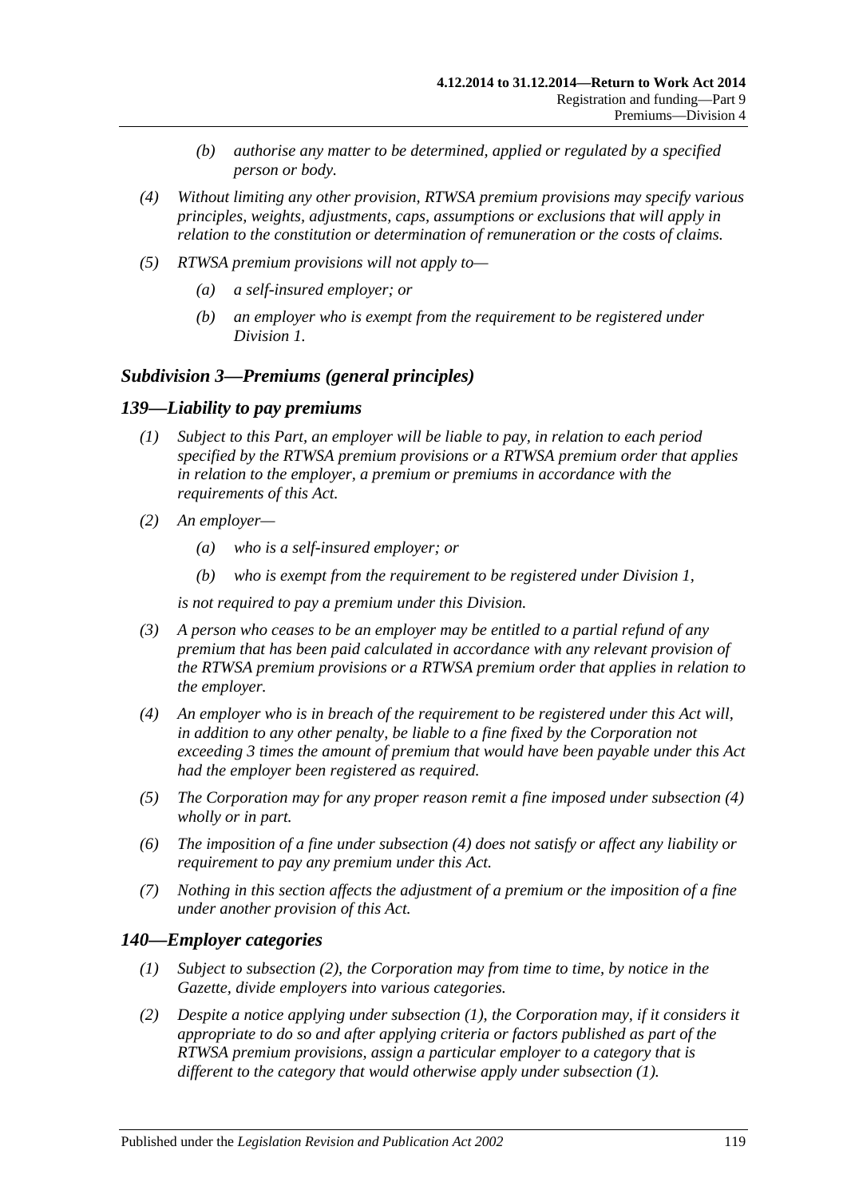(b) *authorise any matter to be determined, applied or regulated by a specified person or body.*

(4) *Without limiting any other provision, RTWSA premium provisions may specify various principles, weights, adjustments, caps, assumptions or exclusions that will apply in relation to the constitution or determination of remuneration or the costs of claims.*

(5) *RTWSA premium provisions will not apply to—*

(a) *a self-insured employer; or*

(b) *an employer who is exempt from the requirement to be registered under Division 1.*

## *Subdivision 3—Premiums (general principles)*

### *139—Liability to pay premiums*

(1) *Subject to this Part, an employer will be liable to pay, in relation to each period specified by the RTWSA premium provisions or a RTWSA premium order that applies in relation to the employer, a premium or premiums in accordance with the requirements of this Act.*

(2) *An employer—*

(a) *who is a self-insured employer; or*

(b) *who is exempt from the requirement to be registered under Division 1,*

*is not required to pay a premium under this Division.*

(3) *A person who ceases to be an employer may be entitled to a partial refund of any premium that has been paid calculated in accordance with any relevant provision of the RTWSA premium provisions or a RTWSA premium order that applies in relation to the employer.*

(4) *An employer who is in breach of the requirement to be registered under this Act will, in addition to any other penalty, be liable to a fine fixed by the Corporation not exceeding 3 times the amount of premium that would have been payable under this Act had the employer been registered as required.*

(5) *The Corporation may for any proper reason remit a fine imposed under subsection (4) wholly or in part.*

(6) *The imposition of a fine under subsection (4) does not satisfy or affect any liability or requirement to pay any premium under this Act.*

(7) *Nothing in this section affects the adjustment of a premium or the imposition of a fine under another provision of this Act.*

### *140—Employer categories*

(1) *Subject to subsection (2), the Corporation may from time to time, by notice in the Gazette, divide employers into various categories.*

(2) *Despite a notice applying under subsection (1), the Corporation may, if it considers it appropriate to do so and after applying criteria or factors published as part of the RTWSA premium provisions, assign a particular employer to a category that is different to the category that would otherwise apply under subsection (1).*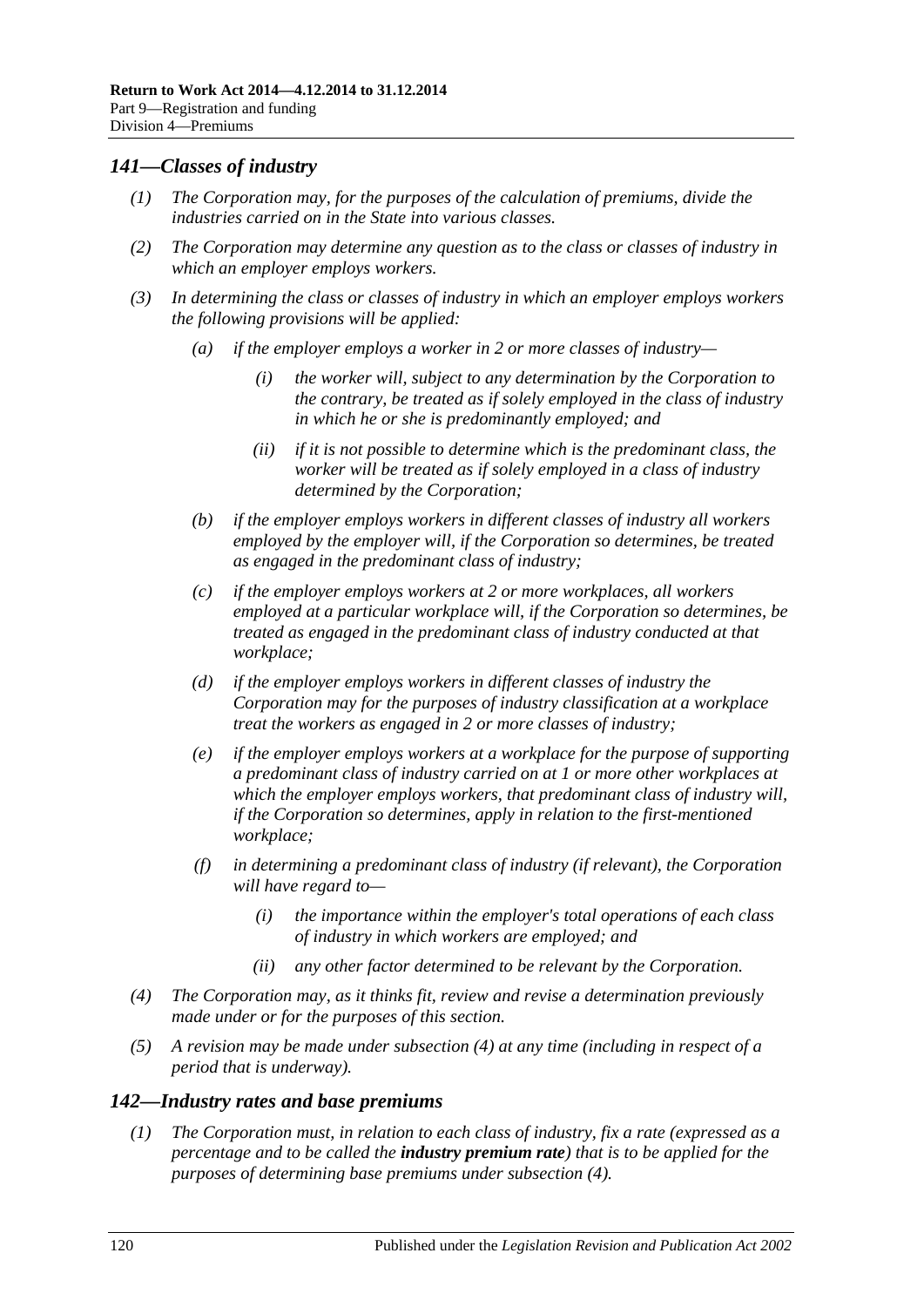## *141—Classes of industry*

*(1) The Corporation may, for the purposes of the calculation of premiums, divide the industries carried on in the State into various classes.*

*(2) The Corporation may determine any question as to the class or classes of industry in which an employer employs workers.*

*(3) In determining the class or classes of industry in which an employer employs workers the following provisions will be applied:*

*(a) if the employer employs a worker in 2 or more classes of industry—*

*(i) the worker will, subject to any determination by the Corporation to the contrary, be treated as if solely employed in the class of industry in which he or she is predominantly employed; and*

*(ii) if it is not possible to determine which is the predominant class, the worker will be treated as if solely employed in a class of industry determined by the Corporation;*

*(b) if the employer employs workers in different classes of industry all workers employed by the employer will, if the Corporation so determines, be treated as engaged in the predominant class of industry;*

*(c) if the employer employs workers at 2 or more workplaces, all workers employed at a particular workplace will, if the Corporation so determines, be treated as engaged in the predominant class of industry conducted at that workplace;*

*(d) if the employer employs workers in different classes of industry the Corporation may for the purposes of industry classification at a workplace treat the workers as engaged in 2 or more classes of industry;*

*(e) if the employer employs workers at a workplace for the purpose of supporting a predominant class of industry carried on at 1 or more other workplaces at which the employer employs workers, that predominant class of industry will, if the Corporation so determines, apply in relation to the first-mentioned workplace;*

*(f) in determining a predominant class of industry (if relevant), the Corporation will have regard to—*

*(i) the importance within the employer's total operations of each class of industry in which workers are employed; and*

*(ii) any other factor determined to be relevant by the Corporation.*

*(4) The Corporation may, as it thinks fit, review and revise a determination previously made under or for the purposes of this section.*

*(5) A revision may be made under subsection (4) at any time (including in respect of a period that is underway).*

## *142—Industry rates and base premiums*

*(1) The Corporation must, in relation to each class of industry, fix a rate (expressed as a percentage and to be called the **industry premium rate**) that is to be applied for the purposes of determining base premiums under subsection (4).*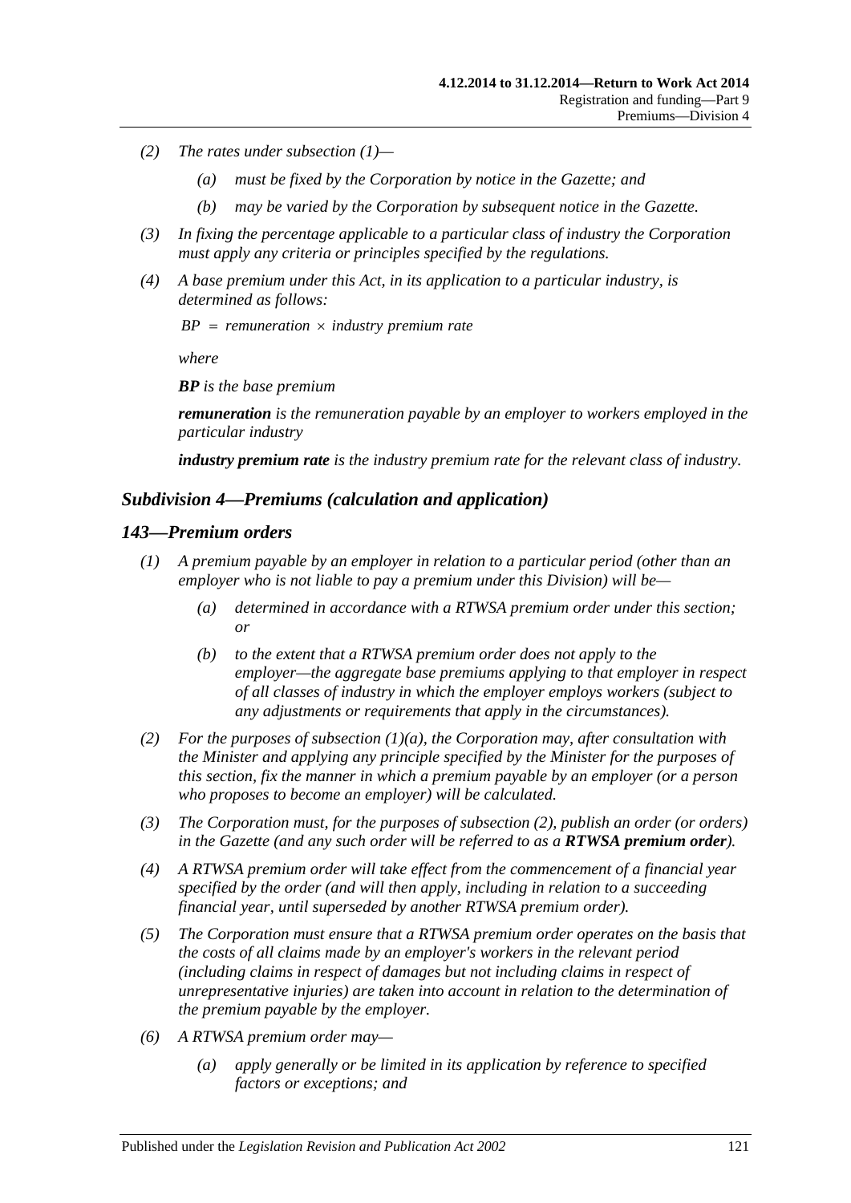*(2) The rates under subsection (1)—*

*(a) must be fixed by the Corporation by notice in the Gazette; and*

*(b) may be varied by the Corporation by subsequent notice in the Gazette.*

*(3) In fixing the percentage applicable to a particular class of industry the Corporation must apply any criteria or principles specified by the regulations.*

*(4) A base premium under this Act, in its application to a particular industry, is determined as follows:*

$$BP = remuneration \times industry\ premium\ rate$$

*where*

***BP** is the base premium*

***remuneration** is the remuneration payable by an employer to workers employed in the particular industry*

***industry premium rate** is the industry premium rate for the relevant class of industry.*

## *Subdivision 4—Premiums (calculation and application)*

### *143—Premium orders*

*(1) A premium payable by an employer in relation to a particular period (other than an employer who is not liable to pay a premium under this Division) will be—*

*(a) determined in accordance with a RTWSA premium order under this section; or*

*(b) to the extent that a RTWSA premium order does not apply to the employer—the aggregate base premiums applying to that employer in respect of all classes of industry in which the employer employs workers (subject to any adjustments or requirements that apply in the circumstances).*

*(2) For the purposes of subsection (1)(a), the Corporation may, after consultation with the Minister and applying any principle specified by the Minister for the purposes of this section, fix the manner in which a premium payable by an employer (or a person who proposes to become an employer) will be calculated.*

*(3) The Corporation must, for the purposes of subsection (2), publish an order (or orders) in the Gazette (and any such order will be referred to as a **RTWSA premium order**).*

*(4) A RTWSA premium order will take effect from the commencement of a financial year specified by the order (and will then apply, including in relation to a succeeding financial year, until superseded by another RTWSA premium order).*

*(5) The Corporation must ensure that a RTWSA premium order operates on the basis that the costs of all claims made by an employer's workers in the relevant period (including claims in respect of damages but not including claims in respect of unrepresentative injuries) are taken into account in relation to the determination of the premium payable by the employer.*

*(6) A RTWSA premium order may—*

*(a) apply generally or be limited in its application by reference to specified factors or exceptions; and*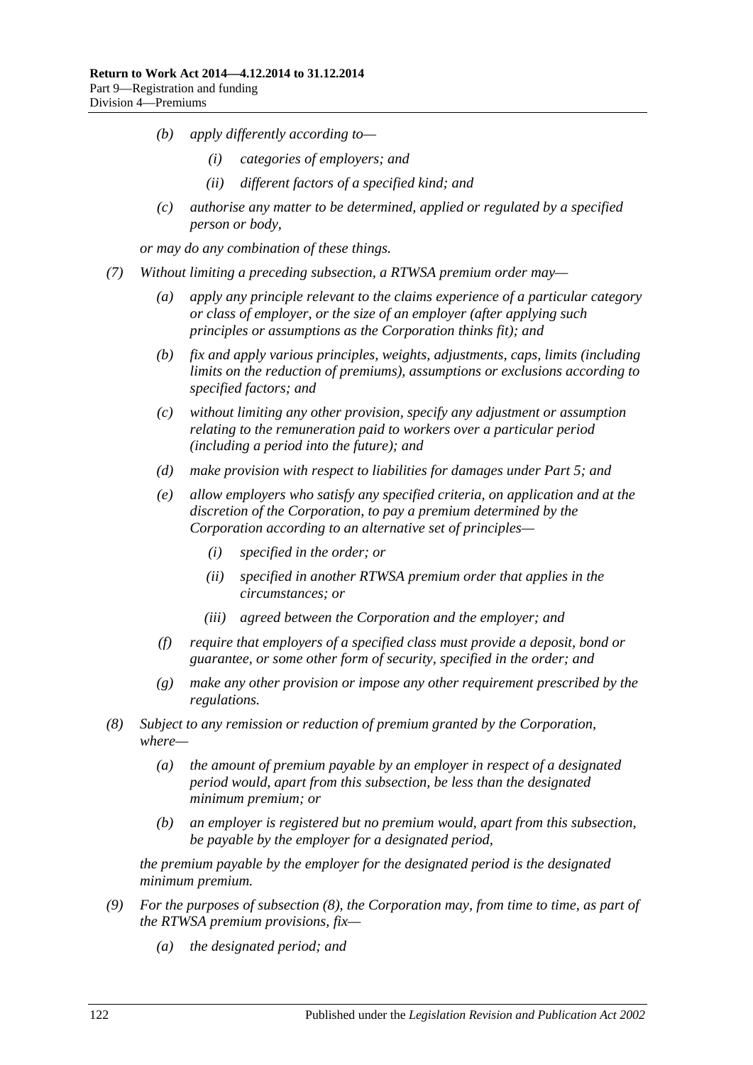- *(b)* *apply differently according to—*
    - *(i)* *categories of employers; and*
    - *(ii)* *different factors of a specified kind; and*
- *(c)* *authorise any matter to be determined, applied or regulated by a specified person or body,*

*or may do any combination of these things.*

*(7)* *Without limiting a preceding subsection, a RTWSA premium order may—*

- *(a)* *apply any principle relevant to the claims experience of a particular category or class of employer, or the size of an employer (after applying such principles or assumptions as the Corporation thinks fit); and*
- *(b)* *fix and apply various principles, weights, adjustments, caps, limits (including limits on the reduction of premiums), assumptions or exclusions according to specified factors; and*
- *(c)* *without limiting any other provision, specify any adjustment or assumption relating to the remuneration paid to workers over a particular period (including a period into the future); and*
- *(d)* *make provision with respect to liabilities for damages under Part 5; and*
- *(e)* *allow employers who satisfy any specified criteria, on application and at the discretion of the Corporation, to pay a premium determined by the Corporation according to an alternative set of principles—*
    - *(i)* *specified in the order; or*
    - *(ii)* *specified in another RTWSA premium order that applies in the circumstances; or*
    - *(iii)* *agreed between the Corporation and the employer; and*
- *(f)* *require that employers of a specified class must provide a deposit, bond or guarantee, or some other form of security, specified in the order; and*
- *(g)* *make any other provision or impose any other requirement prescribed by the regulations.*

*(8)* *Subject to any remission or reduction of premium granted by the Corporation, where—*

- *(a)* *the amount of premium payable by an employer in respect of a designated period would, apart from this subsection, be less than the designated minimum premium; or*
- *(b)* *an employer is registered but no premium would, apart from this subsection, be payable by the employer for a designated period,*

*the premium payable by the employer for the designated period is the designated minimum premium.*

*(9)* *For the purposes of subsection (8), the Corporation may, from time to time, as part of the RTWSA premium provisions, fix—*

- *(a)* *the designated period; and*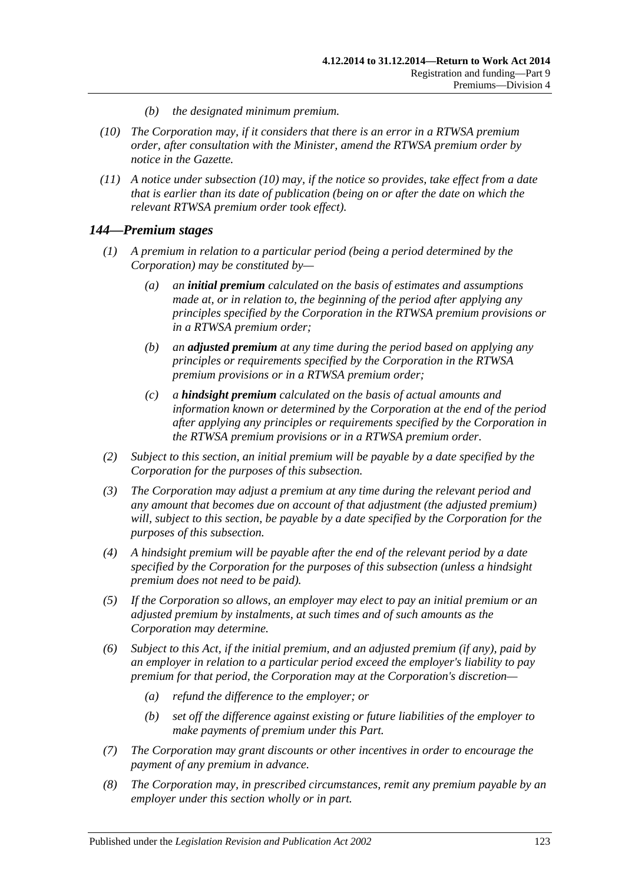(b) *the designated minimum premium.*

(10) *The Corporation may, if it considers that there is an error in a RTWSA premium order, after consultation with the Minister, amend the RTWSA premium order by notice in the Gazette.*

(11) *A notice under subsection (10) may, if the notice so provides, take effect from a date that is earlier than its date of publication (being on or after the date on which the relevant RTWSA premium order took effect).*

## *144—Premium stages*

(1) *A premium in relation to a particular period (being a period determined by the Corporation) may be constituted by—*

(a) *an* ***initial premium*** *calculated on the basis of estimates and assumptions made at, or in relation to, the beginning of the period after applying any principles specified by the Corporation in the RTWSA premium provisions or in a RTWSA premium order;*

(b) *an* ***adjusted premium*** *at any time during the period based on applying any principles or requirements specified by the Corporation in the RTWSA premium provisions or in a RTWSA premium order;*

(c) *a* ***hindsight premium*** *calculated on the basis of actual amounts and information known or determined by the Corporation at the end of the period after applying any principles or requirements specified by the Corporation in the RTWSA premium provisions or in a RTWSA premium order.*

(2) *Subject to this section, an initial premium will be payable by a date specified by the Corporation for the purposes of this subsection.*

(3) *The Corporation may adjust a premium at any time during the relevant period and any amount that becomes due on account of that adjustment (the adjusted premium) will, subject to this section, be payable by a date specified by the Corporation for the purposes of this subsection.*

(4) *A hindsight premium will be payable after the end of the relevant period by a date specified by the Corporation for the purposes of this subsection (unless a hindsight premium does not need to be paid).*

(5) *If the Corporation so allows, an employer may elect to pay an initial premium or an adjusted premium by instalments, at such times and of such amounts as the Corporation may determine.*

(6) *Subject to this Act, if the initial premium, and an adjusted premium (if any), paid by an employer in relation to a particular period exceed the employer's liability to pay premium for that period, the Corporation may at the Corporation's discretion—*

(a) *refund the difference to the employer; or*

(b) *set off the difference against existing or future liabilities of the employer to make payments of premium under this Part.*

(7) *The Corporation may grant discounts or other incentives in order to encourage the payment of any premium in advance.*

(8) *The Corporation may, in prescribed circumstances, remit any premium payable by an employer under this section wholly or in part.*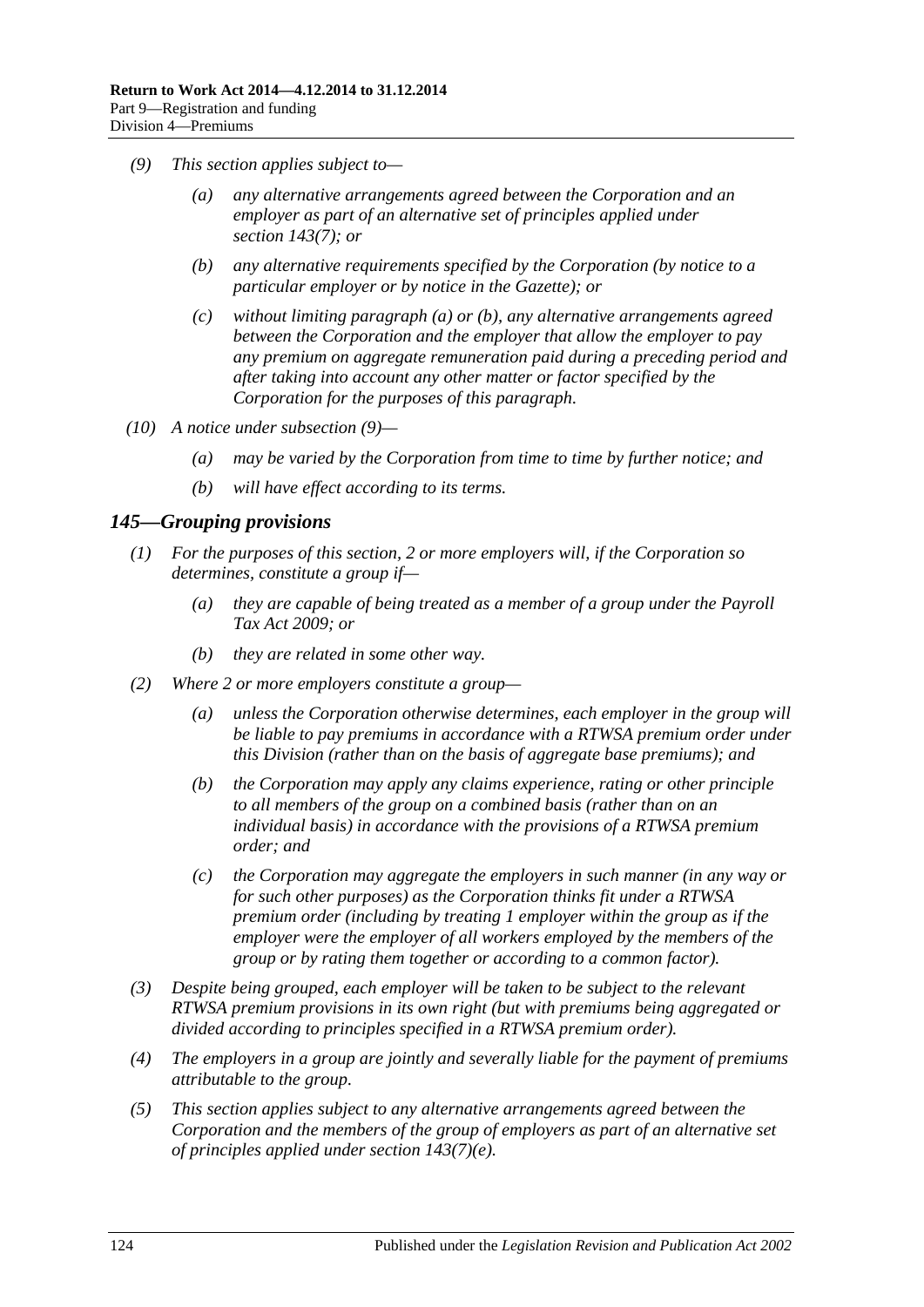(9) This section applies subject to—

(a) any alternative arrangements agreed between the Corporation and an employer as part of an alternative set of principles applied under section 143(7); or

(b) any alternative requirements specified by the Corporation (by notice to a particular employer or by notice in the Gazette); or

(c) without limiting paragraph (a) or (b), any alternative arrangements agreed between the Corporation and the employer that allow the employer to pay any premium on aggregate remuneration paid during a preceding period and after taking into account any other matter or factor specified by the Corporation for the purposes of this paragraph.

(10) A notice under subsection (9)—

(a) may be varied by the Corporation from time to time by further notice; and

(b) will have effect according to its terms.

## 145—Grouping provisions

(1) For the purposes of this section, 2 or more employers will, if the Corporation so determines, constitute a group if—

(a) they are capable of being treated as a member of a group under the Payroll Tax Act 2009; or

(b) they are related in some other way.

(2) Where 2 or more employers constitute a group—

(a) unless the Corporation otherwise determines, each employer in the group will be liable to pay premiums in accordance with a RTWSA premium order under this Division (rather than on the basis of aggregate base premiums); and

(b) the Corporation may apply any claims experience, rating or other principle to all members of the group on a combined basis (rather than on an individual basis) in accordance with the provisions of a RTWSA premium order; and

(c) the Corporation may aggregate the employers in such manner (in any way or for such other purposes) as the Corporation thinks fit under a RTWSA premium order (including by treating 1 employer within the group as if the employer were the employer of all workers employed by the members of the group or by rating them together or according to a common factor).

(3) Despite being grouped, each employer will be taken to be subject to the relevant RTWSA premium provisions in its own right (but with premiums being aggregated or divided according to principles specified in a RTWSA premium order).

(4) The employers in a group are jointly and severally liable for the payment of premiums attributable to the group.

(5) This section applies subject to any alternative arrangements agreed between the Corporation and the members of the group of employers as part of an alternative set of principles applied under section 143(7)(e).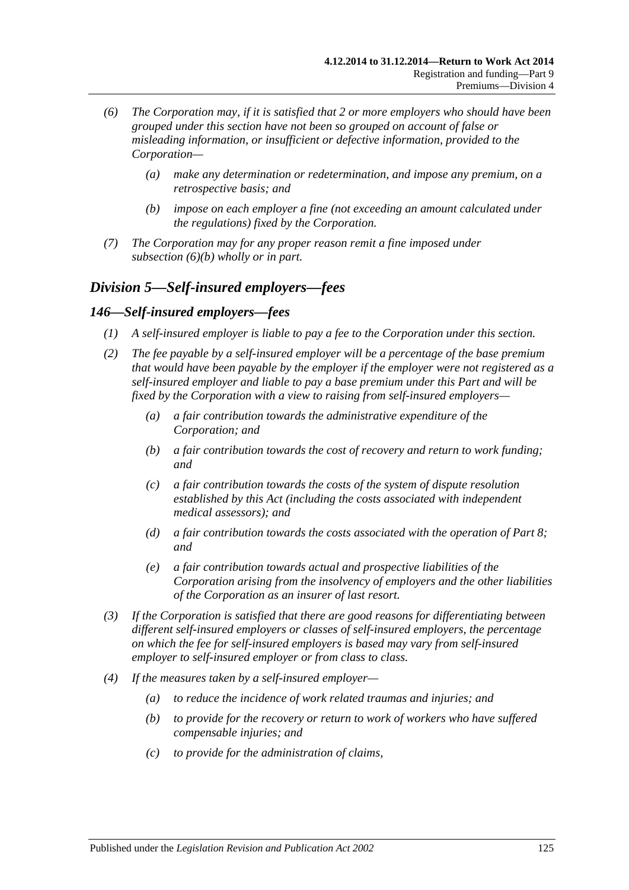*(6) The Corporation may, if it is satisfied that 2 or more employers who should have been grouped under this section have not been so grouped on account of false or misleading information, or insufficient or defective information, provided to the Corporation—*

*(a) make any determination or redetermination, and impose any premium, on a retrospective basis; and*

*(b) impose on each employer a fine (not exceeding an amount calculated under the regulations) fixed by the Corporation.*

*(7) The Corporation may for any proper reason remit a fine imposed under subsection (6)(b) wholly or in part.*

## *Division 5—Self-insured employers—fees*

### *146—Self-insured employers—fees*

*(1) A self-insured employer is liable to pay a fee to the Corporation under this section.*

*(2) The fee payable by a self-insured employer will be a percentage of the base premium that would have been payable by the employer if the employer were not registered as a self-insured employer and liable to pay a base premium under this Part and will be fixed by the Corporation with a view to raising from self-insured employers—*

*(a) a fair contribution towards the administrative expenditure of the Corporation; and*

*(b) a fair contribution towards the cost of recovery and return to work funding; and*

*(c) a fair contribution towards the costs of the system of dispute resolution established by this Act (including the costs associated with independent medical assessors); and*

*(d) a fair contribution towards the costs associated with the operation of Part 8; and*

*(e) a fair contribution towards actual and prospective liabilities of the Corporation arising from the insolvency of employers and the other liabilities of the Corporation as an insurer of last resort.*

*(3) If the Corporation is satisfied that there are good reasons for differentiating between different self-insured employers or classes of self-insured employers, the percentage on which the fee for self-insured employers is based may vary from self-insured employer to self-insured employer or from class to class.*

*(4) If the measures taken by a self-insured employer—*

*(a) to reduce the incidence of work related traumas and injuries; and*

*(b) to provide for the recovery or return to work of workers who have suffered compensable injuries; and*

*(c) to provide for the administration of claims,*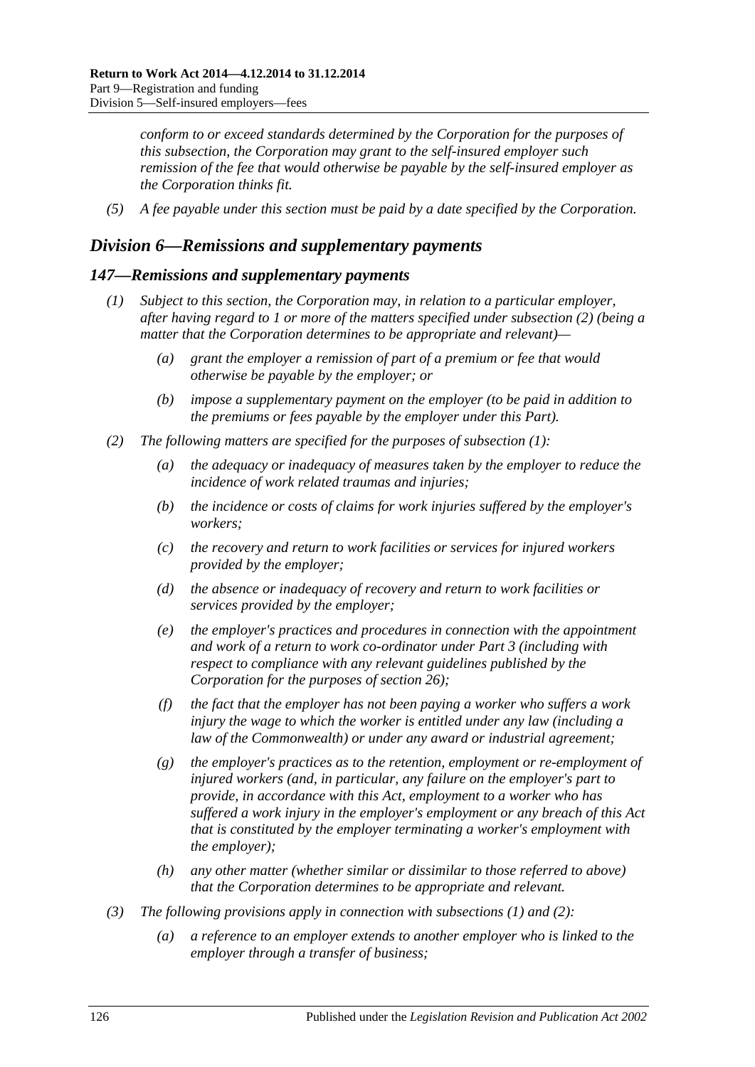*conform to or exceed standards determined by the Corporation for the purposes of this subsection, the Corporation may grant to the self-insured employer such remission of the fee that would otherwise be payable by the self-insured employer as the Corporation thinks fit.*

*(5) A fee payable under this section must be paid by a date specified by the Corporation.*

## *Division 6—Remissions and supplementary payments*

### *147—Remissions and supplementary payments*

*(1) Subject to this section, the Corporation may, in relation to a particular employer, after having regard to 1 or more of the matters specified under subsection (2) (being a matter that the Corporation determines to be appropriate and relevant)—*

*(a) grant the employer a remission of part of a premium or fee that would otherwise be payable by the employer; or*

*(b) impose a supplementary payment on the employer (to be paid in addition to the premiums or fees payable by the employer under this Part).*

*(2) The following matters are specified for the purposes of subsection (1):*

*(a) the adequacy or inadequacy of measures taken by the employer to reduce the incidence of work related traumas and injuries;*

*(b) the incidence or costs of claims for work injuries suffered by the employer's workers;*

*(c) the recovery and return to work facilities or services for injured workers provided by the employer;*

*(d) the absence or inadequacy of recovery and return to work facilities or services provided by the employer;*

*(e) the employer's practices and procedures in connection with the appointment and work of a return to work co-ordinator under Part 3 (including with respect to compliance with any relevant guidelines published by the Corporation for the purposes of section 26);*

*(f) the fact that the employer has not been paying a worker who suffers a work injury the wage to which the worker is entitled under any law (including a law of the Commonwealth) or under any award or industrial agreement;*

*(g) the employer's practices as to the retention, employment or re-employment of injured workers (and, in particular, any failure on the employer's part to provide, in accordance with this Act, employment to a worker who has suffered a work injury in the employer's employment or any breach of this Act that is constituted by the employer terminating a worker's employment with the employer);*

*(h) any other matter (whether similar or dissimilar to those referred to above) that the Corporation determines to be appropriate and relevant.*

*(3) The following provisions apply in connection with subsections (1) and (2):*

*(a) a reference to an employer extends to another employer who is linked to the employer through a transfer of business;*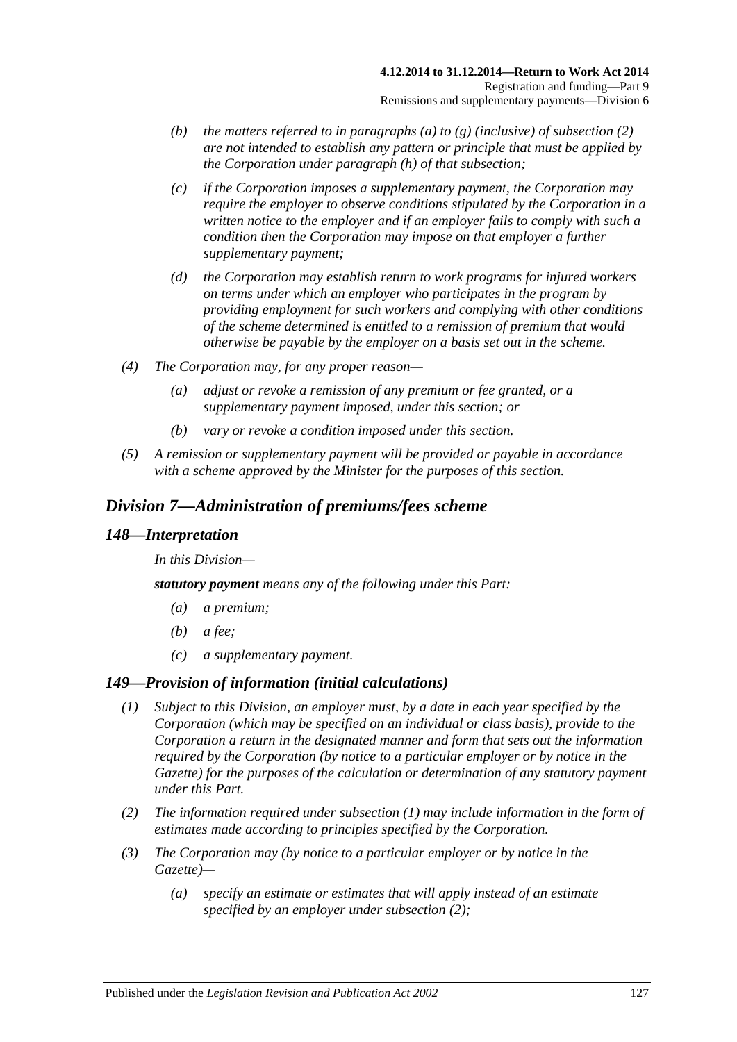(b) *the matters referred to in paragraphs (a) to (g) (inclusive) of subsection (2) are not intended to establish any pattern or principle that must be applied by the Corporation under paragraph (h) of that subsection;*

(c) *if the Corporation imposes a supplementary payment, the Corporation may require the employer to observe conditions stipulated by the Corporation in a written notice to the employer and if an employer fails to comply with such a condition then the Corporation may impose on that employer a further supplementary payment;*

(d) *the Corporation may establish return to work programs for injured workers on terms under which an employer who participates in the program by providing employment for such workers and complying with other conditions of the scheme determined is entitled to a remission of premium that would otherwise be payable by the employer on a basis set out in the scheme.*

(4) *The Corporation may, for any proper reason—*

(a) *adjust or revoke a remission of any premium or fee granted, or a supplementary payment imposed, under this section; or*

(b) *vary or revoke a condition imposed under this section.*

(5) *A remission or supplementary payment will be provided or payable in accordance with a scheme approved by the Minister for the purposes of this section.*

## *Division 7—Administration of premiums/fees scheme*

### *148—Interpretation*

*In this Division—*

***statutory payment*** *means any of the following under this Part:*

(a) *a premium;*

(b) *a fee;*

(c) *a supplementary payment.*

### *149—Provision of information (initial calculations)*

(1) *Subject to this Division, an employer must, by a date in each year specified by the Corporation (which may be specified on an individual or class basis), provide to the Corporation a return in the designated manner and form that sets out the information required by the Corporation (by notice to a particular employer or by notice in the Gazette) for the purposes of the calculation or determination of any statutory payment under this Part.*

(2) *The information required under subsection (1) may include information in the form of estimates made according to principles specified by the Corporation.*

(3) *The Corporation may (by notice to a particular employer or by notice in the Gazette)—*

(a) *specify an estimate or estimates that will apply instead of an estimate specified by an employer under subsection (2);*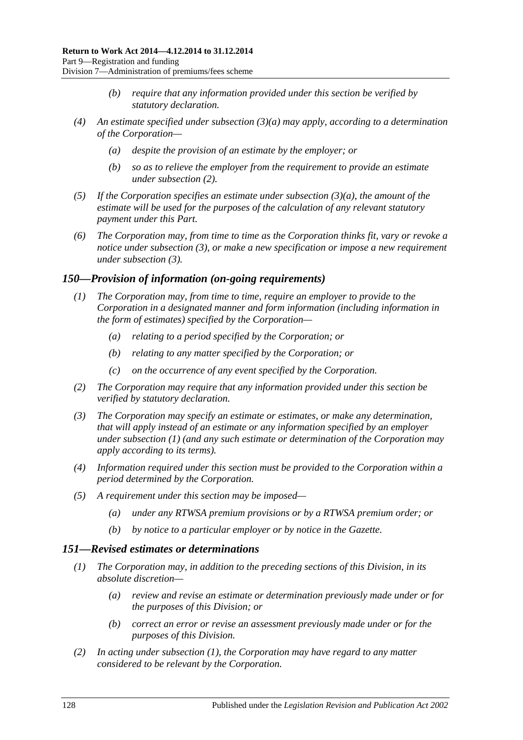*(b) require that any information provided under this section be verified by statutory declaration.*

*(4) An estimate specified under subsection (3)(a) may apply, according to a determination of the Corporation—*

*(a) despite the provision of an estimate by the employer; or*

*(b) so as to relieve the employer from the requirement to provide an estimate under subsection (2).*

*(5) If the Corporation specifies an estimate under subsection (3)(a), the amount of the estimate will be used for the purposes of the calculation of any relevant statutory payment under this Part.*

*(6) The Corporation may, from time to time as the Corporation thinks fit, vary or revoke a notice under subsection (3), or make a new specification or impose a new requirement under subsection (3).*

### *150—Provision of information (on-going requirements)*

*(1) The Corporation may, from time to time, require an employer to provide to the Corporation in a designated manner and form information (including information in the form of estimates) specified by the Corporation—*

*(a) relating to a period specified by the Corporation; or*

*(b) relating to any matter specified by the Corporation; or*

*(c) on the occurrence of any event specified by the Corporation.*

*(2) The Corporation may require that any information provided under this section be verified by statutory declaration.*

*(3) The Corporation may specify an estimate or estimates, or make any determination, that will apply instead of an estimate or any information specified by an employer under subsection (1) (and any such estimate or determination of the Corporation may apply according to its terms).*

*(4) Information required under this section must be provided to the Corporation within a period determined by the Corporation.*

*(5) A requirement under this section may be imposed—*

*(a) under any RTWSA premium provisions or by a RTWSA premium order; or*

*(b) by notice to a particular employer or by notice in the Gazette.*

### *151—Revised estimates or determinations*

*(1) The Corporation may, in addition to the preceding sections of this Division, in its absolute discretion—*

*(a) review and revise an estimate or determination previously made under or for the purposes of this Division; or*

*(b) correct an error or revise an assessment previously made under or for the purposes of this Division.*

*(2) In acting under subsection (1), the Corporation may have regard to any matter considered to be relevant by the Corporation.*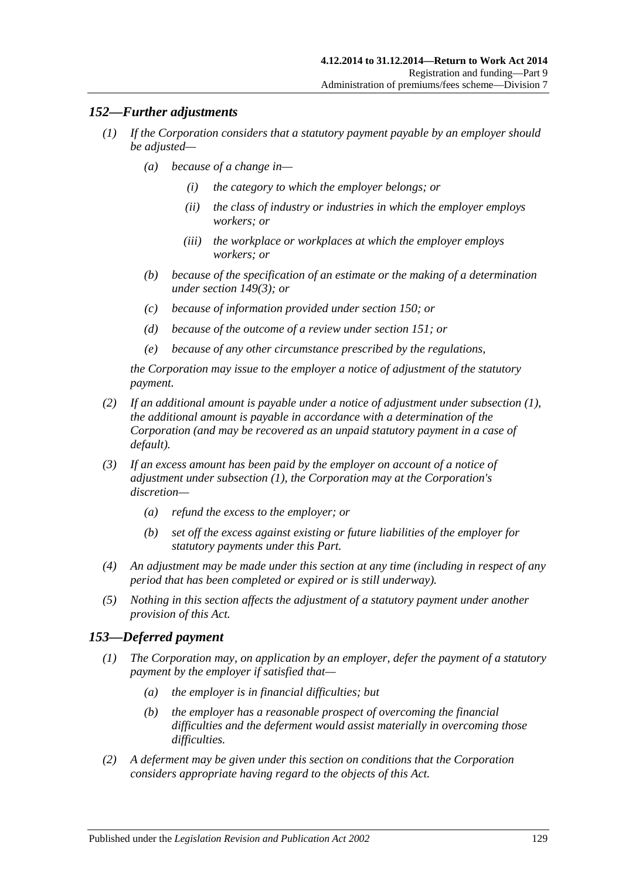## *152—Further adjustments*

*(1) If the Corporation considers that a statutory payment payable by an employer should be adjusted—*

*(a) because of a change in—*

*(i) the category to which the employer belongs; or*

*(ii) the class of industry or industries in which the employer employs workers; or*

*(iii) the workplace or workplaces at which the employer employs workers; or*

*(b) because of the specification of an estimate or the making of a determination under section 149(3); or*

*(c) because of information provided under section 150; or*

*(d) because of the outcome of a review under section 151; or*

*(e) because of any other circumstance prescribed by the regulations,*

*the Corporation may issue to the employer a notice of adjustment of the statutory payment.*

*(2) If an additional amount is payable under a notice of adjustment under subsection (1), the additional amount is payable in accordance with a determination of the Corporation (and may be recovered as an unpaid statutory payment in a case of default).*

*(3) If an excess amount has been paid by the employer on account of a notice of adjustment under subsection (1), the Corporation may at the Corporation's discretion—*

*(a) refund the excess to the employer; or*

*(b) set off the excess against existing or future liabilities of the employer for statutory payments under this Part.*

*(4) An adjustment may be made under this section at any time (including in respect of any period that has been completed or expired or is still underway).*

*(5) Nothing in this section affects the adjustment of a statutory payment under another provision of this Act.*

## *153—Deferred payment*

*(1) The Corporation may, on application by an employer, defer the payment of a statutory payment by the employer if satisfied that—*

*(a) the employer is in financial difficulties; but*

*(b) the employer has a reasonable prospect of overcoming the financial difficulties and the deferment would assist materially in overcoming those difficulties.*

*(2) A deferment may be given under this section on conditions that the Corporation considers appropriate having regard to the objects of this Act.*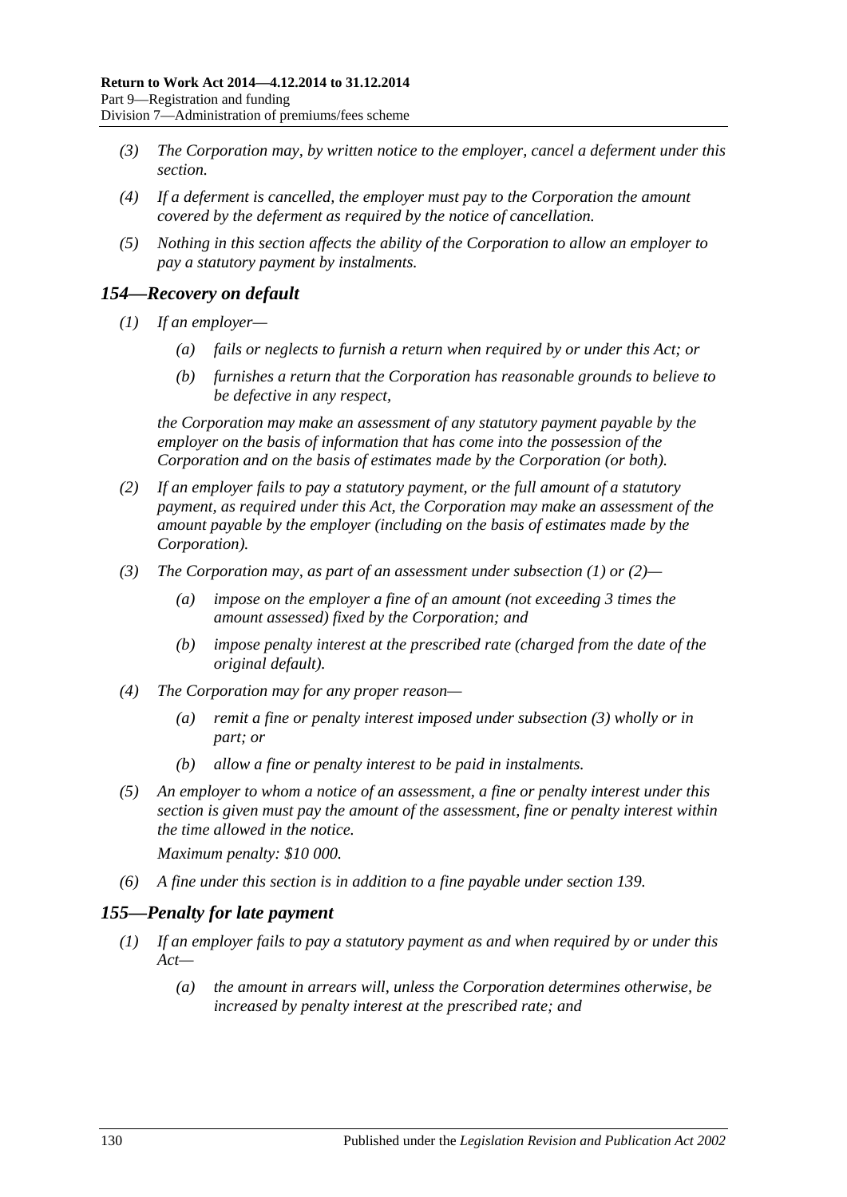*(3) The Corporation may, by written notice to the employer, cancel a deferment under this section.*

*(4) If a deferment is cancelled, the employer must pay to the Corporation the amount covered by the deferment as required by the notice of cancellation.*

*(5) Nothing in this section affects the ability of the Corporation to allow an employer to pay a statutory payment by instalments.*

## *154—Recovery on default*

*(1) If an employer—*

*(a) fails or neglects to furnish a return when required by or under this Act; or*

*(b) furnishes a return that the Corporation has reasonable grounds to believe to be defective in any respect,*

*the Corporation may make an assessment of any statutory payment payable by the employer on the basis of information that has come into the possession of the Corporation and on the basis of estimates made by the Corporation (or both).*

*(2) If an employer fails to pay a statutory payment, or the full amount of a statutory payment, as required under this Act, the Corporation may make an assessment of the amount payable by the employer (including on the basis of estimates made by the Corporation).*

*(3) The Corporation may, as part of an assessment under subsection (1) or (2)—*

*(a) impose on the employer a fine of an amount (not exceeding 3 times the amount assessed) fixed by the Corporation; and*

*(b) impose penalty interest at the prescribed rate (charged from the date of the original default).*

*(4) The Corporation may for any proper reason—*

*(a) remit a fine or penalty interest imposed under subsection (3) wholly or in part; or*

*(b) allow a fine or penalty interest to be paid in instalments.*

*(5) An employer to whom a notice of an assessment, a fine or penalty interest under this section is given must pay the amount of the assessment, fine or penalty interest within the time allowed in the notice.*

*Maximum penalty: $10 000.*

*(6) A fine under this section is in addition to a fine payable under section 139.*

## *155—Penalty for late payment*

*(1) If an employer fails to pay a statutory payment as and when required by or under this Act—*

*(a) the amount in arrears will, unless the Corporation determines otherwise, be increased by penalty interest at the prescribed rate; and*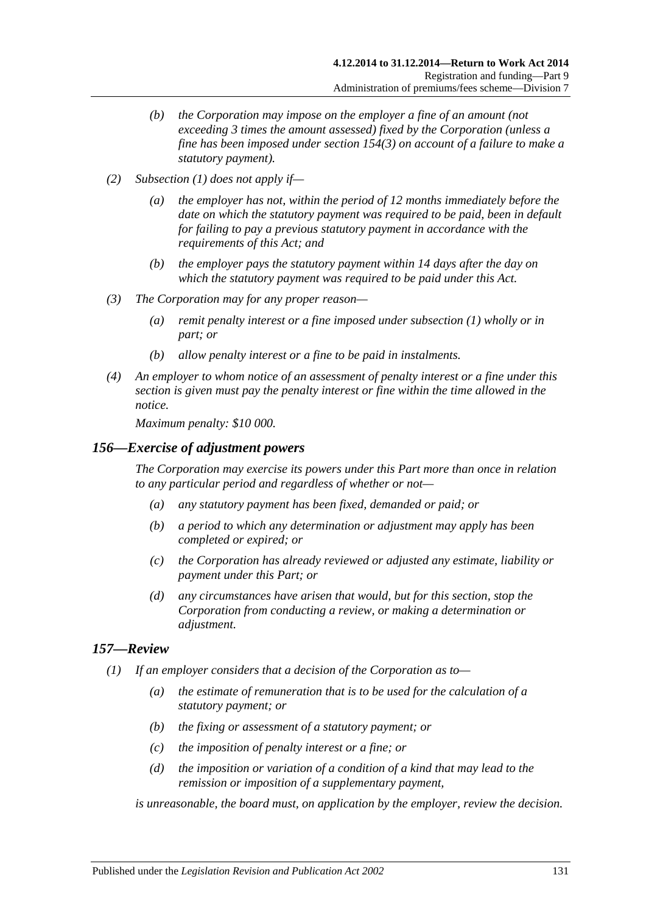(b) the Corporation may impose on the employer a fine of an amount (not exceeding 3 times the amount assessed) fixed by the Corporation (unless a fine has been imposed under section 154(3) on account of a failure to make a statutory payment).

(2) Subsection (1) does not apply if—

(a) the employer has not, within the period of 12 months immediately before the date on which the statutory payment was required to be paid, been in default for failing to pay a previous statutory payment in accordance with the requirements of this Act; and

(b) the employer pays the statutory payment within 14 days after the day on which the statutory payment was required to be paid under this Act.

(3) The Corporation may for any proper reason—

(a) remit penalty interest or a fine imposed under subsection (1) wholly or in part; or

(b) allow penalty interest or a fine to be paid in instalments.

(4) An employer to whom notice of an assessment of penalty interest or a fine under this section is given must pay the penalty interest or fine within the time allowed in the notice.

Maximum penalty: $10 000.

## 156—Exercise of adjustment powers

The Corporation may exercise its powers under this Part more than once in relation to any particular period and regardless of whether or not—

(a) any statutory payment has been fixed, demanded or paid; or

(b) a period to which any determination or adjustment may apply has been completed or expired; or

(c) the Corporation has already reviewed or adjusted any estimate, liability or payment under this Part; or

(d) any circumstances have arisen that would, but for this section, stop the Corporation from conducting a review, or making a determination or adjustment.

## 157—Review

(1) If an employer considers that a decision of the Corporation as to—

(a) the estimate of remuneration that is to be used for the calculation of a statutory payment; or

(b) the fixing or assessment of a statutory payment; or

(c) the imposition of penalty interest or a fine; or

(d) the imposition or variation of a condition of a kind that may lead to the remission or imposition of a supplementary payment,

is unreasonable, the board must, on application by the employer, review the decision.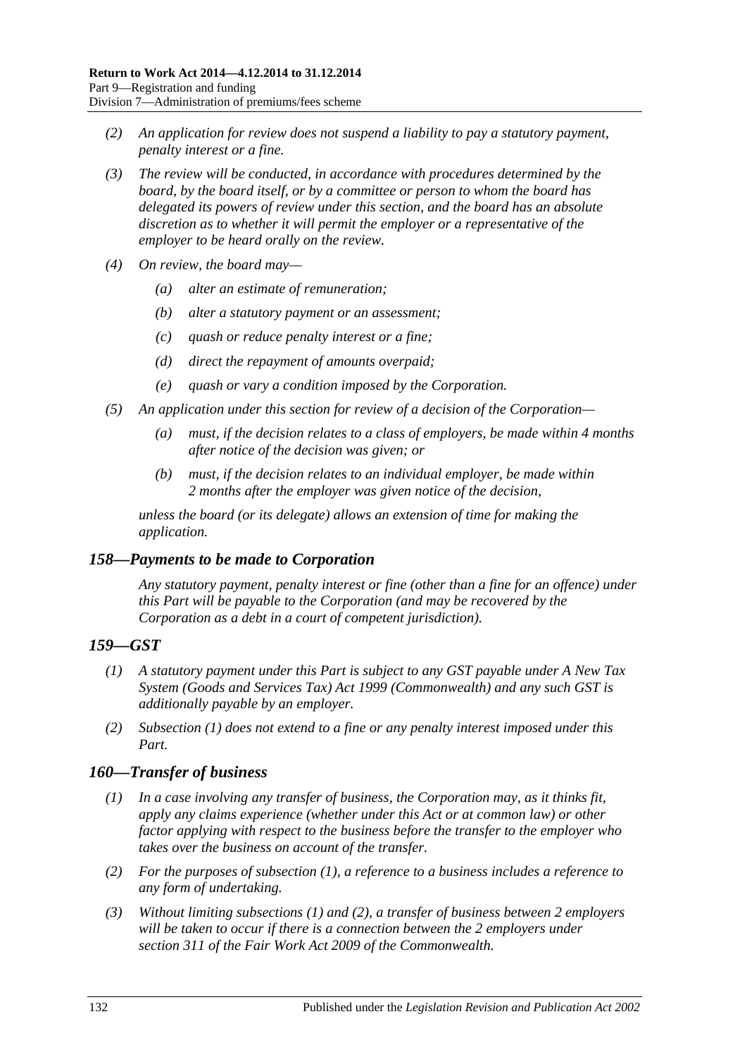- *(2)* *An application for review does not suspend a liability to pay a statutory payment, penalty interest or a fine.*
- *(3)* *The review will be conducted, in accordance with procedures determined by the board, by the board itself, or by a committee or person to whom the board has delegated its powers of review under this section, and the board has an absolute discretion as to whether it will permit the employer or a representative of the employer to be heard orally on the review.*
- *(4)* *On review, the board may—*
    - *(a)* *alter an estimate of remuneration;*
    - *(b)* *alter a statutory payment or an assessment;*
    - *(c)* *quash or reduce penalty interest or a fine;*
    - *(d)* *direct the repayment of amounts overpaid;*
    - *(e)* *quash or vary a condition imposed by the Corporation.*
- *(5)* *An application under this section for review of a decision of the Corporation—*
    - *(a)* *must, if the decision relates to a class of employers, be made within 4 months after notice of the decision was given; or*
    - *(b)* *must, if the decision relates to an individual employer, be made within 2 months after the employer was given notice of the decision,*

    *unless the board (or its delegate) allows an extension of time for making the application.*

## *158—Payments to be made to Corporation*

*Any statutory payment, penalty interest or fine (other than a fine for an offence) under this Part will be payable to the Corporation (and may be recovered by the Corporation as a debt in a court of competent jurisdiction).*

## *159—GST*

- *(1)* *A statutory payment under this Part is subject to any GST payable under A New Tax System (Goods and Services Tax) Act 1999 (Commonwealth) and any such GST is additionally payable by an employer.*
- *(2)* *Subsection (1) does not extend to a fine or any penalty interest imposed under this Part.*

## *160—Transfer of business*

- *(1)* *In a case involving any transfer of business, the Corporation may, as it thinks fit, apply any claims experience (whether under this Act or at common law) or other factor applying with respect to the business before the transfer to the employer who takes over the business on account of the transfer.*
- *(2)* *For the purposes of subsection (1), a reference to a business includes a reference to any form of undertaking.*
- *(3)* *Without limiting subsections (1) and (2), a transfer of business between 2 employers will be taken to occur if there is a connection between the 2 employers under section 311 of the Fair Work Act 2009 of the Commonwealth.*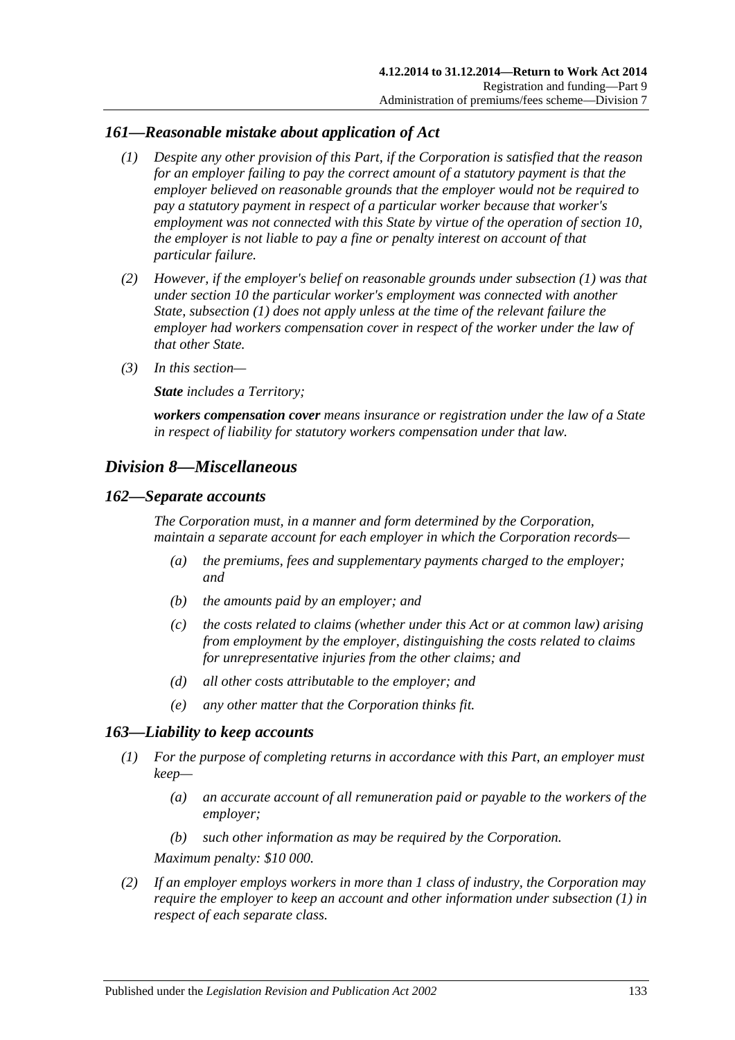## *161—Reasonable mistake about application of Act*

*(1) Despite any other provision of this Part, if the Corporation is satisfied that the reason for an employer failing to pay the correct amount of a statutory payment is that the employer believed on reasonable grounds that the employer would not be required to pay a statutory payment in respect of a particular worker because that worker's employment was not connected with this State by virtue of the operation of section 10, the employer is not liable to pay a fine or penalty interest on account of that particular failure.*

*(2) However, if the employer's belief on reasonable grounds under subsection (1) was that under section 10 the particular worker's employment was connected with another State, subsection (1) does not apply unless at the time of the relevant failure the employer had workers compensation cover in respect of the worker under the law of that other State.*

*(3) In this section—*

***State*** *includes a Territory;*

***workers compensation cover*** *means insurance or registration under the law of a State in respect of liability for statutory workers compensation under that law.*

# *Division 8—Miscellaneous*

## *162—Separate accounts*

*The Corporation must, in a manner and form determined by the Corporation, maintain a separate account for each employer in which the Corporation records—*

*(a) the premiums, fees and supplementary payments charged to the employer; and*

*(b) the amounts paid by an employer; and*

*(c) the costs related to claims (whether under this Act or at common law) arising from employment by the employer, distinguishing the costs related to claims for unrepresentative injuries from the other claims; and*

*(d) all other costs attributable to the employer; and*

*(e) any other matter that the Corporation thinks fit.*

## *163—Liability to keep accounts*

*(1) For the purpose of completing returns in accordance with this Part, an employer must keep—*

*(a) an accurate account of all remuneration paid or payable to the workers of the employer;*

*(b) such other information as may be required by the Corporation.*

*Maximum penalty: $10 000.*

*(2) If an employer employs workers in more than 1 class of industry, the Corporation may require the employer to keep an account and other information under subsection (1) in respect of each separate class.*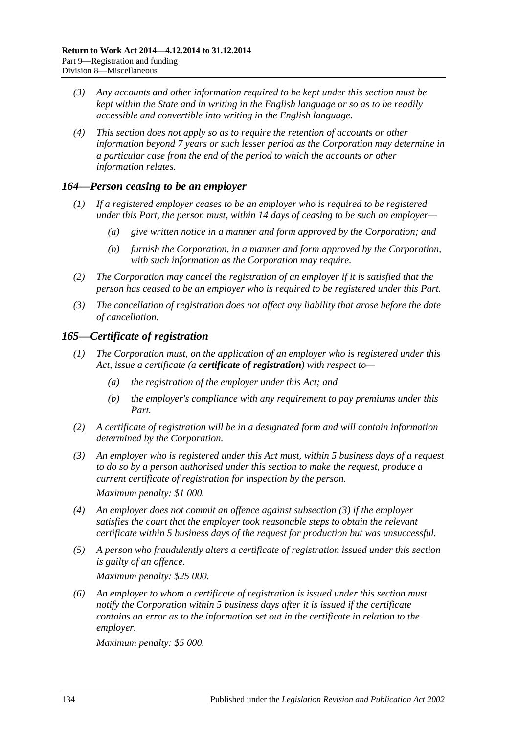*(3) Any accounts and other information required to be kept under this section must be kept within the State and in writing in the English language or so as to be readily accessible and convertible into writing in the English language.*

*(4) This section does not apply so as to require the retention of accounts or other information beyond 7 years or such lesser period as the Corporation may determine in a particular case from the end of the period to which the accounts or other information relates.*

## *164—Person ceasing to be an employer*

*(1) If a registered employer ceases to be an employer who is required to be registered under this Part, the person must, within 14 days of ceasing to be such an employer—*

*(a) give written notice in a manner and form approved by the Corporation; and*

*(b) furnish the Corporation, in a manner and form approved by the Corporation, with such information as the Corporation may require.*

*(2) The Corporation may cancel the registration of an employer if it is satisfied that the person has ceased to be an employer who is required to be registered under this Part.*

*(3) The cancellation of registration does not affect any liability that arose before the date of cancellation.*

## *165—Certificate of registration*

*(1) The Corporation must, on the application of an employer who is registered under this Act, issue a certificate (a* ***certificate of registration****) with respect to—*

*(a) the registration of the employer under this Act; and*

*(b) the employer's compliance with any requirement to pay premiums under this Part.*

*(2) A certificate of registration will be in a designated form and will contain information determined by the Corporation.*

*(3) An employer who is registered under this Act must, within 5 business days of a request to do so by a person authorised under this section to make the request, produce a current certificate of registration for inspection by the person.*

*Maximum penalty: $1 000.*

*(4) An employer does not commit an offence against subsection (3) if the employer satisfies the court that the employer took reasonable steps to obtain the relevant certificate within 5 business days of the request for production but was unsuccessful.*

*(5) A person who fraudulently alters a certificate of registration issued under this section is guilty of an offence.*

*Maximum penalty: $25 000.*

*(6) An employer to whom a certificate of registration is issued under this section must notify the Corporation within 5 business days after it is issued if the certificate contains an error as to the information set out in the certificate in relation to the employer.*

*Maximum penalty: $5 000.*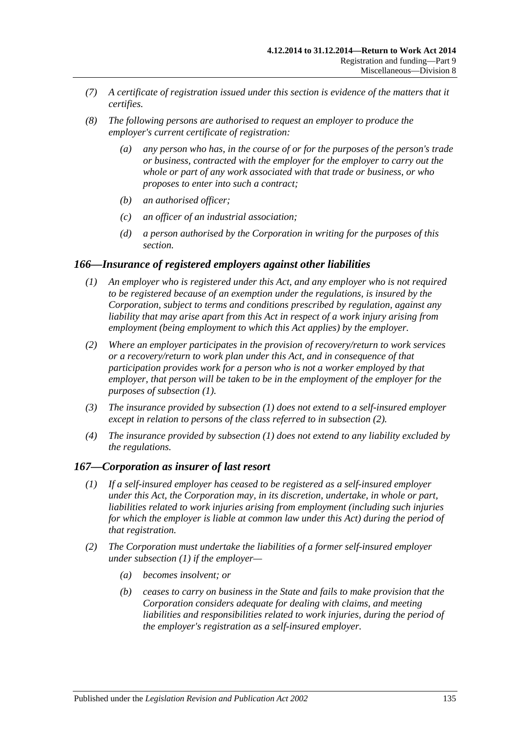*(7) A certificate of registration issued under this section is evidence of the matters that it certifies.*

*(8) The following persons are authorised to request an employer to produce the employer's current certificate of registration:*

*(a) any person who has, in the course of or for the purposes of the person's trade or business, contracted with the employer for the employer to carry out the whole or part of any work associated with that trade or business, or who proposes to enter into such a contract;*

*(b) an authorised officer;*

*(c) an officer of an industrial association;*

*(d) a person authorised by the Corporation in writing for the purposes of this section.*

### *166—Insurance of registered employers against other liabilities*

*(1) An employer who is registered under this Act, and any employer who is not required to be registered because of an exemption under the regulations, is insured by the Corporation, subject to terms and conditions prescribed by regulation, against any liability that may arise apart from this Act in respect of a work injury arising from employment (being employment to which this Act applies) by the employer.*

*(2) Where an employer participates in the provision of recovery/return to work services or a recovery/return to work plan under this Act, and in consequence of that participation provides work for a person who is not a worker employed by that employer, that person will be taken to be in the employment of the employer for the purposes of subsection (1).*

*(3) The insurance provided by subsection (1) does not extend to a self-insured employer except in relation to persons of the class referred to in subsection (2).*

*(4) The insurance provided by subsection (1) does not extend to any liability excluded by the regulations.*

### *167—Corporation as insurer of last resort*

*(1) If a self-insured employer has ceased to be registered as a self-insured employer under this Act, the Corporation may, in its discretion, undertake, in whole or part, liabilities related to work injuries arising from employment (including such injuries for which the employer is liable at common law under this Act) during the period of that registration.*

*(2) The Corporation must undertake the liabilities of a former self-insured employer under subsection (1) if the employer—*

*(a) becomes insolvent; or*

*(b) ceases to carry on business in the State and fails to make provision that the Corporation considers adequate for dealing with claims, and meeting liabilities and responsibilities related to work injuries, during the period of the employer's registration as a self-insured employer.*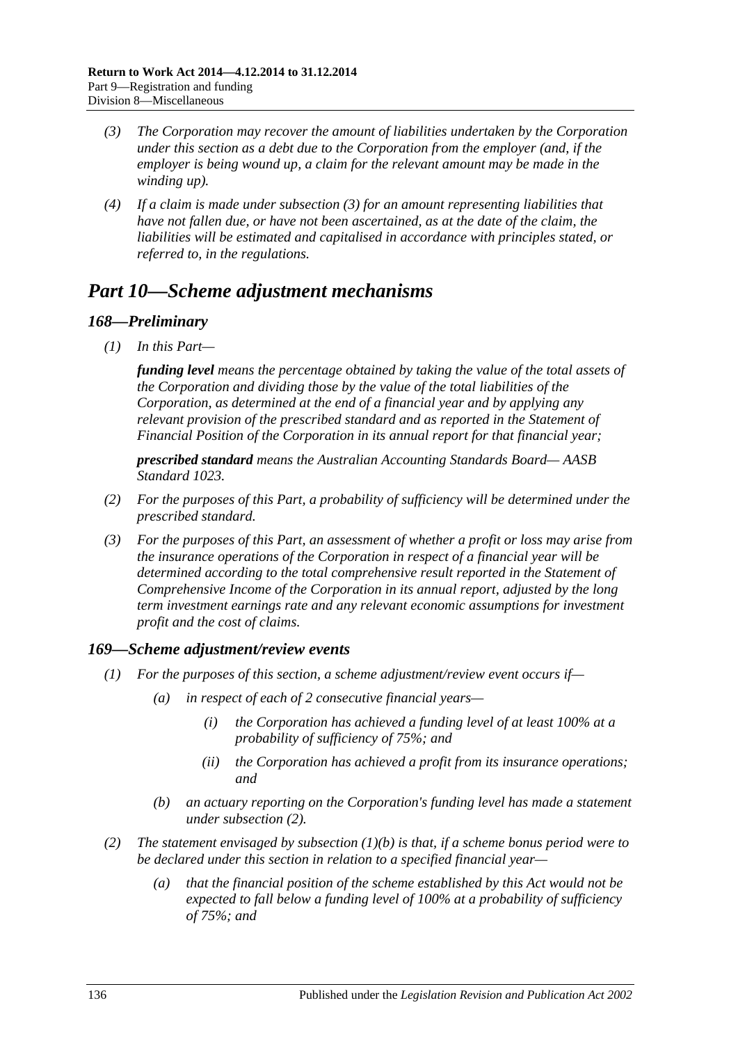*(3) The Corporation may recover the amount of liabilities undertaken by the Corporation under this section as a debt due to the Corporation from the employer (and, if the employer is being wound up, a claim for the relevant amount may be made in the winding up).*

*(4) If a claim is made under subsection (3) for an amount representing liabilities that have not fallen due, or have not been ascertained, as at the date of the claim, the liabilities will be estimated and capitalised in accordance with principles stated, or referred to, in the regulations.*

# *Part 10—Scheme adjustment mechanisms*

## *168—Preliminary*

*(1) In this Part—*

***funding level*** *means the percentage obtained by taking the value of the total assets of the Corporation and dividing those by the value of the total liabilities of the Corporation, as determined at the end of a financial year and by applying any relevant provision of the prescribed standard and as reported in the Statement of Financial Position of the Corporation in its annual report for that financial year;*

***prescribed standard*** *means the Australian Accounting Standards Board— AASB Standard 1023.*

*(2) For the purposes of this Part, a probability of sufficiency will be determined under the prescribed standard.*

*(3) For the purposes of this Part, an assessment of whether a profit or loss may arise from the insurance operations of the Corporation in respect of a financial year will be determined according to the total comprehensive result reported in the Statement of Comprehensive Income of the Corporation in its annual report, adjusted by the long term investment earnings rate and any relevant economic assumptions for investment profit and the cost of claims.*

## *169—Scheme adjustment/review events*

*(1) For the purposes of this section, a scheme adjustment/review event occurs if—*

*(a) in respect of each of 2 consecutive financial years—*

*(i) the Corporation has achieved a funding level of at least 100% at a probability of sufficiency of 75%; and*

*(ii) the Corporation has achieved a profit from its insurance operations; and*

*(b) an actuary reporting on the Corporation's funding level has made a statement under subsection (2).*

*(2) The statement envisaged by subsection (1)(b) is that, if a scheme bonus period were to be declared under this section in relation to a specified financial year—*

*(a) that the financial position of the scheme established by this Act would not be expected to fall below a funding level of 100% at a probability of sufficiency of 75%; and*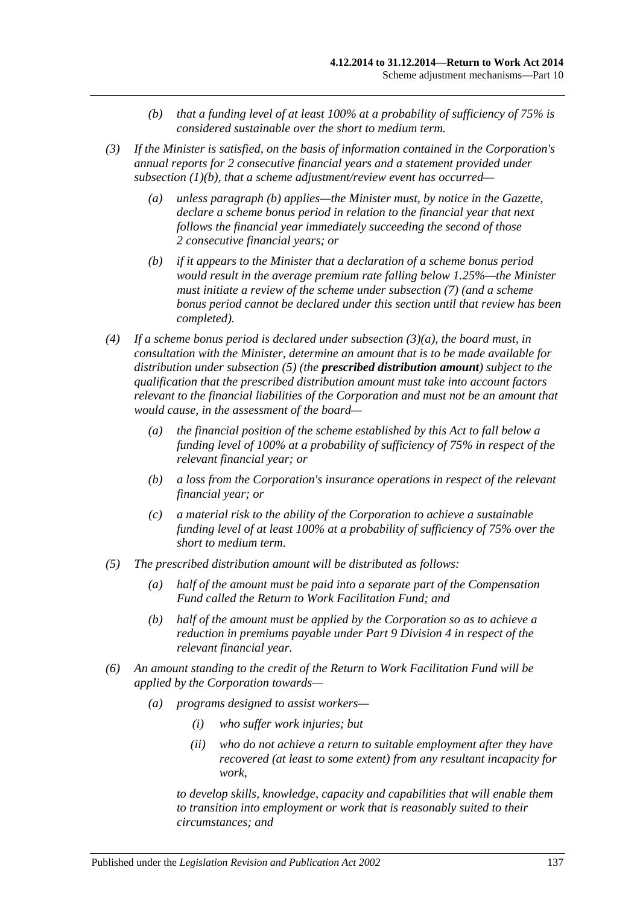- *(b) that a funding level of at least 100% at a probability of sufficiency of 75% is considered sustainable over the short to medium term.*

*(3) If the Minister is satisfied, on the basis of information contained in the Corporation's annual reports for 2 consecutive financial years and a statement provided under subsection (1)(b), that a scheme adjustment/review event has occurred—*

- *(a) unless paragraph (b) applies—the Minister must, by notice in the Gazette, declare a scheme bonus period in relation to the financial year that next follows the financial year immediately succeeding the second of those 2 consecutive financial years; or*
- *(b) if it appears to the Minister that a declaration of a scheme bonus period would result in the average premium rate falling below 1.25%—the Minister must initiate a review of the scheme under subsection (7) (and a scheme bonus period cannot be declared under this section until that review has been completed).*

*(4) If a scheme bonus period is declared under subsection (3)(a), the board must, in consultation with the Minister, determine an amount that is to be made available for distribution under subsection (5) (the* ***prescribed distribution amount****) subject to the qualification that the prescribed distribution amount must take into account factors relevant to the financial liabilities of the Corporation and must not be an amount that would cause, in the assessment of the board—*

- *(a) the financial position of the scheme established by this Act to fall below a funding level of 100% at a probability of sufficiency of 75% in respect of the relevant financial year; or*
- *(b) a loss from the Corporation's insurance operations in respect of the relevant financial year; or*
- *(c) a material risk to the ability of the Corporation to achieve a sustainable funding level of at least 100% at a probability of sufficiency of 75% over the short to medium term.*

*(5) The prescribed distribution amount will be distributed as follows:*

- *(a) half of the amount must be paid into a separate part of the Compensation Fund called the Return to Work Facilitation Fund; and*
- *(b) half of the amount must be applied by the Corporation so as to achieve a reduction in premiums payable under Part 9 Division 4 in respect of the relevant financial year.*

*(6) An amount standing to the credit of the Return to Work Facilitation Fund will be applied by the Corporation towards—*

- *(a) programs designed to assist workers—*
  - *(i) who suffer work injuries; but*
  - *(ii) who do not achieve a return to suitable employment after they have recovered (at least to some extent) from any resultant incapacity for work,*

  *to develop skills, knowledge, capacity and capabilities that will enable them to transition into employment or work that is reasonably suited to their circumstances; and*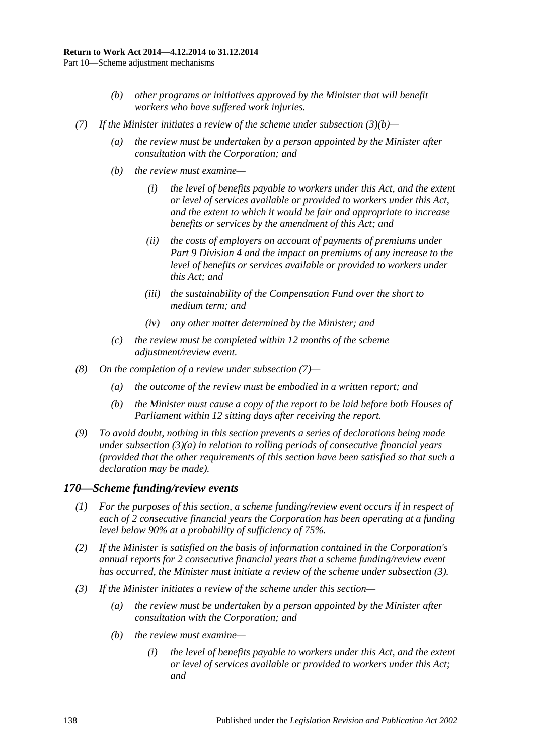*(b) other programs or initiatives approved by the Minister that will benefit workers who have suffered work injuries.*

*(7) If the Minister initiates a review of the scheme under subsection (3)(b)—*

*(a) the review must be undertaken by a person appointed by the Minister after consultation with the Corporation; and*

*(b) the review must examine—*

*(i) the level of benefits payable to workers under this Act, and the extent or level of services available or provided to workers under this Act, and the extent to which it would be fair and appropriate to increase benefits or services by the amendment of this Act; and*

*(ii) the costs of employers on account of payments of premiums under Part 9 Division 4 and the impact on premiums of any increase to the level of benefits or services available or provided to workers under this Act; and*

*(iii) the sustainability of the Compensation Fund over the short to medium term; and*

*(iv) any other matter determined by the Minister; and*

*(c) the review must be completed within 12 months of the scheme adjustment/review event.*

*(8) On the completion of a review under subsection (7)—*

*(a) the outcome of the review must be embodied in a written report; and*

*(b) the Minister must cause a copy of the report to be laid before both Houses of Parliament within 12 sitting days after receiving the report.*

*(9) To avoid doubt, nothing in this section prevents a series of declarations being made under subsection (3)(a) in relation to rolling periods of consecutive financial years (provided that the other requirements of this section have been satisfied so that such a declaration may be made).*

### *170—Scheme funding/review events*

*(1) For the purposes of this section, a scheme funding/review event occurs if in respect of each of 2 consecutive financial years the Corporation has been operating at a funding level below 90% at a probability of sufficiency of 75%.*

*(2) If the Minister is satisfied on the basis of information contained in the Corporation's annual reports for 2 consecutive financial years that a scheme funding/review event has occurred, the Minister must initiate a review of the scheme under subsection (3).*

*(3) If the Minister initiates a review of the scheme under this section—*

*(a) the review must be undertaken by a person appointed by the Minister after consultation with the Corporation; and*

*(b) the review must examine—*

*(i) the level of benefits payable to workers under this Act, and the extent or level of services available or provided to workers under this Act; and*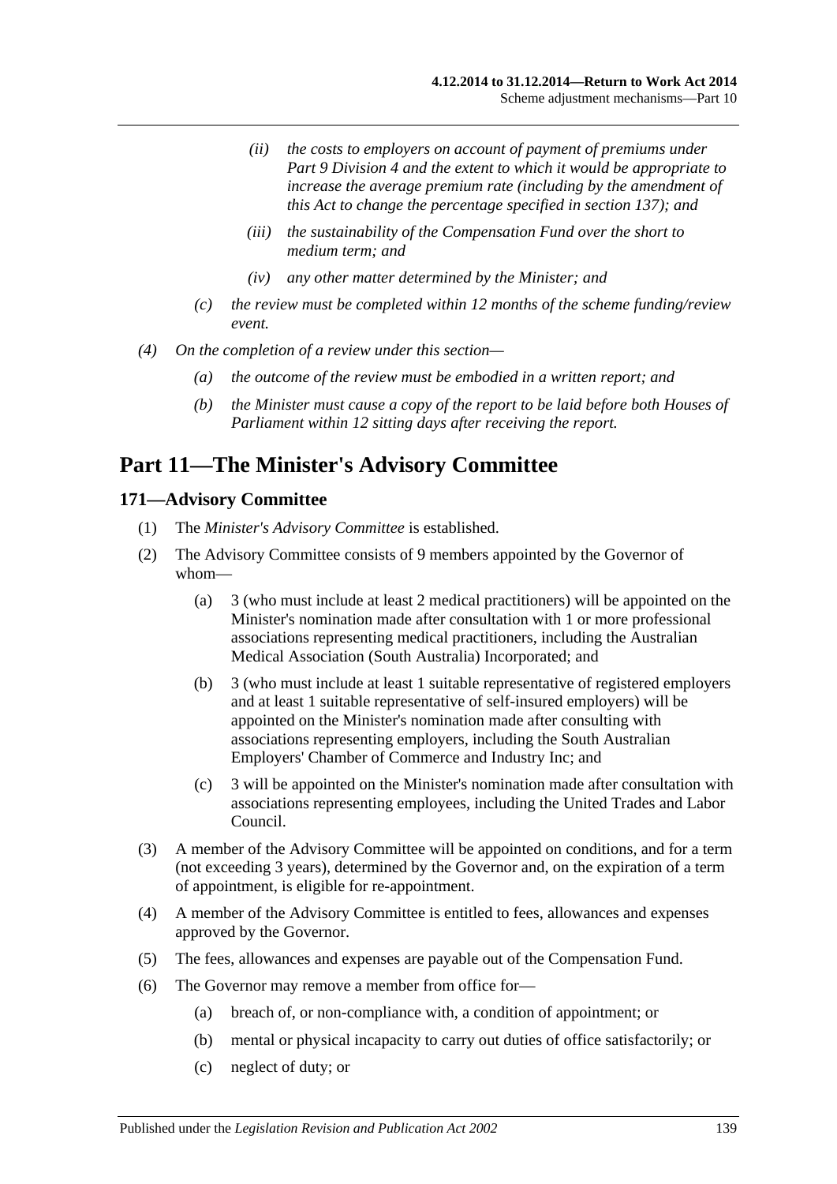*(ii) the costs to employers on account of payment of premiums under Part 9 Division 4 and the extent to which it would be appropriate to increase the average premium rate (including by the amendment of this Act to change the percentage specified in section 137); and*

*(iii) the sustainability of the Compensation Fund over the short to medium term; and*

*(iv) any other matter determined by the Minister; and*

*(c) the review must be completed within 12 months of the scheme funding/review event.*

*(4) On the completion of a review under this section—*

*(a) the outcome of the review must be embodied in a written report; and*

*(b) the Minister must cause a copy of the report to be laid before both Houses of Parliament within 12 sitting days after receiving the report.*

# Part 11—The Minister's Advisory Committee

## 171—Advisory Committee

(1) The *Minister's Advisory Committee* is established.

(2) The Advisory Committee consists of 9 members appointed by the Governor of whom—

(a) 3 (who must include at least 2 medical practitioners) will be appointed on the Minister's nomination made after consultation with 1 or more professional associations representing medical practitioners, including the Australian Medical Association (South Australia) Incorporated; and

(b) 3 (who must include at least 1 suitable representative of registered employers and at least 1 suitable representative of self-insured employers) will be appointed on the Minister's nomination made after consulting with associations representing employers, including the South Australian Employers' Chamber of Commerce and Industry Inc; and

(c) 3 will be appointed on the Minister's nomination made after consultation with associations representing employees, including the United Trades and Labor Council.

(3) A member of the Advisory Committee will be appointed on conditions, and for a term (not exceeding 3 years), determined by the Governor and, on the expiration of a term of appointment, is eligible for re-appointment.

(4) A member of the Advisory Committee is entitled to fees, allowances and expenses approved by the Governor.

(5) The fees, allowances and expenses are payable out of the Compensation Fund.

(6) The Governor may remove a member from office for—

(a) breach of, or non-compliance with, a condition of appointment; or

(b) mental or physical incapacity to carry out duties of office satisfactorily; or

(c) neglect of duty; or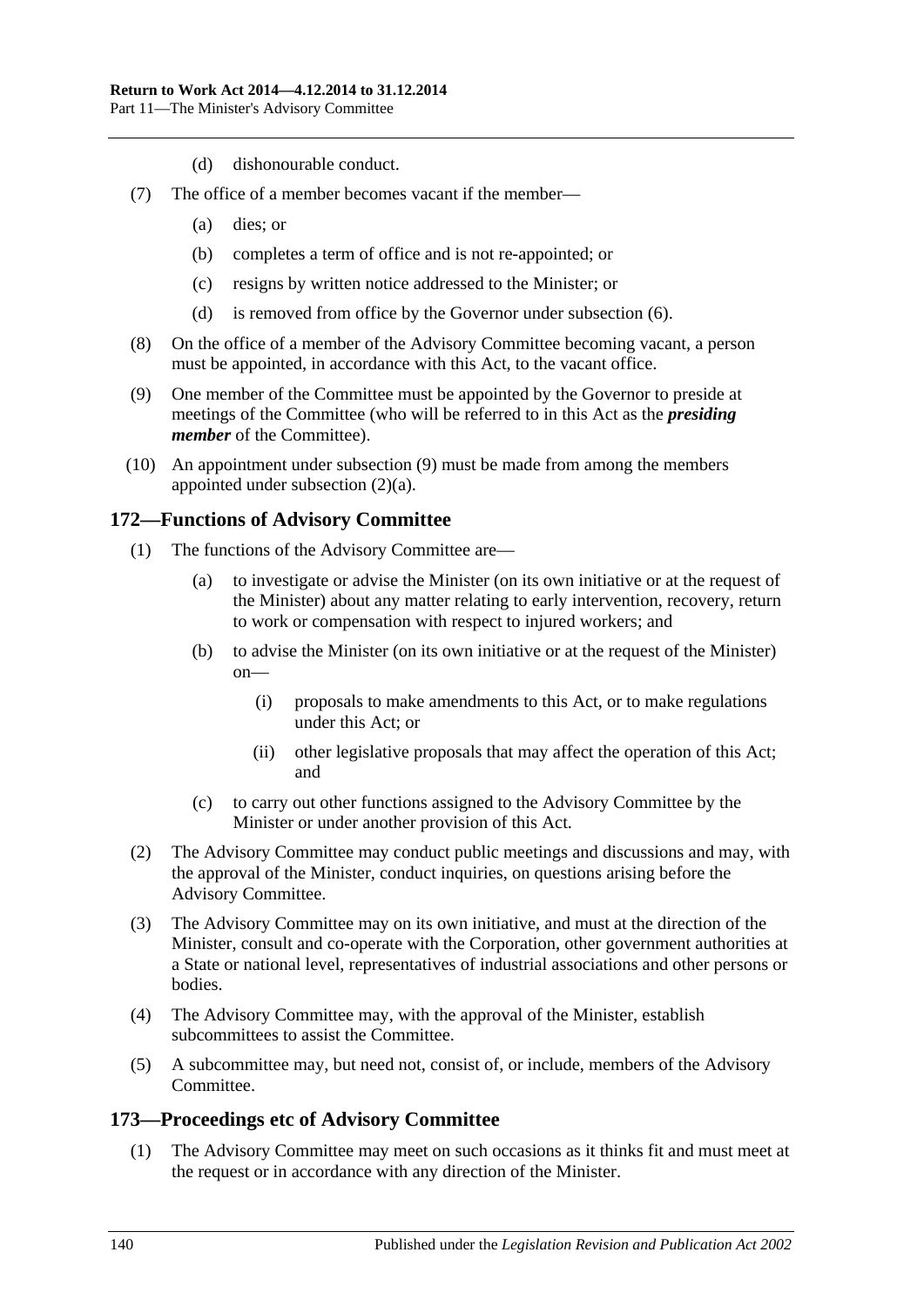(d) dishonourable conduct.

(7) The office of a member becomes vacant if the member—

(a) dies; or

(b) completes a term of office and is not re-appointed; or

(c) resigns by written notice addressed to the Minister; or

(d) is removed from office by the Governor under subsection (6).

(8) On the office of a member of the Advisory Committee becoming vacant, a person must be appointed, in accordance with this Act, to the vacant office.

(9) One member of the Committee must be appointed by the Governor to preside at meetings of the Committee (who will be referred to in this Act as the ***presiding member*** of the Committee).

(10) An appointment under subsection (9) must be made from among the members appointed under subsection (2)(a).

## 172—Functions of Advisory Committee

(1) The functions of the Advisory Committee are—

(a) to investigate or advise the Minister (on its own initiative or at the request of the Minister) about any matter relating to early intervention, recovery, return to work or compensation with respect to injured workers; and

(b) to advise the Minister (on its own initiative or at the request of the Minister) on—

(i) proposals to make amendments to this Act, or to make regulations under this Act; or

(ii) other legislative proposals that may affect the operation of this Act; and

(c) to carry out other functions assigned to the Advisory Committee by the Minister or under another provision of this Act.

(2) The Advisory Committee may conduct public meetings and discussions and may, with the approval of the Minister, conduct inquiries, on questions arising before the Advisory Committee.

(3) The Advisory Committee may on its own initiative, and must at the direction of the Minister, consult and co-operate with the Corporation, other government authorities at a State or national level, representatives of industrial associations and other persons or bodies.

(4) The Advisory Committee may, with the approval of the Minister, establish subcommittees to assist the Committee.

(5) A subcommittee may, but need not, consist of, or include, members of the Advisory Committee.

## 173—Proceedings etc of Advisory Committee

(1) The Advisory Committee may meet on such occasions as it thinks fit and must meet at the request or in accordance with any direction of the Minister.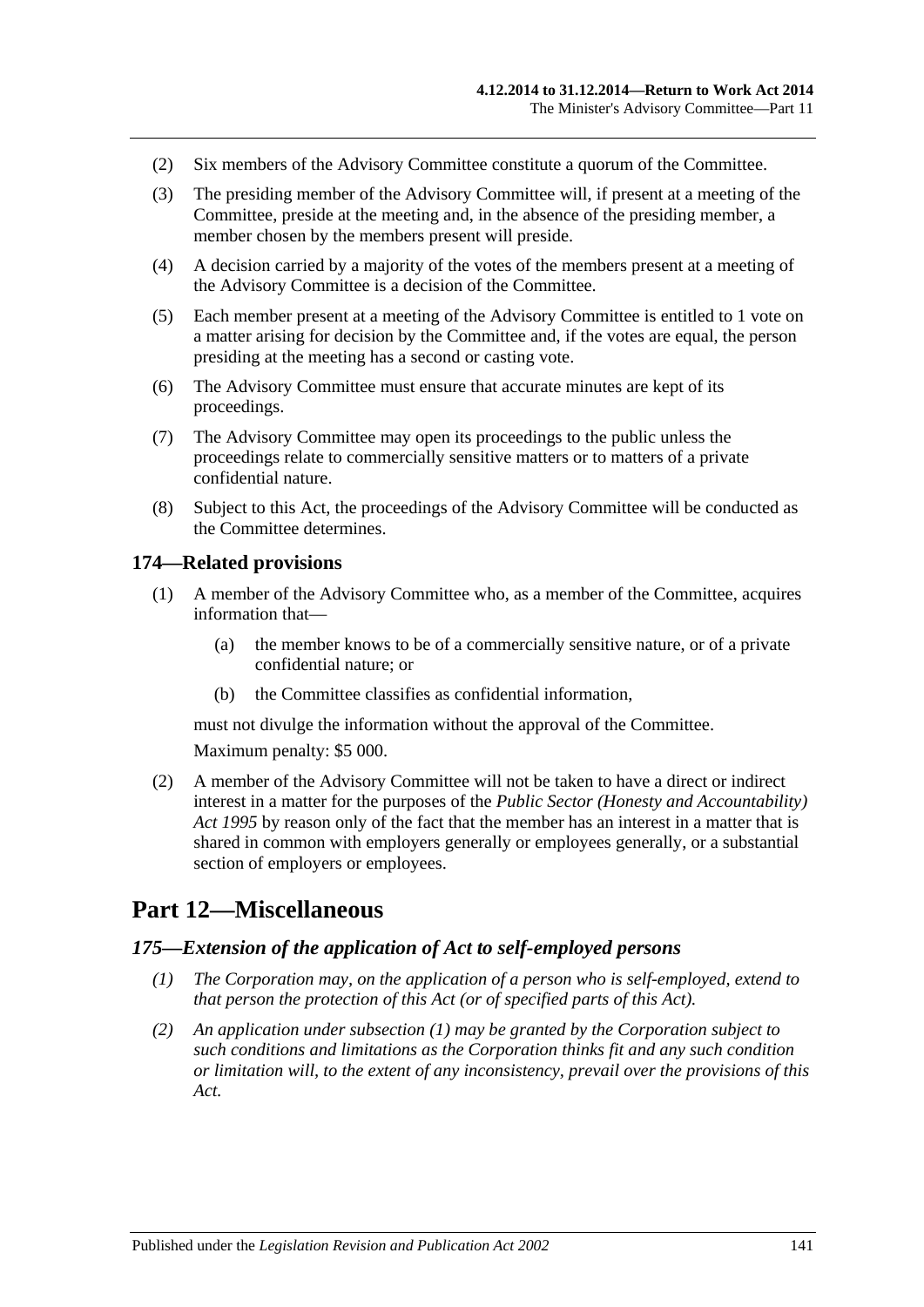(2) Six members of the Advisory Committee constitute a quorum of the Committee.

(3) The presiding member of the Advisory Committee will, if present at a meeting of the Committee, preside at the meeting and, in the absence of the presiding member, a member chosen by the members present will preside.

(4) A decision carried by a majority of the votes of the members present at a meeting of the Advisory Committee is a decision of the Committee.

(5) Each member present at a meeting of the Advisory Committee is entitled to 1 vote on a matter arising for decision by the Committee and, if the votes are equal, the person presiding at the meeting has a second or casting vote.

(6) The Advisory Committee must ensure that accurate minutes are kept of its proceedings.

(7) The Advisory Committee may open its proceedings to the public unless the proceedings relate to commercially sensitive matters or to matters of a private confidential nature.

(8) Subject to this Act, the proceedings of the Advisory Committee will be conducted as the Committee determines.

### 174—Related provisions

(1) A member of the Advisory Committee who, as a member of the Committee, acquires information that—

(a) the member knows to be of a commercially sensitive nature, or of a private confidential nature; or

(b) the Committee classifies as confidential information,

must not divulge the information without the approval of the Committee.

Maximum penalty: $5 000.

(2) A member of the Advisory Committee will not be taken to have a direct or indirect interest in a matter for the purposes of the *Public Sector (Honesty and Accountability) Act 1995* by reason only of the fact that the member has an interest in a matter that is shared in common with employers generally or employees generally, or a substantial section of employers or employees.

## Part 12—Miscellaneous

### *175—Extension of the application of Act to self-employed persons*

*(1) The Corporation may, on the application of a person who is self-employed, extend to that person the protection of this Act (or of specified parts of this Act).*

*(2) An application under subsection (1) may be granted by the Corporation subject to such conditions and limitations as the Corporation thinks fit and any such condition or limitation will, to the extent of any inconsistency, prevail over the provisions of this Act.*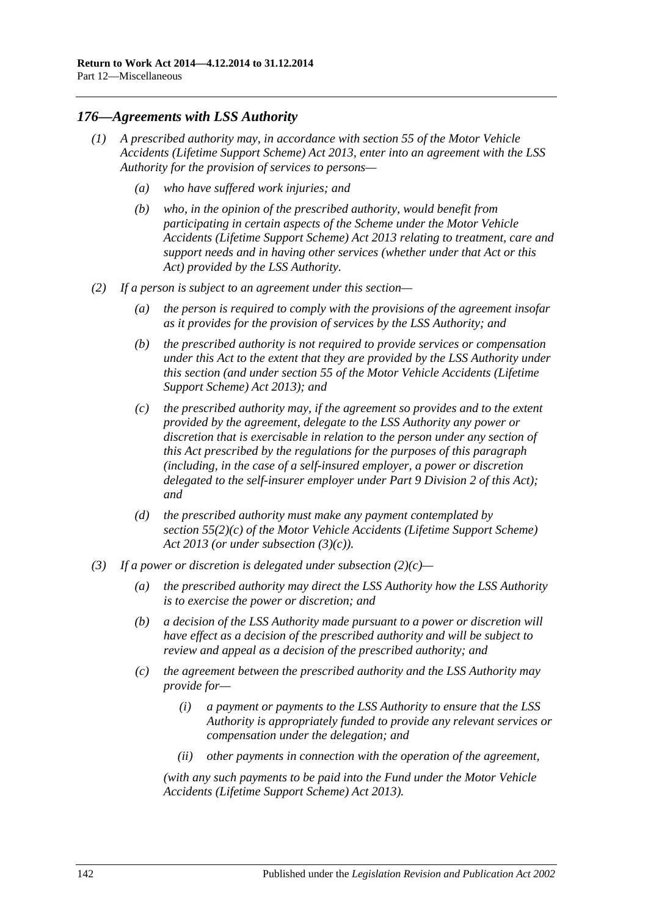## *176—Agreements with LSS Authority*

*(1) A prescribed authority may, in accordance with section 55 of the Motor Vehicle Accidents (Lifetime Support Scheme) Act 2013, enter into an agreement with the LSS Authority for the provision of services to persons—*

*(a) who have suffered work injuries; and*

*(b) who, in the opinion of the prescribed authority, would benefit from participating in certain aspects of the Scheme under the Motor Vehicle Accidents (Lifetime Support Scheme) Act 2013 relating to treatment, care and support needs and in having other services (whether under that Act or this Act) provided by the LSS Authority.*

*(2) If a person is subject to an agreement under this section—*

*(a) the person is required to comply with the provisions of the agreement insofar as it provides for the provision of services by the LSS Authority; and*

*(b) the prescribed authority is not required to provide services or compensation under this Act to the extent that they are provided by the LSS Authority under this section (and under section 55 of the Motor Vehicle Accidents (Lifetime Support Scheme) Act 2013); and*

*(c) the prescribed authority may, if the agreement so provides and to the extent provided by the agreement, delegate to the LSS Authority any power or discretion that is exercisable in relation to the person under any section of this Act prescribed by the regulations for the purposes of this paragraph (including, in the case of a self-insured employer, a power or discretion delegated to the self-insurer employer under Part 9 Division 2 of this Act); and*

*(d) the prescribed authority must make any payment contemplated by section 55(2)(c) of the Motor Vehicle Accidents (Lifetime Support Scheme) Act 2013 (or under subsection (3)(c)).*

*(3) If a power or discretion is delegated under subsection (2)(c)—*

*(a) the prescribed authority may direct the LSS Authority how the LSS Authority is to exercise the power or discretion; and*

*(b) a decision of the LSS Authority made pursuant to a power or discretion will have effect as a decision of the prescribed authority and will be subject to review and appeal as a decision of the prescribed authority; and*

*(c) the agreement between the prescribed authority and the LSS Authority may provide for—*

*(i) a payment or payments to the LSS Authority to ensure that the LSS Authority is appropriately funded to provide any relevant services or compensation under the delegation; and*

*(ii) other payments in connection with the operation of the agreement,*

*(with any such payments to be paid into the Fund under the Motor Vehicle Accidents (Lifetime Support Scheme) Act 2013).*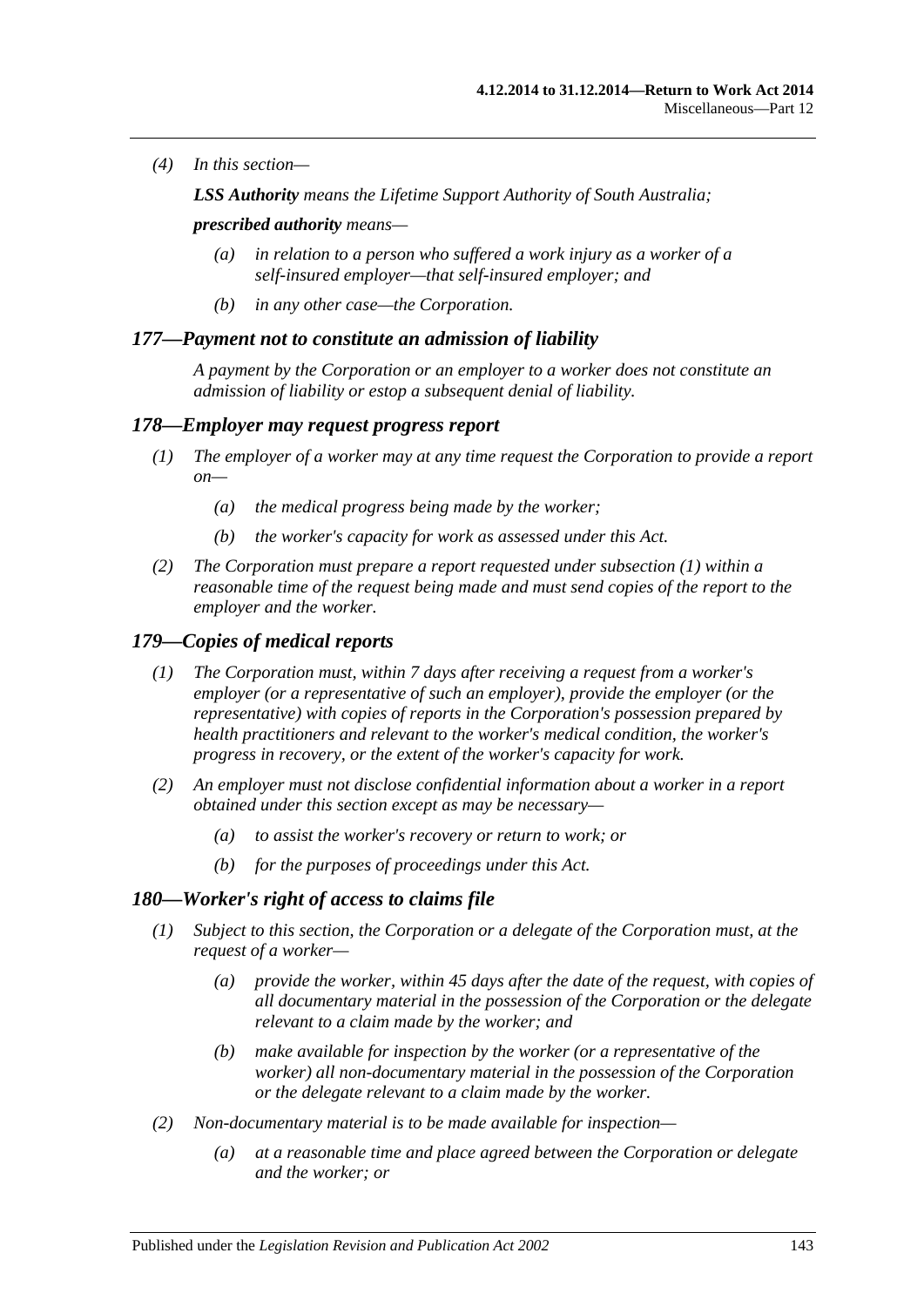(4) In this section—

**LSS Authority** means the Lifetime Support Authority of South Australia;

**prescribed authority** means—

- (a) in relation to a person who suffered a work injury as a worker of a self-insured employer—that self-insured employer; and
- (b) in any other case—the Corporation.

### 177—Payment not to constitute an admission of liability

A payment by the Corporation or an employer to a worker does not constitute an admission of liability or estop a subsequent denial of liability.

### 178—Employer may request progress report

(1) The employer of a worker may at any time request the Corporation to provide a report on—

- (a) the medical progress being made by the worker;
- (b) the worker's capacity for work as assessed under this Act.

(2) The Corporation must prepare a report requested under subsection (1) within a reasonable time of the request being made and must send copies of the report to the employer and the worker.

### 179—Copies of medical reports

(1) The Corporation must, within 7 days after receiving a request from a worker's employer (or a representative of such an employer), provide the employer (or the representative) with copies of reports in the Corporation's possession prepared by health practitioners and relevant to the worker's medical condition, the worker's progress in recovery, or the extent of the worker's capacity for work.

(2) An employer must not disclose confidential information about a worker in a report obtained under this section except as may be necessary—

- (a) to assist the worker's recovery or return to work; or
- (b) for the purposes of proceedings under this Act.

### 180—Worker's right of access to claims file

(1) Subject to this section, the Corporation or a delegate of the Corporation must, at the request of a worker—

- (a) provide the worker, within 45 days after the date of the request, with copies of all documentary material in the possession of the Corporation or the delegate relevant to a claim made by the worker; and
- (b) make available for inspection by the worker (or a representative of the worker) all non-documentary material in the possession of the Corporation or the delegate relevant to a claim made by the worker.

(2) Non-documentary material is to be made available for inspection—

- (a) at a reasonable time and place agreed between the Corporation or delegate and the worker; or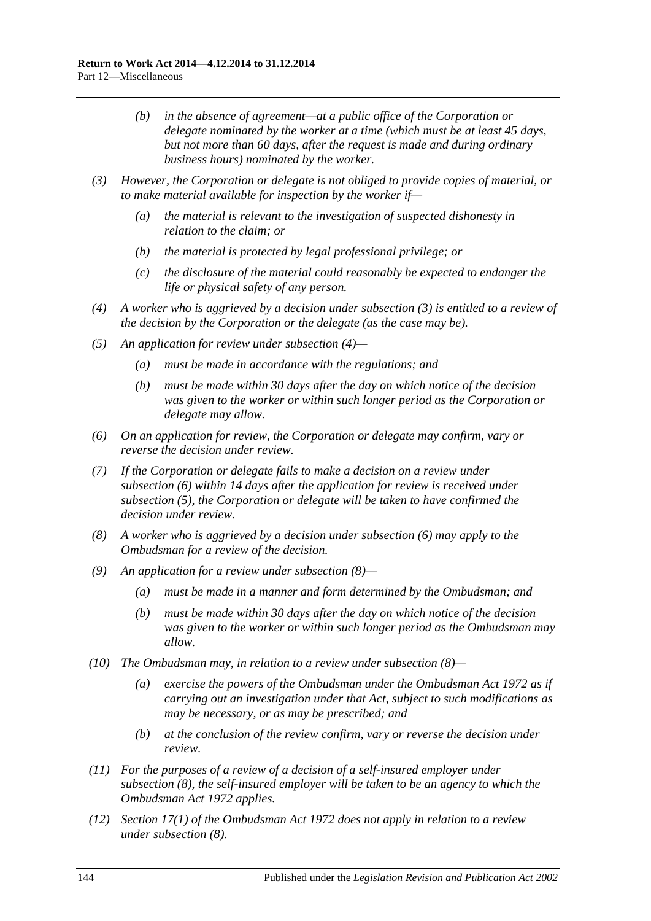*(b) in the absence of agreement—at a public office of the Corporation or delegate nominated by the worker at a time (which must be at least 45 days, but not more than 60 days, after the request is made and during ordinary business hours) nominated by the worker.*

*(3) However, the Corporation or delegate is not obliged to provide copies of material, or to make material available for inspection by the worker if—*

*(a) the material is relevant to the investigation of suspected dishonesty in relation to the claim; or*

*(b) the material is protected by legal professional privilege; or*

*(c) the disclosure of the material could reasonably be expected to endanger the life or physical safety of any person.*

*(4) A worker who is aggrieved by a decision under subsection (3) is entitled to a review of the decision by the Corporation or the delegate (as the case may be).*

*(5) An application for review under subsection (4)—*

*(a) must be made in accordance with the regulations; and*

*(b) must be made within 30 days after the day on which notice of the decision was given to the worker or within such longer period as the Corporation or delegate may allow.*

*(6) On an application for review, the Corporation or delegate may confirm, vary or reverse the decision under review.*

*(7) If the Corporation or delegate fails to make a decision on a review under subsection (6) within 14 days after the application for review is received under subsection (5), the Corporation or delegate will be taken to have confirmed the decision under review.*

*(8) A worker who is aggrieved by a decision under subsection (6) may apply to the Ombudsman for a review of the decision.*

*(9) An application for a review under subsection (8)—*

*(a) must be made in a manner and form determined by the Ombudsman; and*

*(b) must be made within 30 days after the day on which notice of the decision was given to the worker or within such longer period as the Ombudsman may allow.*

*(10) The Ombudsman may, in relation to a review under subsection (8)—*

*(a) exercise the powers of the Ombudsman under the Ombudsman Act 1972 as if carrying out an investigation under that Act, subject to such modifications as may be necessary, or as may be prescribed; and*

*(b) at the conclusion of the review confirm, vary or reverse the decision under review.*

*(11) For the purposes of a review of a decision of a self-insured employer under subsection (8), the self-insured employer will be taken to be an agency to which the Ombudsman Act 1972 applies.*

*(12) Section 17(1) of the Ombudsman Act 1972 does not apply in relation to a review under subsection (8).*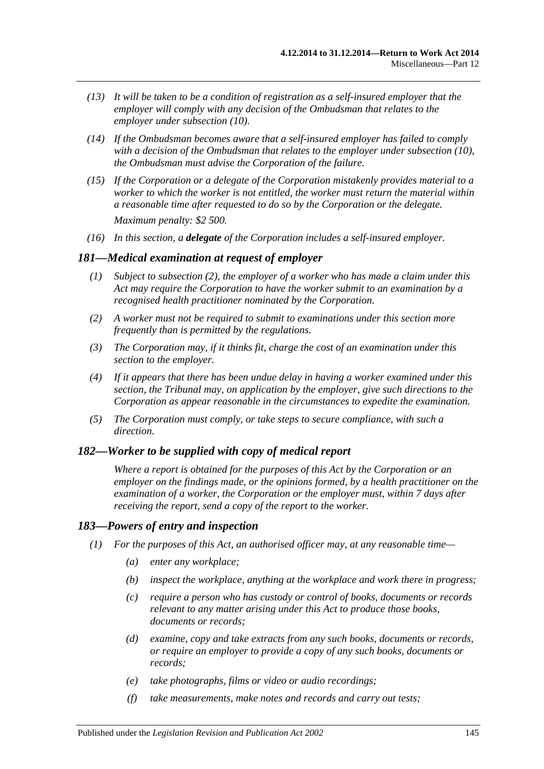*(13) It will be taken to be a condition of registration as a self-insured employer that the employer will comply with any decision of the Ombudsman that relates to the employer under subsection (10).*

*(14) If the Ombudsman becomes aware that a self-insured employer has failed to comply with a decision of the Ombudsman that relates to the employer under subsection (10), the Ombudsman must advise the Corporation of the failure.*

*(15) If the Corporation or a delegate of the Corporation mistakenly provides material to a worker to which the worker is not entitled, the worker must return the material within a reasonable time after requested to do so by the Corporation or the delegate.*

*Maximum penalty: $2 500.*

*(16) In this section, a **delegate** of the Corporation includes a self-insured employer.*

### *181—Medical examination at request of employer*

*(1) Subject to subsection (2), the employer of a worker who has made a claim under this Act may require the Corporation to have the worker submit to an examination by a recognised health practitioner nominated by the Corporation.*

*(2) A worker must not be required to submit to examinations under this section more frequently than is permitted by the regulations.*

*(3) The Corporation may, if it thinks fit, charge the cost of an examination under this section to the employer.*

*(4) If it appears that there has been undue delay in having a worker examined under this section, the Tribunal may, on application by the employer, give such directions to the Corporation as appear reasonable in the circumstances to expedite the examination.*

*(5) The Corporation must comply, or take steps to secure compliance, with such a direction.*

### *182—Worker to be supplied with copy of medical report*

*Where a report is obtained for the purposes of this Act by the Corporation or an employer on the findings made, or the opinions formed, by a health practitioner on the examination of a worker, the Corporation or the employer must, within 7 days after receiving the report, send a copy of the report to the worker.*

### *183—Powers of entry and inspection*

*(1) For the purposes of this Act, an authorised officer may, at any reasonable time—*

*(a) enter any workplace;*

*(b) inspect the workplace, anything at the workplace and work there in progress;*

*(c) require a person who has custody or control of books, documents or records relevant to any matter arising under this Act to produce those books, documents or records;*

*(d) examine, copy and take extracts from any such books, documents or records, or require an employer to provide a copy of any such books, documents or records;*

*(e) take photographs, films or video or audio recordings;*

*(f) take measurements, make notes and records and carry out tests;*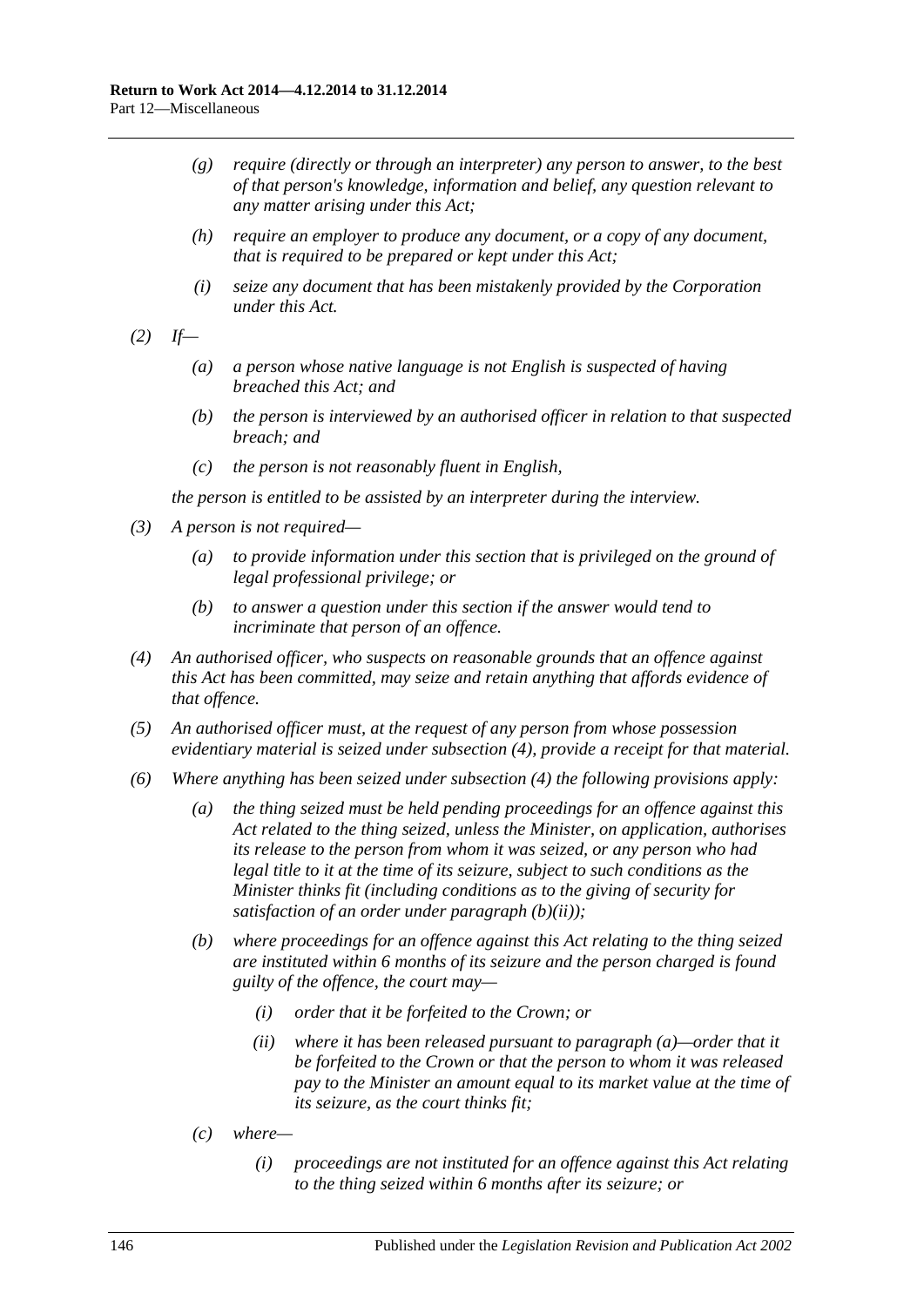*(g)* *require (directly or through an interpreter) any person to answer, to the best of that person's knowledge, information and belief, any question relevant to any matter arising under this Act;*

*(h)* *require an employer to produce any document, or a copy of any document, that is required to be prepared or kept under this Act;*

*(i)* *seize any document that has been mistakenly provided by the Corporation under this Act.*

*(2)* *If—*

*(a)* *a person whose native language is not English is suspected of having breached this Act; and*

*(b)* *the person is interviewed by an authorised officer in relation to that suspected breach; and*

*(c)* *the person is not reasonably fluent in English,*

*the person is entitled to be assisted by an interpreter during the interview.*

*(3)* *A person is not required—*

*(a)* *to provide information under this section that is privileged on the ground of legal professional privilege; or*

*(b)* *to answer a question under this section if the answer would tend to incriminate that person of an offence.*

*(4)* *An authorised officer, who suspects on reasonable grounds that an offence against this Act has been committed, may seize and retain anything that affords evidence of that offence.*

*(5)* *An authorised officer must, at the request of any person from whose possession evidentiary material is seized under subsection (4), provide a receipt for that material.*

*(6)* *Where anything has been seized under subsection (4) the following provisions apply:*

*(a)* *the thing seized must be held pending proceedings for an offence against this Act related to the thing seized, unless the Minister, on application, authorises its release to the person from whom it was seized, or any person who had legal title to it at the time of its seizure, subject to such conditions as the Minister thinks fit (including conditions as to the giving of security for satisfaction of an order under paragraph (b)(ii));*

*(b)* *where proceedings for an offence against this Act relating to the thing seized are instituted within 6 months of its seizure and the person charged is found guilty of the offence, the court may—*

*(i)* *order that it be forfeited to the Crown; or*

*(ii)* *where it has been released pursuant to paragraph (a)—order that it be forfeited to the Crown or that the person to whom it was released pay to the Minister an amount equal to its market value at the time of its seizure, as the court thinks fit;*

*(c)* *where—*

*(i)* *proceedings are not instituted for an offence against this Act relating to the thing seized within 6 months after its seizure; or*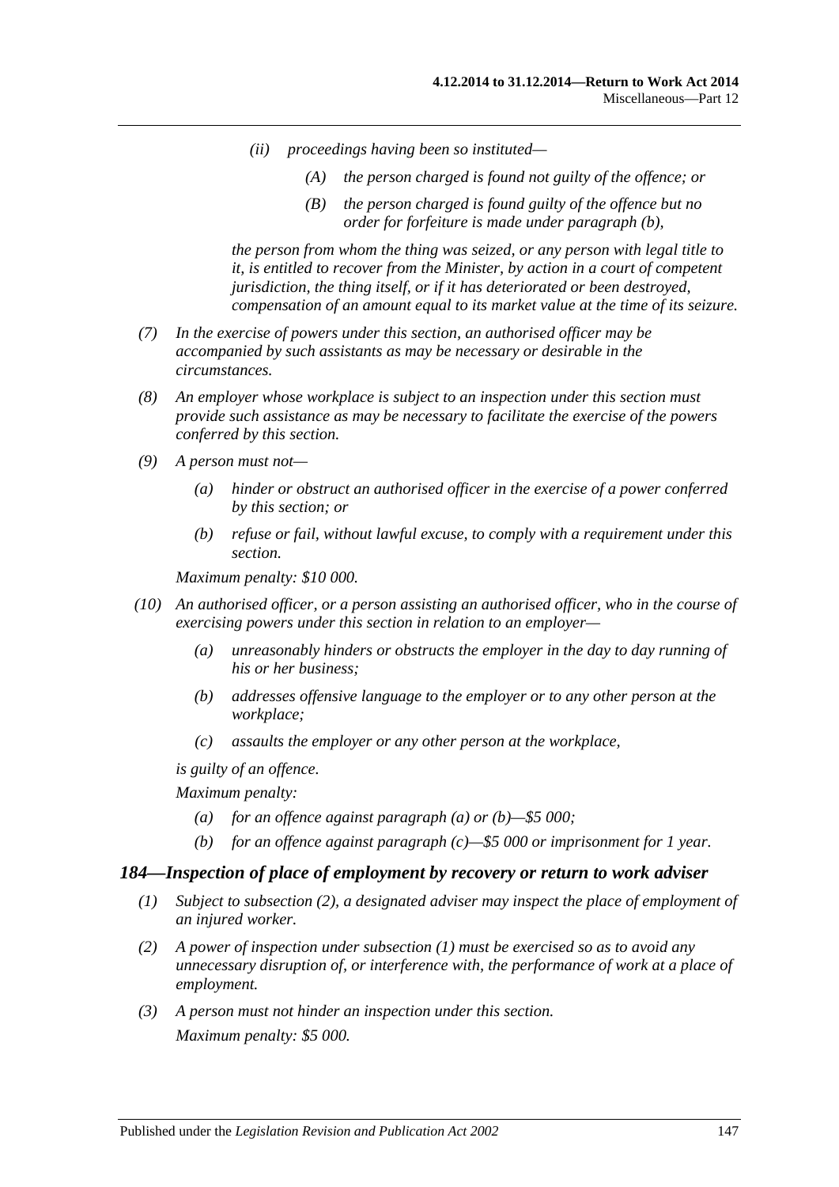(ii) proceedings having been so instituted—

(A) the person charged is found not guilty of the offence; or

(B) the person charged is found guilty of the offence but no order for forfeiture is made under paragraph (b),

the person from whom the thing was seized, or any person with legal title to it, is entitled to recover from the Minister, by action in a court of competent jurisdiction, the thing itself, or if it has deteriorated or been destroyed, compensation of an amount equal to its market value at the time of its seizure.

(7) In the exercise of powers under this section, an authorised officer may be accompanied by such assistants as may be necessary or desirable in the circumstances.

(8) An employer whose workplace is subject to an inspection under this section must provide such assistance as may be necessary to facilitate the exercise of the powers conferred by this section.

(9) A person must not—

(a) hinder or obstruct an authorised officer in the exercise of a power conferred by this section; or

(b) refuse or fail, without lawful excuse, to comply with a requirement under this section.

Maximum penalty: $10 000.

(10) An authorised officer, or a person assisting an authorised officer, who in the course of exercising powers under this section in relation to an employer—

(a) unreasonably hinders or obstructs the employer in the day to day running of his or her business;

(b) addresses offensive language to the employer or to any other person at the workplace;

(c) assaults the employer or any other person at the workplace,

is guilty of an offence.

Maximum penalty:

(a) for an offence against paragraph (a) or (b)—$5 000;

(b) for an offence against paragraph (c)—$5 000 or imprisonment for 1 year.

### 184—Inspection of place of employment by recovery or return to work adviser

(1) Subject to subsection (2), a designated adviser may inspect the place of employment of an injured worker.

(2) A power of inspection under subsection (1) must be exercised so as to avoid any unnecessary disruption of, or interference with, the performance of work at a place of employment.

(3) A person must not hinder an inspection under this section.

Maximum penalty: $5 000.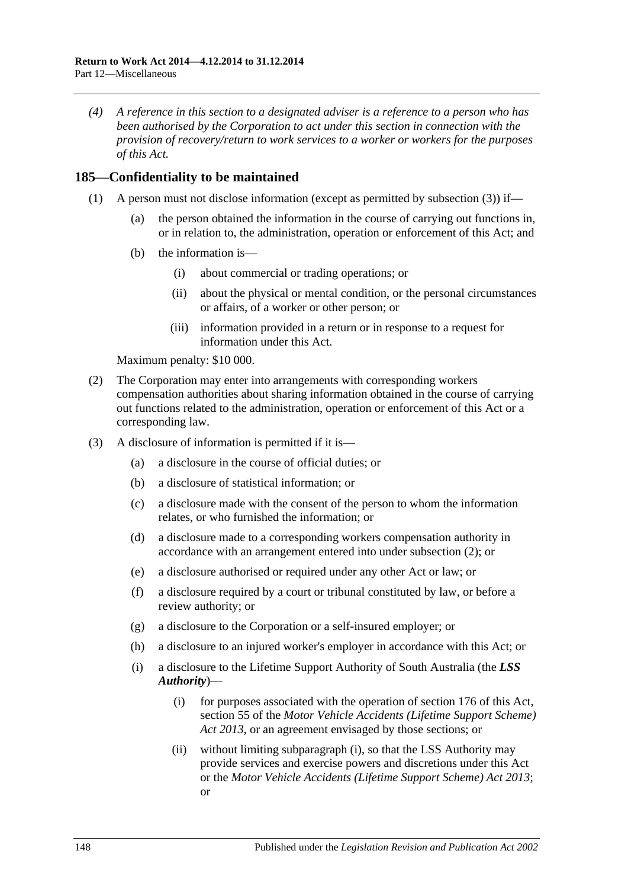*(4) A reference in this section to a designated adviser is a reference to a person who has been authorised by the Corporation to act under this section in connection with the provision of recovery/return to work services to a worker or workers for the purposes of this Act.*

## 185—Confidentiality to be maintained

(1) A person must not disclose information (except as permitted by subsection (3)) if—

(a) the person obtained the information in the course of carrying out functions in, or in relation to, the administration, operation or enforcement of this Act; and

(b) the information is—

(i) about commercial or trading operations; or

(ii) about the physical or mental condition, or the personal circumstances or affairs, of a worker or other person; or

(iii) information provided in a return or in response to a request for information under this Act.

Maximum penalty: $10 000.

(2) The Corporation may enter into arrangements with corresponding workers compensation authorities about sharing information obtained in the course of carrying out functions related to the administration, operation or enforcement of this Act or a corresponding law.

(3) A disclosure of information is permitted if it is—

(a) a disclosure in the course of official duties; or

(b) a disclosure of statistical information; or

(c) a disclosure made with the consent of the person to whom the information relates, or who furnished the information; or

(d) a disclosure made to a corresponding workers compensation authority in accordance with an arrangement entered into under subsection (2); or

(e) a disclosure authorised or required under any other Act or law; or

(f) a disclosure required by a court or tribunal constituted by law, or before a review authority; or

(g) a disclosure to the Corporation or a self-insured employer; or

(h) a disclosure to an injured worker's employer in accordance with this Act; or

(i) a disclosure to the Lifetime Support Authority of South Australia (the ***LSS Authority***)—

(i) for purposes associated with the operation of section 176 of this Act, section 55 of the *Motor Vehicle Accidents (Lifetime Support Scheme) Act 2013*, or an agreement envisaged by those sections; or

(ii) without limiting subparagraph (i), so that the LSS Authority may provide services and exercise powers and discretions under this Act or the *Motor Vehicle Accidents (Lifetime Support Scheme) Act 2013*; or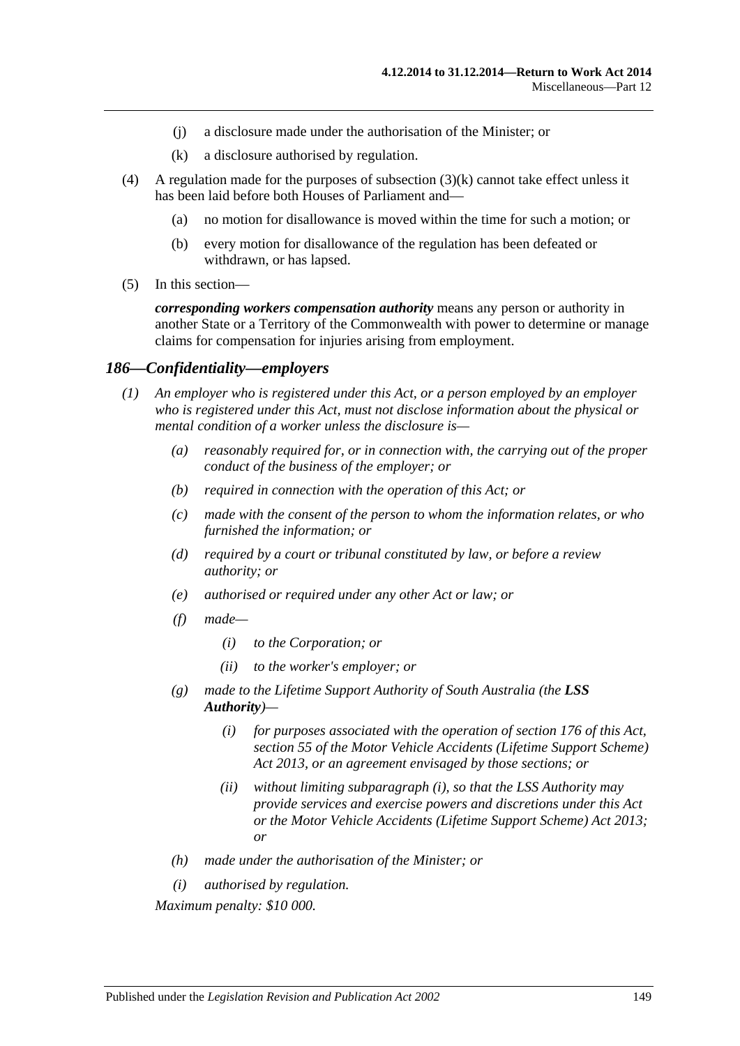- (j) a disclosure made under the authorisation of the Minister; or
- (k) a disclosure authorised by regulation.

(4) A regulation made for the purposes of subsection (3)(k) cannot take effect unless it has been laid before both Houses of Parliament and—

- (a) no motion for disallowance is moved within the time for such a motion; or
- (b) every motion for disallowance of the regulation has been defeated or withdrawn, or has lapsed.

(5) In this section—

***corresponding workers compensation authority*** means any person or authority in another State or a Territory of the Commonwealth with power to determine or manage claims for compensation for injuries arising from employment.

### *186—Confidentiality—employers*

*(1) An employer who is registered under this Act, or a person employed by an employer who is registered under this Act, must not disclose information about the physical or mental condition of a worker unless the disclosure is—*

- *(a) reasonably required for, or in connection with, the carrying out of the proper conduct of the business of the employer; or*
- *(b) required in connection with the operation of this Act; or*
- *(c) made with the consent of the person to whom the information relates, or who furnished the information; or*
- *(d) required by a court or tribunal constituted by law, or before a review authority; or*
- *(e) authorised or required under any other Act or law; or*
- *(f) made—*
  - *(i) to the Corporation; or*
  - *(ii) to the worker's employer; or*
- *(g) made to the Lifetime Support Authority of South Australia (the* ***LSS Authority****)—*
  - *(i) for purposes associated with the operation of section 176 of this Act, section 55 of the Motor Vehicle Accidents (Lifetime Support Scheme) Act 2013, or an agreement envisaged by those sections; or*
  - *(ii) without limiting subparagraph (i), so that the LSS Authority may provide services and exercise powers and discretions under this Act or the Motor Vehicle Accidents (Lifetime Support Scheme) Act 2013; or*
- *(h) made under the authorisation of the Minister; or*
- *(i) authorised by regulation.*

*Maximum penalty: $10 000.*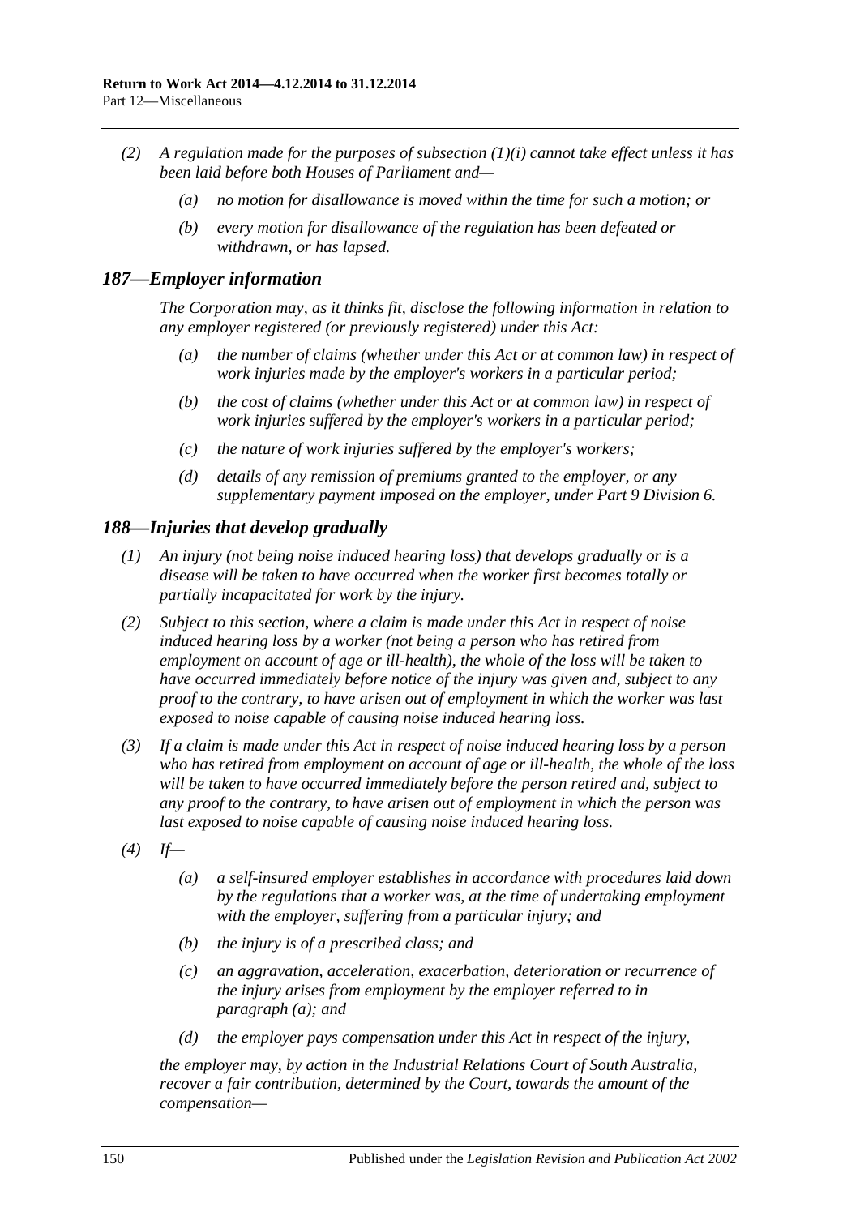*(2) A regulation made for the purposes of subsection (1)(i) cannot take effect unless it has been laid before both Houses of Parliament and—*

*(a) no motion for disallowance is moved within the time for such a motion; or*

*(b) every motion for disallowance of the regulation has been defeated or withdrawn, or has lapsed.*

## *187—Employer information*

*The Corporation may, as it thinks fit, disclose the following information in relation to any employer registered (or previously registered) under this Act:*

*(a) the number of claims (whether under this Act or at common law) in respect of work injuries made by the employer's workers in a particular period;*

*(b) the cost of claims (whether under this Act or at common law) in respect of work injuries suffered by the employer's workers in a particular period;*

*(c) the nature of work injuries suffered by the employer's workers;*

*(d) details of any remission of premiums granted to the employer, or any supplementary payment imposed on the employer, under Part 9 Division 6.*

## *188—Injuries that develop gradually*

*(1) An injury (not being noise induced hearing loss) that develops gradually or is a disease will be taken to have occurred when the worker first becomes totally or partially incapacitated for work by the injury.*

*(2) Subject to this section, where a claim is made under this Act in respect of noise induced hearing loss by a worker (not being a person who has retired from employment on account of age or ill-health), the whole of the loss will be taken to have occurred immediately before notice of the injury was given and, subject to any proof to the contrary, to have arisen out of employment in which the worker was last exposed to noise capable of causing noise induced hearing loss.*

*(3) If a claim is made under this Act in respect of noise induced hearing loss by a person who has retired from employment on account of age or ill-health, the whole of the loss will be taken to have occurred immediately before the person retired and, subject to any proof to the contrary, to have arisen out of employment in which the person was last exposed to noise capable of causing noise induced hearing loss.*

*(4) If—*

*(a) a self-insured employer establishes in accordance with procedures laid down by the regulations that a worker was, at the time of undertaking employment with the employer, suffering from a particular injury; and*

*(b) the injury is of a prescribed class; and*

*(c) an aggravation, acceleration, exacerbation, deterioration or recurrence of the injury arises from employment by the employer referred to in paragraph (a); and*

*(d) the employer pays compensation under this Act in respect of the injury,*

*the employer may, by action in the Industrial Relations Court of South Australia, recover a fair contribution, determined by the Court, towards the amount of the compensation—*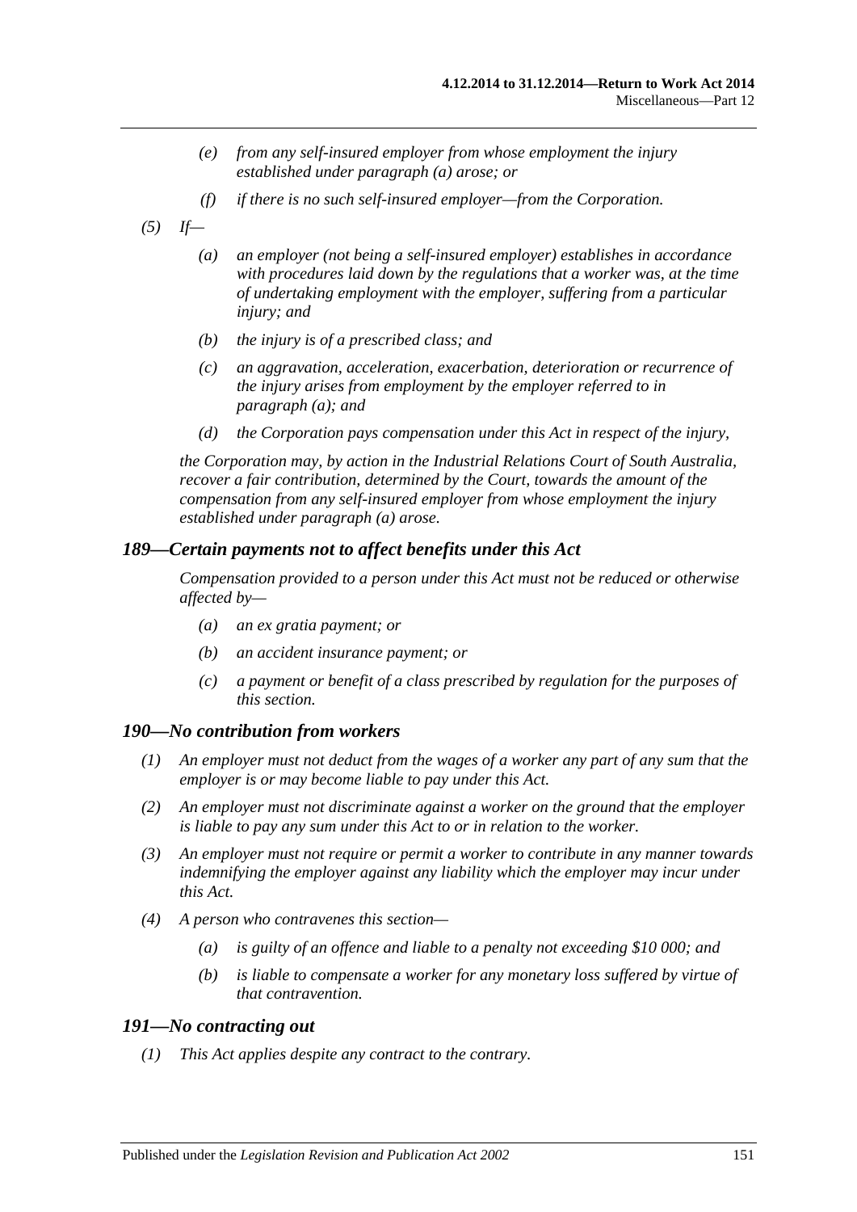- *(e)* *from any self-insured employer from whose employment the injury established under paragraph (a) arose; or*
- *(f)* *if there is no such self-insured employer—from the Corporation.*

*(5)* *If—*

- *(a)* *an employer (not being a self-insured employer) establishes in accordance with procedures laid down by the regulations that a worker was, at the time of undertaking employment with the employer, suffering from a particular injury; and*
- *(b)* *the injury is of a prescribed class; and*
- *(c)* *an aggravation, acceleration, exacerbation, deterioration or recurrence of the injury arises from employment by the employer referred to in paragraph (a); and*
- *(d)* *the Corporation pays compensation under this Act in respect of the injury,*

*the Corporation may, by action in the Industrial Relations Court of South Australia, recover a fair contribution, determined by the Court, towards the amount of the compensation from any self-insured employer from whose employment the injury established under paragraph (a) arose.*

## *189—Certain payments not to affect benefits under this Act*

*Compensation provided to a person under this Act must not be reduced or otherwise affected by—*

- *(a)* *an ex gratia payment; or*
- *(b)* *an accident insurance payment; or*
- *(c)* *a payment or benefit of a class prescribed by regulation for the purposes of this section.*

## *190—No contribution from workers*

*(1)* *An employer must not deduct from the wages of a worker any part of any sum that the employer is or may become liable to pay under this Act.*

*(2)* *An employer must not discriminate against a worker on the ground that the employer is liable to pay any sum under this Act to or in relation to the worker.*

*(3)* *An employer must not require or permit a worker to contribute in any manner towards indemnifying the employer against any liability which the employer may incur under this Act.*

*(4)* *A person who contravenes this section—*

- *(a)* *is guilty of an offence and liable to a penalty not exceeding $10 000; and*
- *(b)* *is liable to compensate a worker for any monetary loss suffered by virtue of that contravention.*

## *191—No contracting out*

*(1)* *This Act applies despite any contract to the contrary.*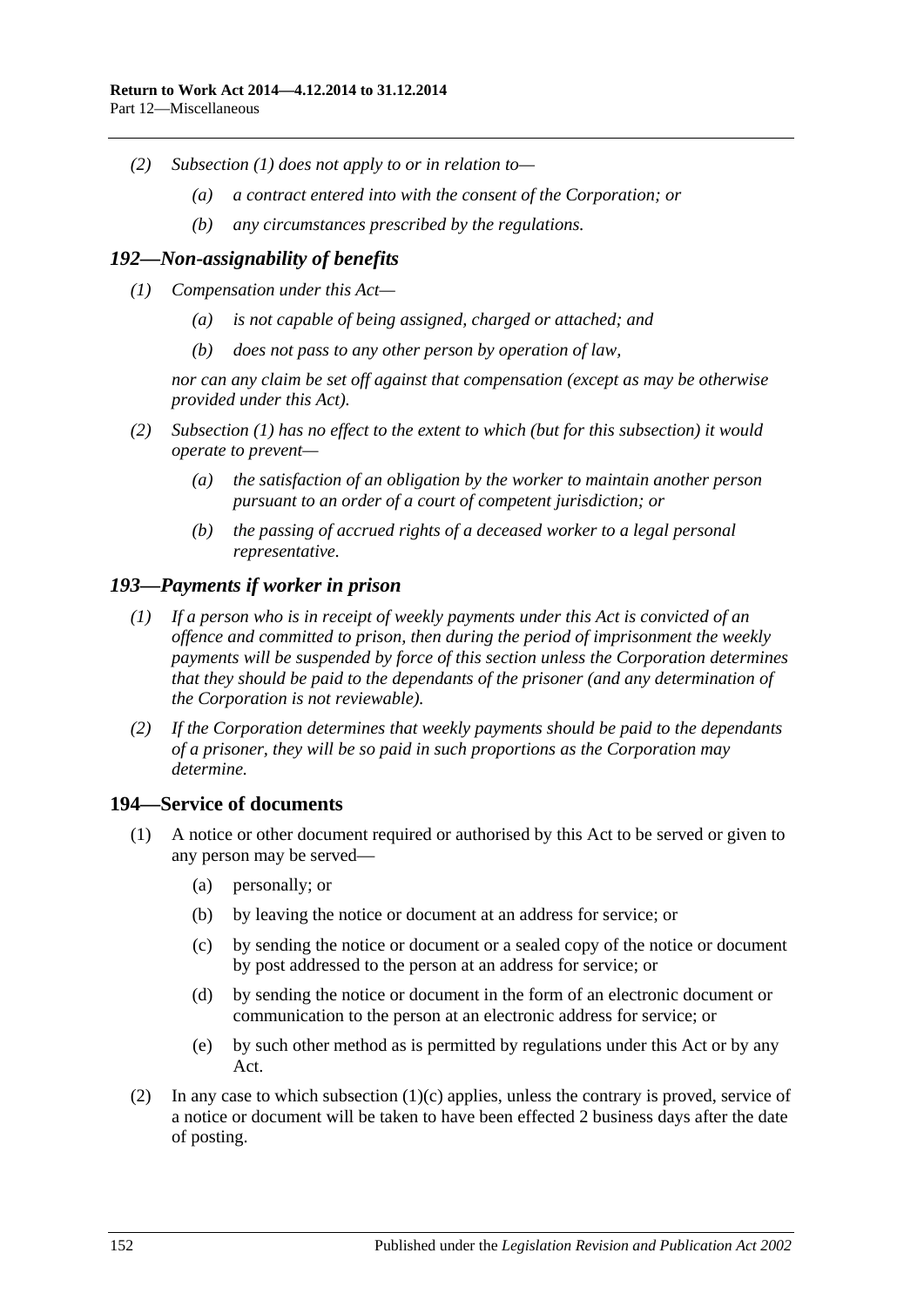*(2) Subsection (1) does not apply to or in relation to—*

*(a) a contract entered into with the consent of the Corporation; or*

*(b) any circumstances prescribed by the regulations.*

## *192—Non-assignability of benefits*

*(1) Compensation under this Act—*

*(a) is not capable of being assigned, charged or attached; and*

*(b) does not pass to any other person by operation of law,*

*nor can any claim be set off against that compensation (except as may be otherwise provided under this Act).*

*(2) Subsection (1) has no effect to the extent to which (but for this subsection) it would operate to prevent—*

*(a) the satisfaction of an obligation by the worker to maintain another person pursuant to an order of a court of competent jurisdiction; or*

*(b) the passing of accrued rights of a deceased worker to a legal personal representative.*

## *193—Payments if worker in prison*

*(1) If a person who is in receipt of weekly payments under this Act is convicted of an offence and committed to prison, then during the period of imprisonment the weekly payments will be suspended by force of this section unless the Corporation determines that they should be paid to the dependants of the prisoner (and any determination of the Corporation is not reviewable).*

*(2) If the Corporation determines that weekly payments should be paid to the dependants of a prisoner, they will be so paid in such proportions as the Corporation may determine.*

## 194—Service of documents

(1) A notice or other document required or authorised by this Act to be served or given to any person may be served—

(a) personally; or

(b) by leaving the notice or document at an address for service; or

(c) by sending the notice or document or a sealed copy of the notice or document by post addressed to the person at an address for service; or

(d) by sending the notice or document in the form of an electronic document or communication to the person at an electronic address for service; or

(e) by such other method as is permitted by regulations under this Act or by any Act.

(2) In any case to which subsection (1)(c) applies, unless the contrary is proved, service of a notice or document will be taken to have been effected 2 business days after the date of posting.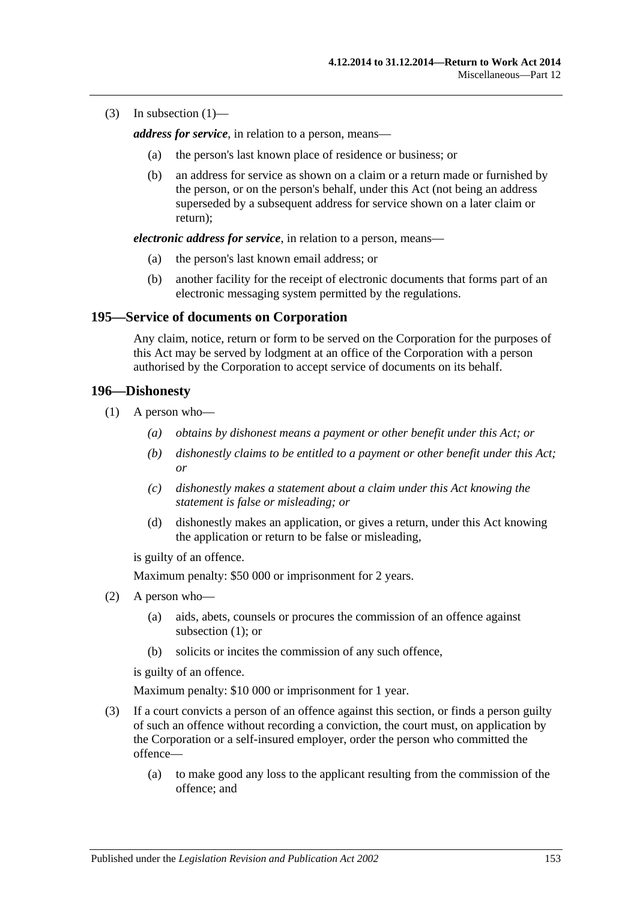(3) In subsection (1)—

***address for service***, in relation to a person, means—

(a) the person's last known place of residence or business; or

(b) an address for service as shown on a claim or a return made or furnished by the person, or on the person's behalf, under this Act (not being an address superseded by a subsequent address for service shown on a later claim or return);

***electronic address for service***, in relation to a person, means—

(a) the person's last known email address; or

(b) another facility for the receipt of electronic documents that forms part of an electronic messaging system permitted by the regulations.

## 195—Service of documents on Corporation

Any claim, notice, return or form to be served on the Corporation for the purposes of this Act may be served by lodgment at an office of the Corporation with a person authorised by the Corporation to accept service of documents on its behalf.

## 196—Dishonesty

(1) A person who—

*(a) obtains by dishonest means a payment or other benefit under this Act; or*

*(b) dishonestly claims to be entitled to a payment or other benefit under this Act; or*

*(c) dishonestly makes a statement about a claim under this Act knowing the statement is false or misleading; or*

(d) dishonestly makes an application, or gives a return, under this Act knowing the application or return to be false or misleading,

is guilty of an offence.

Maximum penalty: $50 000 or imprisonment for 2 years.

(2) A person who—

(a) aids, abets, counsels or procures the commission of an offence against subsection (1); or

(b) solicits or incites the commission of any such offence,

is guilty of an offence.

Maximum penalty: $10 000 or imprisonment for 1 year.

(3) If a court convicts a person of an offence against this section, or finds a person guilty of such an offence without recording a conviction, the court must, on application by the Corporation or a self-insured employer, order the person who committed the offence—

(a) to make good any loss to the applicant resulting from the commission of the offence; and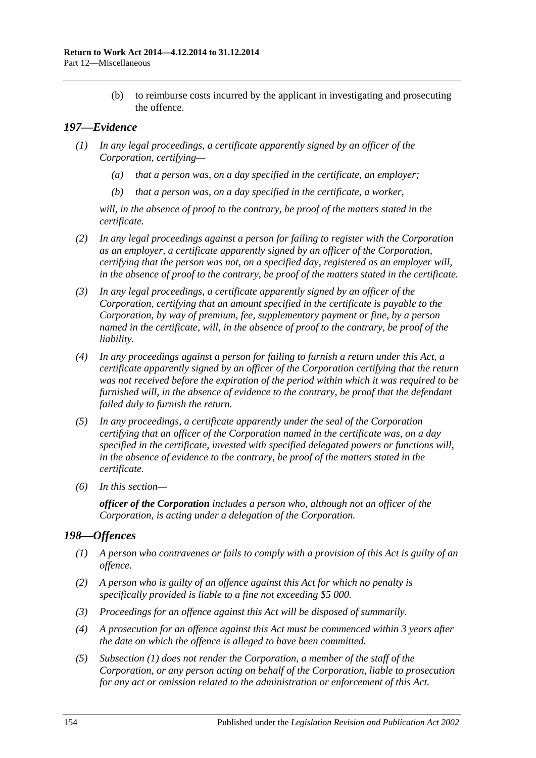(b) to reimburse costs incurred by the applicant in investigating and prosecuting the offence.

## *197—Evidence*

*(1) In any legal proceedings, a certificate apparently signed by an officer of the Corporation, certifying—*

*(a) that a person was, on a day specified in the certificate, an employer;*

*(b) that a person was, on a day specified in the certificate, a worker,*

*will, in the absence of proof to the contrary, be proof of the matters stated in the certificate.*

*(2) In any legal proceedings against a person for failing to register with the Corporation as an employer, a certificate apparently signed by an officer of the Corporation, certifying that the person was not, on a specified day, registered as an employer will, in the absence of proof to the contrary, be proof of the matters stated in the certificate.*

*(3) In any legal proceedings, a certificate apparently signed by an officer of the Corporation, certifying that an amount specified in the certificate is payable to the Corporation, by way of premium, fee, supplementary payment or fine, by a person named in the certificate, will, in the absence of proof to the contrary, be proof of the liability.*

*(4) In any proceedings against a person for failing to furnish a return under this Act, a certificate apparently signed by an officer of the Corporation certifying that the return was not received before the expiration of the period within which it was required to be furnished will, in the absence of evidence to the contrary, be proof that the defendant failed duly to furnish the return.*

*(5) In any proceedings, a certificate apparently under the seal of the Corporation certifying that an officer of the Corporation named in the certificate was, on a day specified in the certificate, invested with specified delegated powers or functions will, in the absence of evidence to the contrary, be proof of the matters stated in the certificate.*

*(6) In this section—*

***officer of the Corporation*** *includes a person who, although not an officer of the Corporation, is acting under a delegation of the Corporation.*

## *198—Offences*

*(1) A person who contravenes or fails to comply with a provision of this Act is guilty of an offence.*

*(2) A person who is guilty of an offence against this Act for which no penalty is specifically provided is liable to a fine not exceeding $5 000.*

*(3) Proceedings for an offence against this Act will be disposed of summarily.*

*(4) A prosecution for an offence against this Act must be commenced within 3 years after the date on which the offence is alleged to have been committed.*

*(5) Subsection (1) does not render the Corporation, a member of the staff of the Corporation, or any person acting on behalf of the Corporation, liable to prosecution for any act or omission related to the administration or enforcement of this Act.*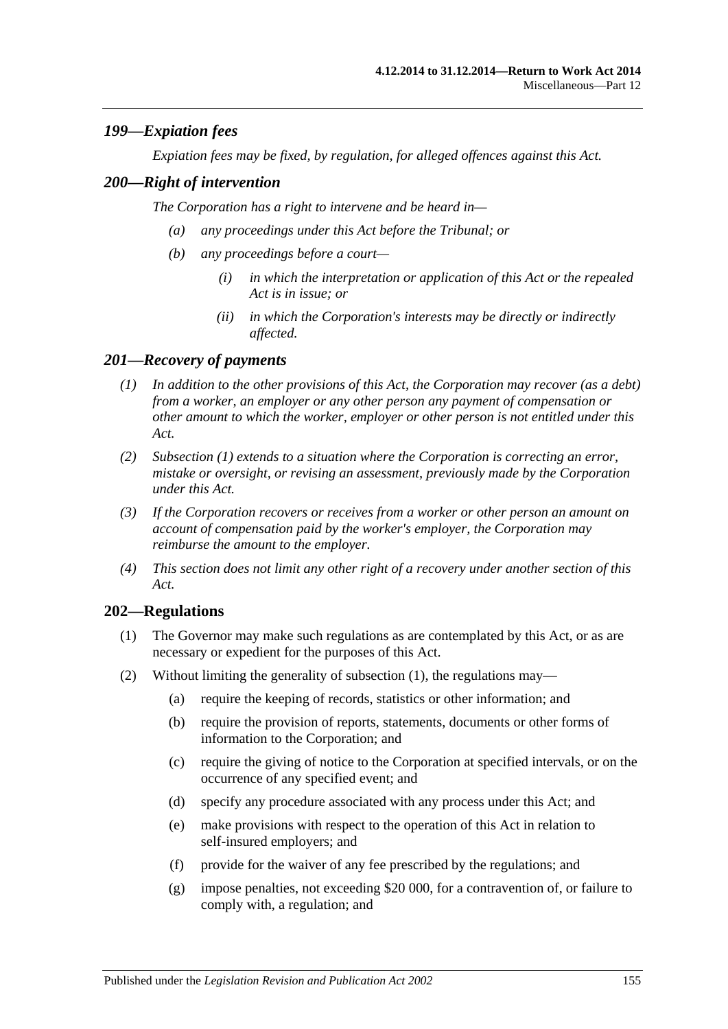## *199—Expiation fees*

*Expiation fees may be fixed, by regulation, for alleged offences against this Act.*

## *200—Right of intervention*

*The Corporation has a right to intervene and be heard in—*

- *(a) any proceedings under this Act before the Tribunal; or*
- *(b) any proceedings before a court—*
  - *(i) in which the interpretation or application of this Act or the repealed Act is in issue; or*
  - *(ii) in which the Corporation's interests may be directly or indirectly affected.*

## *201—Recovery of payments*

*(1) In addition to the other provisions of this Act, the Corporation may recover (as a debt) from a worker, an employer or any other person any payment of compensation or other amount to which the worker, employer or other person is not entitled under this Act.*

*(2) Subsection (1) extends to a situation where the Corporation is correcting an error, mistake or oversight, or revising an assessment, previously made by the Corporation under this Act.*

*(3) If the Corporation recovers or receives from a worker or other person an amount on account of compensation paid by the worker's employer, the Corporation may reimburse the amount to the employer.*

*(4) This section does not limit any other right of a recovery under another section of this Act.*

## 202—Regulations

(1) The Governor may make such regulations as are contemplated by this Act, or as are necessary or expedient for the purposes of this Act.

(2) Without limiting the generality of subsection (1), the regulations may—

- (a) require the keeping of records, statistics or other information; and
- (b) require the provision of reports, statements, documents or other forms of information to the Corporation; and
- (c) require the giving of notice to the Corporation at specified intervals, or on the occurrence of any specified event; and
- (d) specify any procedure associated with any process under this Act; and
- (e) make provisions with respect to the operation of this Act in relation to self-insured employers; and
- (f) provide for the waiver of any fee prescribed by the regulations; and
- (g) impose penalties, not exceeding $20 000, for a contravention of, or failure to comply with, a regulation; and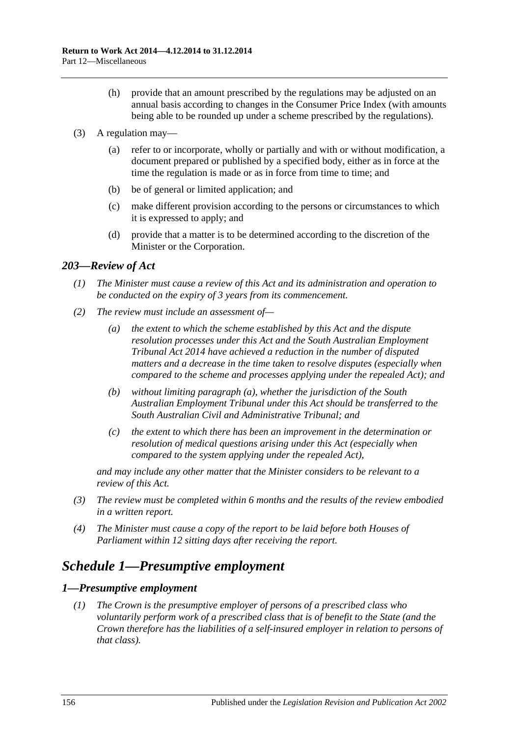(h) provide that an amount prescribed by the regulations may be adjusted on an annual basis according to changes in the Consumer Price Index (with amounts being able to be rounded up under a scheme prescribed by the regulations).

(3) A regulation may—

(a) refer to or incorporate, wholly or partially and with or without modification, a document prepared or published by a specified body, either as in force at the time the regulation is made or as in force from time to time; and

(b) be of general or limited application; and

(c) make different provision according to the persons or circumstances to which it is expressed to apply; and

(d) provide that a matter is to be determined according to the discretion of the Minister or the Corporation.

### *203—Review of Act*

*(1) The Minister must cause a review of this Act and its administration and operation to be conducted on the expiry of 3 years from its commencement.*

*(2) The review must include an assessment of—*

*(a) the extent to which the scheme established by this Act and the dispute resolution processes under this Act and the South Australian Employment Tribunal Act 2014 have achieved a reduction in the number of disputed matters and a decrease in the time taken to resolve disputes (especially when compared to the scheme and processes applying under the repealed Act); and*

*(b) without limiting paragraph (a), whether the jurisdiction of the South Australian Employment Tribunal under this Act should be transferred to the South Australian Civil and Administrative Tribunal; and*

*(c) the extent to which there has been an improvement in the determination or resolution of medical questions arising under this Act (especially when compared to the system applying under the repealed Act),*

*and may include any other matter that the Minister considers to be relevant to a review of this Act.*

*(3) The review must be completed within 6 months and the results of the review embodied in a written report.*

*(4) The Minister must cause a copy of the report to be laid before both Houses of Parliament within 12 sitting days after receiving the report.*

## *Schedule 1—Presumptive employment*

### *1—Presumptive employment*

*(1) The Crown is the presumptive employer of persons of a prescribed class who voluntarily perform work of a prescribed class that is of benefit to the State (and the Crown therefore has the liabilities of a self-insured employer in relation to persons of that class).*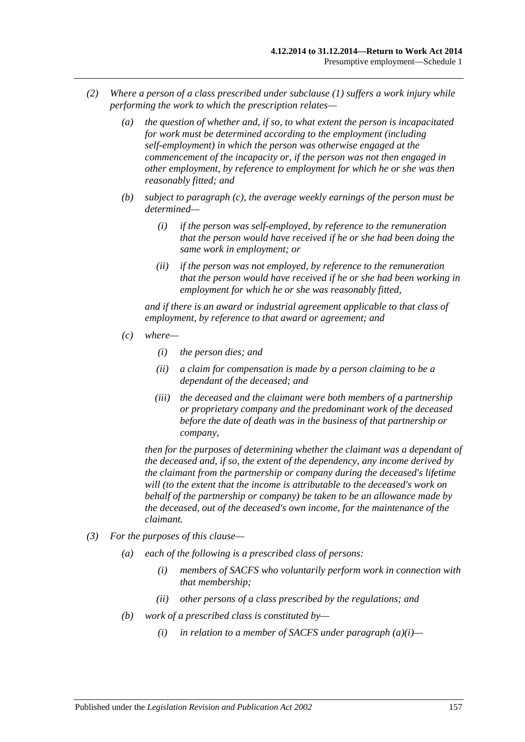*(2) Where a person of a class prescribed under subclause (1) suffers a work injury while performing the work to which the prescription relates—*

*(a) the question of whether and, if so, to what extent the person is incapacitated for work must be determined according to the employment (including self-employment) in which the person was otherwise engaged at the commencement of the incapacity or, if the person was not then engaged in other employment, by reference to employment for which he or she was then reasonably fitted; and*

*(b) subject to paragraph (c), the average weekly earnings of the person must be determined—*

*(i) if the person was self-employed, by reference to the remuneration that the person would have received if he or she had been doing the same work in employment; or*

*(ii) if the person was not employed, by reference to the remuneration that the person would have received if he or she had been working in employment for which he or she was reasonably fitted,*

*and if there is an award or industrial agreement applicable to that class of employment, by reference to that award or agreement; and*

*(c) where—*

*(i) the person dies; and*

*(ii) a claim for compensation is made by a person claiming to be a dependant of the deceased; and*

*(iii) the deceased and the claimant were both members of a partnership or proprietary company and the predominant work of the deceased before the date of death was in the business of that partnership or company,*

*then for the purposes of determining whether the claimant was a dependant of the deceased and, if so, the extent of the dependency, any income derived by the claimant from the partnership or company during the deceased's lifetime will (to the extent that the income is attributable to the deceased's work on behalf of the partnership or company) be taken to be an allowance made by the deceased, out of the deceased's own income, for the maintenance of the claimant.*

*(3) For the purposes of this clause—*

*(a) each of the following is a prescribed class of persons:*

*(i) members of SACFS who voluntarily perform work in connection with that membership;*

*(ii) other persons of a class prescribed by the regulations; and*

*(b) work of a prescribed class is constituted by—*

*(i) in relation to a member of SACFS under paragraph (a)(i)—*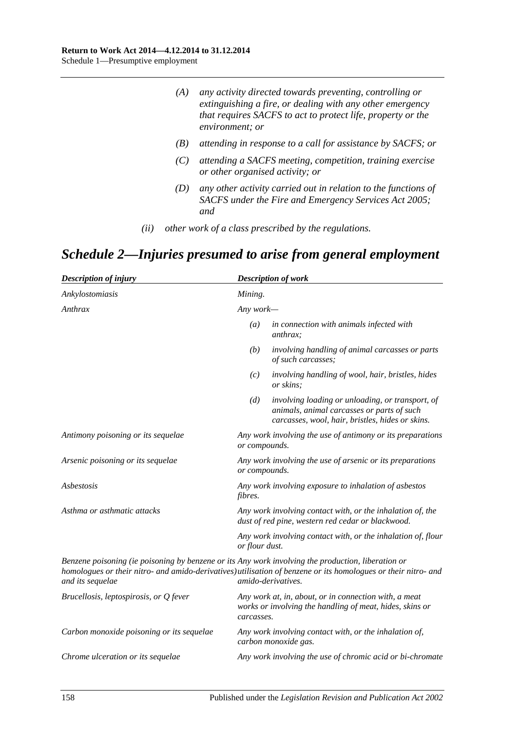(A) *any activity directed towards preventing, controlling or extinguishing a fire, or dealing with any other emergency that requires SACFS to act to protect life, property or the environment; or*

(B) *attending in response to a call for assistance by SACFS; or*

(C) *attending a SACFS meeting, competition, training exercise or other organised activity; or*

(D) *any other activity carried out in relation to the functions of SACFS under the Fire and Emergency Services Act 2005; and*

(ii) *other work of a class prescribed by the regulations.*

# Schedule 2—Injuries presumed to arise from general employment

| *Description of injury* | *Description of work* |
|---|---|
| *Ankylostomiasis* | *Mining.* |
| *Anthrax* | *Any work—*<br>(a) *in connection with animals infected with anthrax;*<br>(b) *involving handling of animal carcasses or parts of such carcasses;*<br>(c) *involving handling of wool, hair, bristles, hides or skins;*<br>(d) *involving loading or unloading, or transport, of animals, animal carcasses or parts of such carcasses, wool, hair, bristles, hides or skins.* |
| *Antimony poisoning or its sequelae* | *Any work involving the use of antimony or its preparations or compounds.* |
| *Arsenic poisoning or its sequelae* | *Any work involving the use of arsenic or its preparations or compounds.* |
| *Asbestosis* | *Any work involving exposure to inhalation of asbestos fibres.* |
| *Asthma or asthmatic attacks* | *Any work involving contact with, or the inhalation of, the dust of red pine, western red cedar or blackwood.*<br>*Any work involving contact with, or the inhalation of, flour or flour dust.* |
| *Benzene poisoning (ie poisoning by benzene or its homologues or their nitro- and amido-derivatives) and its sequelae* | *Any work involving the production, liberation or utilisation of benzene or its homologues or their nitro- and amido-derivatives.* |
| *Brucellosis, leptospirosis, or Q fever* | *Any work at, in, about, or in connection with, a meat works or involving the handling of meat, hides, skins or carcasses.* |
| *Carbon monoxide poisoning or its sequelae* | *Any work involving contact with, or the inhalation of, carbon monoxide gas.* |
| *Chrome ulceration or its sequelae* | *Any work involving the use of chromic acid or bi-chromate* |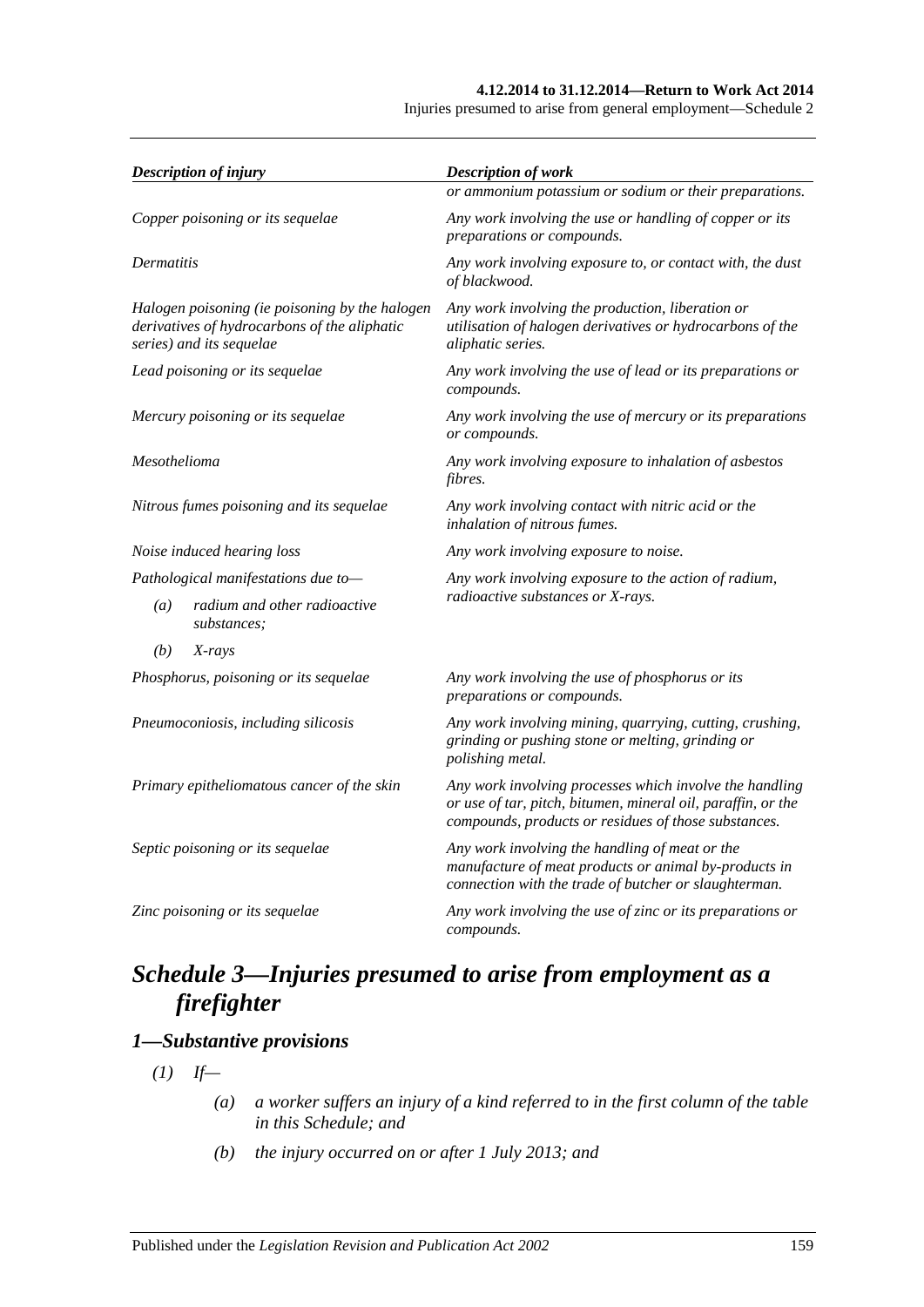| *Description of injury* | *Description of work* |
|---|---|
| | *or ammonium potassium or sodium or their preparations.* |
| *Copper poisoning or its sequelae* | *Any work involving the use or handling of copper or its preparations or compounds.* |
| *Dermatitis* | *Any work involving exposure to, or contact with, the dust of blackwood.* |
| *Halogen poisoning (ie poisoning by the halogen derivatives of hydrocarbons of the aliphatic series) and its sequelae* | *Any work involving the production, liberation or utilisation of halogen derivatives or hydrocarbons of the aliphatic series.* |
| *Lead poisoning or its sequelae* | *Any work involving the use of lead or its preparations or compounds.* |
| *Mercury poisoning or its sequelae* | *Any work involving the use of mercury or its preparations or compounds.* |
| *Mesothelioma* | *Any work involving exposure to inhalation of asbestos fibres.* |
| *Nitrous fumes poisoning and its sequelae* | *Any work involving contact with nitric acid or the inhalation of nitrous fumes.* |
| *Noise induced hearing loss* | *Any work involving exposure to noise.* |
| *Pathological manifestations due to—* <br> *(a) radium and other radioactive substances;* <br> *(b) X-rays* | *Any work involving exposure to the action of radium, radioactive substances or X-rays.* |
| *Phosphorus, poisoning or its sequelae* | *Any work involving the use of phosphorus or its preparations or compounds.* |
| *Pneumoconiosis, including silicosis* | *Any work involving mining, quarrying, cutting, crushing, grinding or pushing stone or melting, grinding or polishing metal.* |
| *Primary epitheliomatous cancer of the skin* | *Any work involving processes which involve the handling or use of tar, pitch, bitumen, mineral oil, paraffin, or the compounds, products or residues of those substances.* |
| *Septic poisoning or its sequelae* | *Any work involving the handling of meat or the manufacture of meat products or animal by-products in connection with the trade of butcher or slaughterman.* |
| *Zinc poisoning or its sequelae* | *Any work involving the use of zinc or its preparations or compounds.* |

# *Schedule 3—Injuries presumed to arise from employment as a firefighter*

## *1—Substantive provisions*

*(1) If—*

*(a) a worker suffers an injury of a kind referred to in the first column of the table in this Schedule; and*

*(b) the injury occurred on or after 1 July 2013; and*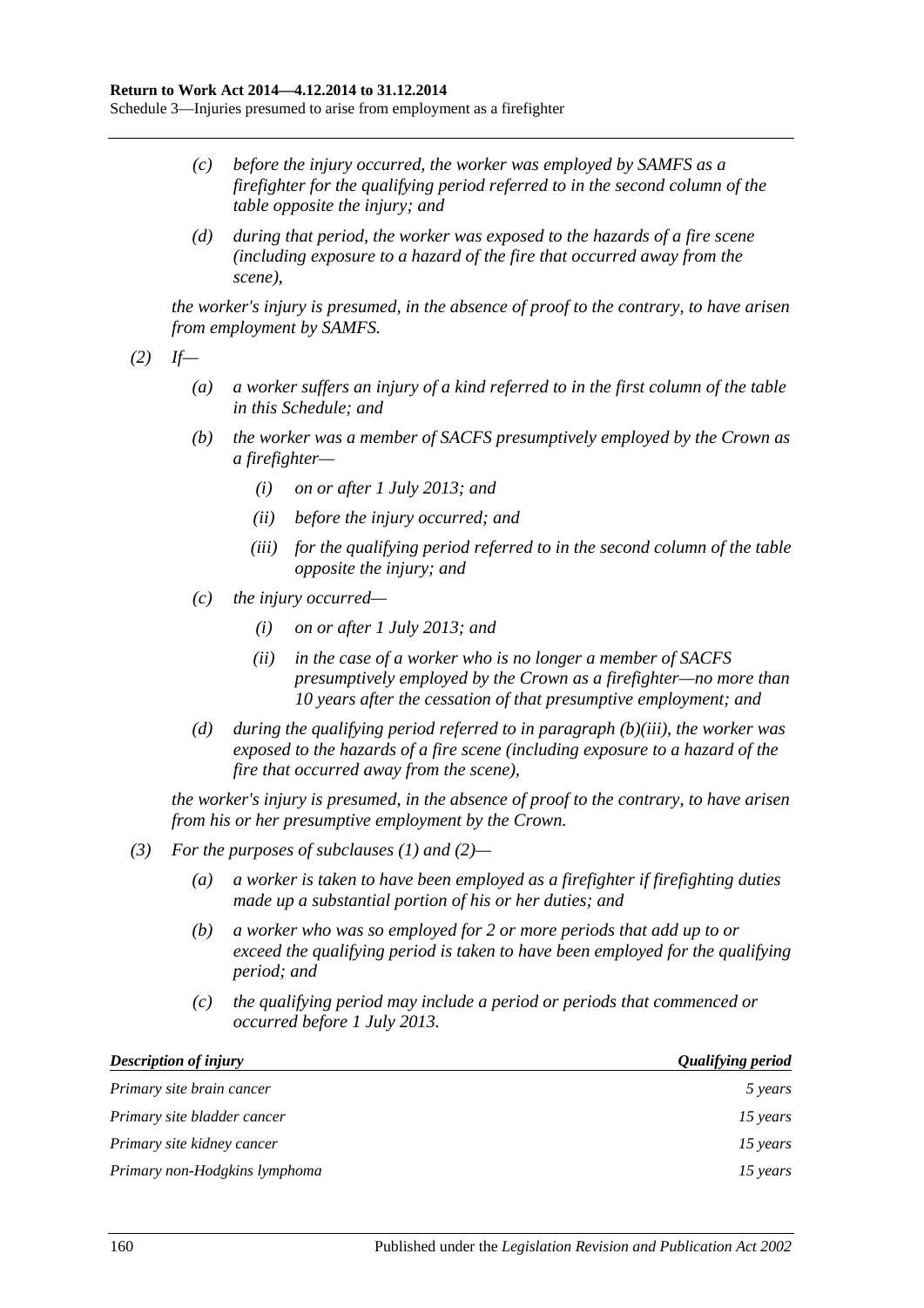*(c) before the injury occurred, the worker was employed by SAMFS as a firefighter for the qualifying period referred to in the second column of the table opposite the injury; and*

*(d) during that period, the worker was exposed to the hazards of a fire scene (including exposure to a hazard of the fire that occurred away from the scene),*

*the worker's injury is presumed, in the absence of proof to the contrary, to have arisen from employment by SAMFS.*

*(2) If—*

*(a) a worker suffers an injury of a kind referred to in the first column of the table in this Schedule; and*

*(b) the worker was a member of SACFS presumptively employed by the Crown as a firefighter—*

*(i) on or after 1 July 2013; and*

*(ii) before the injury occurred; and*

*(iii) for the qualifying period referred to in the second column of the table opposite the injury; and*

*(c) the injury occurred—*

*(i) on or after 1 July 2013; and*

*(ii) in the case of a worker who is no longer a member of SACFS presumptively employed by the Crown as a firefighter—no more than 10 years after the cessation of that presumptive employment; and*

*(d) during the qualifying period referred to in paragraph (b)(iii), the worker was exposed to the hazards of a fire scene (including exposure to a hazard of the fire that occurred away from the scene),*

*the worker's injury is presumed, in the absence of proof to the contrary, to have arisen from his or her presumptive employment by the Crown.*

*(3) For the purposes of subclauses (1) and (2)—*

*(a) a worker is taken to have been employed as a firefighter if firefighting duties made up a substantial portion of his or her duties; and*

*(b) a worker who was so employed for 2 or more periods that add up to or exceed the qualifying period is taken to have been employed for the qualifying period; and*

*(c) the qualifying period may include a period or periods that commenced or occurred before 1 July 2013.*

| ***Description of injury*** | ***Qualifying period*** |
| --- | --- |
| *Primary site brain cancer* | *5 years* |
| *Primary site bladder cancer* | *15 years* |
| *Primary site kidney cancer* | *15 years* |
| *Primary non-Hodgkins lymphoma* | *15 years* |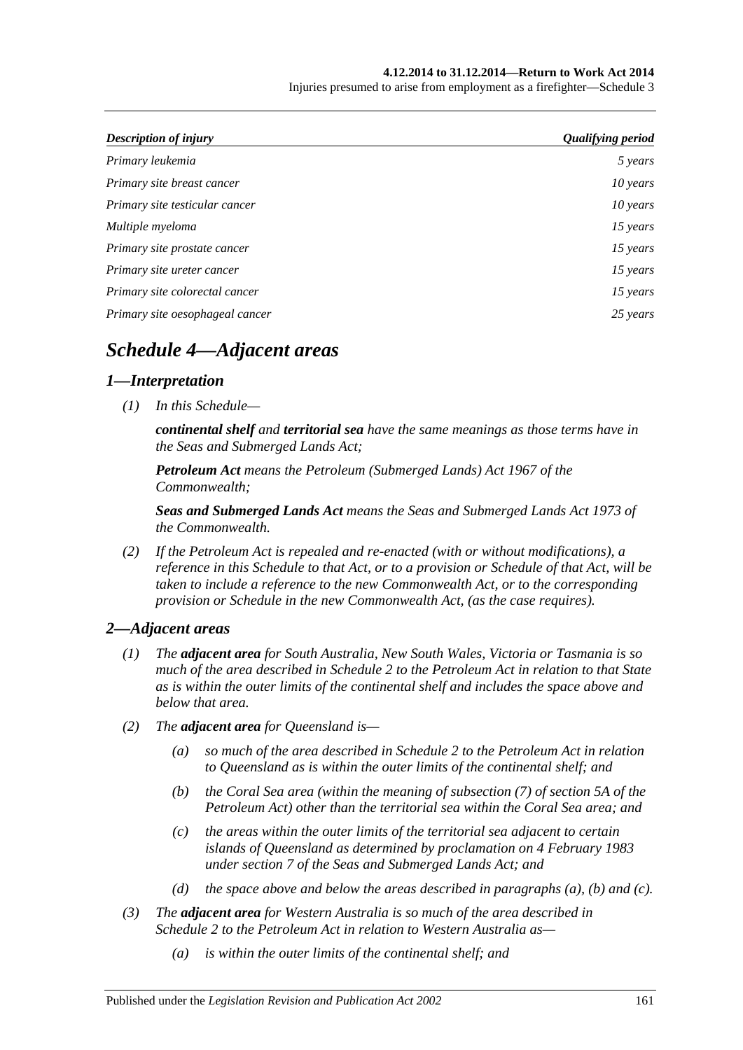| *Description of injury* | *Qualifying period* |
|---|---|
| *Primary leukemia* | *5 years* |
| *Primary site breast cancer* | *10 years* |
| *Primary site testicular cancer* | *10 years* |
| *Multiple myeloma* | *15 years* |
| *Primary site prostate cancer* | *15 years* |
| *Primary site ureter cancer* | *15 years* |
| *Primary site colorectal cancer* | *15 years* |
| *Primary site oesophageal cancer* | *25 years* |

# *Schedule 4—Adjacent areas*

## *1—Interpretation*

*(1) In this Schedule—*

***continental shelf*** *and* ***territorial sea*** *have the same meanings as those terms have in the Seas and Submerged Lands Act;*

***Petroleum Act*** *means the Petroleum (Submerged Lands) Act 1967 of the Commonwealth;*

***Seas and Submerged Lands Act*** *means the Seas and Submerged Lands Act 1973 of the Commonwealth.*

*(2) If the Petroleum Act is repealed and re-enacted (with or without modifications), a reference in this Schedule to that Act, or to a provision or Schedule of that Act, will be taken to include a reference to the new Commonwealth Act, or to the corresponding provision or Schedule in the new Commonwealth Act, (as the case requires).*

## *2—Adjacent areas*

*(1) The* ***adjacent area*** *for South Australia, New South Wales, Victoria or Tasmania is so much of the area described in Schedule 2 to the Petroleum Act in relation to that State as is within the outer limits of the continental shelf and includes the space above and below that area.*

*(2) The* ***adjacent area*** *for Queensland is—*

*(a) so much of the area described in Schedule 2 to the Petroleum Act in relation to Queensland as is within the outer limits of the continental shelf; and*

*(b) the Coral Sea area (within the meaning of subsection (7) of section 5A of the Petroleum Act) other than the territorial sea within the Coral Sea area; and*

*(c) the areas within the outer limits of the territorial sea adjacent to certain islands of Queensland as determined by proclamation on 4 February 1983 under section 7 of the Seas and Submerged Lands Act; and*

*(d) the space above and below the areas described in paragraphs (a), (b) and (c).*

*(3) The* ***adjacent area*** *for Western Australia is so much of the area described in Schedule 2 to the Petroleum Act in relation to Western Australia as—*

*(a) is within the outer limits of the continental shelf; and*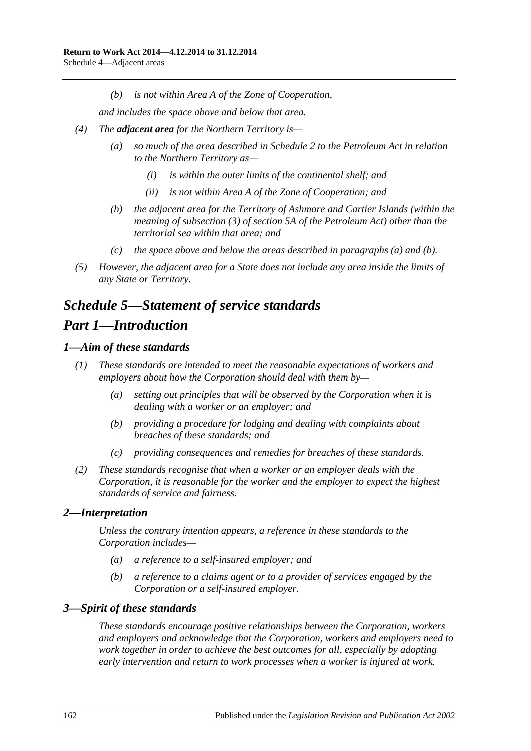*(b) is not within Area A of the Zone of Cooperation,*

*and includes the space above and below that area.*

*(4) The **adjacent area** for the Northern Territory is—*

*(a) so much of the area described in Schedule 2 to the Petroleum Act in relation to the Northern Territory as—*

*(i) is within the outer limits of the continental shelf; and*

*(ii) is not within Area A of the Zone of Cooperation; and*

*(b) the adjacent area for the Territory of Ashmore and Cartier Islands (within the meaning of subsection (3) of section 5A of the Petroleum Act) other than the territorial sea within that area; and*

*(c) the space above and below the areas described in paragraphs (a) and (b).*

*(5) However, the adjacent area for a State does not include any area inside the limits of any State or Territory.*

# *Schedule 5—Statement of service standards*

# *Part 1—Introduction*

### *1—Aim of these standards*

*(1) These standards are intended to meet the reasonable expectations of workers and employers about how the Corporation should deal with them by—*

*(a) setting out principles that will be observed by the Corporation when it is dealing with a worker or an employer; and*

*(b) providing a procedure for lodging and dealing with complaints about breaches of these standards; and*

*(c) providing consequences and remedies for breaches of these standards.*

*(2) These standards recognise that when a worker or an employer deals with the Corporation, it is reasonable for the worker and the employer to expect the highest standards of service and fairness.*

### *2—Interpretation*

*Unless the contrary intention appears, a reference in these standards to the Corporation includes—*

*(a) a reference to a self-insured employer; and*

*(b) a reference to a claims agent or to a provider of services engaged by the Corporation or a self-insured employer.*

### *3—Spirit of these standards*

*These standards encourage positive relationships between the Corporation, workers and employers and acknowledge that the Corporation, workers and employers need to work together in order to achieve the best outcomes for all, especially by adopting early intervention and return to work processes when a worker is injured at work.*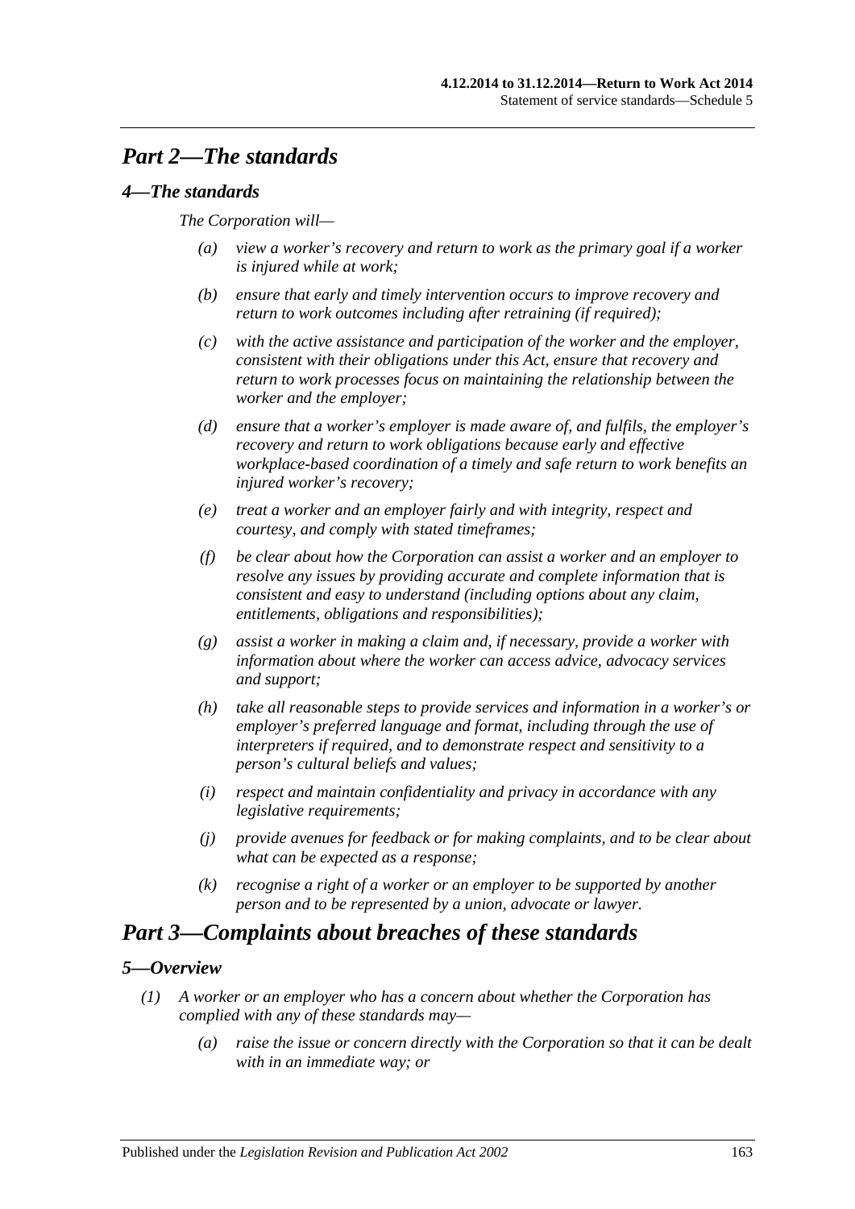# *Part 2—The standards*

## *4—The standards*

*The Corporation will—*

- *(a) view a worker's recovery and return to work as the primary goal if a worker is injured while at work;*
- *(b) ensure that early and timely intervention occurs to improve recovery and return to work outcomes including after retraining (if required);*
- *(c) with the active assistance and participation of the worker and the employer, consistent with their obligations under this Act, ensure that recovery and return to work processes focus on maintaining the relationship between the worker and the employer;*
- *(d) ensure that a worker's employer is made aware of, and fulfils, the employer's recovery and return to work obligations because early and effective workplace-based coordination of a timely and safe return to work benefits an injured worker's recovery;*
- *(e) treat a worker and an employer fairly and with integrity, respect and courtesy, and comply with stated timeframes;*
- *(f) be clear about how the Corporation can assist a worker and an employer to resolve any issues by providing accurate and complete information that is consistent and easy to understand (including options about any claim, entitlements, obligations and responsibilities);*
- *(g) assist a worker in making a claim and, if necessary, provide a worker with information about where the worker can access advice, advocacy services and support;*
- *(h) take all reasonable steps to provide services and information in a worker's or employer's preferred language and format, including through the use of interpreters if required, and to demonstrate respect and sensitivity to a person's cultural beliefs and values;*
- *(i) respect and maintain confidentiality and privacy in accordance with any legislative requirements;*
- *(j) provide avenues for feedback or for making complaints, and to be clear about what can be expected as a response;*
- *(k) recognise a right of a worker or an employer to be supported by another person and to be represented by a union, advocate or lawyer.*

# *Part 3—Complaints about breaches of these standards*

## *5—Overview*

*(1) A worker or an employer who has a concern about whether the Corporation has complied with any of these standards may—*

- *(a) raise the issue or concern directly with the Corporation so that it can be dealt with in an immediate way; or*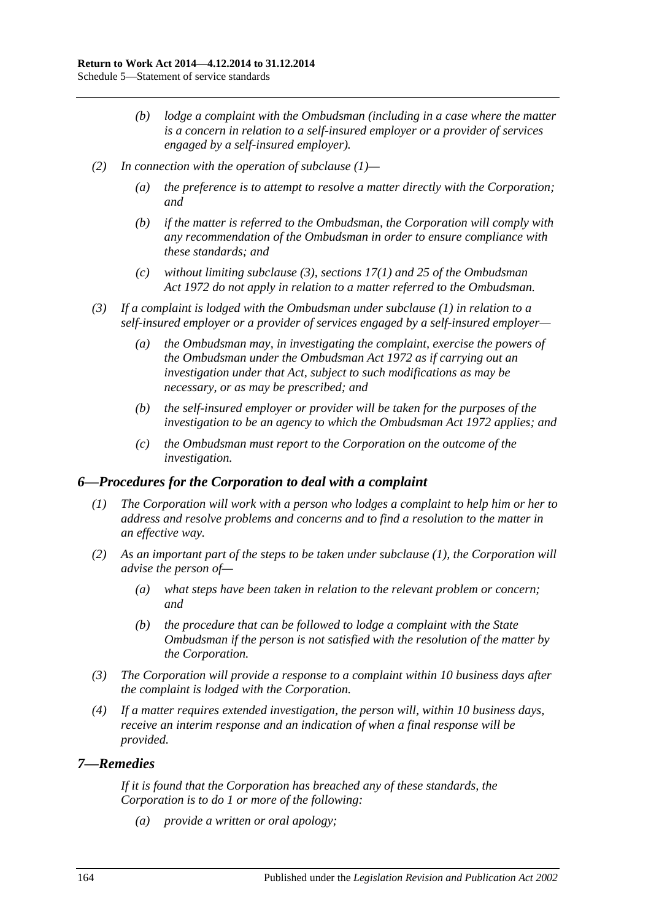*(b) lodge a complaint with the Ombudsman (including in a case where the matter is a concern in relation to a self-insured employer or a provider of services engaged by a self-insured employer).*

*(2) In connection with the operation of subclause (1)—*

*(a) the preference is to attempt to resolve a matter directly with the Corporation; and*

*(b) if the matter is referred to the Ombudsman, the Corporation will comply with any recommendation of the Ombudsman in order to ensure compliance with these standards; and*

*(c) without limiting subclause (3), sections 17(1) and 25 of the Ombudsman Act 1972 do not apply in relation to a matter referred to the Ombudsman.*

*(3) If a complaint is lodged with the Ombudsman under subclause (1) in relation to a self-insured employer or a provider of services engaged by a self-insured employer—*

*(a) the Ombudsman may, in investigating the complaint, exercise the powers of the Ombudsman under the Ombudsman Act 1972 as if carrying out an investigation under that Act, subject to such modifications as may be necessary, or as may be prescribed; and*

*(b) the self-insured employer or provider will be taken for the purposes of the investigation to be an agency to which the Ombudsman Act 1972 applies; and*

*(c) the Ombudsman must report to the Corporation on the outcome of the investigation.*

## *6—Procedures for the Corporation to deal with a complaint*

*(1) The Corporation will work with a person who lodges a complaint to help him or her to address and resolve problems and concerns and to find a resolution to the matter in an effective way.*

*(2) As an important part of the steps to be taken under subclause (1), the Corporation will advise the person of—*

*(a) what steps have been taken in relation to the relevant problem or concern; and*

*(b) the procedure that can be followed to lodge a complaint with the State Ombudsman if the person is not satisfied with the resolution of the matter by the Corporation.*

*(3) The Corporation will provide a response to a complaint within 10 business days after the complaint is lodged with the Corporation.*

*(4) If a matter requires extended investigation, the person will, within 10 business days, receive an interim response and an indication of when a final response will be provided.*

## *7—Remedies*

*If it is found that the Corporation has breached any of these standards, the Corporation is to do 1 or more of the following:*

*(a) provide a written or oral apology;*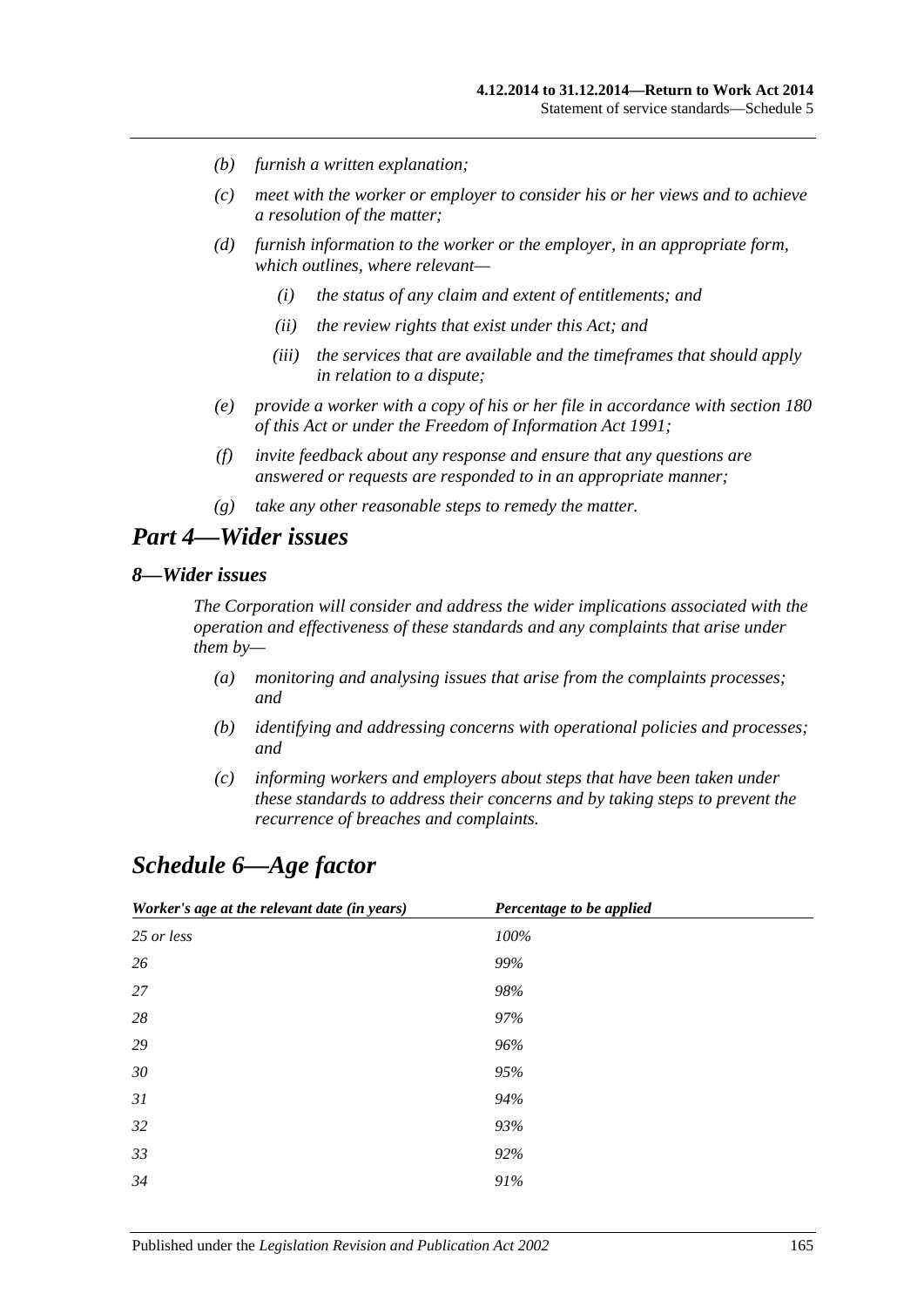- *(b)* *furnish a written explanation;*
- *(c)* *meet with the worker or employer to consider his or her views and to achieve a resolution of the matter;*
- *(d)* *furnish information to the worker or the employer, in an appropriate form, which outlines, where relevant—*
    - *(i)* *the status of any claim and extent of entitlements; and*
    - *(ii)* *the review rights that exist under this Act; and*
    - *(iii)* *the services that are available and the timeframes that should apply in relation to a dispute;*
- *(e)* *provide a worker with a copy of his or her file in accordance with section 180 of this Act or under the Freedom of Information Act 1991;*
- *(f)* *invite feedback about any response and ensure that any questions are answered or requests are responded to in an appropriate manner;*
- *(g)* *take any other reasonable steps to remedy the matter.*

## *Part 4—Wider issues*

### *8—Wider issues*

*The Corporation will consider and address the wider implications associated with the operation and effectiveness of these standards and any complaints that arise under them by—*

- *(a)* *monitoring and analysing issues that arise from the complaints processes; and*
- *(b)* *identifying and addressing concerns with operational policies and processes; and*
- *(c)* *informing workers and employers about steps that have been taken under these standards to address their concerns and by taking steps to prevent the recurrence of breaches and complaints.*

# *Schedule 6—Age factor*

| *Worker's age at the relevant date (in years)* | *Percentage to be applied* |
|---|---|
| *25 or less* | *100%* |
| *26* | *99%* |
| *27* | *98%* |
| *28* | *97%* |
| *29* | *96%* |
| *30* | *95%* |
| *31* | *94%* |
| *32* | *93%* |
| *33* | *92%* |
| *34* | *91%* |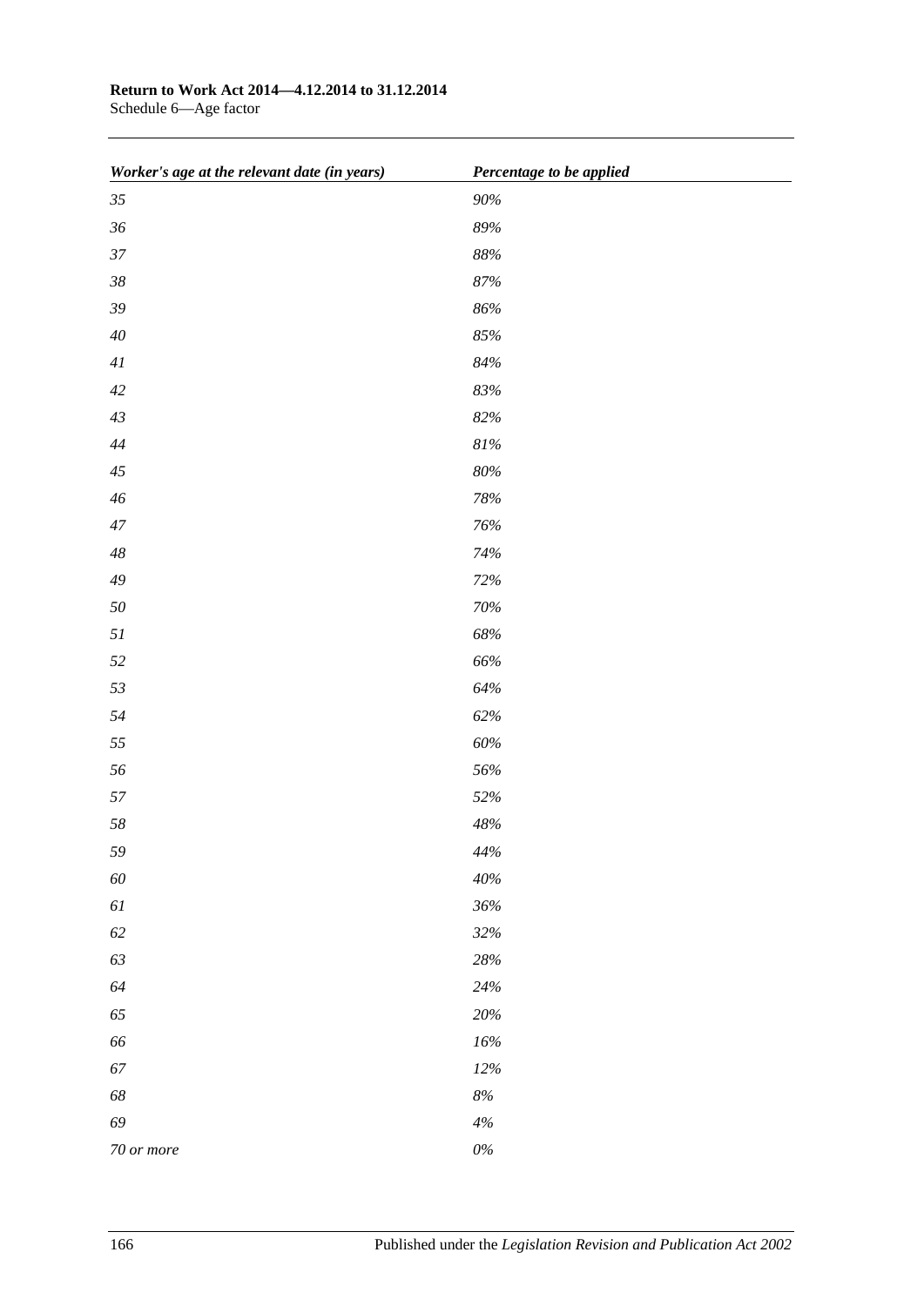| *Worker's age at the relevant date (in years)* | *Percentage to be applied* |
| --- | --- |
| *35* | *90%* |
| *36* | *89%* |
| *37* | *88%* |
| *38* | *87%* |
| *39* | *86%* |
| *40* | *85%* |
| *41* | *84%* |
| *42* | *83%* |
| *43* | *82%* |
| *44* | *81%* |
| *45* | *80%* |
| *46* | *78%* |
| *47* | *76%* |
| *48* | *74%* |
| *49* | *72%* |
| *50* | *70%* |
| *51* | *68%* |
| *52* | *66%* |
| *53* | *64%* |
| *54* | *62%* |
| *55* | *60%* |
| *56* | *56%* |
| *57* | *52%* |
| *58* | *48%* |
| *59* | *44%* |
| *60* | *40%* |
| *61* | *36%* |
| *62* | *32%* |
| *63* | *28%* |
| *64* | *24%* |
| *65* | *20%* |
| *66* | *16%* |
| *67* | *12%* |
| *68* | *8%* |
| *69* | *4%* |
| *70 or more* | *0%* |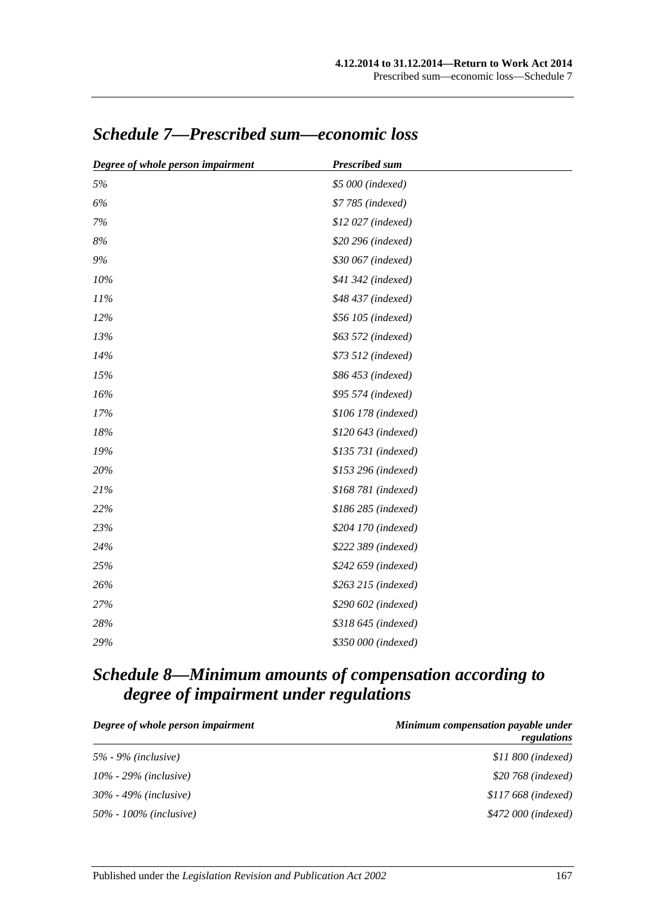## *Schedule 7—Prescribed sum—economic loss*

| *Degree of whole person impairment* | *Prescribed sum* |
|---|---|
| *5%* | *$5 000 (indexed)* |
| *6%* | *$7 785 (indexed)* |
| *7%* | *$12 027 (indexed)* |
| *8%* | *$20 296 (indexed)* |
| *9%* | *$30 067 (indexed)* |
| *10%* | *$41 342 (indexed)* |
| *11%* | *$48 437 (indexed)* |
| *12%* | *$56 105 (indexed)* |
| *13%* | *$63 572 (indexed)* |
| *14%* | *$73 512 (indexed)* |
| *15%* | *$86 453 (indexed)* |
| *16%* | *$95 574 (indexed)* |
| *17%* | *$106 178 (indexed)* |
| *18%* | *$120 643 (indexed)* |
| *19%* | *$135 731 (indexed)* |
| *20%* | *$153 296 (indexed)* |
| *21%* | *$168 781 (indexed)* |
| *22%* | *$186 285 (indexed)* |
| *23%* | *$204 170 (indexed)* |
| *24%* | *$222 389 (indexed)* |
| *25%* | *$242 659 (indexed)* |
| *26%* | *$263 215 (indexed)* |
| *27%* | *$290 602 (indexed)* |
| *28%* | *$318 645 (indexed)* |
| *29%* | *$350 000 (indexed)* |

## *Schedule 8—Minimum amounts of compensation according to degree of impairment under regulations*

| *Degree of whole person impairment* | *Minimum compensation payable under regulations* |
|---|---|
| *5% - 9% (inclusive)* | *$11 800 (indexed)* |
| *10% - 29% (inclusive)* | *$20 768 (indexed)* |
| *30% - 49% (inclusive)* | *$117 668 (indexed)* |
| *50% - 100% (inclusive)* | *$472 000 (indexed)* |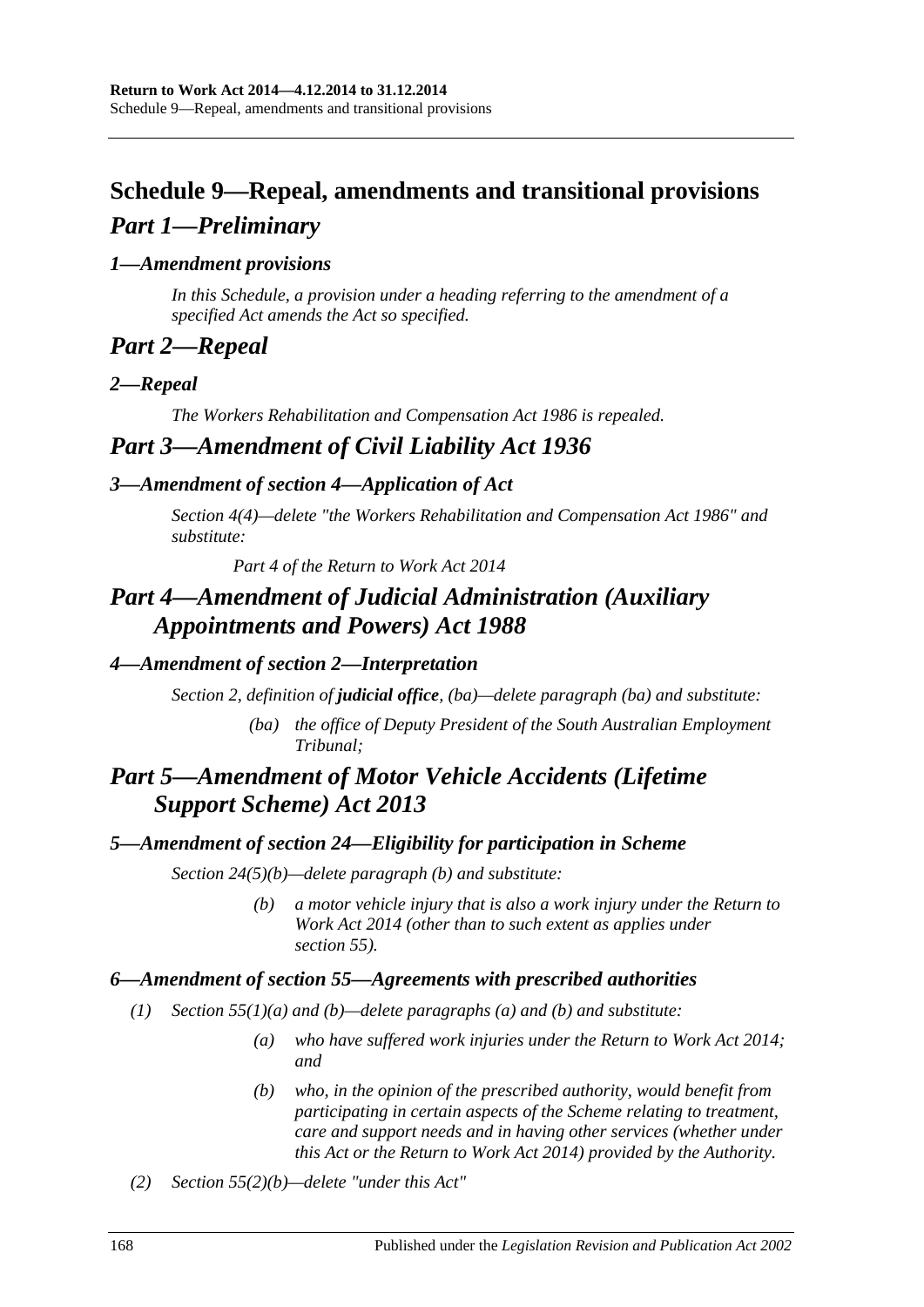# Schedule 9—Repeal, amendments and transitional provisions

## *Part 1—Preliminary*

### *1—Amendment provisions*

*In this Schedule, a provision under a heading referring to the amendment of a specified Act amends the Act so specified.*

## *Part 2—Repeal*

### *2—Repeal*

*The Workers Rehabilitation and Compensation Act 1986 is repealed.*

## *Part 3—Amendment of Civil Liability Act 1936*

### *3—Amendment of section 4—Application of Act*

*Section 4(4)—delete "the Workers Rehabilitation and Compensation Act 1986" and substitute:*

*Part 4 of the Return to Work Act 2014*

## *Part 4—Amendment of Judicial Administration (Auxiliary Appointments and Powers) Act 1988*

### *4—Amendment of section 2—Interpretation*

*Section 2, definition of **judicial office**, (ba)—delete paragraph (ba) and substitute:*

*(ba) the office of Deputy President of the South Australian Employment Tribunal;*

## *Part 5—Amendment of Motor Vehicle Accidents (Lifetime Support Scheme) Act 2013*

### *5—Amendment of section 24—Eligibility for participation in Scheme*

*Section 24(5)(b)—delete paragraph (b) and substitute:*

*(b) a motor vehicle injury that is also a work injury under the Return to Work Act 2014 (other than to such extent as applies under section 55).*

### *6—Amendment of section 55—Agreements with prescribed authorities*

*(1) Section 55(1)(a) and (b)—delete paragraphs (a) and (b) and substitute:*

*(a) who have suffered work injuries under the Return to Work Act 2014; and*

*(b) who, in the opinion of the prescribed authority, would benefit from participating in certain aspects of the Scheme relating to treatment, care and support needs and in having other services (whether under this Act or the Return to Work Act 2014) provided by the Authority.*

*(2) Section 55(2)(b)—delete "under this Act"*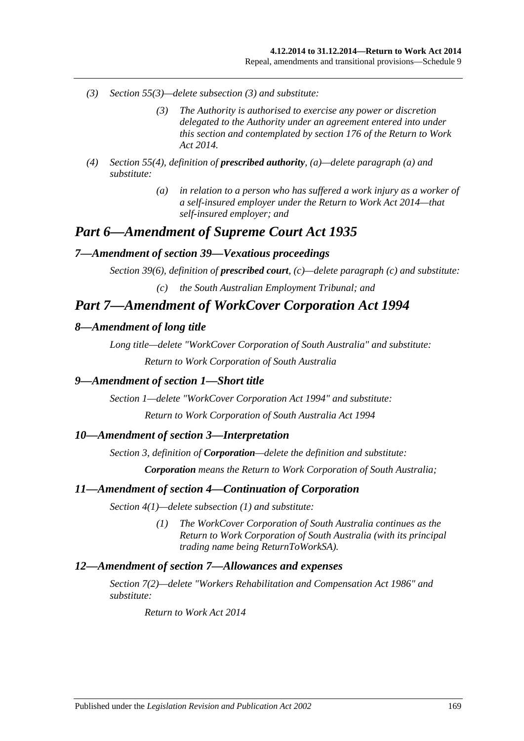*(3) Section 55(3)—delete subsection (3) and substitute:*

> *(3) The Authority is authorised to exercise any power or discretion delegated to the Authority under an agreement entered into under this section and contemplated by section 176 of the Return to Work Act 2014.*

*(4) Section 55(4), definition of **prescribed authority**, (a)—delete paragraph (a) and substitute:*

> *(a) in relation to a person who has suffered a work injury as a worker of a self-insured employer under the Return to Work Act 2014—that self-insured employer; and*

## *Part 6—Amendment of Supreme Court Act 1935*

### *7—Amendment of section 39—Vexatious proceedings*

*Section 39(6), definition of **prescribed court**, (c)—delete paragraph (c) and substitute:*

> *(c) the South Australian Employment Tribunal; and*

## *Part 7—Amendment of WorkCover Corporation Act 1994*

### *8—Amendment of long title*

*Long title—delete "WorkCover Corporation of South Australia" and substitute:*

> *Return to Work Corporation of South Australia*

### *9—Amendment of section 1—Short title*

*Section 1—delete "WorkCover Corporation Act 1994" and substitute:*

> *Return to Work Corporation of South Australia Act 1994*

### *10—Amendment of section 3—Interpretation*

*Section 3, definition of **Corporation**—delete the definition and substitute:*

> ***Corporation** means the Return to Work Corporation of South Australia;*

### *11—Amendment of section 4—Continuation of Corporation*

*Section 4(1)—delete subsection (1) and substitute:*

> *(1) The WorkCover Corporation of South Australia continues as the Return to Work Corporation of South Australia (with its principal trading name being ReturnToWorkSA).*

### *12—Amendment of section 7—Allowances and expenses*

*Section 7(2)—delete "Workers Rehabilitation and Compensation Act 1986" and substitute:*

> *Return to Work Act 2014*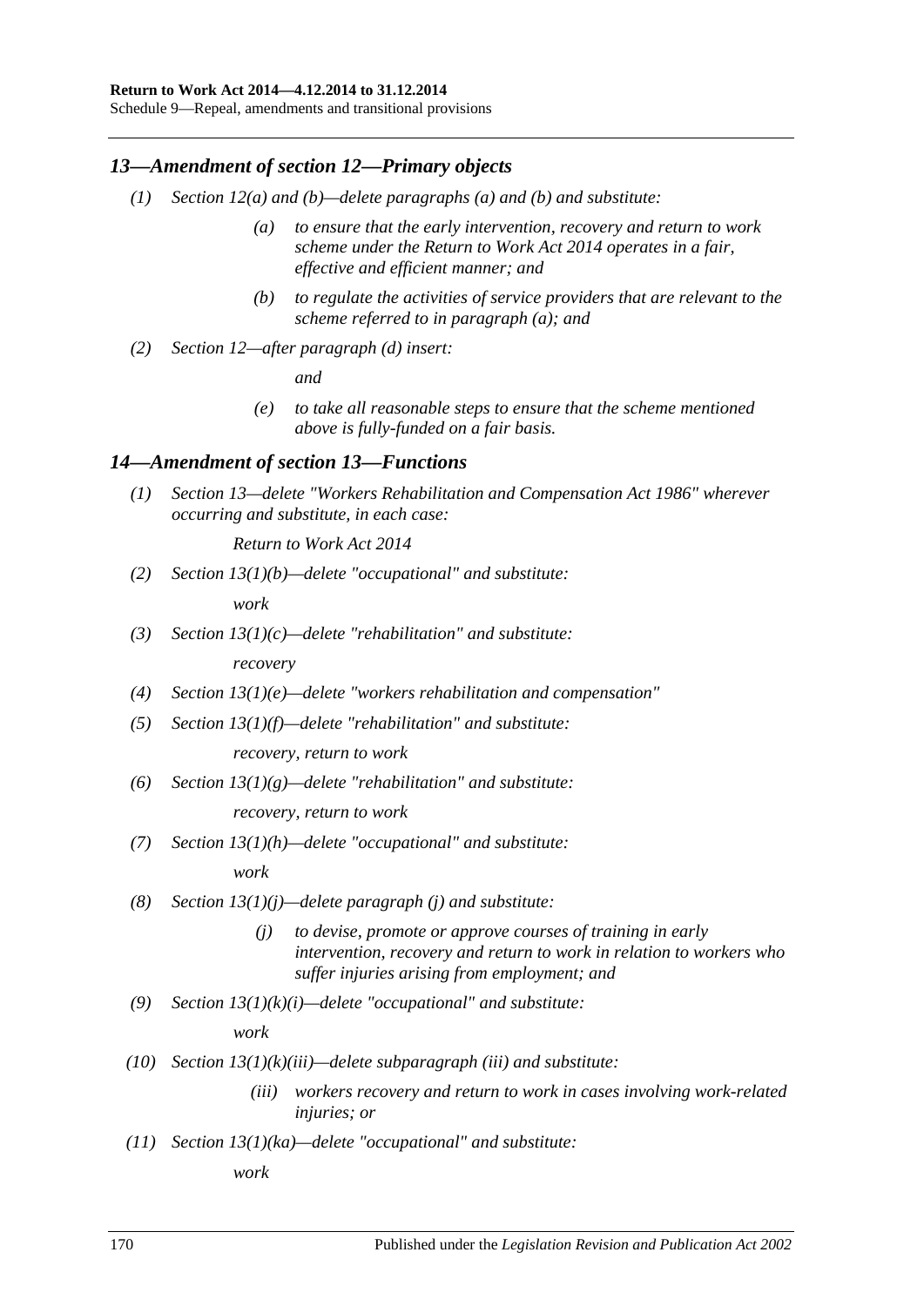## *13—Amendment of section 12—Primary objects*

*(1) Section 12(a) and (b)—delete paragraphs (a) and (b) and substitute:*

> *(a) to ensure that the early intervention, recovery and return to work scheme under the Return to Work Act 2014 operates in a fair, effective and efficient manner; and*
>
> *(b) to regulate the activities of service providers that are relevant to the scheme referred to in paragraph (a); and*

*(2) Section 12—after paragraph (d) insert:*

> *and*
>
> *(e) to take all reasonable steps to ensure that the scheme mentioned above is fully-funded on a fair basis.*

## *14—Amendment of section 13—Functions*

*(1) Section 13—delete "Workers Rehabilitation and Compensation Act 1986" wherever occurring and substitute, in each case:*

> *Return to Work Act 2014*

*(2) Section 13(1)(b)—delete "occupational" and substitute:*

> *work*

*(3) Section 13(1)(c)—delete "rehabilitation" and substitute:*

> *recovery*

*(4) Section 13(1)(e)—delete "workers rehabilitation and compensation"*

*(5) Section 13(1)(f)—delete "rehabilitation" and substitute:*

> *recovery, return to work*

*(6) Section 13(1)(g)—delete "rehabilitation" and substitute:*

> *recovery, return to work*

*(7) Section 13(1)(h)—delete "occupational" and substitute:*

> *work*

*(8) Section 13(1)(j)—delete paragraph (j) and substitute:*

> *(j) to devise, promote or approve courses of training in early intervention, recovery and return to work in relation to workers who suffer injuries arising from employment; and*

*(9) Section 13(1)(k)(i)—delete "occupational" and substitute:*

> *work*

*(10) Section 13(1)(k)(iii)—delete subparagraph (iii) and substitute:*

> *(iii) workers recovery and return to work in cases involving work-related injuries; or*

*(11) Section 13(1)(ka)—delete "occupational" and substitute:*

> *work*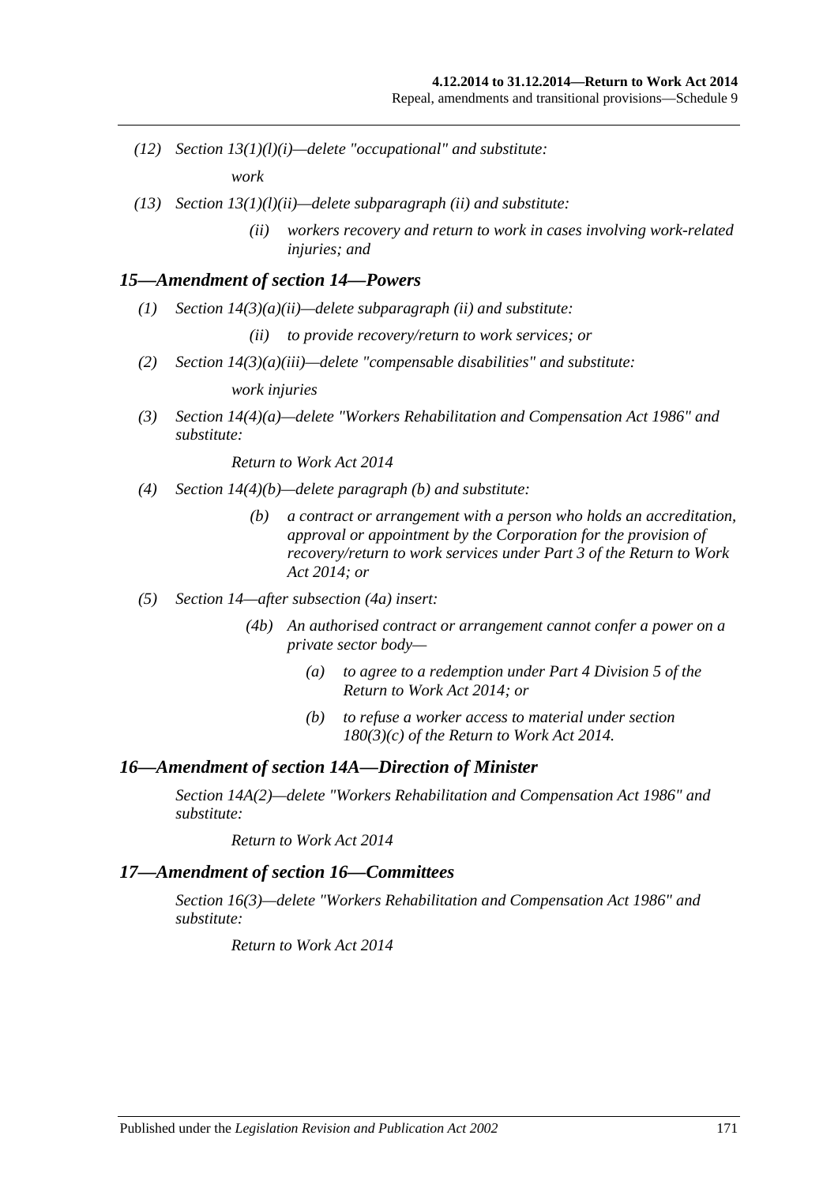*(12) Section 13(1)(l)(i)—delete "occupational" and substitute:*

*work*

*(13) Section 13(1)(l)(ii)—delete subparagraph (ii) and substitute:*

*(ii) workers recovery and return to work in cases involving work-related injuries; and*

### *15—Amendment of section 14—Powers*

*(1) Section 14(3)(a)(ii)—delete subparagraph (ii) and substitute:*

*(ii) to provide recovery/return to work services; or*

*(2) Section 14(3)(a)(iii)—delete "compensable disabilities" and substitute:*

*work injuries*

*(3) Section 14(4)(a)—delete "Workers Rehabilitation and Compensation Act 1986" and substitute:*

*Return to Work Act 2014*

*(4) Section 14(4)(b)—delete paragraph (b) and substitute:*

*(b) a contract or arrangement with a person who holds an accreditation, approval or appointment by the Corporation for the provision of recovery/return to work services under Part 3 of the Return to Work Act 2014; or*

*(5) Section 14—after subsection (4a) insert:*

*(4b) An authorised contract or arrangement cannot confer a power on a private sector body—*

*(a) to agree to a redemption under Part 4 Division 5 of the Return to Work Act 2014; or*

*(b) to refuse a worker access to material under section 180(3)(c) of the Return to Work Act 2014.*

### *16—Amendment of section 14A—Direction of Minister*

*Section 14A(2)—delete "Workers Rehabilitation and Compensation Act 1986" and substitute:*

*Return to Work Act 2014*

### *17—Amendment of section 16—Committees*

*Section 16(3)—delete "Workers Rehabilitation and Compensation Act 1986" and substitute:*

*Return to Work Act 2014*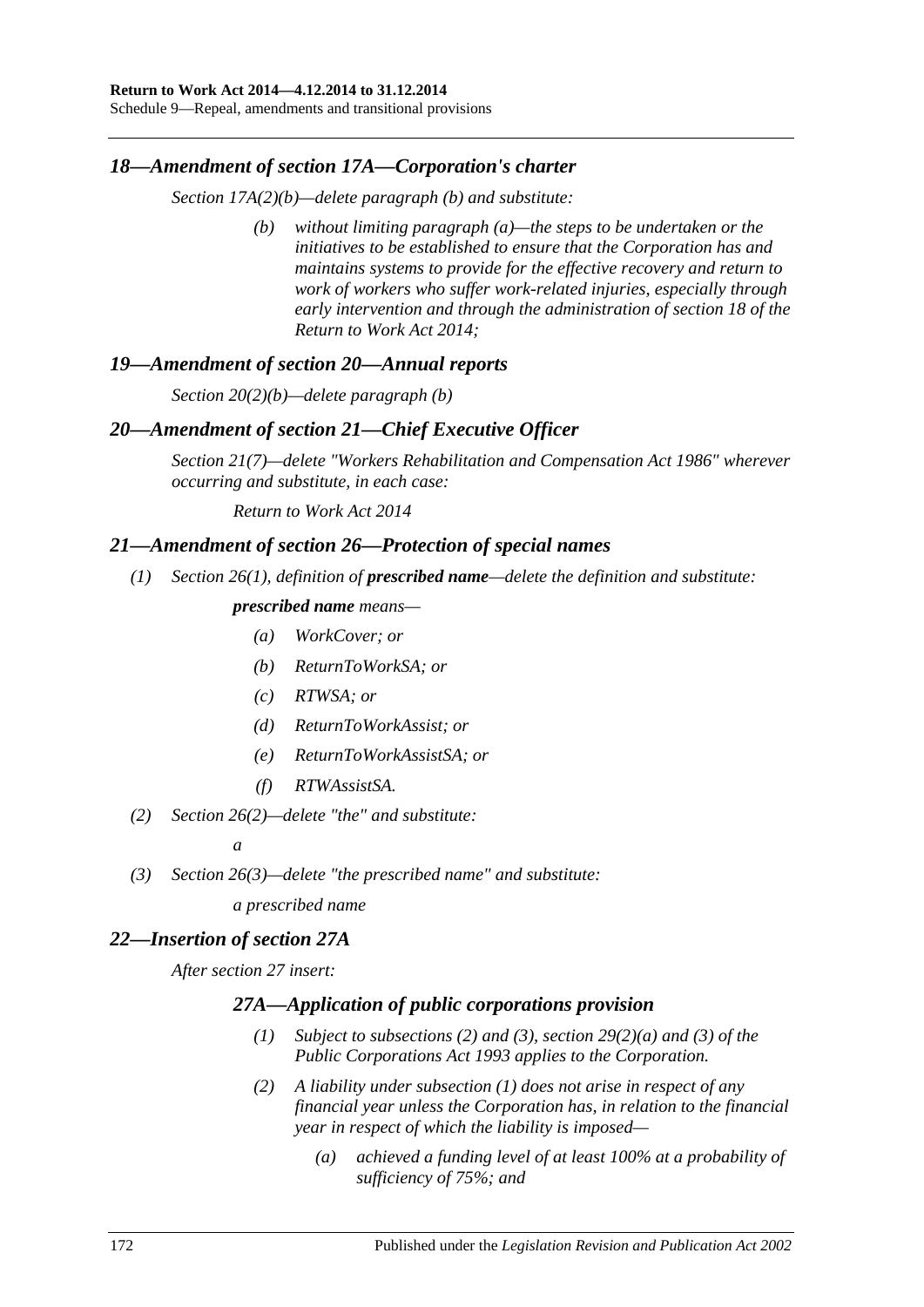## *18—Amendment of section 17A—Corporation's charter*

*Section 17A(2)(b)—delete paragraph (b) and substitute:*

> *(b) without limiting paragraph (a)—the steps to be undertaken or the initiatives to be established to ensure that the Corporation has and maintains systems to provide for the effective recovery and return to work of workers who suffer work-related injuries, especially through early intervention and through the administration of section 18 of the Return to Work Act 2014;*

## *19—Amendment of section 20—Annual reports*

*Section 20(2)(b)—delete paragraph (b)*

## *20—Amendment of section 21—Chief Executive Officer*

*Section 21(7)—delete "Workers Rehabilitation and Compensation Act 1986" wherever occurring and substitute, in each case:*

> *Return to Work Act 2014*

## *21—Amendment of section 26—Protection of special names*

*(1) Section 26(1), definition of* ***prescribed name****—delete the definition and substitute:*

> ***prescribed name*** *means—*
>
> *(a) WorkCover; or*
>
> *(b) ReturnToWorkSA; or*
>
> *(c) RTWSA; or*
>
> *(d) ReturnToWorkAssist; or*
>
> *(e) ReturnToWorkAssistSA; or*
>
> *(f) RTWAssistSA.*

*(2) Section 26(2)—delete "the" and substitute:*

> *a*

*(3) Section 26(3)—delete "the prescribed name" and substitute:*

> *a prescribed name*

## *22—Insertion of section 27A*

*After section 27 insert:*

### *27A—Application of public corporations provision*

> *(1) Subject to subsections (2) and (3), section 29(2)(a) and (3) of the Public Corporations Act 1993 applies to the Corporation.*
>
> *(2) A liability under subsection (1) does not arise in respect of any financial year unless the Corporation has, in relation to the financial year in respect of which the liability is imposed—*
>
> > *(a) achieved a funding level of at least 100% at a probability of sufficiency of 75%; and*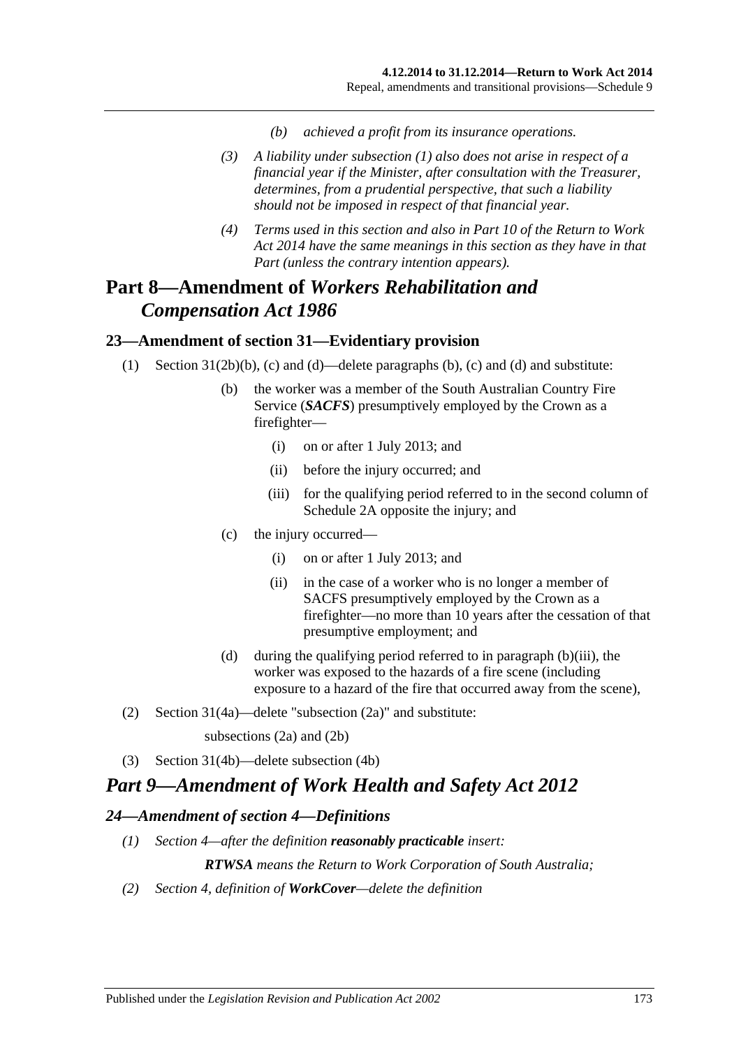*(b) achieved a profit from its insurance operations.*

*(3) A liability under subsection (1) also does not arise in respect of a financial year if the Minister, after consultation with the Treasurer, determines, from a prudential perspective, that such a liability should not be imposed in respect of that financial year.*

*(4) Terms used in this section and also in Part 10 of the Return to Work Act 2014 have the same meanings in this section as they have in that Part (unless the contrary intention appears).*

# Part 8—Amendment of *Workers Rehabilitation and Compensation Act 1986*

## 23—Amendment of section 31—Evidentiary provision

(1) Section 31(2b)(b), (c) and (d)—delete paragraphs (b), (c) and (d) and substitute:

(b) the worker was a member of the South Australian Country Fire Service (***SACFS***) presumptively employed by the Crown as a firefighter—

(i) on or after 1 July 2013; and

(ii) before the injury occurred; and

(iii) for the qualifying period referred to in the second column of Schedule 2A opposite the injury; and

(c) the injury occurred—

(i) on or after 1 July 2013; and

(ii) in the case of a worker who is no longer a member of SACFS presumptively employed by the Crown as a firefighter—no more than 10 years after the cessation of that presumptive employment; and

(d) during the qualifying period referred to in paragraph (b)(iii), the worker was exposed to the hazards of a fire scene (including exposure to a hazard of the fire that occurred away from the scene),

(2) Section 31(4a)—delete "subsection (2a)" and substitute:

subsections (2a) and (2b)

(3) Section 31(4b)—delete subsection (4b)

# *Part 9—Amendment of Work Health and Safety Act 2012*

## *24—Amendment of section 4—Definitions*

*(1) Section 4—after the definition **reasonably practicable** insert:*

***RTWSA** means the Return to Work Corporation of South Australia;*

*(2) Section 4, definition of **WorkCover**—delete the definition*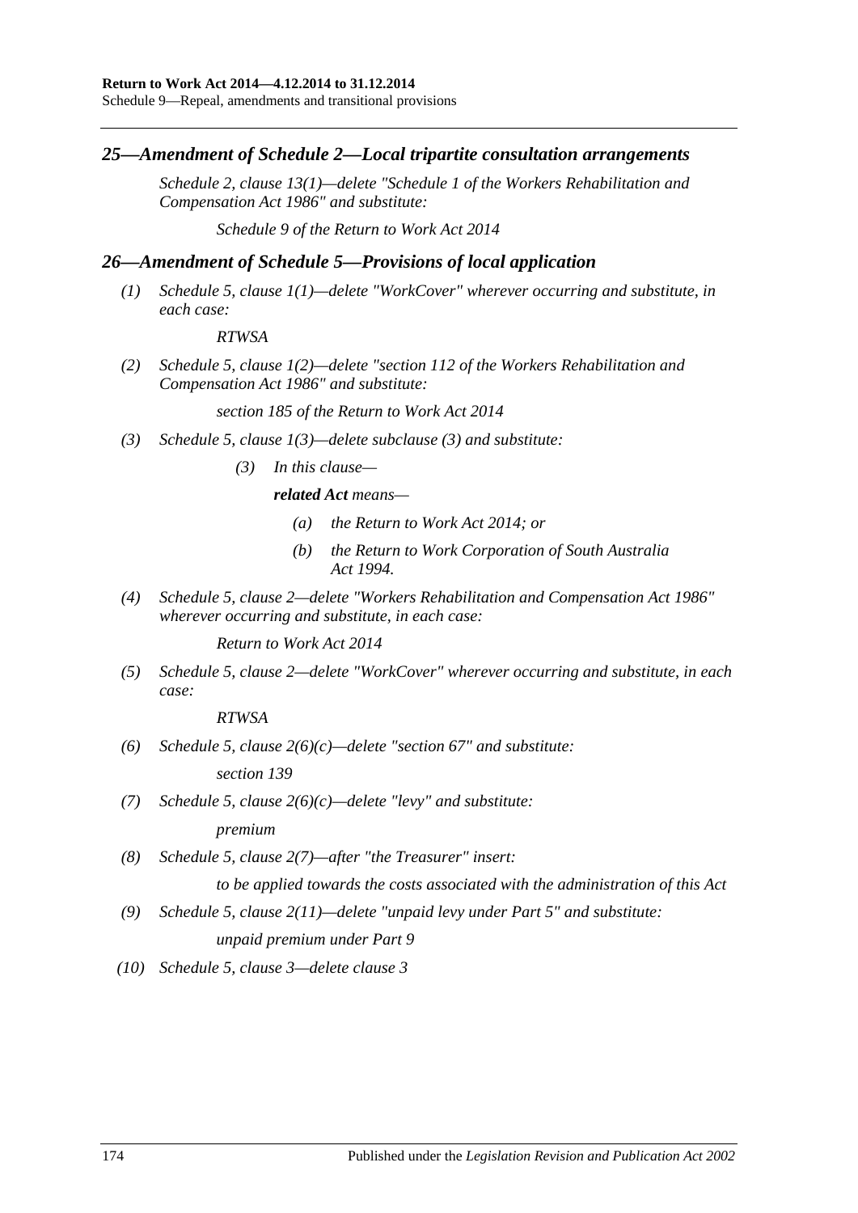## *25—Amendment of Schedule 2—Local tripartite consultation arrangements*

*Schedule 2, clause 13(1)—delete "Schedule 1 of the Workers Rehabilitation and Compensation Act 1986" and substitute:*

*Schedule 9 of the Return to Work Act 2014*

## *26—Amendment of Schedule 5—Provisions of local application*

*(1) Schedule 5, clause 1(1)—delete "WorkCover" wherever occurring and substitute, in each case:*

*RTWSA*

*(2) Schedule 5, clause 1(2)—delete "section 112 of the Workers Rehabilitation and Compensation Act 1986" and substitute:*

*section 185 of the Return to Work Act 2014*

*(3) Schedule 5, clause 1(3)—delete subclause (3) and substitute:*

*(3) In this clause—*

***related Act** means—*

*(a) the Return to Work Act 2014; or*

*(b) the Return to Work Corporation of South Australia Act 1994.*

*(4) Schedule 5, clause 2—delete "Workers Rehabilitation and Compensation Act 1986" wherever occurring and substitute, in each case:*

*Return to Work Act 2014*

*(5) Schedule 5, clause 2—delete "WorkCover" wherever occurring and substitute, in each case:*

*RTWSA*

*(6) Schedule 5, clause 2(6)(c)—delete "section 67" and substitute:*

*section 139*

*(7) Schedule 5, clause 2(6)(c)—delete "levy" and substitute:*

*premium*

*(8) Schedule 5, clause 2(7)—after "the Treasurer" insert:*

*to be applied towards the costs associated with the administration of this Act*

*(9) Schedule 5, clause 2(11)—delete "unpaid levy under Part 5" and substitute:*

*unpaid premium under Part 9*

*(10) Schedule 5, clause 3—delete clause 3*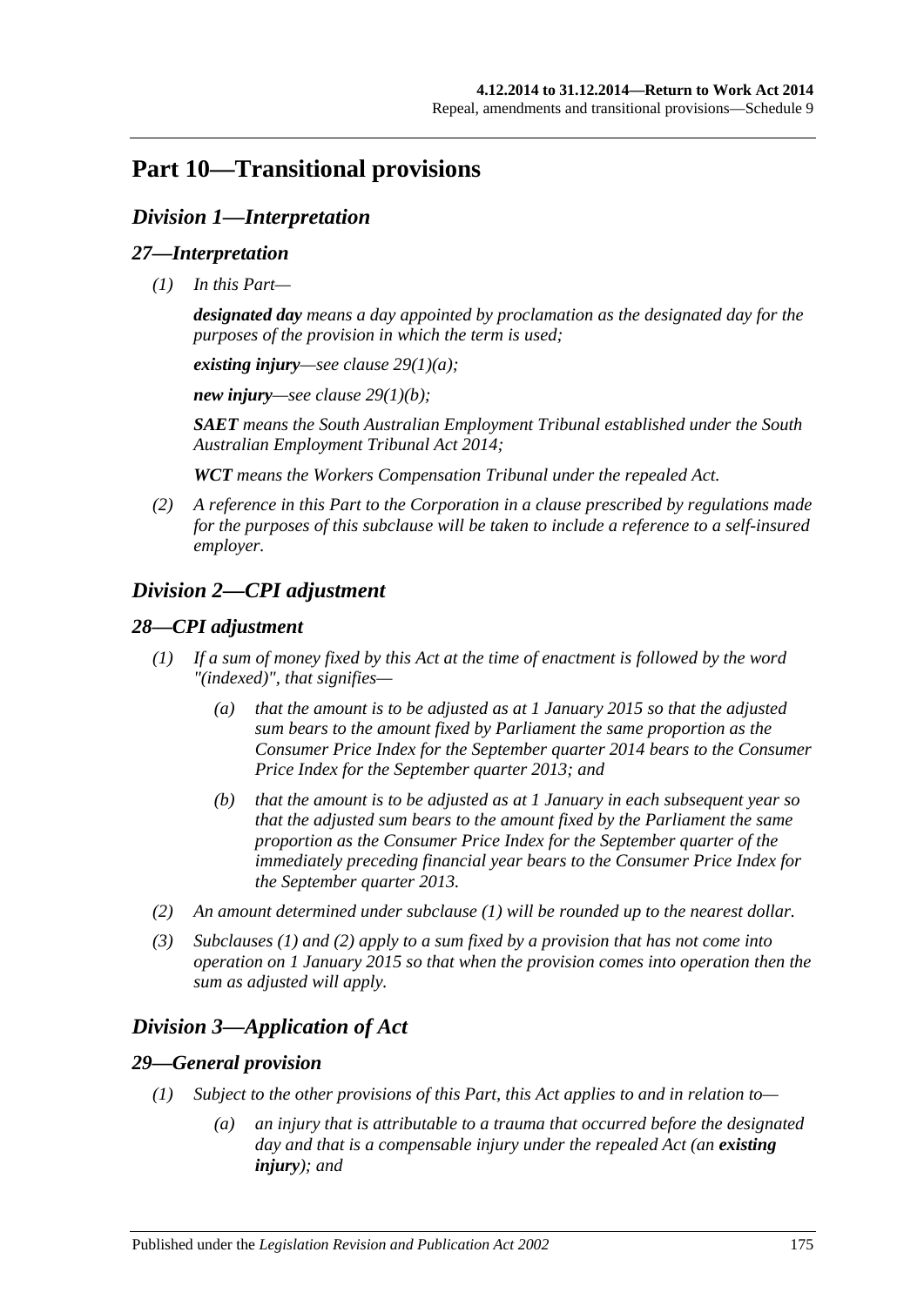# Part 10—Transitional provisions

## *Division 1—Interpretation*

### *27—Interpretation*

*(1) In this Part—*

***designated day*** *means a day appointed by proclamation as the designated day for the purposes of the provision in which the term is used;*

***existing injury****—see clause 29(1)(a);*

***new injury****—see clause 29(1)(b);*

***SAET*** *means the South Australian Employment Tribunal established under the South Australian Employment Tribunal Act 2014;*

***WCT*** *means the Workers Compensation Tribunal under the repealed Act.*

*(2) A reference in this Part to the Corporation in a clause prescribed by regulations made for the purposes of this subclause will be taken to include a reference to a self-insured employer.*

## *Division 2—CPI adjustment*

### *28—CPI adjustment*

*(1) If a sum of money fixed by this Act at the time of enactment is followed by the word "(indexed)", that signifies—*

*(a) that the amount is to be adjusted as at 1 January 2015 so that the adjusted sum bears to the amount fixed by Parliament the same proportion as the Consumer Price Index for the September quarter 2014 bears to the Consumer Price Index for the September quarter 2013; and*

*(b) that the amount is to be adjusted as at 1 January in each subsequent year so that the adjusted sum bears to the amount fixed by the Parliament the same proportion as the Consumer Price Index for the September quarter of the immediately preceding financial year bears to the Consumer Price Index for the September quarter 2013.*

*(2) An amount determined under subclause (1) will be rounded up to the nearest dollar.*

*(3) Subclauses (1) and (2) apply to a sum fixed by a provision that has not come into operation on 1 January 2015 so that when the provision comes into operation then the sum as adjusted will apply.*

## *Division 3—Application of Act*

### *29—General provision*

*(1) Subject to the other provisions of this Part, this Act applies to and in relation to—*

*(a) an injury that is attributable to a trauma that occurred before the designated day and that is a compensable injury under the repealed Act (an* ***existing injury****); and*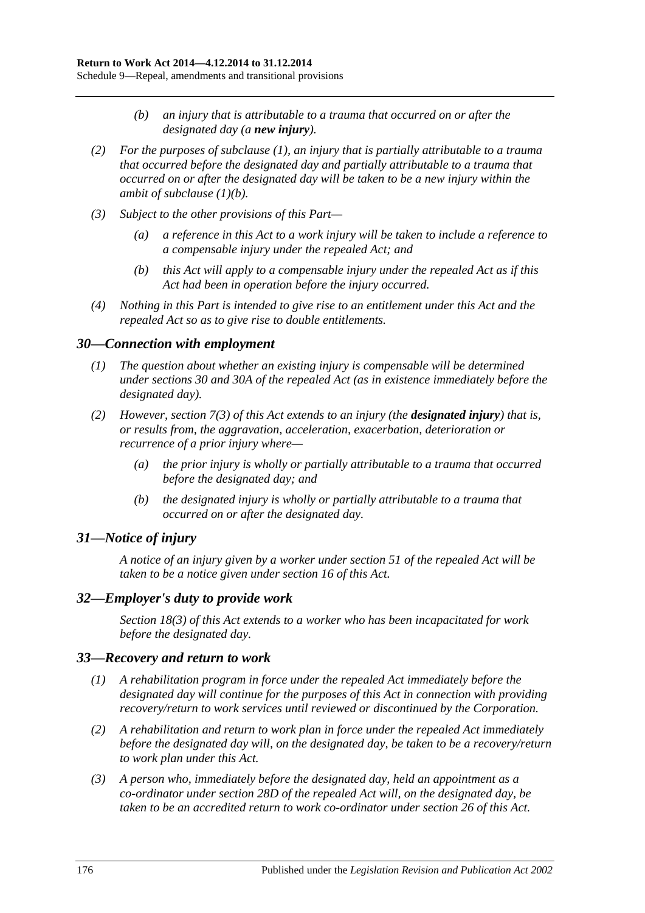*(b) an injury that is attributable to a trauma that occurred on or after the designated day (a* ***new injury****).*

*(2) For the purposes of subclause (1), an injury that is partially attributable to a trauma that occurred before the designated day and partially attributable to a trauma that occurred on or after the designated day will be taken to be a new injury within the ambit of subclause (1)(b).*

*(3) Subject to the other provisions of this Part—*

*(a) a reference in this Act to a work injury will be taken to include a reference to a compensable injury under the repealed Act; and*

*(b) this Act will apply to a compensable injury under the repealed Act as if this Act had been in operation before the injury occurred.*

*(4) Nothing in this Part is intended to give rise to an entitlement under this Act and the repealed Act so as to give rise to double entitlements.*

### *30—Connection with employment*

*(1) The question about whether an existing injury is compensable will be determined under sections 30 and 30A of the repealed Act (as in existence immediately before the designated day).*

*(2) However, section 7(3) of this Act extends to an injury (the* ***designated injury****) that is, or results from, the aggravation, acceleration, exacerbation, deterioration or recurrence of a prior injury where—*

*(a) the prior injury is wholly or partially attributable to a trauma that occurred before the designated day; and*

*(b) the designated injury is wholly or partially attributable to a trauma that occurred on or after the designated day.*

### *31—Notice of injury*

*A notice of an injury given by a worker under section 51 of the repealed Act will be taken to be a notice given under section 16 of this Act.*

### *32—Employer's duty to provide work*

*Section 18(3) of this Act extends to a worker who has been incapacitated for work before the designated day.*

### *33—Recovery and return to work*

*(1) A rehabilitation program in force under the repealed Act immediately before the designated day will continue for the purposes of this Act in connection with providing recovery/return to work services until reviewed or discontinued by the Corporation.*

*(2) A rehabilitation and return to work plan in force under the repealed Act immediately before the designated day will, on the designated day, be taken to be a recovery/return to work plan under this Act.*

*(3) A person who, immediately before the designated day, held an appointment as a co-ordinator under section 28D of the repealed Act will, on the designated day, be taken to be an accredited return to work co-ordinator under section 26 of this Act.*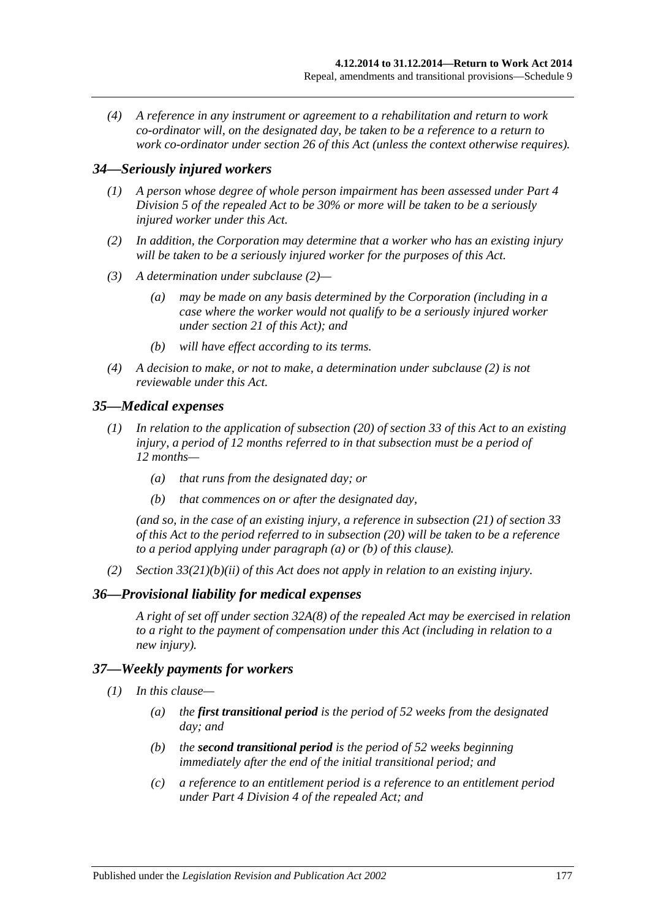*(4) A reference in any instrument or agreement to a rehabilitation and return to work co-ordinator will, on the designated day, be taken to be a reference to a return to work co-ordinator under section 26 of this Act (unless the context otherwise requires).*

### *34—Seriously injured workers*

*(1) A person whose degree of whole person impairment has been assessed under Part 4 Division 5 of the repealed Act to be 30% or more will be taken to be a seriously injured worker under this Act.*

*(2) In addition, the Corporation may determine that a worker who has an existing injury will be taken to be a seriously injured worker for the purposes of this Act.*

*(3) A determination under subclause (2)—*

*(a) may be made on any basis determined by the Corporation (including in a case where the worker would not qualify to be a seriously injured worker under section 21 of this Act); and*

*(b) will have effect according to its terms.*

*(4) A decision to make, or not to make, a determination under subclause (2) is not reviewable under this Act.*

### *35—Medical expenses*

*(1) In relation to the application of subsection (20) of section 33 of this Act to an existing injury, a period of 12 months referred to in that subsection must be a period of 12 months—*

*(a) that runs from the designated day; or*

*(b) that commences on or after the designated day,*

*(and so, in the case of an existing injury, a reference in subsection (21) of section 33 of this Act to the period referred to in subsection (20) will be taken to be a reference to a period applying under paragraph (a) or (b) of this clause).*

*(2) Section 33(21)(b)(ii) of this Act does not apply in relation to an existing injury.*

### *36—Provisional liability for medical expenses*

*A right of set off under section 32A(8) of the repealed Act may be exercised in relation to a right to the payment of compensation under this Act (including in relation to a new injury).*

### *37—Weekly payments for workers*

*(1) In this clause—*

*(a) the **first transitional period** is the period of 52 weeks from the designated day; and*

*(b) the **second transitional period** is the period of 52 weeks beginning immediately after the end of the initial transitional period; and*

*(c) a reference to an entitlement period is a reference to an entitlement period under Part 4 Division 4 of the repealed Act; and*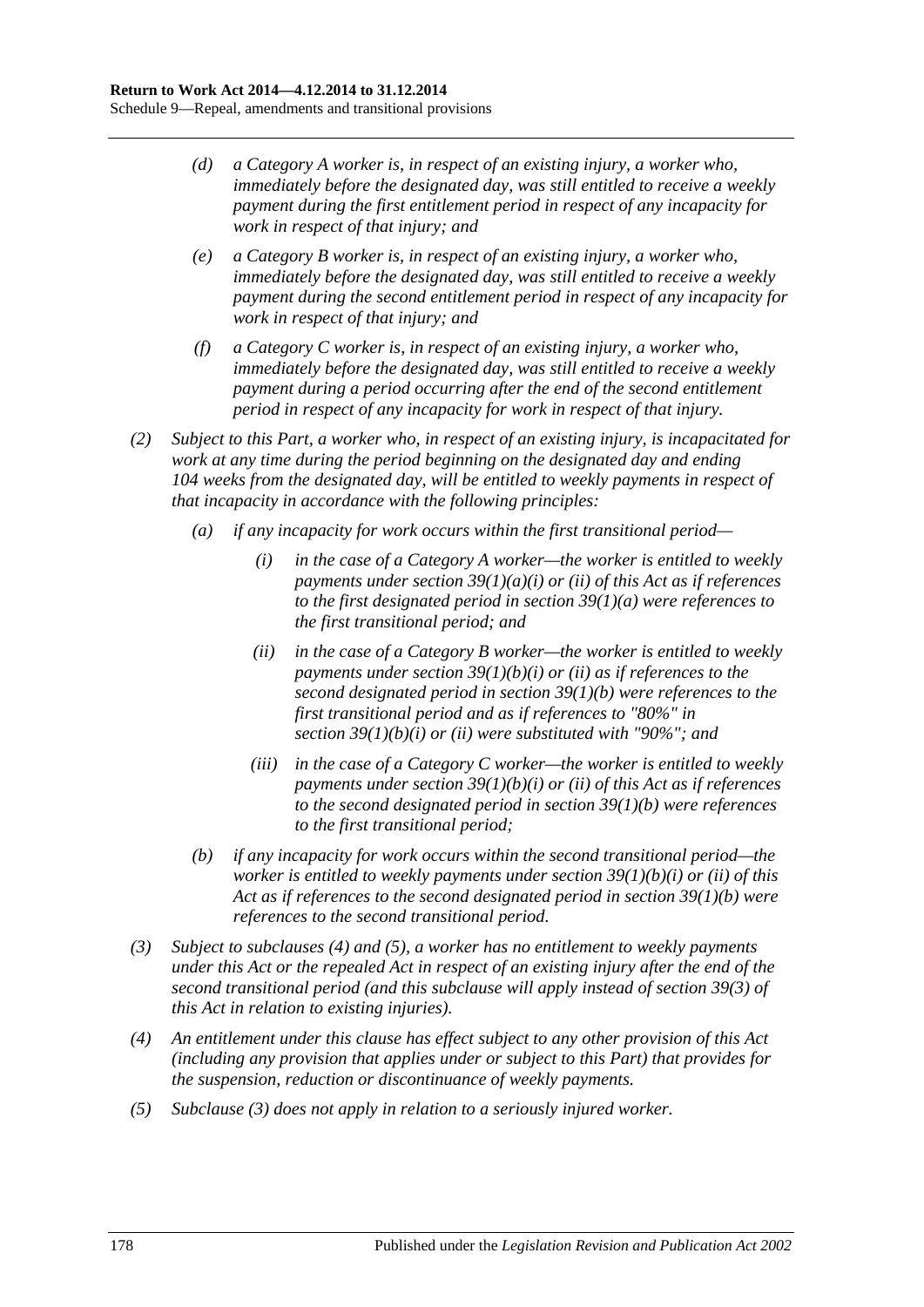*(d) a Category A worker is, in respect of an existing injury, a worker who, immediately before the designated day, was still entitled to receive a weekly payment during the first entitlement period in respect of any incapacity for work in respect of that injury; and*

*(e) a Category B worker is, in respect of an existing injury, a worker who, immediately before the designated day, was still entitled to receive a weekly payment during the second entitlement period in respect of any incapacity for work in respect of that injury; and*

*(f) a Category C worker is, in respect of an existing injury, a worker who, immediately before the designated day, was still entitled to receive a weekly payment during a period occurring after the end of the second entitlement period in respect of any incapacity for work in respect of that injury.*

*(2) Subject to this Part, a worker who, in respect of an existing injury, is incapacitated for work at any time during the period beginning on the designated day and ending 104 weeks from the designated day, will be entitled to weekly payments in respect of that incapacity in accordance with the following principles:*

*(a) if any incapacity for work occurs within the first transitional period—*

*(i) in the case of a Category A worker—the worker is entitled to weekly payments under section 39(1)(a)(i) or (ii) of this Act as if references to the first designated period in section 39(1)(a) were references to the first transitional period; and*

*(ii) in the case of a Category B worker—the worker is entitled to weekly payments under section 39(1)(b)(i) or (ii) as if references to the second designated period in section 39(1)(b) were references to the first transitional period and as if references to "80%" in section 39(1)(b)(i) or (ii) were substituted with "90%"; and*

*(iii) in the case of a Category C worker—the worker is entitled to weekly payments under section 39(1)(b)(i) or (ii) of this Act as if references to the second designated period in section 39(1)(b) were references to the first transitional period;*

*(b) if any incapacity for work occurs within the second transitional period—the worker is entitled to weekly payments under section 39(1)(b)(i) or (ii) of this Act as if references to the second designated period in section 39(1)(b) were references to the second transitional period.*

*(3) Subject to subclauses (4) and (5), a worker has no entitlement to weekly payments under this Act or the repealed Act in respect of an existing injury after the end of the second transitional period (and this subclause will apply instead of section 39(3) of this Act in relation to existing injuries).*

*(4) An entitlement under this clause has effect subject to any other provision of this Act (including any provision that applies under or subject to this Part) that provides for the suspension, reduction or discontinuance of weekly payments.*

*(5) Subclause (3) does not apply in relation to a seriously injured worker.*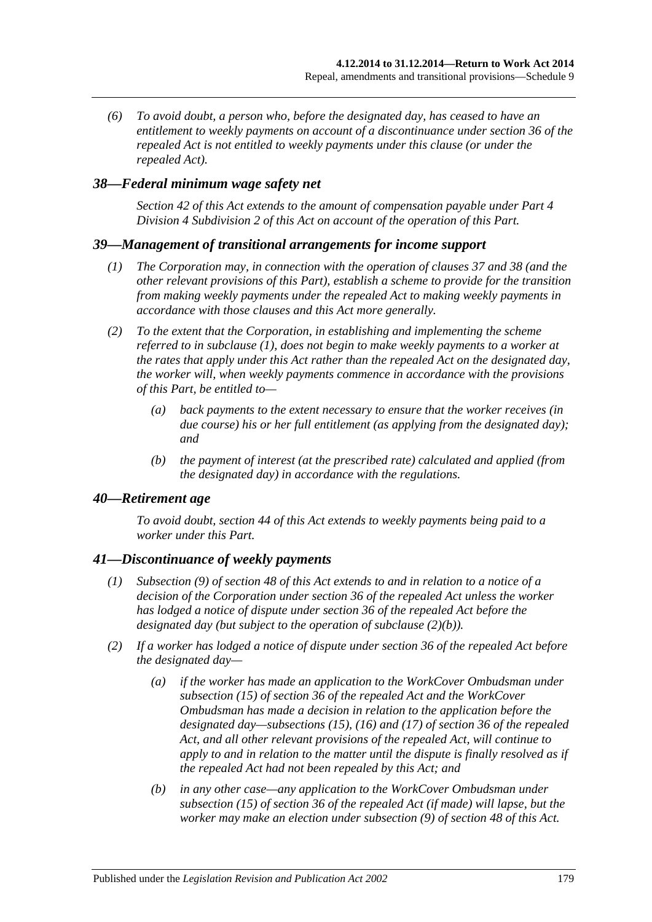*(6) To avoid doubt, a person who, before the designated day, has ceased to have an entitlement to weekly payments on account of a discontinuance under section 36 of the repealed Act is not entitled to weekly payments under this clause (or under the repealed Act).*

## *38—Federal minimum wage safety net*

*Section 42 of this Act extends to the amount of compensation payable under Part 4 Division 4 Subdivision 2 of this Act on account of the operation of this Part.*

## *39—Management of transitional arrangements for income support*

*(1) The Corporation may, in connection with the operation of clauses 37 and 38 (and the other relevant provisions of this Part), establish a scheme to provide for the transition from making weekly payments under the repealed Act to making weekly payments in accordance with those clauses and this Act more generally.*

*(2) To the extent that the Corporation, in establishing and implementing the scheme referred to in subclause (1), does not begin to make weekly payments to a worker at the rates that apply under this Act rather than the repealed Act on the designated day, the worker will, when weekly payments commence in accordance with the provisions of this Part, be entitled to—*

*(a) back payments to the extent necessary to ensure that the worker receives (in due course) his or her full entitlement (as applying from the designated day); and*

*(b) the payment of interest (at the prescribed rate) calculated and applied (from the designated day) in accordance with the regulations.*

## *40—Retirement age*

*To avoid doubt, section 44 of this Act extends to weekly payments being paid to a worker under this Part.*

## *41—Discontinuance of weekly payments*

*(1) Subsection (9) of section 48 of this Act extends to and in relation to a notice of a decision of the Corporation under section 36 of the repealed Act unless the worker has lodged a notice of dispute under section 36 of the repealed Act before the designated day (but subject to the operation of subclause (2)(b)).*

*(2) If a worker has lodged a notice of dispute under section 36 of the repealed Act before the designated day—*

*(a) if the worker has made an application to the WorkCover Ombudsman under subsection (15) of section 36 of the repealed Act and the WorkCover Ombudsman has made a decision in relation to the application before the designated day—subsections (15), (16) and (17) of section 36 of the repealed Act, and all other relevant provisions of the repealed Act, will continue to apply to and in relation to the matter until the dispute is finally resolved as if the repealed Act had not been repealed by this Act; and*

*(b) in any other case—any application to the WorkCover Ombudsman under subsection (15) of section 36 of the repealed Act (if made) will lapse, but the worker may make an election under subsection (9) of section 48 of this Act.*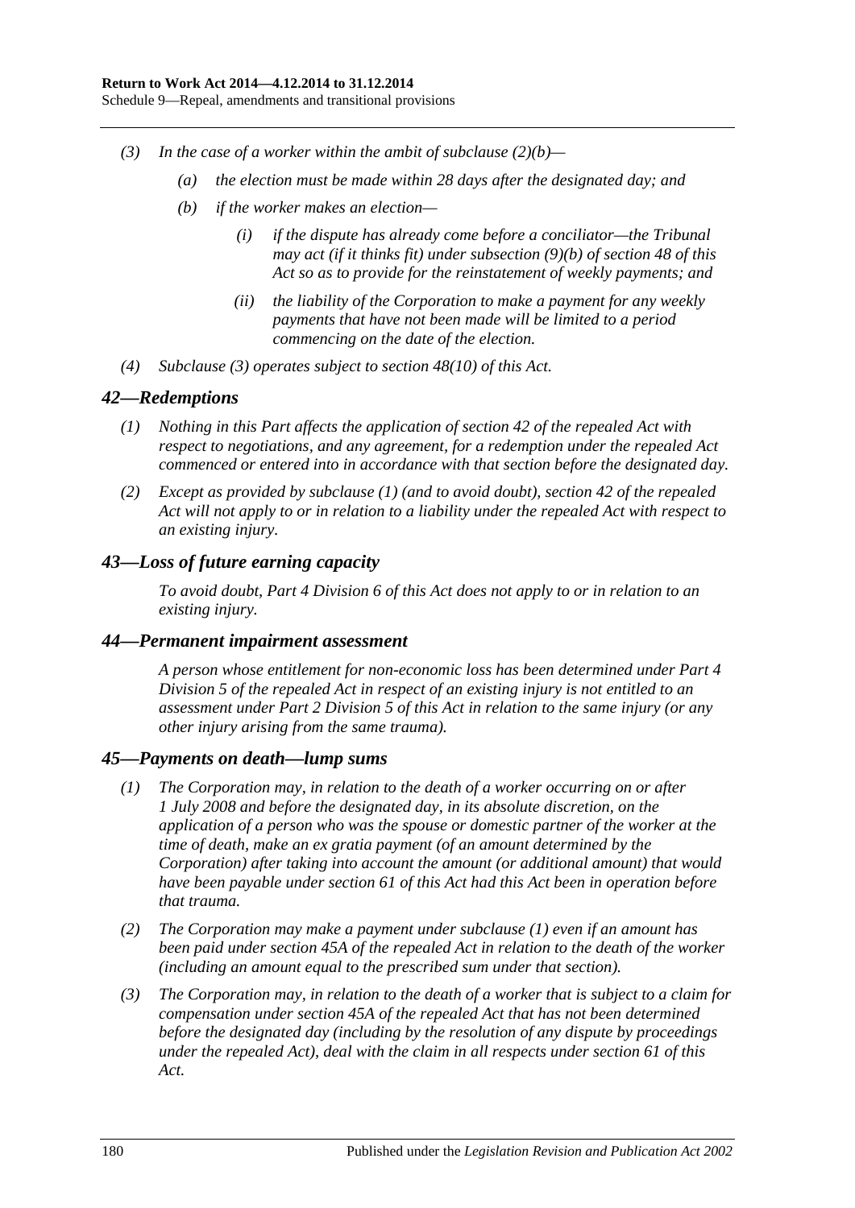*(3) In the case of a worker within the ambit of subclause (2)(b)—*

*(a) the election must be made within 28 days after the designated day; and*

*(b) if the worker makes an election—*

*(i) if the dispute has already come before a conciliator—the Tribunal may act (if it thinks fit) under subsection (9)(b) of section 48 of this Act so as to provide for the reinstatement of weekly payments; and*

*(ii) the liability of the Corporation to make a payment for any weekly payments that have not been made will be limited to a period commencing on the date of the election.*

*(4) Subclause (3) operates subject to section 48(10) of this Act.*

## *42—Redemptions*

*(1) Nothing in this Part affects the application of section 42 of the repealed Act with respect to negotiations, and any agreement, for a redemption under the repealed Act commenced or entered into in accordance with that section before the designated day.*

*(2) Except as provided by subclause (1) (and to avoid doubt), section 42 of the repealed Act will not apply to or in relation to a liability under the repealed Act with respect to an existing injury.*

## *43—Loss of future earning capacity*

*To avoid doubt, Part 4 Division 6 of this Act does not apply to or in relation to an existing injury.*

## *44—Permanent impairment assessment*

*A person whose entitlement for non-economic loss has been determined under Part 4 Division 5 of the repealed Act in respect of an existing injury is not entitled to an assessment under Part 2 Division 5 of this Act in relation to the same injury (or any other injury arising from the same trauma).*

## *45—Payments on death—lump sums*

*(1) The Corporation may, in relation to the death of a worker occurring on or after 1 July 2008 and before the designated day, in its absolute discretion, on the application of a person who was the spouse or domestic partner of the worker at the time of death, make an ex gratia payment (of an amount determined by the Corporation) after taking into account the amount (or additional amount) that would have been payable under section 61 of this Act had this Act been in operation before that trauma.*

*(2) The Corporation may make a payment under subclause (1) even if an amount has been paid under section 45A of the repealed Act in relation to the death of the worker (including an amount equal to the prescribed sum under that section).*

*(3) The Corporation may, in relation to the death of a worker that is subject to a claim for compensation under section 45A of the repealed Act that has not been determined before the designated day (including by the resolution of any dispute by proceedings under the repealed Act), deal with the claim in all respects under section 61 of this Act.*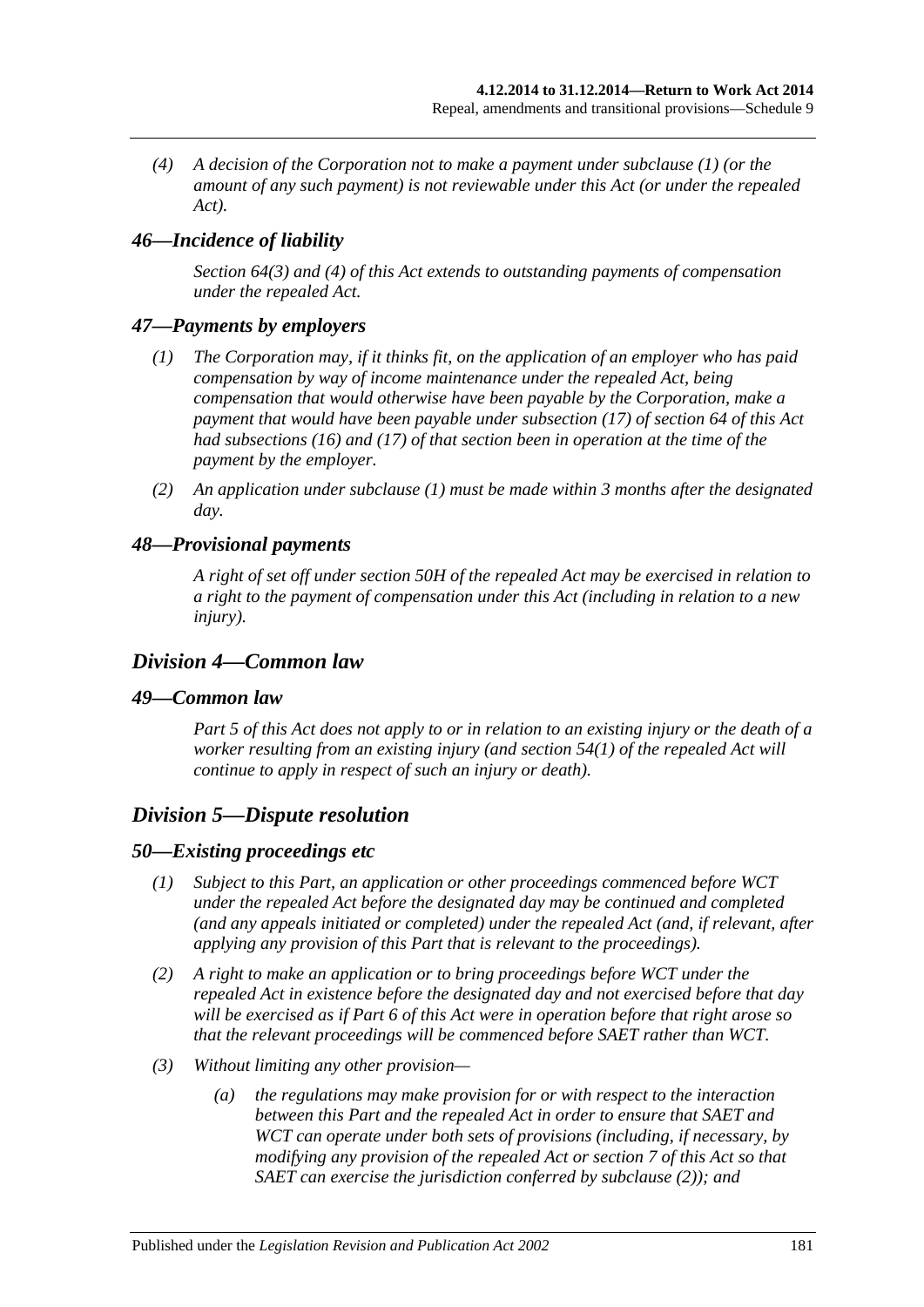*(4) A decision of the Corporation not to make a payment under subclause (1) (or the amount of any such payment) is not reviewable under this Act (or under the repealed Act).*

### *46—Incidence of liability*

*Section 64(3) and (4) of this Act extends to outstanding payments of compensation under the repealed Act.*

### *47—Payments by employers*

*(1) The Corporation may, if it thinks fit, on the application of an employer who has paid compensation by way of income maintenance under the repealed Act, being compensation that would otherwise have been payable by the Corporation, make a payment that would have been payable under subsection (17) of section 64 of this Act had subsections (16) and (17) of that section been in operation at the time of the payment by the employer.*

*(2) An application under subclause (1) must be made within 3 months after the designated day.*

### *48—Provisional payments*

*A right of set off under section 50H of the repealed Act may be exercised in relation to a right to the payment of compensation under this Act (including in relation to a new injury).*

## *Division 4—Common law*

### *49—Common law*

*Part 5 of this Act does not apply to or in relation to an existing injury or the death of a worker resulting from an existing injury (and section 54(1) of the repealed Act will continue to apply in respect of such an injury or death).*

## *Division 5—Dispute resolution*

### *50—Existing proceedings etc*

*(1) Subject to this Part, an application or other proceedings commenced before WCT under the repealed Act before the designated day may be continued and completed (and any appeals initiated or completed) under the repealed Act (and, if relevant, after applying any provision of this Part that is relevant to the proceedings).*

*(2) A right to make an application or to bring proceedings before WCT under the repealed Act in existence before the designated day and not exercised before that day will be exercised as if Part 6 of this Act were in operation before that right arose so that the relevant proceedings will be commenced before SAET rather than WCT.*

*(3) Without limiting any other provision—*

*(a) the regulations may make provision for or with respect to the interaction between this Part and the repealed Act in order to ensure that SAET and WCT can operate under both sets of provisions (including, if necessary, by modifying any provision of the repealed Act or section 7 of this Act so that SAET can exercise the jurisdiction conferred by subclause (2)); and*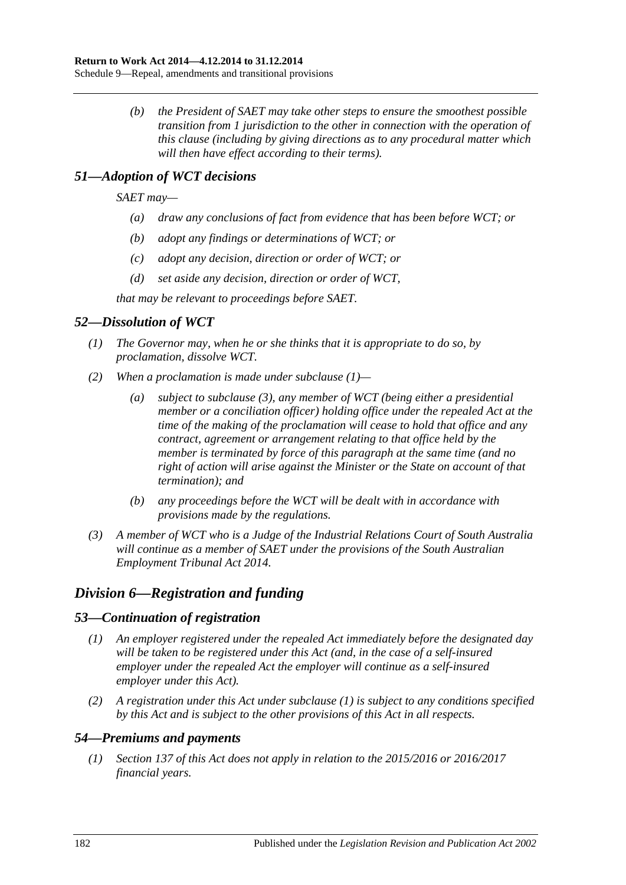*(b) the President of SAET may take other steps to ensure the smoothest possible transition from 1 jurisdiction to the other in connection with the operation of this clause (including by giving directions as to any procedural matter which will then have effect according to their terms).*

### *51—Adoption of WCT decisions*

*SAET may—*

*(a) draw any conclusions of fact from evidence that has been before WCT; or*

*(b) adopt any findings or determinations of WCT; or*

*(c) adopt any decision, direction or order of WCT; or*

*(d) set aside any decision, direction or order of WCT,*

*that may be relevant to proceedings before SAET.*

### *52—Dissolution of WCT*

*(1) The Governor may, when he or she thinks that it is appropriate to do so, by proclamation, dissolve WCT.*

*(2) When a proclamation is made under subclause (1)—*

*(a) subject to subclause (3), any member of WCT (being either a presidential member or a conciliation officer) holding office under the repealed Act at the time of the making of the proclamation will cease to hold that office and any contract, agreement or arrangement relating to that office held by the member is terminated by force of this paragraph at the same time (and no right of action will arise against the Minister or the State on account of that termination); and*

*(b) any proceedings before the WCT will be dealt with in accordance with provisions made by the regulations.*

*(3) A member of WCT who is a Judge of the Industrial Relations Court of South Australia will continue as a member of SAET under the provisions of the South Australian Employment Tribunal Act 2014.*

## *Division 6—Registration and funding*

### *53—Continuation of registration*

*(1) An employer registered under the repealed Act immediately before the designated day will be taken to be registered under this Act (and, in the case of a self-insured employer under the repealed Act the employer will continue as a self-insured employer under this Act).*

*(2) A registration under this Act under subclause (1) is subject to any conditions specified by this Act and is subject to the other provisions of this Act in all respects.*

### *54—Premiums and payments*

*(1) Section 137 of this Act does not apply in relation to the 2015/2016 or 2016/2017 financial years.*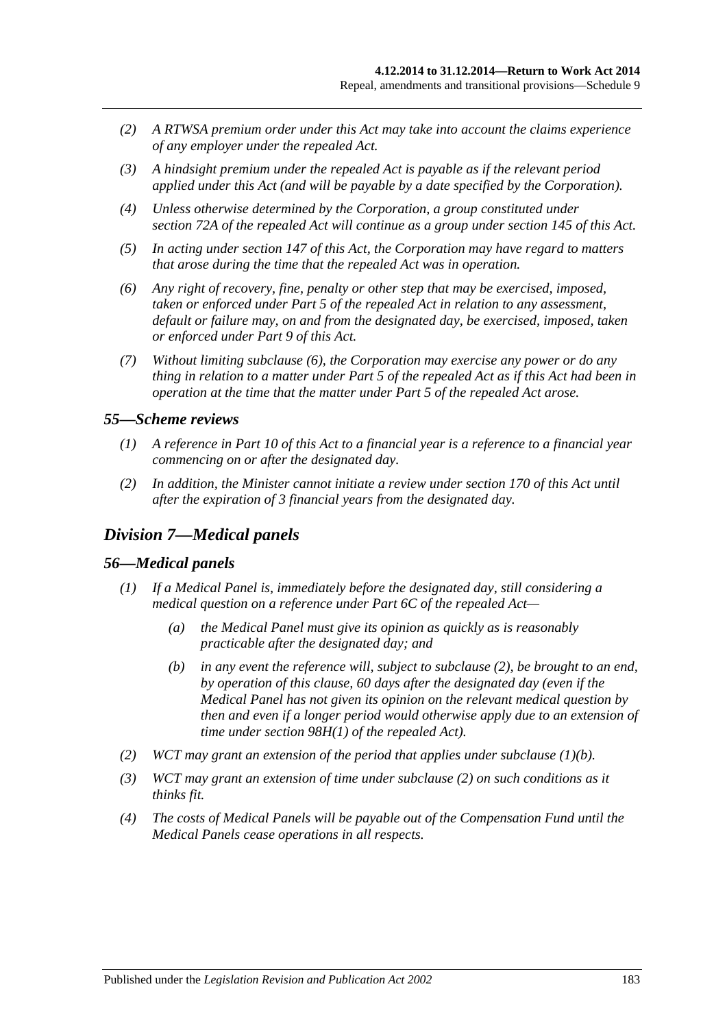*(2) A RTWSA premium order under this Act may take into account the claims experience of any employer under the repealed Act.*

*(3) A hindsight premium under the repealed Act is payable as if the relevant period applied under this Act (and will be payable by a date specified by the Corporation).*

*(4) Unless otherwise determined by the Corporation, a group constituted under section 72A of the repealed Act will continue as a group under section 145 of this Act.*

*(5) In acting under section 147 of this Act, the Corporation may have regard to matters that arose during the time that the repealed Act was in operation.*

*(6) Any right of recovery, fine, penalty or other step that may be exercised, imposed, taken or enforced under Part 5 of the repealed Act in relation to any assessment, default or failure may, on and from the designated day, be exercised, imposed, taken or enforced under Part 9 of this Act.*

*(7) Without limiting subclause (6), the Corporation may exercise any power or do any thing in relation to a matter under Part 5 of the repealed Act as if this Act had been in operation at the time that the matter under Part 5 of the repealed Act arose.*

### *55—Scheme reviews*

*(1) A reference in Part 10 of this Act to a financial year is a reference to a financial year commencing on or after the designated day.*

*(2) In addition, the Minister cannot initiate a review under section 170 of this Act until after the expiration of 3 financial years from the designated day.*

## *Division 7—Medical panels*

### *56—Medical panels*

*(1) If a Medical Panel is, immediately before the designated day, still considering a medical question on a reference under Part 6C of the repealed Act—*

*(a) the Medical Panel must give its opinion as quickly as is reasonably practicable after the designated day; and*

*(b) in any event the reference will, subject to subclause (2), be brought to an end, by operation of this clause, 60 days after the designated day (even if the Medical Panel has not given its opinion on the relevant medical question by then and even if a longer period would otherwise apply due to an extension of time under section 98H(1) of the repealed Act).*

*(2) WCT may grant an extension of the period that applies under subclause (1)(b).*

*(3) WCT may grant an extension of time under subclause (2) on such conditions as it thinks fit.*

*(4) The costs of Medical Panels will be payable out of the Compensation Fund until the Medical Panels cease operations in all respects.*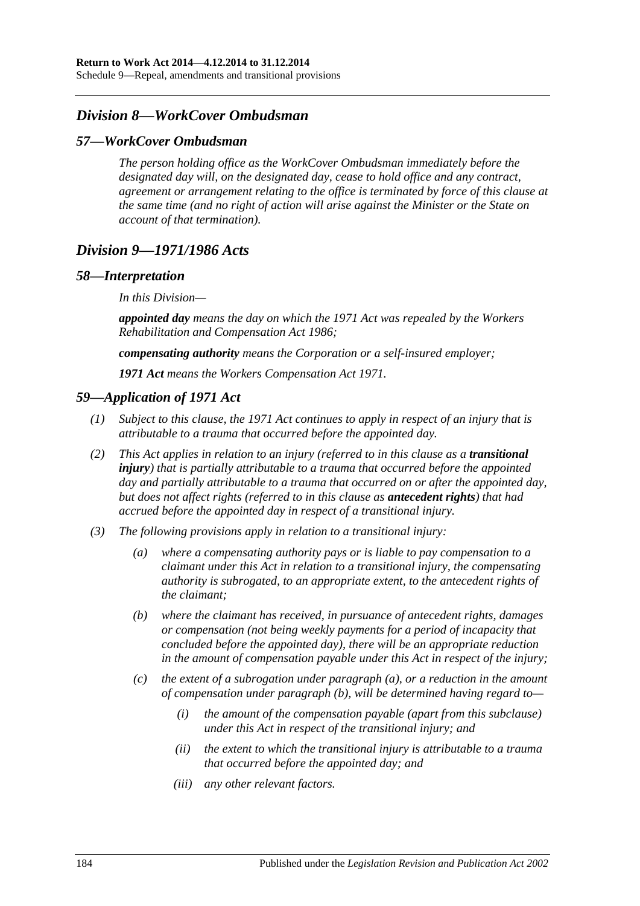## *Division 8—WorkCover Ombudsman*

### *57—WorkCover Ombudsman*

*The person holding office as the WorkCover Ombudsman immediately before the designated day will, on the designated day, cease to hold office and any contract, agreement or arrangement relating to the office is terminated by force of this clause at the same time (and no right of action will arise against the Minister or the State on account of that termination).*

## *Division 9—1971/1986 Acts*

### *58—Interpretation*

*In this Division—*

***appointed day** means the day on which the 1971 Act was repealed by the Workers Rehabilitation and Compensation Act 1986;*

***compensating authority** means the Corporation or a self-insured employer;*

***1971 Act** means the Workers Compensation Act 1971.*

### *59—Application of 1971 Act*

*(1) Subject to this clause, the 1971 Act continues to apply in respect of an injury that is attributable to a trauma that occurred before the appointed day.*

*(2) This Act applies in relation to an injury (referred to in this clause as a **transitional injury**) that is partially attributable to a trauma that occurred before the appointed day and partially attributable to a trauma that occurred on or after the appointed day, but does not affect rights (referred to in this clause as **antecedent rights**) that had accrued before the appointed day in respect of a transitional injury.*

*(3) The following provisions apply in relation to a transitional injury:*

*(a) where a compensating authority pays or is liable to pay compensation to a claimant under this Act in relation to a transitional injury, the compensating authority is subrogated, to an appropriate extent, to the antecedent rights of the claimant;*

*(b) where the claimant has received, in pursuance of antecedent rights, damages or compensation (not being weekly payments for a period of incapacity that concluded before the appointed day), there will be an appropriate reduction in the amount of compensation payable under this Act in respect of the injury;*

*(c) the extent of a subrogation under paragraph (a), or a reduction in the amount of compensation under paragraph (b), will be determined having regard to—*

*(i) the amount of the compensation payable (apart from this subclause) under this Act in respect of the transitional injury; and*

*(ii) the extent to which the transitional injury is attributable to a trauma that occurred before the appointed day; and*

*(iii) any other relevant factors.*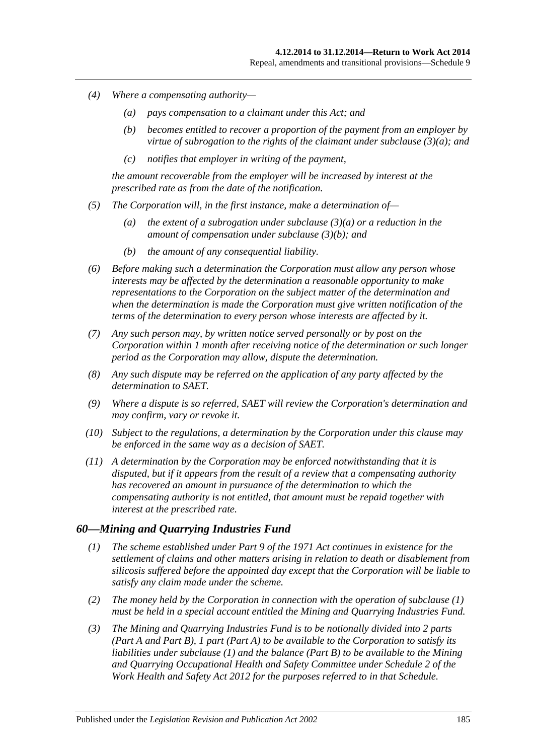*(4) Where a compensating authority—*

*(a) pays compensation to a claimant under this Act; and*

*(b) becomes entitled to recover a proportion of the payment from an employer by virtue of subrogation to the rights of the claimant under subclause (3)(a); and*

*(c) notifies that employer in writing of the payment,*

*the amount recoverable from the employer will be increased by interest at the prescribed rate as from the date of the notification.*

*(5) The Corporation will, in the first instance, make a determination of—*

*(a) the extent of a subrogation under subclause (3)(a) or a reduction in the amount of compensation under subclause (3)(b); and*

*(b) the amount of any consequential liability.*

*(6) Before making such a determination the Corporation must allow any person whose interests may be affected by the determination a reasonable opportunity to make representations to the Corporation on the subject matter of the determination and when the determination is made the Corporation must give written notification of the terms of the determination to every person whose interests are affected by it.*

*(7) Any such person may, by written notice served personally or by post on the Corporation within 1 month after receiving notice of the determination or such longer period as the Corporation may allow, dispute the determination.*

*(8) Any such dispute may be referred on the application of any party affected by the determination to SAET.*

*(9) Where a dispute is so referred, SAET will review the Corporation's determination and may confirm, vary or revoke it.*

*(10) Subject to the regulations, a determination by the Corporation under this clause may be enforced in the same way as a decision of SAET.*

*(11) A determination by the Corporation may be enforced notwithstanding that it is disputed, but if it appears from the result of a review that a compensating authority has recovered an amount in pursuance of the determination to which the compensating authority is not entitled, that amount must be repaid together with interest at the prescribed rate.*

## *60—Mining and Quarrying Industries Fund*

*(1) The scheme established under Part 9 of the 1971 Act continues in existence for the settlement of claims and other matters arising in relation to death or disablement from silicosis suffered before the appointed day except that the Corporation will be liable to satisfy any claim made under the scheme.*

*(2) The money held by the Corporation in connection with the operation of subclause (1) must be held in a special account entitled the Mining and Quarrying Industries Fund.*

*(3) The Mining and Quarrying Industries Fund is to be notionally divided into 2 parts (Part A and Part B), 1 part (Part A) to be available to the Corporation to satisfy its liabilities under subclause (1) and the balance (Part B) to be available to the Mining and Quarrying Occupational Health and Safety Committee under Schedule 2 of the Work Health and Safety Act 2012 for the purposes referred to in that Schedule.*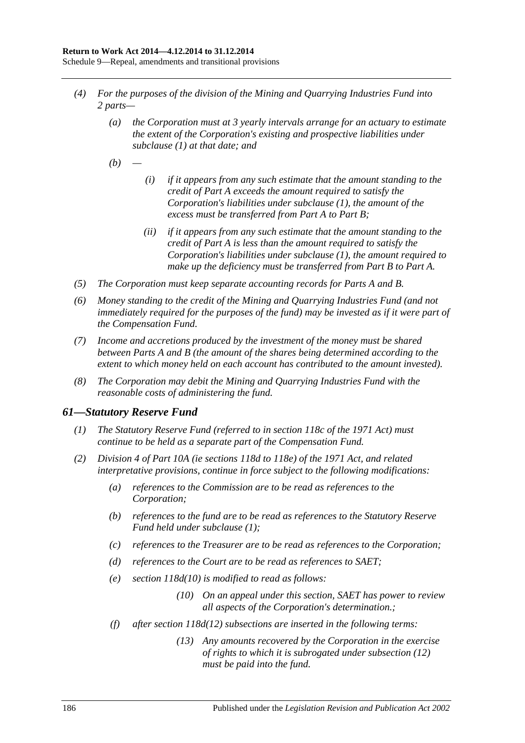*(4) For the purposes of the division of the Mining and Quarrying Industries Fund into 2 parts—*

*(a) the Corporation must at 3 yearly intervals arrange for an actuary to estimate the extent of the Corporation's existing and prospective liabilities under subclause (1) at that date; and*

*(b) —*

*(i) if it appears from any such estimate that the amount standing to the credit of Part A exceeds the amount required to satisfy the Corporation's liabilities under subclause (1), the amount of the excess must be transferred from Part A to Part B;*

*(ii) if it appears from any such estimate that the amount standing to the credit of Part A is less than the amount required to satisfy the Corporation's liabilities under subclause (1), the amount required to make up the deficiency must be transferred from Part B to Part A.*

*(5) The Corporation must keep separate accounting records for Parts A and B.*

*(6) Money standing to the credit of the Mining and Quarrying Industries Fund (and not immediately required for the purposes of the fund) may be invested as if it were part of the Compensation Fund.*

*(7) Income and accretions produced by the investment of the money must be shared between Parts A and B (the amount of the shares being determined according to the extent to which money held on each account has contributed to the amount invested).*

*(8) The Corporation may debit the Mining and Quarrying Industries Fund with the reasonable costs of administering the fund.*

## *61—Statutory Reserve Fund*

*(1) The Statutory Reserve Fund (referred to in section 118c of the 1971 Act) must continue to be held as a separate part of the Compensation Fund.*

*(2) Division 4 of Part 10A (ie sections 118d to 118e) of the 1971 Act, and related interpretative provisions, continue in force subject to the following modifications:*

*(a) references to the Commission are to be read as references to the Corporation;*

*(b) references to the fund are to be read as references to the Statutory Reserve Fund held under subclause (1);*

*(c) references to the Treasurer are to be read as references to the Corporation;*

*(d) references to the Court are to be read as references to SAET;*

*(e) section 118d(10) is modified to read as follows:*

> *(10) On an appeal under this section, SAET has power to review all aspects of the Corporation's determination.;*

*(f) after section 118d(12) subsections are inserted in the following terms:*

> *(13) Any amounts recovered by the Corporation in the exercise of rights to which it is subrogated under subsection (12) must be paid into the fund.*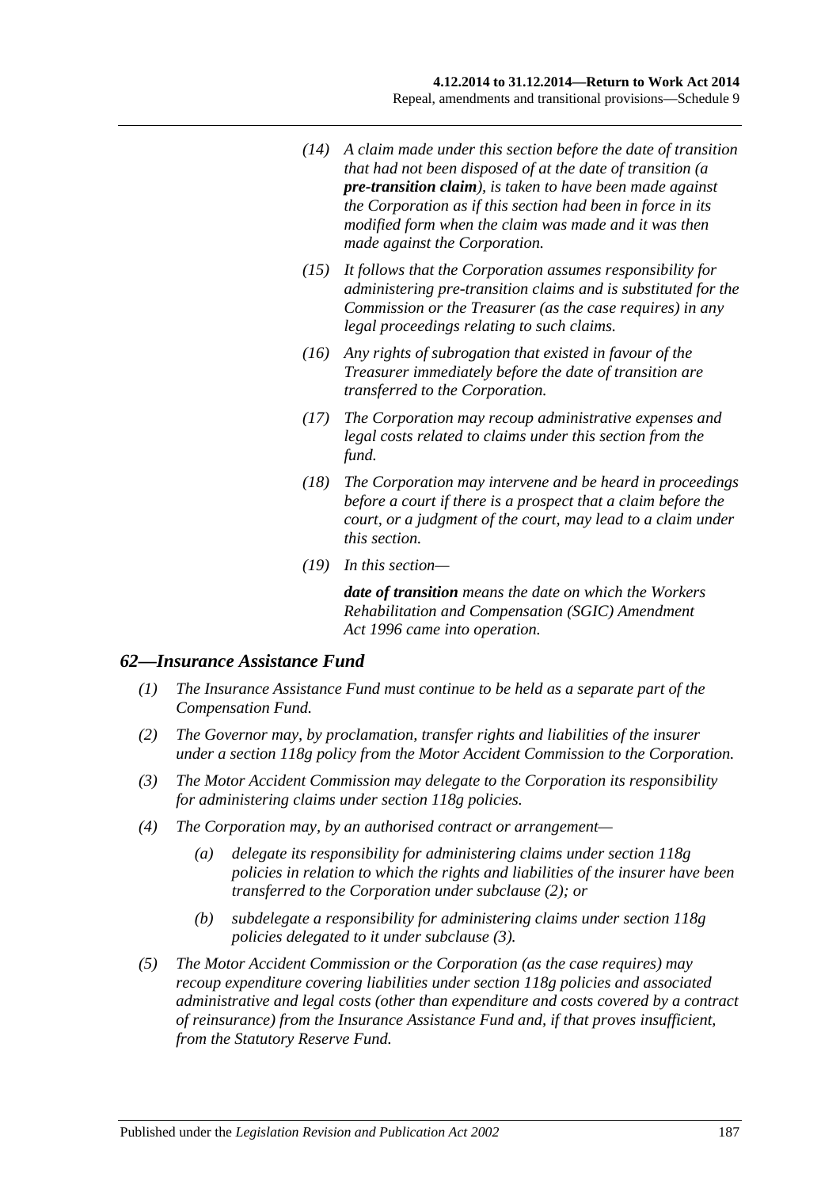*(14) A claim made under this section before the date of transition that had not been disposed of at the date of transition (a **pre-transition claim**), is taken to have been made against the Corporation as if this section had been in force in its modified form when the claim was made and it was then made against the Corporation.*

*(15) It follows that the Corporation assumes responsibility for administering pre-transition claims and is substituted for the Commission or the Treasurer (as the case requires) in any legal proceedings relating to such claims.*

*(16) Any rights of subrogation that existed in favour of the Treasurer immediately before the date of transition are transferred to the Corporation.*

*(17) The Corporation may recoup administrative expenses and legal costs related to claims under this section from the fund.*

*(18) The Corporation may intervene and be heard in proceedings before a court if there is a prospect that a claim before the court, or a judgment of the court, may lead to a claim under this section.*

*(19) In this section—*

*__date of transition__ means the date on which the Workers Rehabilitation and Compensation (SGIC) Amendment Act 1996 came into operation.*

### *62—Insurance Assistance Fund*

*(1) The Insurance Assistance Fund must continue to be held as a separate part of the Compensation Fund.*

*(2) The Governor may, by proclamation, transfer rights and liabilities of the insurer under a section 118g policy from the Motor Accident Commission to the Corporation.*

*(3) The Motor Accident Commission may delegate to the Corporation its responsibility for administering claims under section 118g policies.*

*(4) The Corporation may, by an authorised contract or arrangement—*

*(a) delegate its responsibility for administering claims under section 118g policies in relation to which the rights and liabilities of the insurer have been transferred to the Corporation under subclause (2); or*

*(b) subdelegate a responsibility for administering claims under section 118g policies delegated to it under subclause (3).*

*(5) The Motor Accident Commission or the Corporation (as the case requires) may recoup expenditure covering liabilities under section 118g policies and associated administrative and legal costs (other than expenditure and costs covered by a contract of reinsurance) from the Insurance Assistance Fund and, if that proves insufficient, from the Statutory Reserve Fund.*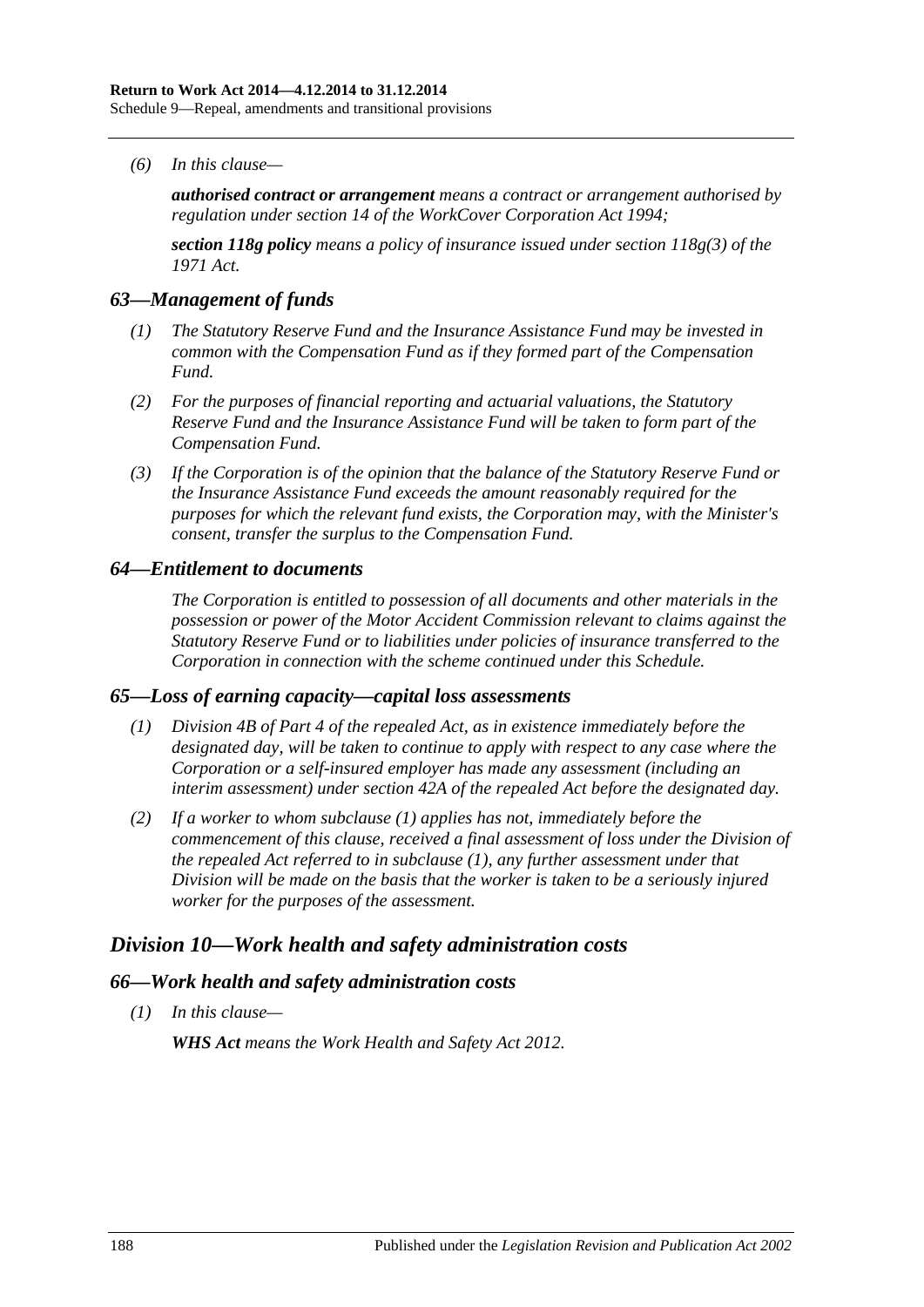*(6) In this clause—*

***authorised contract or arrangement*** *means a contract or arrangement authorised by regulation under section 14 of the WorkCover Corporation Act 1994;*

***section 118g policy*** *means a policy of insurance issued under section 118g(3) of the 1971 Act.*

### *63—Management of funds*

*(1) The Statutory Reserve Fund and the Insurance Assistance Fund may be invested in common with the Compensation Fund as if they formed part of the Compensation Fund.*

*(2) For the purposes of financial reporting and actuarial valuations, the Statutory Reserve Fund and the Insurance Assistance Fund will be taken to form part of the Compensation Fund.*

*(3) If the Corporation is of the opinion that the balance of the Statutory Reserve Fund or the Insurance Assistance Fund exceeds the amount reasonably required for the purposes for which the relevant fund exists, the Corporation may, with the Minister's consent, transfer the surplus to the Compensation Fund.*

### *64—Entitlement to documents*

*The Corporation is entitled to possession of all documents and other materials in the possession or power of the Motor Accident Commission relevant to claims against the Statutory Reserve Fund or to liabilities under policies of insurance transferred to the Corporation in connection with the scheme continued under this Schedule.*

### *65—Loss of earning capacity—capital loss assessments*

*(1) Division 4B of Part 4 of the repealed Act, as in existence immediately before the designated day, will be taken to continue to apply with respect to any case where the Corporation or a self-insured employer has made any assessment (including an interim assessment) under section 42A of the repealed Act before the designated day.*

*(2) If a worker to whom subclause (1) applies has not, immediately before the commencement of this clause, received a final assessment of loss under the Division of the repealed Act referred to in subclause (1), any further assessment under that Division will be made on the basis that the worker is taken to be a seriously injured worker for the purposes of the assessment.*

## *Division 10—Work health and safety administration costs*

### *66—Work health and safety administration costs*

*(1) In this clause—*

***WHS Act*** *means the Work Health and Safety Act 2012.*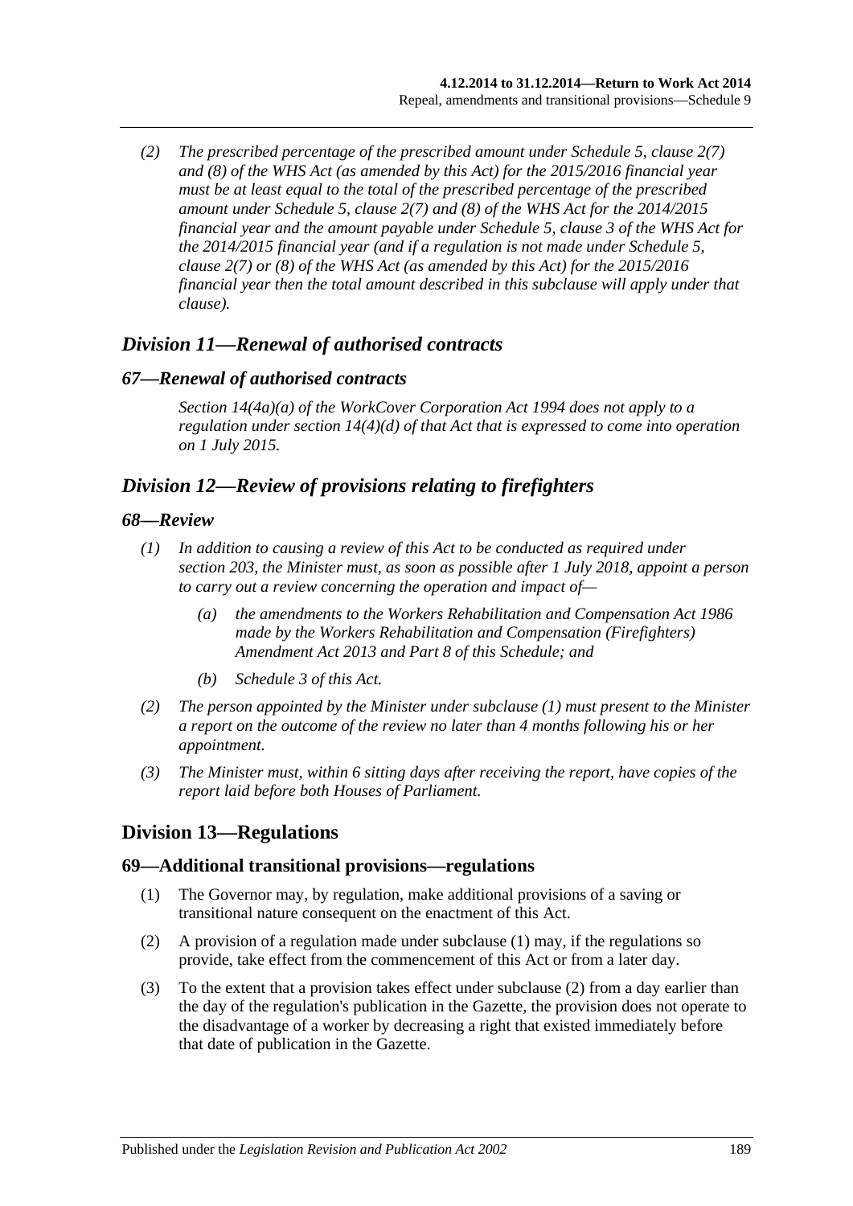*(2) The prescribed percentage of the prescribed amount under Schedule 5, clause 2(7) and (8) of the WHS Act (as amended by this Act) for the 2015/2016 financial year must be at least equal to the total of the prescribed percentage of the prescribed amount under Schedule 5, clause 2(7) and (8) of the WHS Act for the 2014/2015 financial year and the amount payable under Schedule 5, clause 3 of the WHS Act for the 2014/2015 financial year (and if a regulation is not made under Schedule 5, clause 2(7) or (8) of the WHS Act (as amended by this Act) for the 2015/2016 financial year then the total amount described in this subclause will apply under that clause).*

## *Division 11—Renewal of authorised contracts*

### *67—Renewal of authorised contracts*

*Section 14(4a)(a) of the WorkCover Corporation Act 1994 does not apply to a regulation under section 14(4)(d) of that Act that is expressed to come into operation on 1 July 2015.*

## *Division 12—Review of provisions relating to firefighters*

### *68—Review*

*(1) In addition to causing a review of this Act to be conducted as required under section 203, the Minister must, as soon as possible after 1 July 2018, appoint a person to carry out a review concerning the operation and impact of—*

*(a) the amendments to the Workers Rehabilitation and Compensation Act 1986 made by the Workers Rehabilitation and Compensation (Firefighters) Amendment Act 2013 and Part 8 of this Schedule; and*

*(b) Schedule 3 of this Act.*

*(2) The person appointed by the Minister under subclause (1) must present to the Minister a report on the outcome of the review no later than 4 months following his or her appointment.*

*(3) The Minister must, within 6 sitting days after receiving the report, have copies of the report laid before both Houses of Parliament.*

## Division 13—Regulations

### 69—Additional transitional provisions—regulations

(1) The Governor may, by regulation, make additional provisions of a saving or transitional nature consequent on the enactment of this Act.

(2) A provision of a regulation made under subclause (1) may, if the regulations so provide, take effect from the commencement of this Act or from a later day.

(3) To the extent that a provision takes effect under subclause (2) from a day earlier than the day of the regulation's publication in the Gazette, the provision does not operate to the disadvantage of a worker by decreasing a right that existed immediately before that date of publication in the Gazette.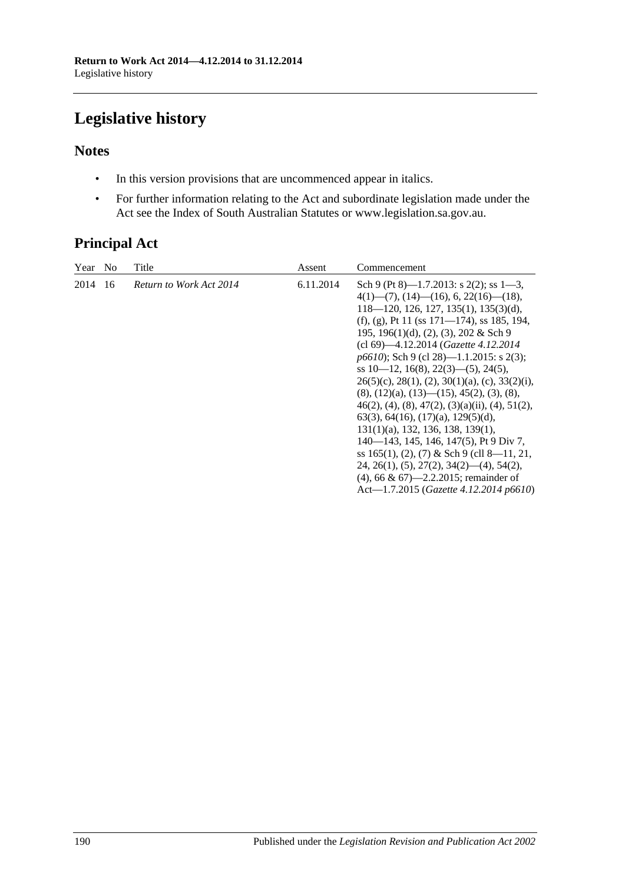# Legislative history

## Notes

- In this version provisions that are uncommenced appear in italics.
- For further information relating to the Act and subordinate legislation made under the Act see the Index of South Australian Statutes or www.legislation.sa.gov.au.

## Principal Act

| Year | No | Title | Assent | Commencement |
|---|---|---|---|---|
| 2014 | 16 | *Return to Work Act 2014* | 6.11.2014 | Sch 9 (Pt 8)—1.7.2013: s 2(2); ss 1—3, 4(1)—(7), (14)—(16), 6, 22(16)—(18), 118—120, 126, 127, 135(1), 135(3)(d), (f), (g), Pt 11 (ss 171—174), ss 185, 194, 195, 196(1)(d), (2), (3), 202 & Sch 9 (cl 69)—4.12.2014 (*Gazette 4.12.2014 p6610*); Sch 9 (cl 28)—1.1.2015: s 2(3); ss 10—12, 16(8), 22(3)—(5), 24(5), 26(5)(c), 28(1), (2), 30(1)(a), (c), 33(2)(i), (8), (12)(a), (13)—(15), 45(2), (3), (8), 46(2), (4), (8), 47(2), (3)(a)(ii), (4), 51(2), 63(3), 64(16), (17)(a), 129(5)(d), 131(1)(a), 132, 136, 138, 139(1), 140—143, 145, 146, 147(5), Pt 9 Div 7, ss 165(1), (2), (7) & Sch 9 (cll 8—11, 21, 24, 26(1), (5), 27(2), 34(2)—(4), 54(2), (4), 66 & 67)—2.2.2015; remainder of Act—1.7.2015 (*Gazette 4.12.2014 p6610*) |